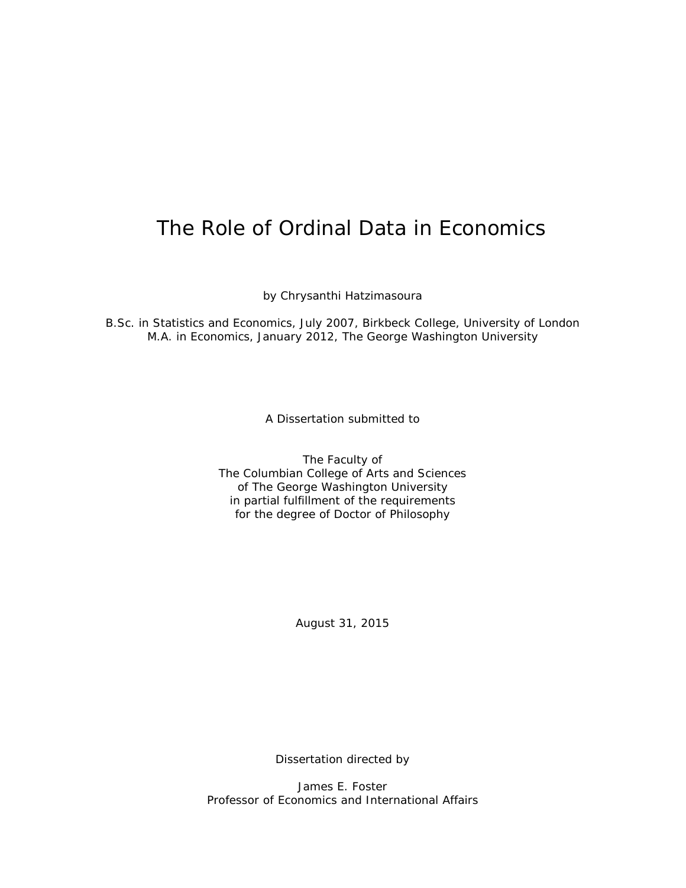# The Role of Ordinal Data in Economics

by Chrysanthi Hatzimasoura

B.Sc. in Statistics and Economics, July 2007, Birkbeck College, University of London
M.A. in Economics, January 2012, The George Washington University

A Dissertation submitted to

The Faculty of
The Columbian College of Arts and Sciences
of The George Washington University
in partial fulfillment of the requirements
for the degree of Doctor of Philosophy

August 31, 2015

Dissertation directed by

James E. Foster
Professor of Economics and International Affairs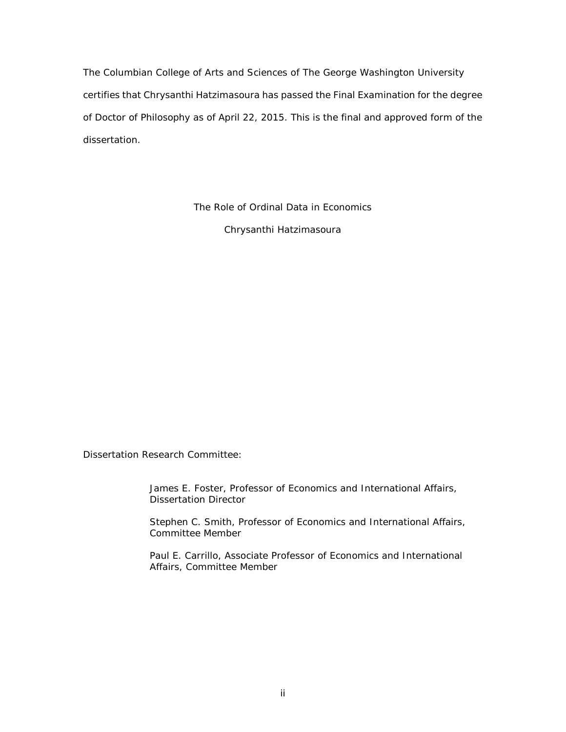The Columbian College of Arts and Sciences of The George Washington University certifies that Chrysanthi Hatzimasoura has passed the Final Examination for the degree of Doctor of Philosophy as of April 22, 2015. This is the final and approved form of the dissertation.

The Role of Ordinal Data in Economics

Chrysanthi Hatzimasoura

Dissertation Research Committee:

James E. Foster, Professor of Economics and International Affairs, Dissertation Director

Stephen C. Smith, Professor of Economics and International Affairs, Committee Member

Paul E. Carrillo, Associate Professor of Economics and International Affairs, Committee Member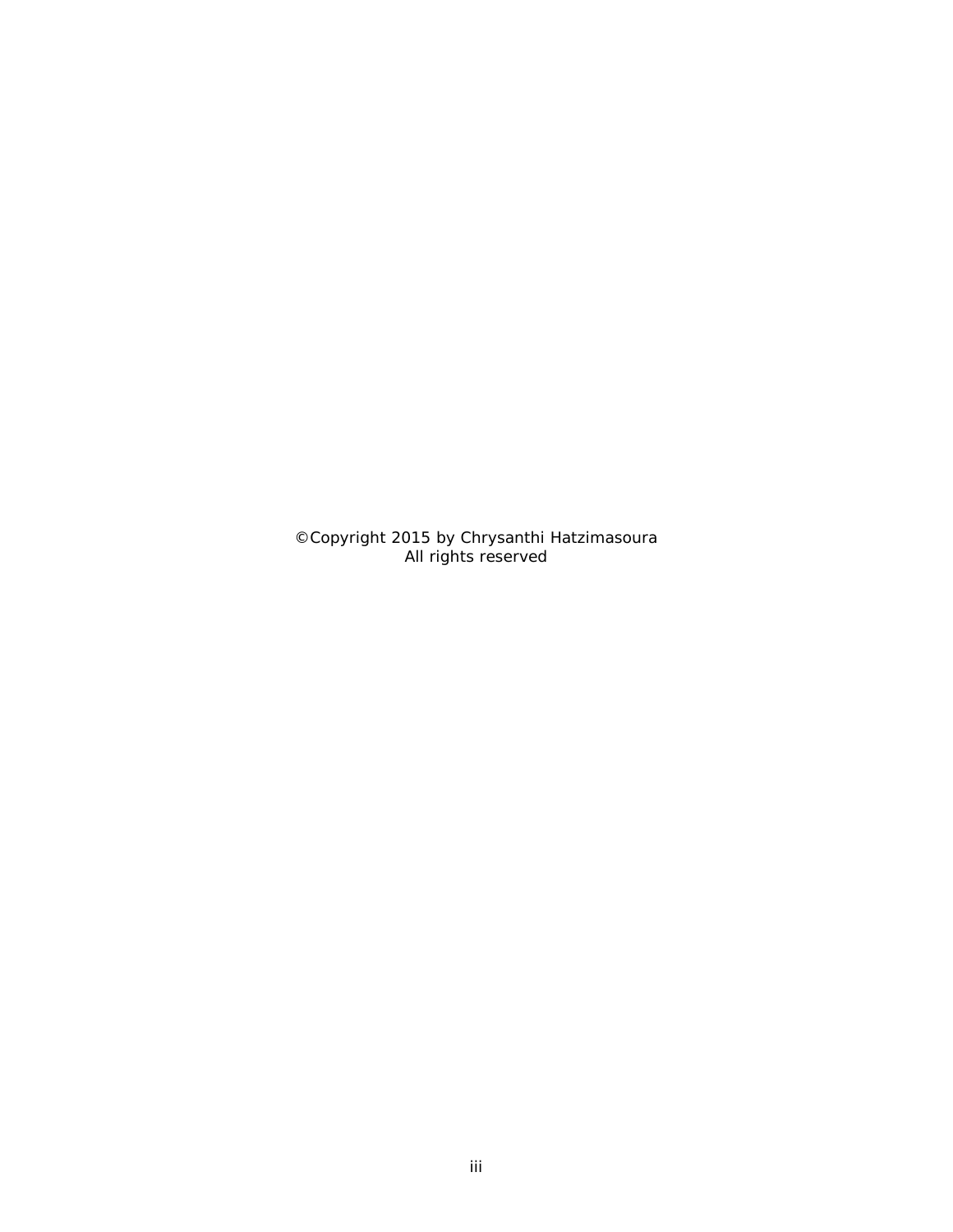©Copyright 2015 by Chrysanthi Hatzimasoura
All rights reserved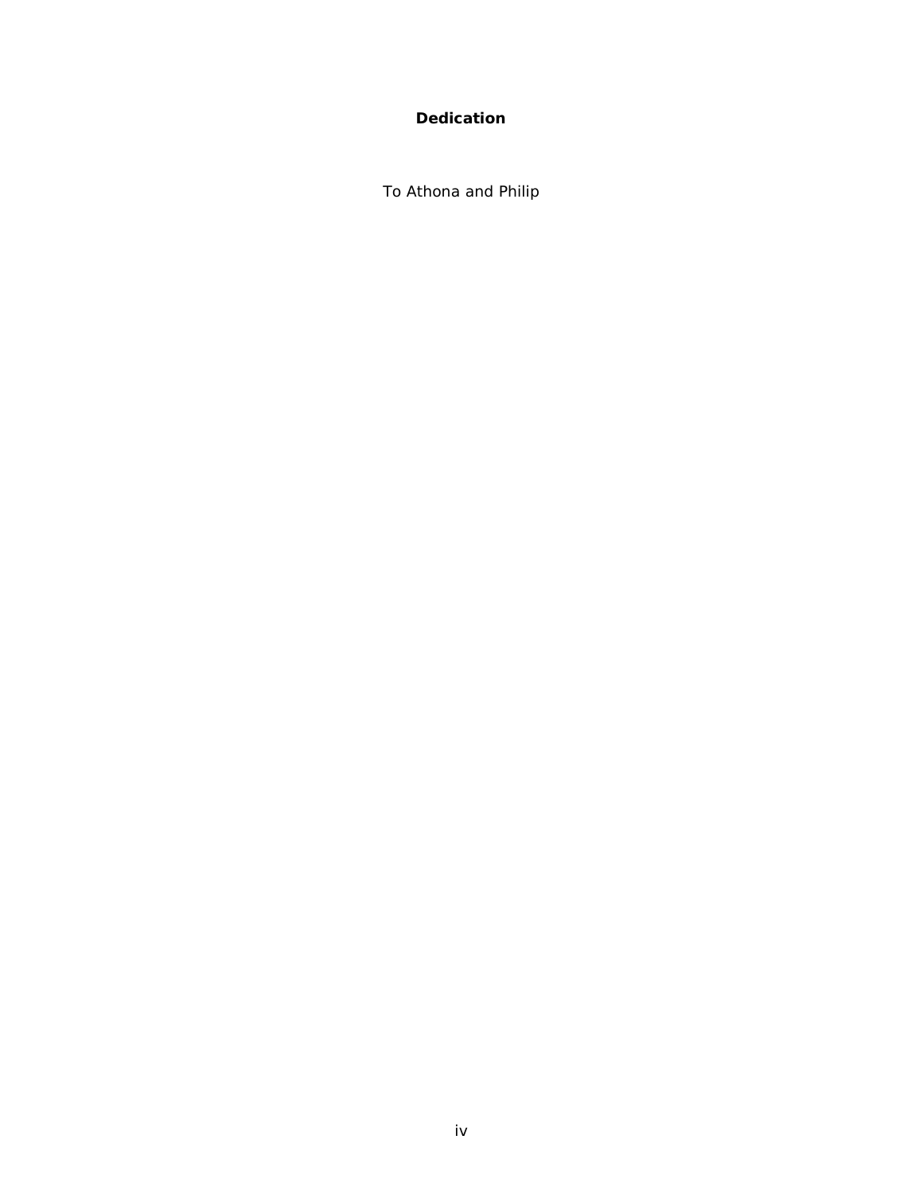# Dedication

To Athona and Philip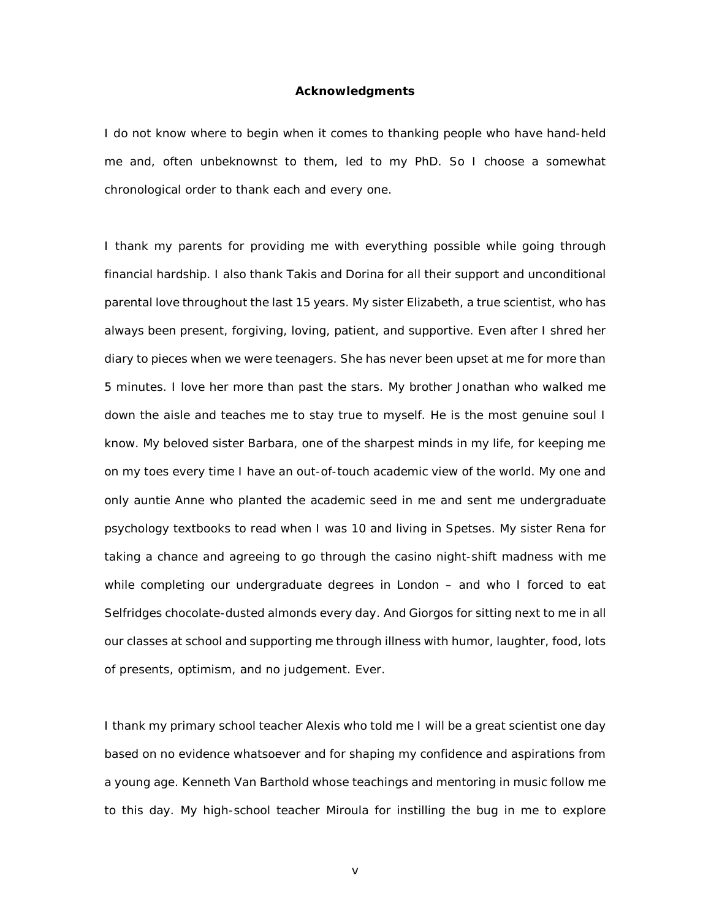## Acknowledgments

I do not know where to begin when it comes to thanking people who have hand-held me and, often unbeknownst to them, led to my PhD. So I choose a somewhat chronological order to thank each and every one.

I thank my parents for providing me with everything possible while going through financial hardship. I also thank Takis and Dorina for all their support and unconditional parental love throughout the last 15 years. My sister Elizabeth, a true scientist, who has always been present, forgiving, loving, patient, and supportive. Even after I shred her diary to pieces when we were teenagers. She has never been upset at me for more than 5 minutes. I love her more than past the stars. My brother Jonathan who walked me down the aisle and teaches me to stay true to myself. He is the most genuine soul I know. My beloved sister Barbara, one of the sharpest minds in my life, for keeping me on my toes every time I have an out-of-touch academic view of the world. My one and only auntie Anne who planted the academic seed in me and sent me undergraduate psychology textbooks to read when I was 10 and living in Spetses. My sister Rena for taking a chance and agreeing to go through the casino night-shift madness with me while completing our undergraduate degrees in London – and who I forced to eat Selfridges chocolate-dusted almonds every day. And Giorgos for sitting next to me in all our classes at school and supporting me through illness with humor, laughter, food, lots of presents, optimism, and no judgement. Ever.

I thank my primary school teacher Alexis who told me I will be a great scientist one day based on no evidence whatsoever and for shaping my confidence and aspirations from a young age. Kenneth Van Barthold whose teachings and mentoring in music follow me to this day. My high-school teacher Miroula for instilling the bug in me to explore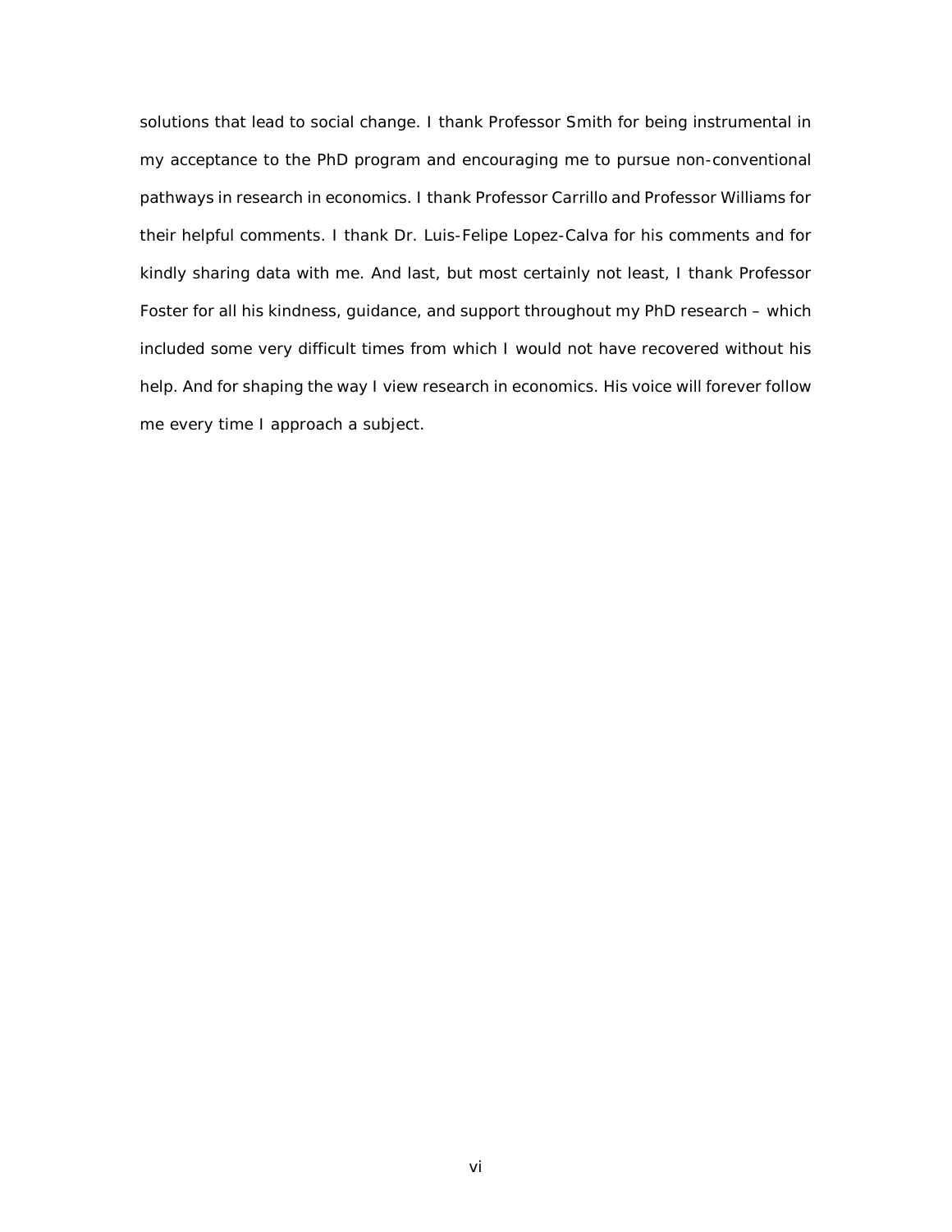solutions that lead to social change. I thank Professor Smith for being instrumental in my acceptance to the PhD program and encouraging me to pursue non-conventional pathways in research in economics. I thank Professor Carrillo and Professor Williams for their helpful comments. I thank Dr. Luis-Felipe Lopez-Calva for his comments and for kindly sharing data with me. And last, but most certainly not least, I thank Professor Foster for all his kindness, guidance, and support throughout my PhD research – which included some very difficult times from which I would not have recovered without his help. And for shaping the way I view research in economics. His voice will forever follow me every time I approach a subject.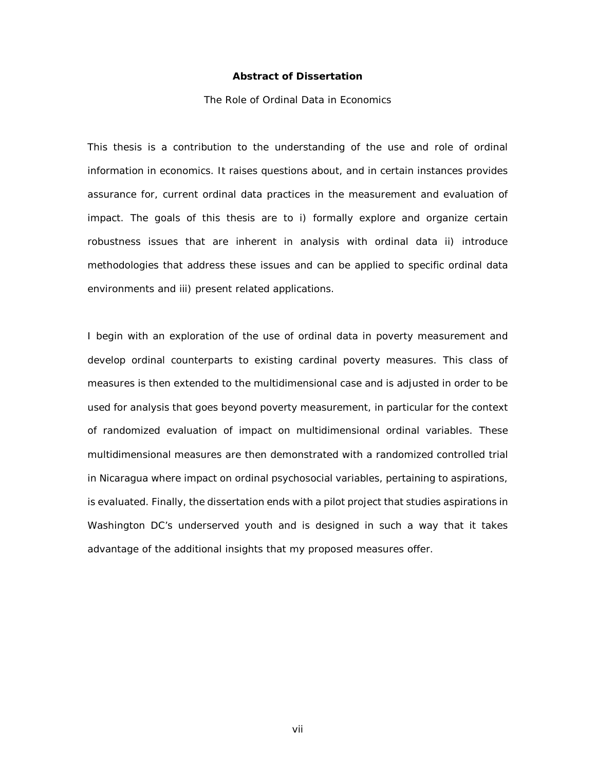## Abstract of Dissertation

The Role of Ordinal Data in Economics

This thesis is a contribution to the understanding of the use and role of ordinal information in economics. It raises questions about, and in certain instances provides assurance for, current ordinal data practices in the measurement and evaluation of impact. The goals of this thesis are to i) formally explore and organize certain robustness issues that are inherent in analysis with ordinal data ii) introduce methodologies that address these issues and can be applied to specific ordinal data environments and iii) present related applications.

I begin with an exploration of the use of ordinal data in poverty measurement and develop ordinal counterparts to existing cardinal poverty measures. This class of measures is then extended to the multidimensional case and is adjusted in order to be used for analysis that goes beyond poverty measurement, in particular for the context of randomized evaluation of impact on multidimensional ordinal variables. These multidimensional measures are then demonstrated with a randomized controlled trial in Nicaragua where impact on ordinal psychosocial variables, pertaining to aspirations, is evaluated. Finally, the dissertation ends with a pilot project that studies aspirations in Washington DC's underserved youth and is designed in such a way that it takes advantage of the additional insights that my proposed measures offer.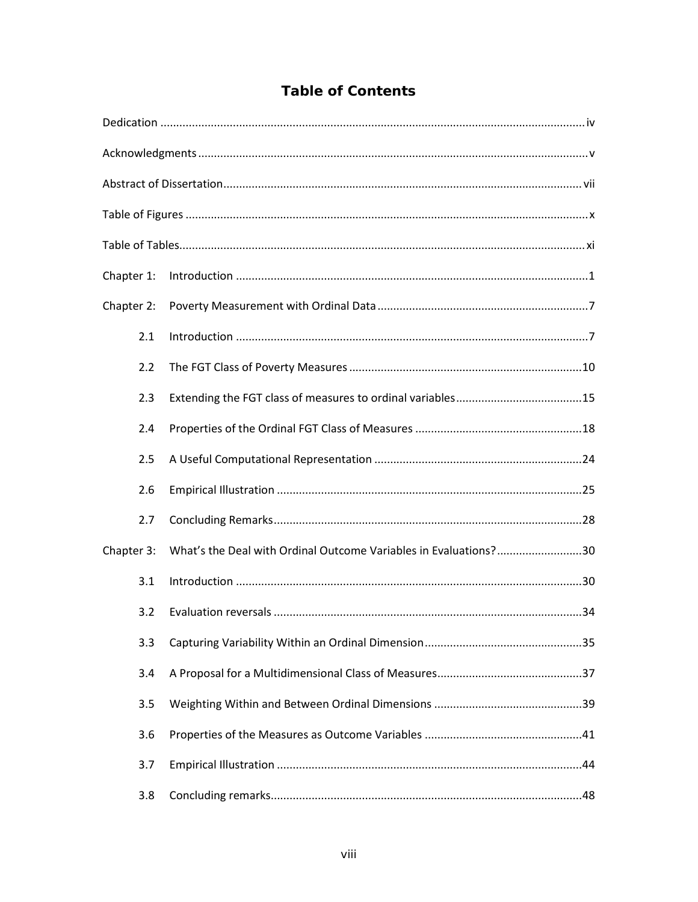# Table of Contents

Dedication ..................................................................................................................... iv

Acknowledgments .......................................................................................................... v

Abstract of Dissertation ................................................................................................. vii

Table of Figures ............................................................................................................... x

Table of Tables ................................................................................................................ xi

Chapter 1: Introduction ............................................................................................... 1

Chapter 2: Poverty Measurement with Ordinal Data .................................................. 7

2.1 Introduction ............................................................................................... 7

2.2 The FGT Class of Poverty Measures .......................................................... 10

2.3 Extending the FGT class of measures to ordinal variables ........................ 15

2.4 Properties of the Ordinal FGT Class of Measures ..................................... 18

2.5 A Useful Computational Representation .................................................. 24

2.6 Empirical Illustration ................................................................................ 25

2.7 Concluding Remarks ................................................................................. 28

Chapter 3: What's the Deal with Ordinal Outcome Variables in Evaluations? ........... 30

3.1 Introduction ............................................................................................. 30

3.2 Evaluation reversals ................................................................................. 34

3.3 Capturing Variability Within an Ordinal Dimension .................................. 35

3.4 A Proposal for a Multidimensional Class of Measures .............................. 37

3.5 Weighting Within and Between Ordinal Dimensions ............................... 39

3.6 Properties of the Measures as Outcome Variables .................................. 41

3.7 Empirical Illustration ................................................................................ 44

3.8 Concluding remarks .................................................................................. 48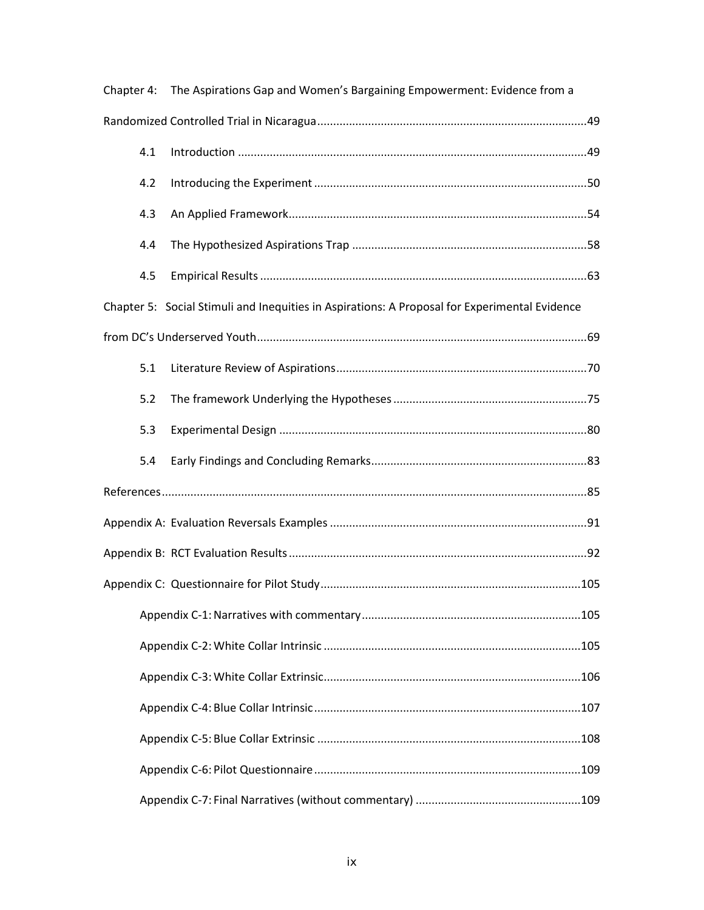Chapter 4: The Aspirations Gap and Women's Bargaining Empowerment: Evidence from a Randomized Controlled Trial in Nicaragua....................................................................................49

- 4.1 Introduction .............................................................................................................49
- 4.2 Introducing the Experiment .....................................................................................50
- 4.3 An Applied Framework.............................................................................................54
- 4.4 The Hypothesized Aspirations Trap .........................................................................58
- 4.5 Empirical Results ......................................................................................................63

Chapter 5: Social Stimuli and Inequities in Aspirations: A Proposal for Experimental Evidence from DC's Underserved Youth.......................................................................................................69

- 5.1 Literature Review of Aspirations..............................................................................70
- 5.2 The framework Underlying the Hypotheses............................................................75
- 5.3 Experimental Design ................................................................................................80
- 5.4 Early Findings and Concluding Remarks...................................................................83

References....................................................................................................................................85

Appendix A: Evaluation Reversals Examples ................................................................................91

Appendix B: RCT Evaluation Results.............................................................................................92

Appendix C: Questionnaire for Pilot Study.................................................................................105

- Appendix C-1: Narratives with commentary....................................................................105
- Appendix C-2: White Collar Intrinsic ...............................................................................105
- Appendix C-3: White Collar Extrinsic................................................................................106
- Appendix C-4: Blue Collar Intrinsic...................................................................................107
- Appendix C-5: Blue Collar Extrinsic .................................................................................108
- Appendix C-6: Pilot Questionnaire...................................................................................109
- Appendix C-7: Final Narratives (without commentary) ...................................................109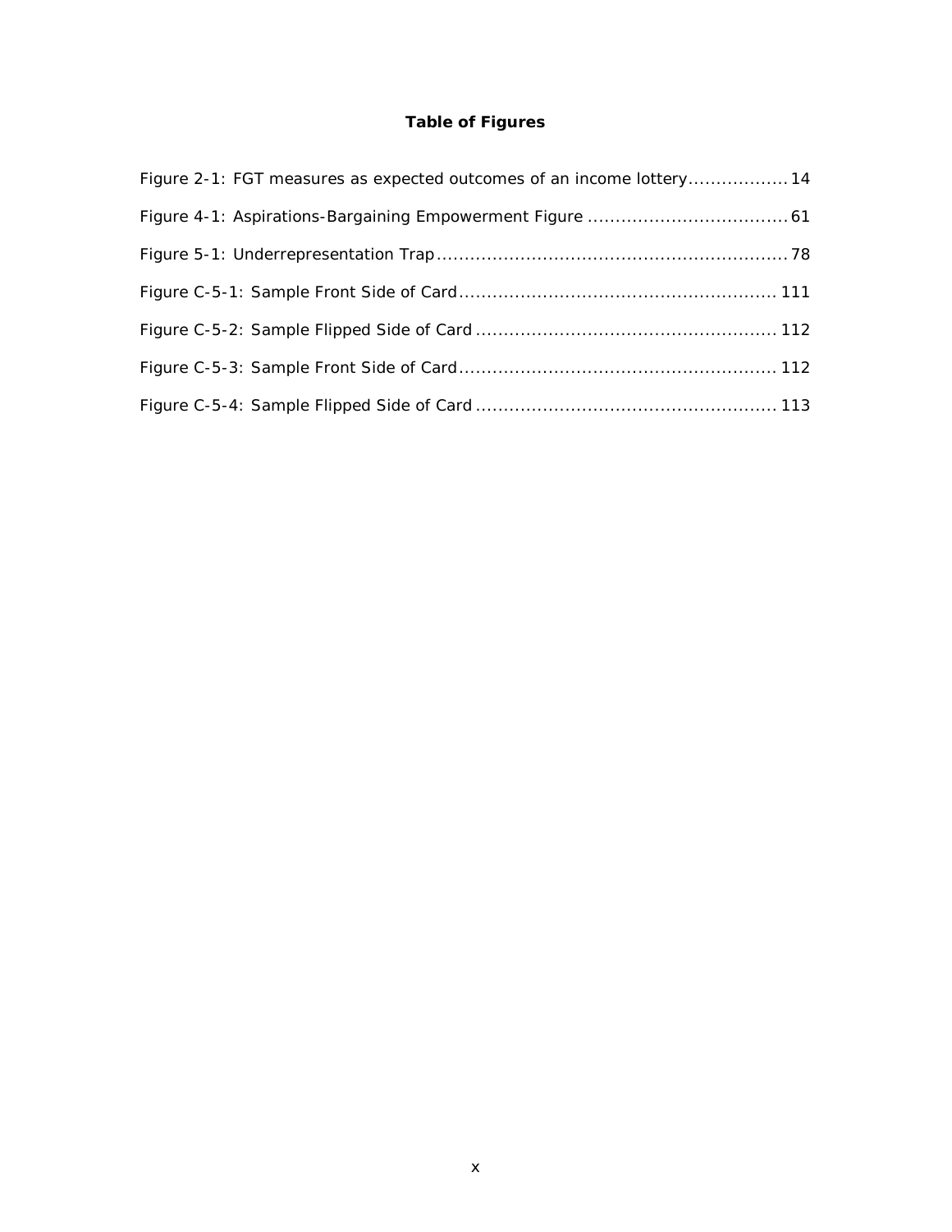## Table of Figures

Figure 2-1: FGT measures as expected outcomes of an income lottery.................. 14

Figure 4-1: Aspirations-Bargaining Empowerment Figure .................................... 61

Figure 5-1: Underrepresentation Trap............................................................... 78

Figure C-5-1: Sample Front Side of Card......................................................... 111

Figure C-5-2: Sample Flipped Side of Card ...................................................... 112

Figure C-5-3: Sample Front Side of Card......................................................... 112

Figure C-5-4: Sample Flipped Side of Card ...................................................... 113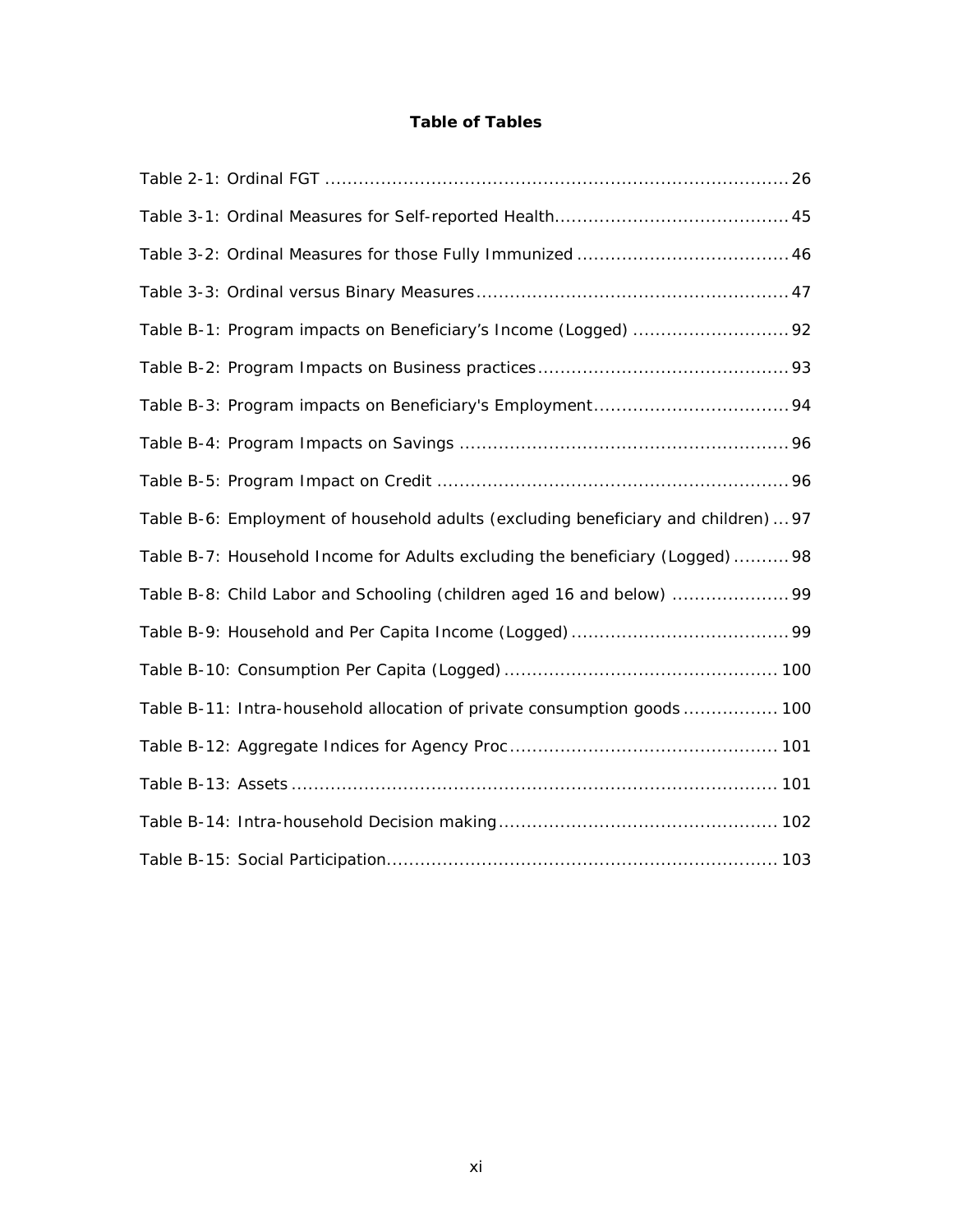**Table of Tables**

Table 2-1: Ordinal FGT ..................................................................................26

Table 3-1: Ordinal Measures for Self-reported Health.........................................45

Table 3-2: Ordinal Measures for those Fully Immunized .....................................46

Table 3-3: Ordinal versus Binary Measures.......................................................47

Table B-1: Program impacts on Beneficiary’s Income (Logged) ...........................92

Table B-2: Program Impacts on Business practices............................................93

Table B-3: Program impacts on Beneficiary's Employment..................................94

Table B-4: Program Impacts on Savings ..........................................................96

Table B-5: Program Impact on Credit ..............................................................96

Table B-6: Employment of household adults (excluding beneficiary and children) ... 97

Table B-7: Household Income for Adults excluding the beneficiary (Logged) .......... 98

Table B-8: Child Labor and Schooling (children aged 16 and below) .....................99

Table B-9: Household and Per Capita Income (Logged).......................................99

Table B-10: Consumption Per Capita (Logged)................................................ 100

Table B-11: Intra-household allocation of private consumption goods ................. 100

Table B-12: Aggregate Indices for Agency Proc............................................... 101

Table B-13: Assets..................................................................................... 101

Table B-14: Intra-household Decision making................................................. 102

Table B-15: Social Participation..................................................................... 103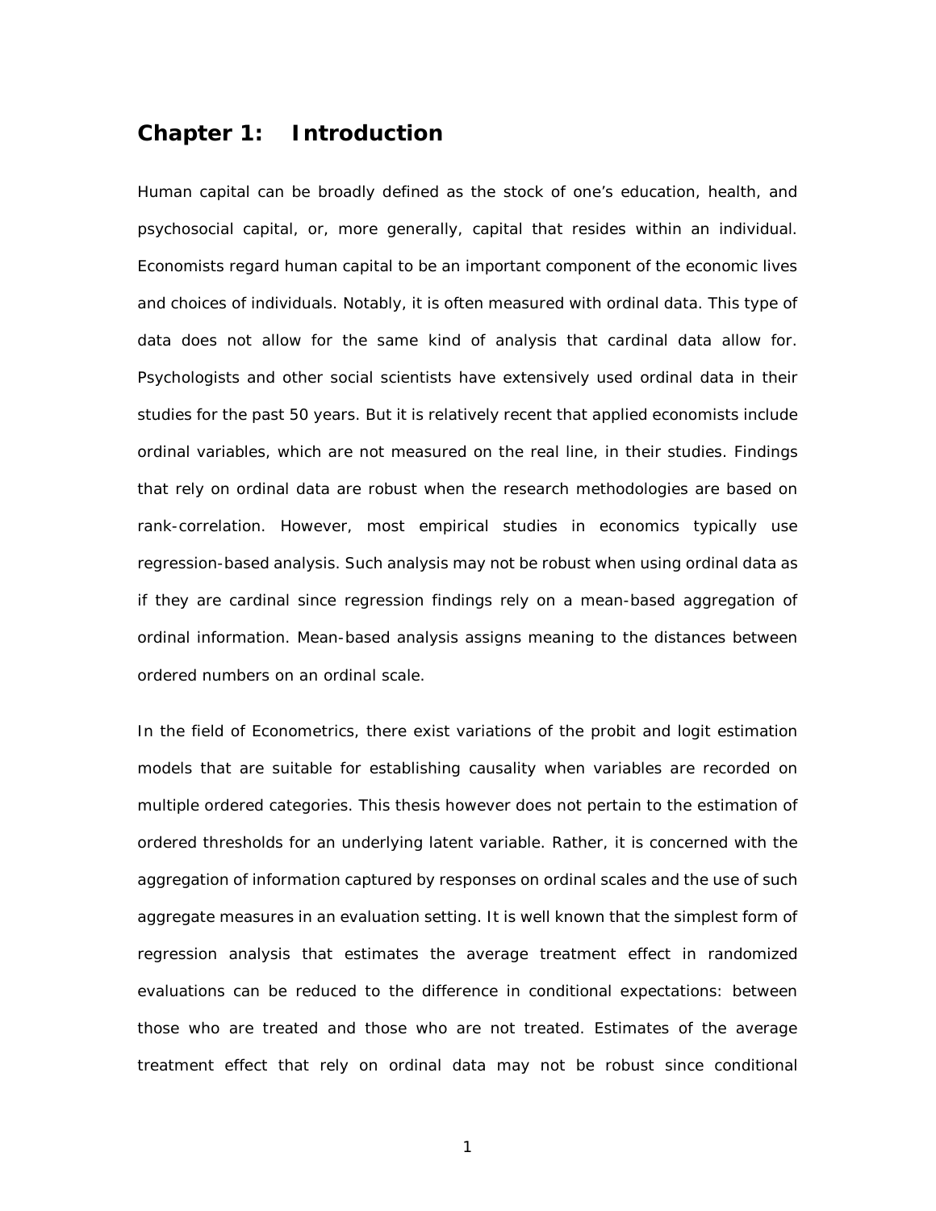# Chapter 1: Introduction

Human capital can be broadly defined as the stock of one's education, health, and psychosocial capital, or, more generally, capital that resides within an individual. Economists regard human capital to be an important component of the economic lives and choices of individuals. Notably, it is often measured with ordinal data. This type of data does not allow for the same kind of analysis that cardinal data allow for. Psychologists and other social scientists have extensively used ordinal data in their studies for the past 50 years. But it is relatively recent that applied economists include ordinal variables, which are not measured on the real line, in their studies. Findings that rely on ordinal data are robust when the research methodologies are based on rank-correlation. However, most empirical studies in economics typically use regression-based analysis. Such analysis may not be robust when using ordinal data as if they are cardinal since regression findings rely on a mean-based aggregation of ordinal information. Mean-based analysis assigns meaning to the distances between ordered numbers on an ordinal scale.

In the field of Econometrics, there exist variations of the probit and logit estimation models that are suitable for establishing causality when variables are recorded on multiple ordered categories. This thesis however does not pertain to the estimation of ordered thresholds for an underlying latent variable. Rather, it is concerned with the aggregation of information captured by responses on ordinal scales and the use of such aggregate measures in an evaluation setting. It is well known that the simplest form of regression analysis that estimates the average treatment effect in randomized evaluations can be reduced to the difference in conditional expectations: between those who are treated and those who are not treated. Estimates of the average treatment effect that rely on ordinal data may not be robust since conditional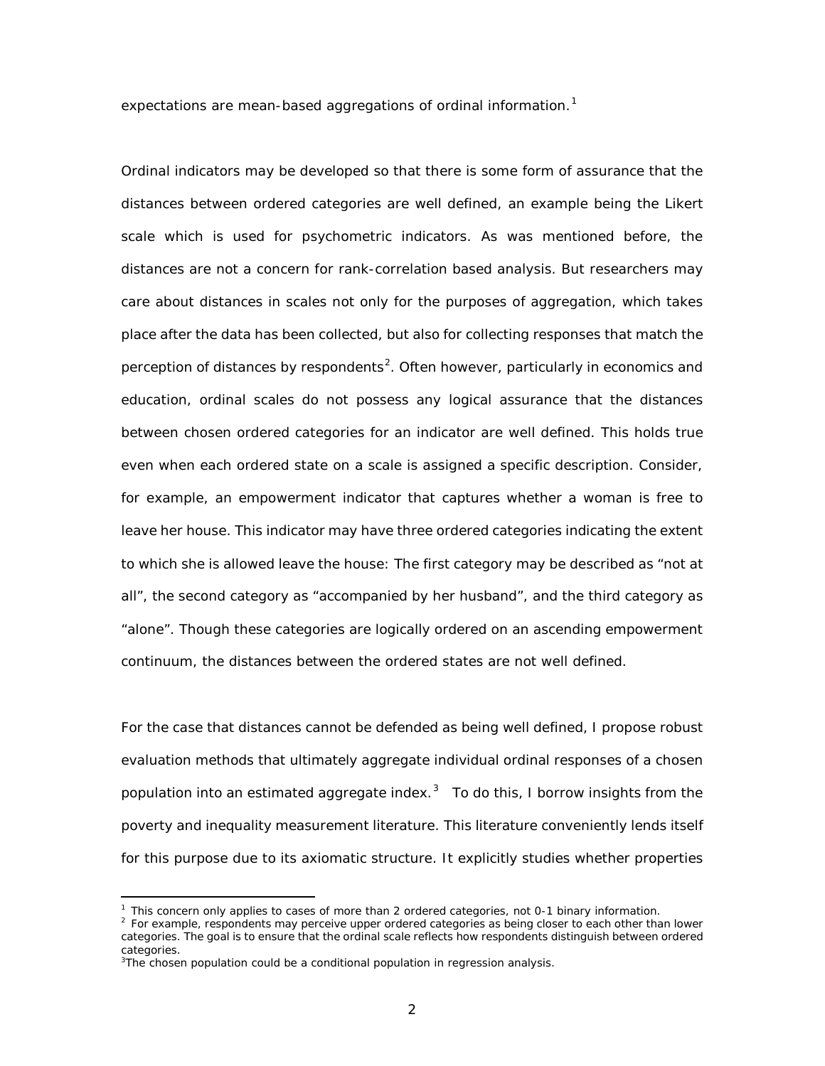expectations are mean-based aggregations of ordinal information.[1]

Ordinal indicators may be developed so that there is some form of assurance that the distances between ordered categories are well defined, an example being the Likert scale which is used for psychometric indicators. As was mentioned before, the distances are not a concern for rank-correlation based analysis. But researchers may care about distances in scales not only for the purposes of aggregation, which takes place after the data has been collected, but also for collecting responses that match the perception of distances by respondents[2]. Often however, particularly in economics and education, ordinal scales do not possess any logical assurance that the distances between chosen ordered categories for an indicator are well defined. This holds true even when each ordered state on a scale is assigned a specific description. Consider, for example, an empowerment indicator that captures whether a woman is free to leave her house. This indicator may have three ordered categories indicating the extent to which she is allowed leave the house: The first category may be described as “not at all”, the second category as “accompanied by her husband”, and the third category as “alone”. Though these categories are logically ordered on an ascending empowerment continuum, the distances between the ordered states are not well defined.

For the case that distances cannot be defended as being well defined, I propose robust evaluation methods that ultimately aggregate individual ordinal responses of a chosen population into an estimated aggregate index.[3] To do this, I borrow insights from the poverty and inequality measurement literature. This literature conveniently lends itself for this purpose due to its axiomatic structure. It explicitly studies whether properties

---

[1] This concern only applies to cases of more than 2 ordered categories, not 0-1 binary information.

[2] For example, respondents may perceive upper ordered categories as being closer to each other than lower categories. The goal is to ensure that the ordinal scale reflects how respondents distinguish between ordered categories.

[3] The chosen population could be a conditional population in regression analysis.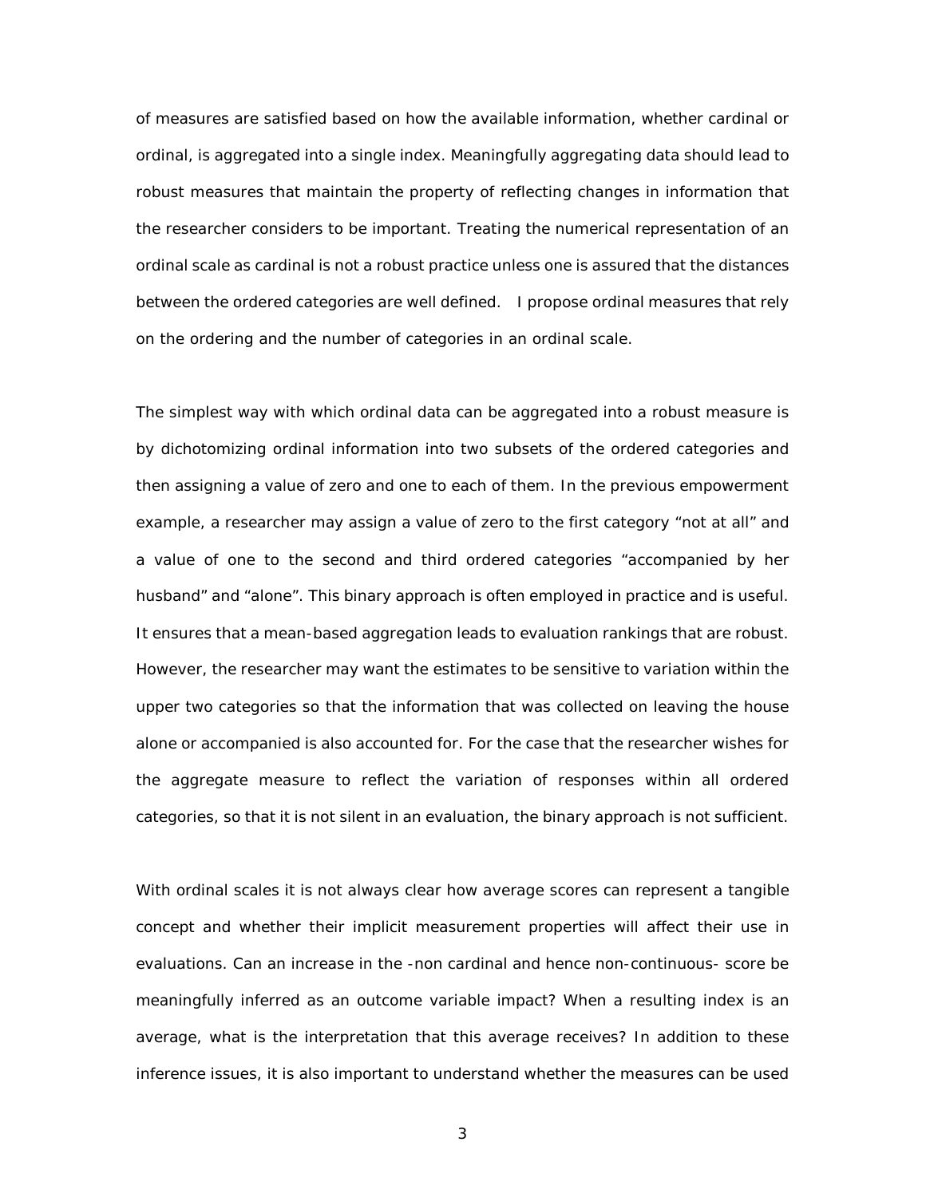of measures are satisfied based on how the available information, whether cardinal or ordinal, is aggregated into a single index. Meaningfully aggregating data should lead to robust measures that maintain the property of reflecting changes in information that the researcher considers to be important. Treating the numerical representation of an ordinal scale as cardinal is not a robust practice unless one is assured that the distances between the ordered categories are well defined. I propose ordinal measures that rely on the ordering and the number of categories in an ordinal scale.

The simplest way with which ordinal data can be aggregated into a robust measure is by dichotomizing ordinal information into two subsets of the ordered categories and then assigning a value of zero and one to each of them. In the previous empowerment example, a researcher may assign a value of zero to the first category "not at all" and a value of one to the second and third ordered categories "accompanied by her husband" and "alone". This binary approach is often employed in practice and is useful. It ensures that a mean-based aggregation leads to evaluation rankings that are robust. However, the researcher may want the estimates to be sensitive to variation within the upper two categories so that the information that was collected on leaving the house alone or accompanied is also accounted for. For the case that the researcher wishes for the aggregate measure to reflect the variation of responses within all ordered categories, so that it is not silent in an evaluation, the binary approach is not sufficient.

With ordinal scales it is not always clear how average scores can represent a tangible concept and whether their implicit measurement properties will affect their use in evaluations. Can an increase in the -non cardinal and hence non-continuous- score be meaningfully inferred as an outcome variable impact? When a resulting index is an average, what is the interpretation that this average receives? In addition to these inference issues, it is also important to understand whether the measures can be used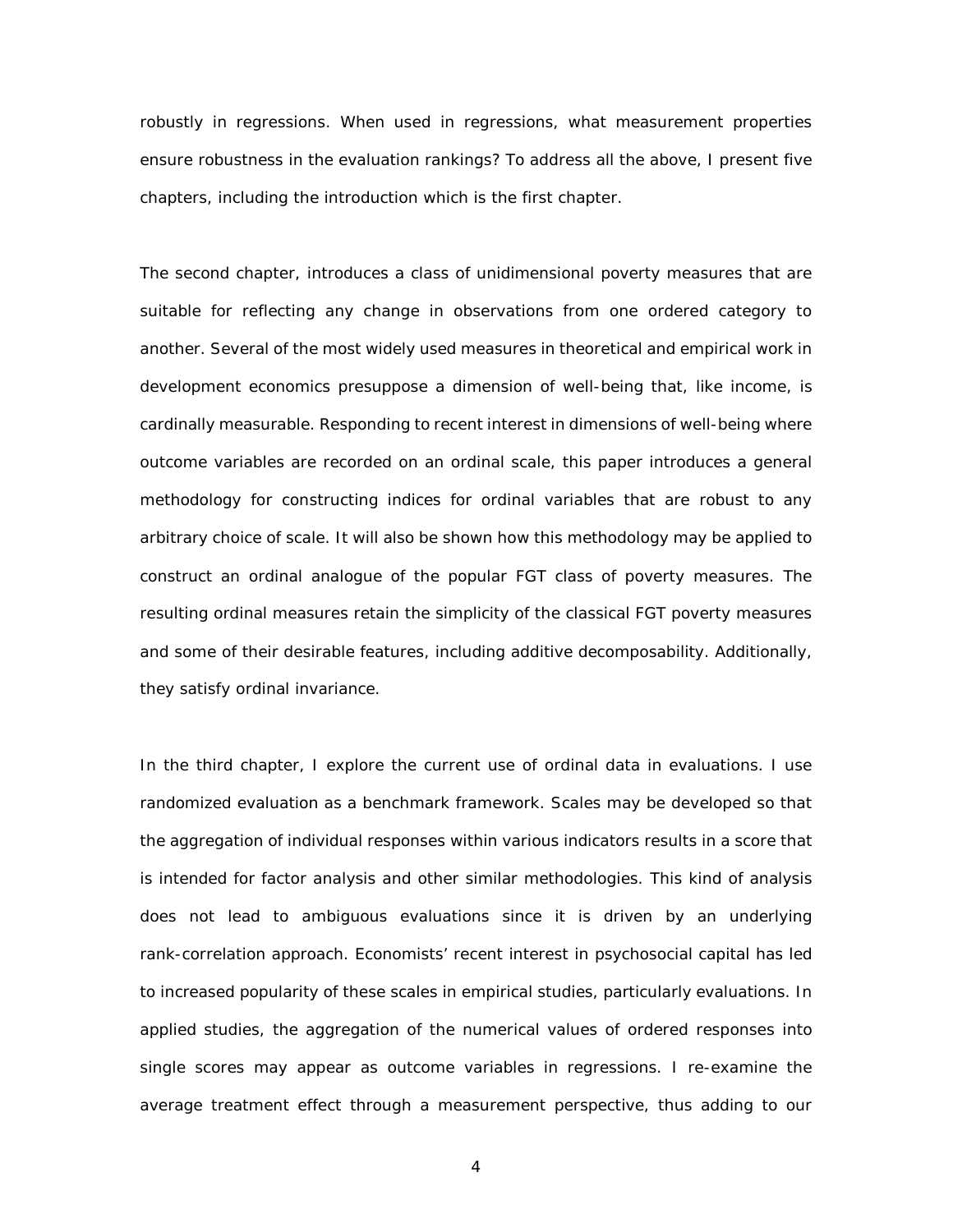robustly in regressions. When used in regressions, what measurement properties ensure robustness in the evaluation rankings? To address all the above, I present five chapters, including the introduction which is the first chapter.

The second chapter, introduces a class of unidimensional poverty measures that are suitable for reflecting any change in observations from one ordered category to another. Several of the most widely used measures in theoretical and empirical work in development economics presuppose a dimension of well-being that, like income, is cardinally measurable. Responding to recent interest in dimensions of well-being where outcome variables are recorded on an ordinal scale, this paper introduces a general methodology for constructing indices for ordinal variables that are robust to any arbitrary choice of scale. It will also be shown how this methodology may be applied to construct an ordinal analogue of the popular FGT class of poverty measures. The resulting ordinal measures retain the simplicity of the classical FGT poverty measures and some of their desirable features, including additive decomposability. Additionally, they satisfy ordinal invariance.

In the third chapter, I explore the current use of ordinal data in evaluations. I use randomized evaluation as a benchmark framework. Scales may be developed so that the aggregation of individual responses within various indicators results in a score that is intended for factor analysis and other similar methodologies. This kind of analysis does not lead to ambiguous evaluations since it is driven by an underlying rank-correlation approach. Economists' recent interest in psychosocial capital has led to increased popularity of these scales in empirical studies, particularly evaluations. In applied studies, the aggregation of the numerical values of ordered responses into single scores may appear as outcome variables in regressions. I re-examine the average treatment effect through a measurement perspective, thus adding to our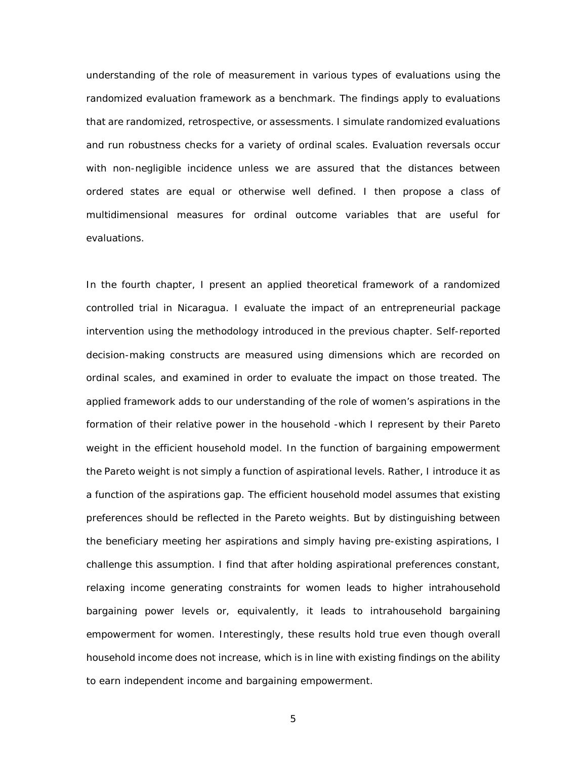understanding of the role of measurement in various types of evaluations using the randomized evaluation framework as a benchmark. The findings apply to evaluations that are randomized, retrospective, or assessments. I simulate randomized evaluations and run robustness checks for a variety of ordinal scales. Evaluation reversals occur with non-negligible incidence unless we are assured that the distances between ordered states are equal or otherwise well defined. I then propose a class of multidimensional measures for ordinal outcome variables that are useful for evaluations.

In the fourth chapter, I present an applied theoretical framework of a randomized controlled trial in Nicaragua. I evaluate the impact of an entrepreneurial package intervention using the methodology introduced in the previous chapter. Self-reported decision-making constructs are measured using dimensions which are recorded on ordinal scales, and examined in order to evaluate the impact on those treated. The applied framework adds to our understanding of the role of women's aspirations in the formation of their relative power in the household -which I represent by their Pareto weight in the efficient household model. In the function of bargaining empowerment the Pareto weight is not simply a function of aspirational levels. Rather, I introduce it as a function of the aspirations gap. The efficient household model assumes that existing preferences should be reflected in the Pareto weights. But by distinguishing between the beneficiary meeting her aspirations and simply having pre-existing aspirations, I challenge this assumption. I find that after holding aspirational preferences constant, relaxing income generating constraints for women leads to higher intrahousehold bargaining power levels or, equivalently, it leads to intrahousehold bargaining empowerment for women. Interestingly, these results hold true even though overall household income does not increase, which is in line with existing findings on the ability to earn independent income and bargaining empowerment.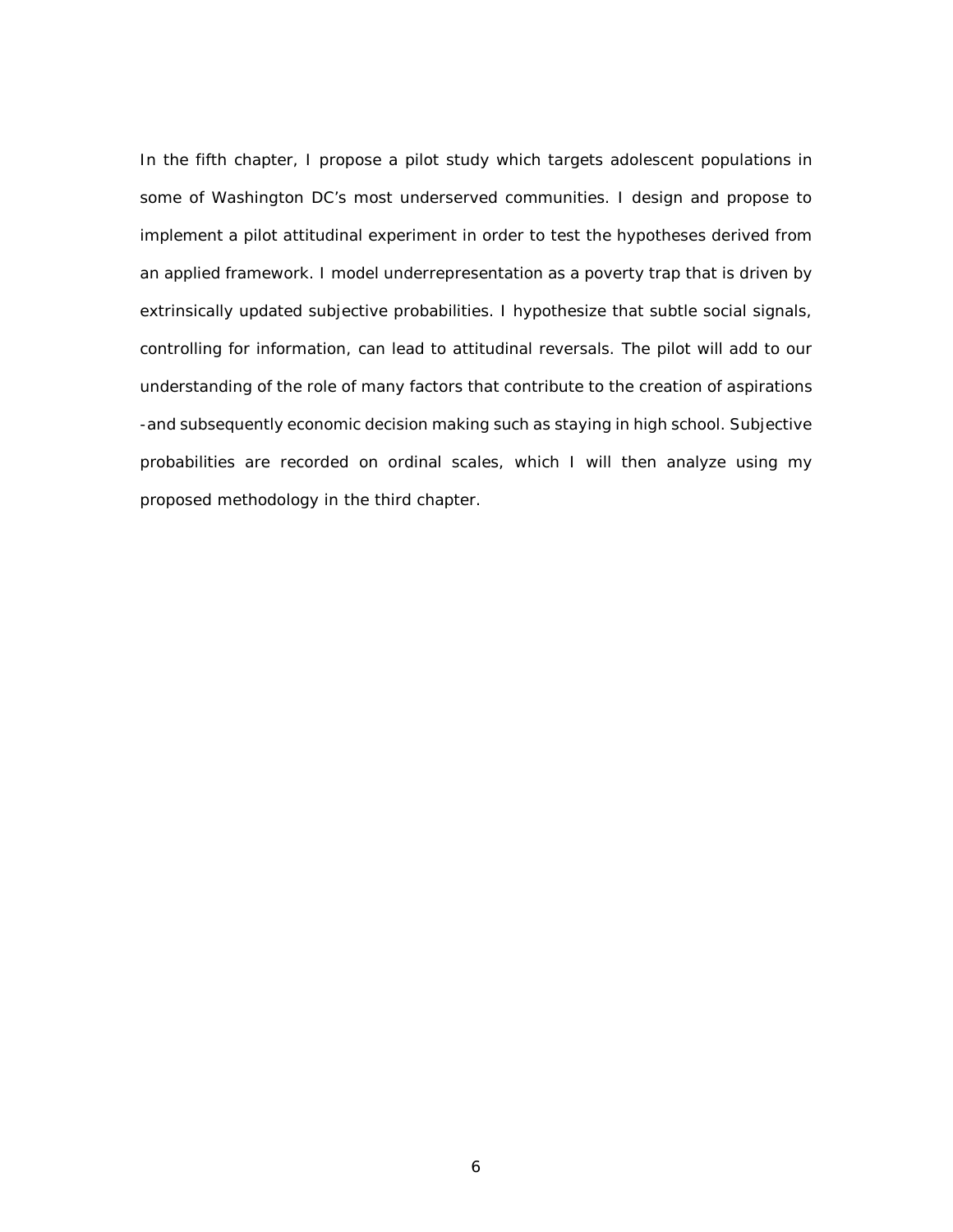In the fifth chapter, I propose a pilot study which targets adolescent populations in some of Washington DC's most underserved communities. I design and propose to implement a pilot attitudinal experiment in order to test the hypotheses derived from an applied framework. I model underrepresentation as a poverty trap that is driven by extrinsically updated subjective probabilities. I hypothesize that subtle social signals, controlling for information, can lead to attitudinal reversals. The pilot will add to our understanding of the role of many factors that contribute to the creation of aspirations -and subsequently economic decision making such as staying in high school. Subjective probabilities are recorded on ordinal scales, which I will then analyze using my proposed methodology in the third chapter.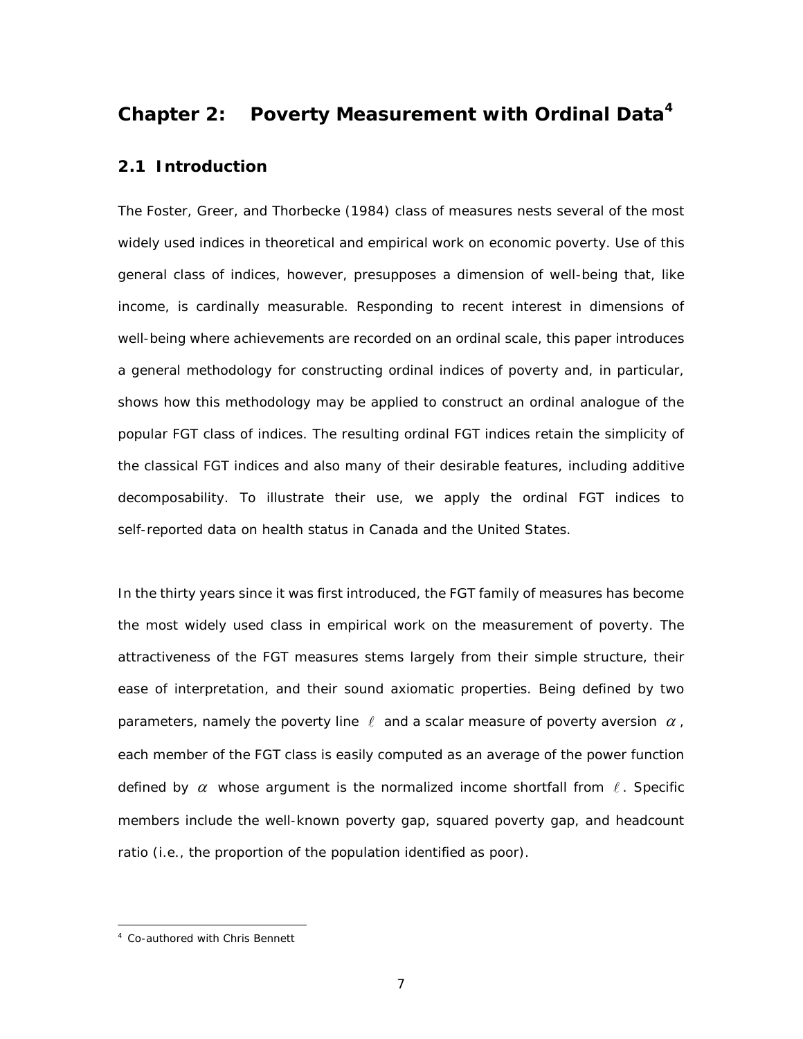# Chapter 2: Poverty Measurement with Ordinal Data[4]

## 2.1 Introduction

The Foster, Greer, and Thorbecke (1984) class of measures nests several of the most widely used indices in theoretical and empirical work on economic poverty. Use of this general class of indices, however, presupposes a dimension of well-being that, like income, is cardinally measurable. Responding to recent interest in dimensions of well-being where achievements are recorded on an ordinal scale, this paper introduces a general methodology for constructing ordinal indices of poverty and, in particular, shows how this methodology may be applied to construct an ordinal analogue of the popular FGT class of indices. The resulting ordinal FGT indices retain the simplicity of the classical FGT indices and also many of their desirable features, including additive decomposability. To illustrate their use, we apply the ordinal FGT indices to self-reported data on health status in Canada and the United States.

In the thirty years since it was first introduced, the FGT family of measures has become the most widely used class in empirical work on the measurement of poverty. The attractiveness of the FGT measures stems largely from their simple structure, their ease of interpretation, and their sound axiomatic properties. Being defined by two parameters, namely the poverty line $\ell$ and a scalar measure of poverty aversion $\alpha$, each member of the FGT class is easily computed as an average of the power function defined by $\alpha$ whose argument is the normalized income shortfall from $\ell$. Specific members include the well-known poverty gap, squared poverty gap, and headcount ratio (i.e., the proportion of the population identified as poor).

[4] Co-authored with Chris Bennett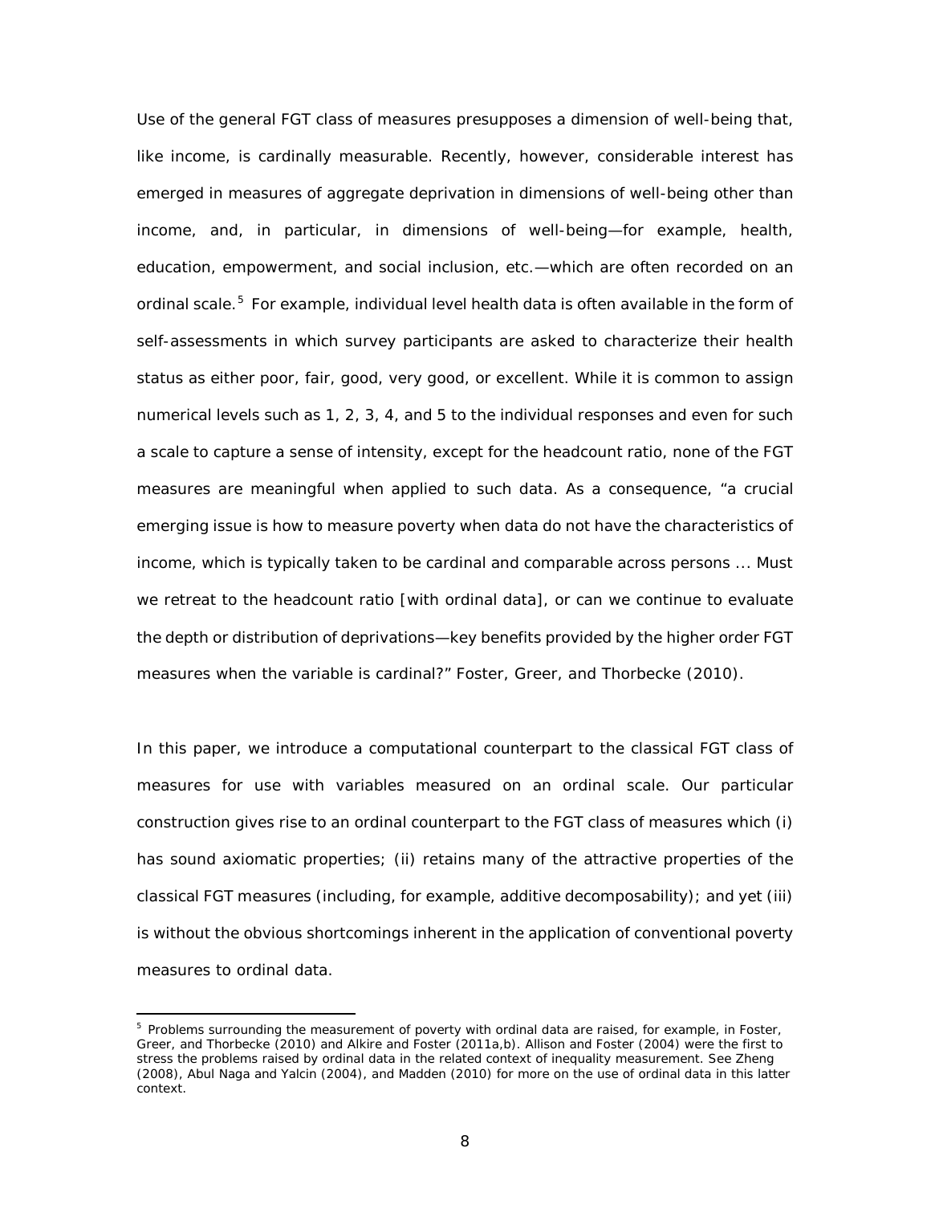Use of the general FGT class of measures presupposes a dimension of well-being that, like income, is cardinally measurable. Recently, however, considerable interest has emerged in measures of aggregate deprivation in dimensions of well-being other than income, and, in particular, in dimensions of well-being—for example, health, education, empowerment, and social inclusion, etc.—which are often recorded on an ordinal scale.[5] For example, individual level health data is often available in the form of self-assessments in which survey participants are asked to characterize their health status as either poor, fair, good, very good, or excellent. While it is common to assign numerical levels such as 1, 2, 3, 4, and 5 to the individual responses and even for such a scale to capture a sense of intensity, except for the headcount ratio, none of the FGT measures are meaningful when applied to such data. As a consequence, "a crucial emerging issue is how to measure poverty when data do not have the characteristics of income, which is typically taken to be cardinal and comparable across persons ... Must we retreat to the headcount ratio [with ordinal data], or can we continue to evaluate the depth or distribution of deprivations—key benefits provided by the higher order FGT measures when the variable is cardinal?" Foster, Greer, and Thorbecke (2010).

In this paper, we introduce a computational counterpart to the classical FGT class of measures for use with variables measured on an ordinal scale. Our particular construction gives rise to an ordinal counterpart to the FGT class of measures which (i) has sound axiomatic properties; (ii) retains many of the attractive properties of the classical FGT measures (including, for example, additive decomposability); and yet (iii) is without the obvious shortcomings inherent in the application of conventional poverty measures to ordinal data.

[5] Problems surrounding the measurement of poverty with ordinal data are raised, for example, in Foster, Greer, and Thorbecke (2010) and Alkire and Foster (2011a,b). Allison and Foster (2004) were the first to stress the problems raised by ordinal data in the related context of inequality measurement. See Zheng (2008), Abul Naga and Yalcin (2004), and Madden (2010) for more on the use of ordinal data in this latter context.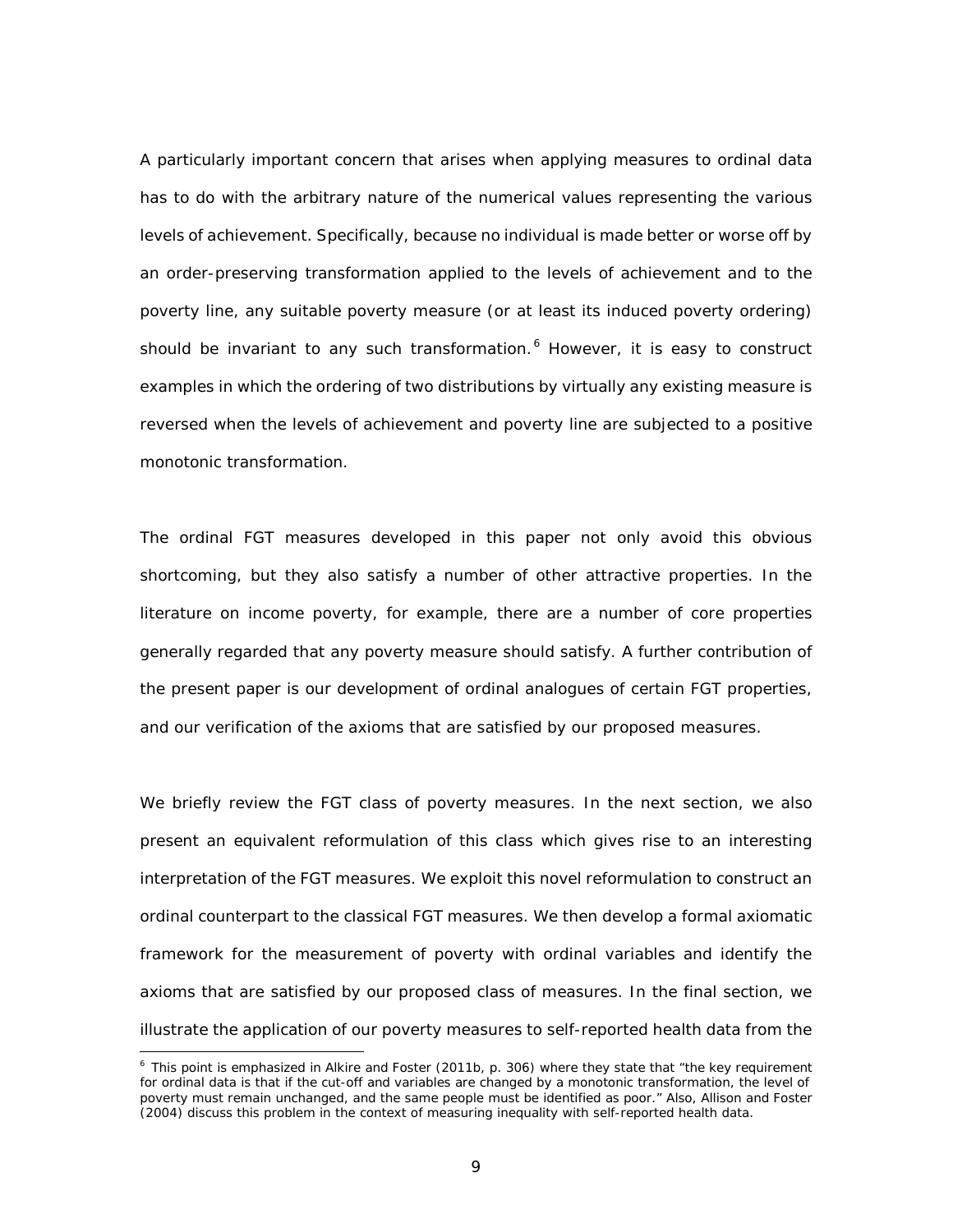A particularly important concern that arises when applying measures to ordinal data has to do with the arbitrary nature of the numerical values representing the various levels of achievement. Specifically, because no individual is made better or worse off by an order-preserving transformation applied to the levels of achievement and to the poverty line, any suitable poverty measure (or at least its induced poverty ordering) should be invariant to any such transformation.[6] However, it is easy to construct examples in which the ordering of two distributions by virtually any existing measure is reversed when the levels of achievement and poverty line are subjected to a positive monotonic transformation.

The ordinal FGT measures developed in this paper not only avoid this obvious shortcoming, but they also satisfy a number of other attractive properties. In the literature on income poverty, for example, there are a number of core properties generally regarded that any poverty measure should satisfy. A further contribution of the present paper is our development of ordinal analogues of certain FGT properties, and our verification of the axioms that are satisfied by our proposed measures.

We briefly review the FGT class of poverty measures. In the next section, we also present an equivalent reformulation of this class which gives rise to an interesting interpretation of the FGT measures. We exploit this novel reformulation to construct an ordinal counterpart to the classical FGT measures. We then develop a formal axiomatic framework for the measurement of poverty with ordinal variables and identify the axioms that are satisfied by our proposed class of measures. In the final section, we illustrate the application of our poverty measures to self-reported health data from the

[6] This point is emphasized in Alkire and Foster (2011b, p. 306) where they state that "the key requirement for ordinal data is that if the cut-off and variables are changed by a monotonic transformation, the level of poverty must remain unchanged, and the same people must be identified as poor." Also, Allison and Foster (2004) discuss this problem in the context of measuring inequality with self-reported health data.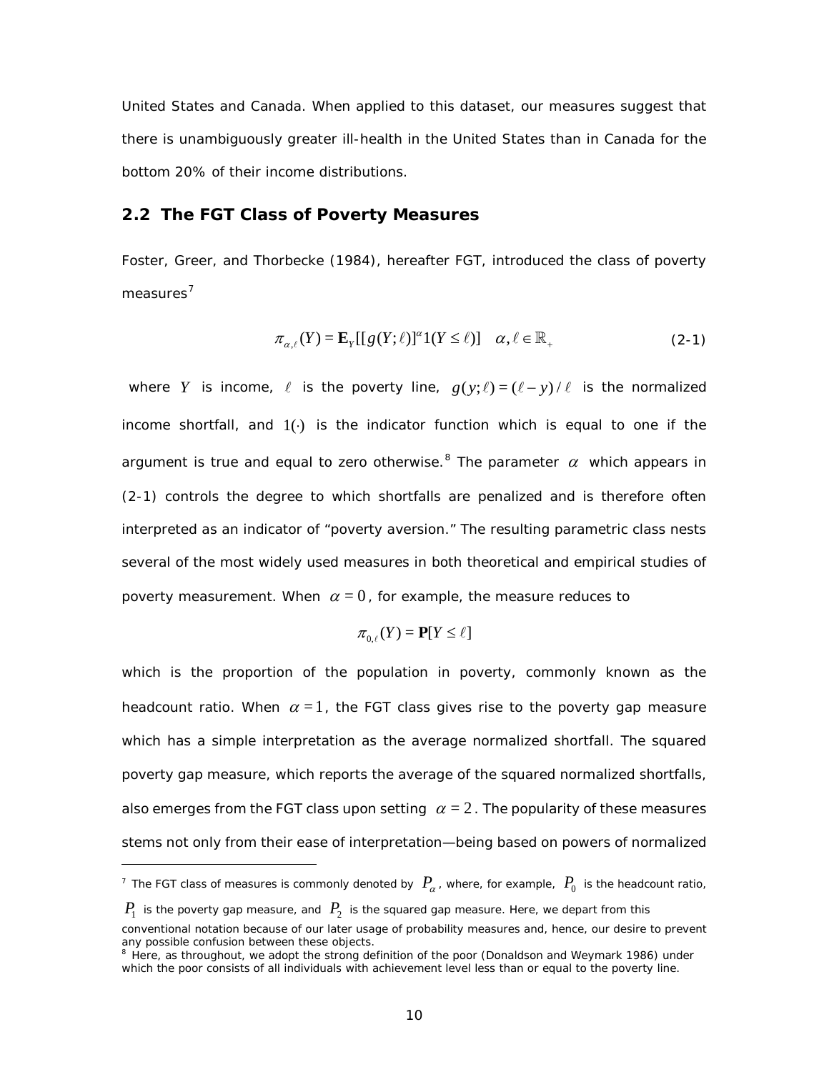United States and Canada. When applied to this dataset, our measures suggest that there is unambiguously greater ill-health in the United States than in Canada for the bottom 20% of their income distributions.

## 2.2 The FGT Class of Poverty Measures

Foster, Greer, and Thorbecke (1984), hereafter FGT, introduced the class of poverty measures[7]

$$\pi_{\alpha,\ell}(Y) = \mathbf{E}_Y[[g(Y;\ell)]^{\alpha} 1(Y \le \ell)] \quad \alpha, \ell \in \mathbb{R}_+ \tag{2-1}$$

where $Y$ is income, $\ell$ is the poverty line, $g(y;\ell) = (\ell - y)/\ell$ is the normalized income shortfall, and $1(\cdot)$ is the indicator function which is equal to one if the argument is true and equal to zero otherwise.[8] The parameter $\alpha$ which appears in (2-1) controls the degree to which shortfalls are penalized and is therefore often interpreted as an indicator of "poverty aversion." The resulting parametric class nests several of the most widely used measures in both theoretical and empirical studies of poverty measurement. When $\alpha = 0$, for example, the measure reduces to

$$\pi_{0,\ell}(Y) = \mathbf{P}[Y \le \ell]$$

which is the proportion of the population in poverty, commonly known as the headcount ratio. When $\alpha = 1$, the FGT class gives rise to the poverty gap measure which has a simple interpretation as the average normalized shortfall. The squared poverty gap measure, which reports the average of the squared normalized shortfalls, also emerges from the FGT class upon setting $\alpha = 2$. The popularity of these measures stems not only from their ease of interpretation—being based on powers of normalized

---

[7] The FGT class of measures is commonly denoted by $P_{\alpha}$, where, for example, $P_0$ is the headcount ratio, $P_1$ is the poverty gap measure, and $P_2$ is the squared gap measure. Here, we depart from this conventional notation because of our later usage of probability measures and, hence, our desire to prevent any possible confusion between these objects.

[8] Here, as throughout, we adopt the strong definition of the poor (Donaldson and Weymark 1986) under which the poor consists of all individuals with achievement level less than or equal to the poverty line.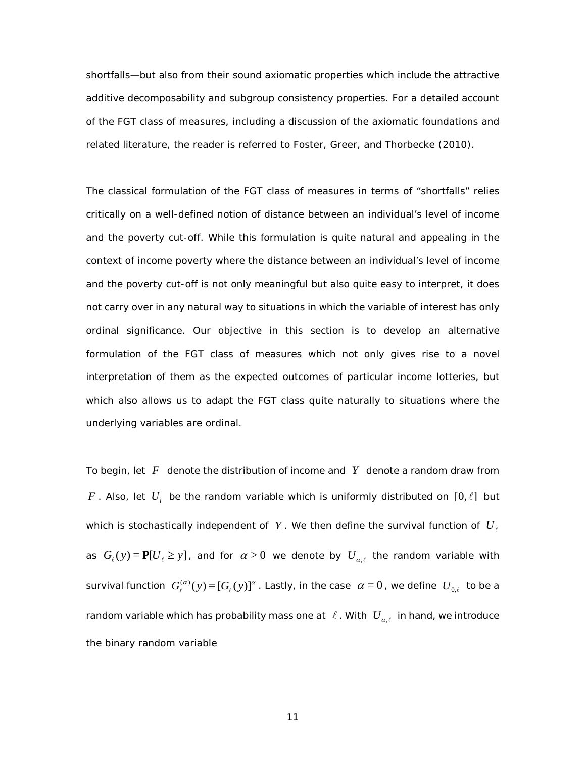shortfalls—but also from their sound axiomatic properties which include the attractive additive decomposability and subgroup consistency properties. For a detailed account of the FGT class of measures, including a discussion of the axiomatic foundations and related literature, the reader is referred to Foster, Greer, and Thorbecke (2010).

The classical formulation of the FGT class of measures in terms of "shortfalls" relies critically on a well-defined notion of distance between an individual's level of income and the poverty cut-off. While this formulation is quite natural and appealing in the context of income poverty where the distance between an individual's level of income and the poverty cut-off is not only meaningful but also quite easy to interpret, it does not carry over in any natural way to situations in which the variable of interest has only ordinal significance. Our objective in this section is to develop an alternative formulation of the FGT class of measures which not only gives rise to a novel interpretation of them as the expected outcomes of particular income lotteries, but which also allows us to adapt the FGT class quite naturally to situations where the underlying variables are ordinal.

To begin, let $F$ denote the distribution of income and $Y$ denote a random draw from $F$. Also, let $U_l$ be the random variable which is uniformly distributed on $[0,\ell]$ but which is stochastically independent of $Y$. We then define the survival function of $U_\ell$ as $G_\ell(y) = \mathbf{P}[U_\ell \geq y]$, and for $\alpha > 0$ we denote by $U_{\alpha,\ell}$ the random variable with survival function $G_\ell^{(\alpha)}(y) \equiv [G_\ell(y)]^\alpha$. Lastly, in the case $\alpha = 0$, we define $U_{0,\ell}$ to be a random variable which has probability mass one at $\ell$. With $U_{\alpha,\ell}$ in hand, we introduce the binary random variable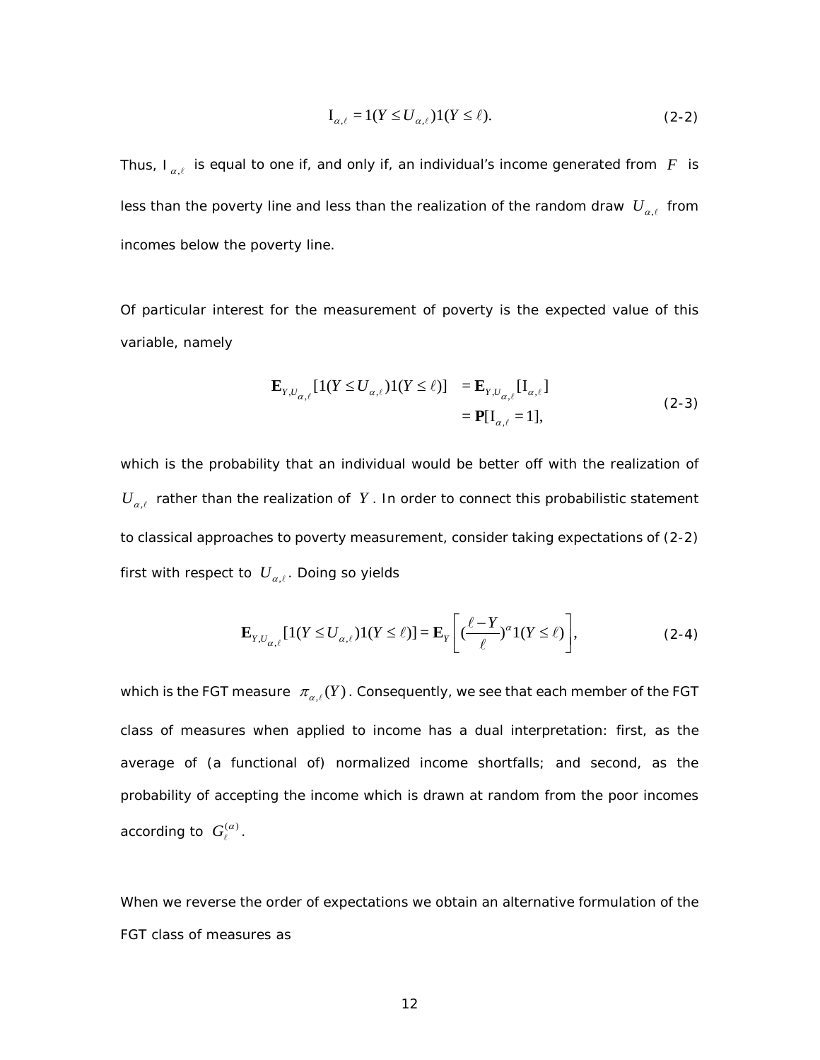$$\mathrm{I}_{\alpha,\ell} = 1(Y \le U_{\alpha,\ell})1(Y \le \ell). \tag{2-2}$$

Thus, $\mathrm{I}_{\alpha,\ell}$ is equal to one if, and only if, an individual's income generated from $F$ is less than the poverty line and less than the realization of the random draw $U_{\alpha,\ell}$ from incomes below the poverty line.

Of particular interest for the measurement of poverty is the expected value of this variable, namely

$$\begin{aligned} \mathbf{E}_{Y,U_{\alpha,\ell}}[1(Y \le U_{\alpha,\ell})1(Y \le \ell)] &= \mathbf{E}_{Y,U_{\alpha,\ell}}[\mathrm{I}_{\alpha,\ell}] \\ &= \mathbf{P}[\mathrm{I}_{\alpha,\ell} = 1], \end{aligned} \tag{2-3}$$

which is the probability that an individual would be better off with the realization of $U_{\alpha,\ell}$ rather than the realization of $Y$. In order to connect this probabilistic statement to classical approaches to poverty measurement, consider taking expectations of (2-2) first with respect to $U_{\alpha,\ell}$. Doing so yields

$$\mathbf{E}_{Y,U_{\alpha,\ell}}[1(Y \le U_{\alpha,\ell})1(Y \le \ell)] = \mathbf{E}_{Y}\left[ (\frac{\ell - Y}{\ell})^{\alpha} 1(Y \le \ell) \right], \tag{2-4}$$

which is the FGT measure $\pi_{\alpha,\ell}(Y)$. Consequently, we see that each member of the FGT class of measures when applied to income has a dual interpretation: first, as the average of (a functional of) normalized income shortfalls; and second, as the probability of accepting the income which is drawn at random from the poor incomes according to $G_{\ell}^{(\alpha)}$.

When we reverse the order of expectations we obtain an alternative formulation of the FGT class of measures as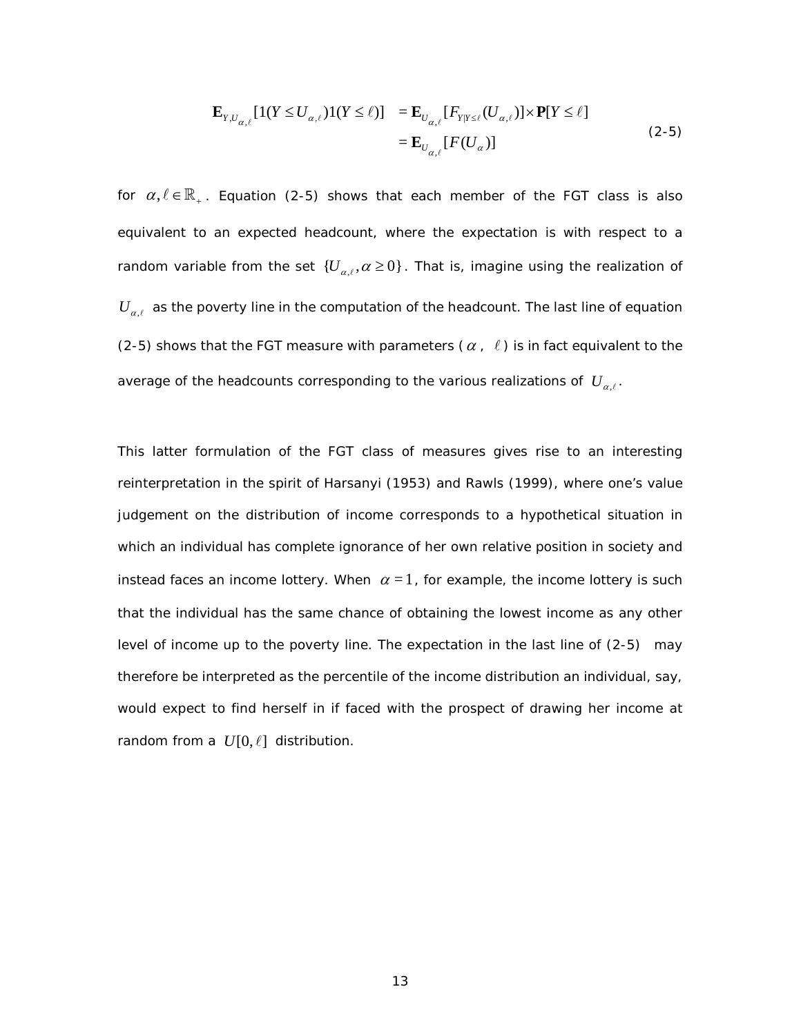$$
\begin{aligned}
\mathbf{E}_{Y,U_{\alpha,\ell}}[1(Y \leq U_{\alpha,\ell})1(Y \leq \ell)] &= \mathbf{E}_{U_{\alpha,\ell}}[F_{Y|Y\leq\ell}(U_{\alpha,\ell})] \times \mathbf{P}[Y \leq \ell] \\
&= \mathbf{E}_{U_{\alpha,\ell}}[F(U_{\alpha})]
\end{aligned} \tag{2-5}
$$

for $\alpha, \ell \in \mathbb{R}_+$. Equation (2-5) shows that each member of the FGT class is also equivalent to an expected headcount, where the expectation is with respect to a random variable from the set $\{U_{\alpha,\ell}, \alpha \geq 0\}$. That is, imagine using the realization of $U_{\alpha,\ell}$ as the poverty line in the computation of the headcount. The last line of equation (2-5) shows that the FGT measure with parameters ($\alpha$, $\ell$) is in fact equivalent to the average of the headcounts corresponding to the various realizations of $U_{\alpha,\ell}$.

This latter formulation of the FGT class of measures gives rise to an interesting reinterpretation in the spirit of Harsanyi (1953) and Rawls (1999), where one's value judgement on the distribution of income corresponds to a hypothetical situation in which an individual has complete ignorance of her own relative position in society and instead faces an income lottery. When $\alpha = 1$, for example, the income lottery is such that the individual has the same chance of obtaining the lowest income as any other level of income up to the poverty line. The expectation in the last line of (2-5) may therefore be interpreted as the percentile of the income distribution an individual, say, would expect to find herself in if faced with the prospect of drawing her income at random from a $U[0, \ell]$ distribution.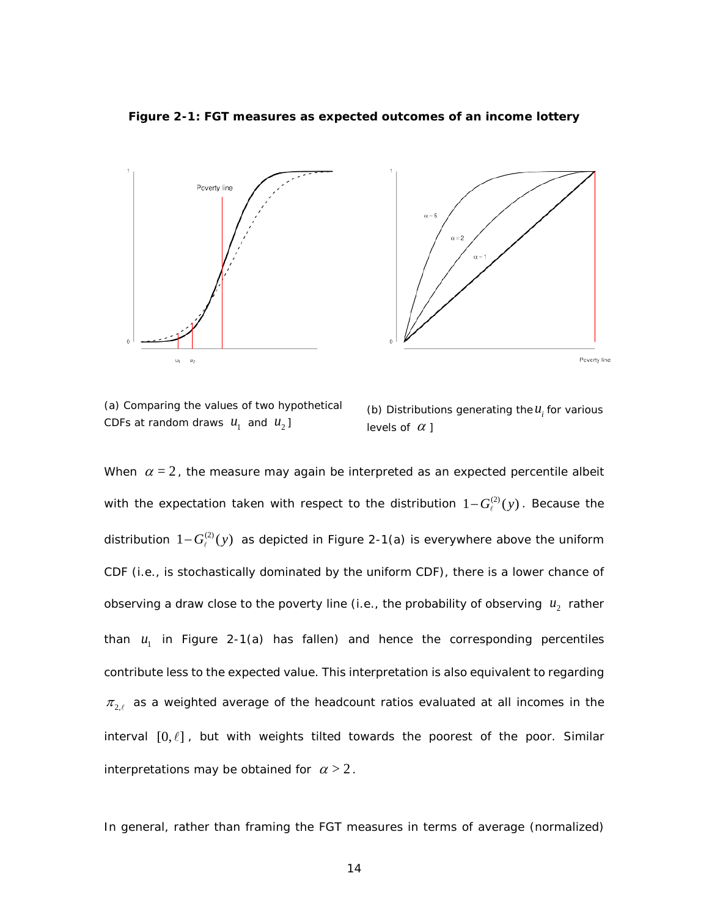**Figure 2-1: FGT measures as expected outcomes of an income lottery**

(a) Comparing the values of two hypothetical CDFs at random draws $u_1$ and $u_2$]

(b) Distributions generating the $u_i$ for various levels of $\alpha$ ]

When $\alpha = 2$, the measure may again be interpreted as an expected percentile albeit with the expectation taken with respect to the distribution $1 - G_{\ell}^{(2)}(y)$. Because the distribution $1 - G_{\ell}^{(2)}(y)$ as depicted in Figure 2-1(a) is everywhere above the uniform CDF (i.e., is stochastically dominated by the uniform CDF), there is a lower chance of observing a draw close to the poverty line (i.e., the probability of observing $u_2$ rather than $u_1$ in Figure 2-1(a) has fallen) and hence the corresponding percentiles contribute less to the expected value. This interpretation is also equivalent to regarding $\pi_{2,\ell}$ as a weighted average of the headcount ratios evaluated at all incomes in the interval $[0, \ell]$, but with weights tilted towards the poorest of the poor. Similar interpretations may be obtained for $\alpha > 2$.

In general, rather than framing the FGT measures in terms of average (normalized)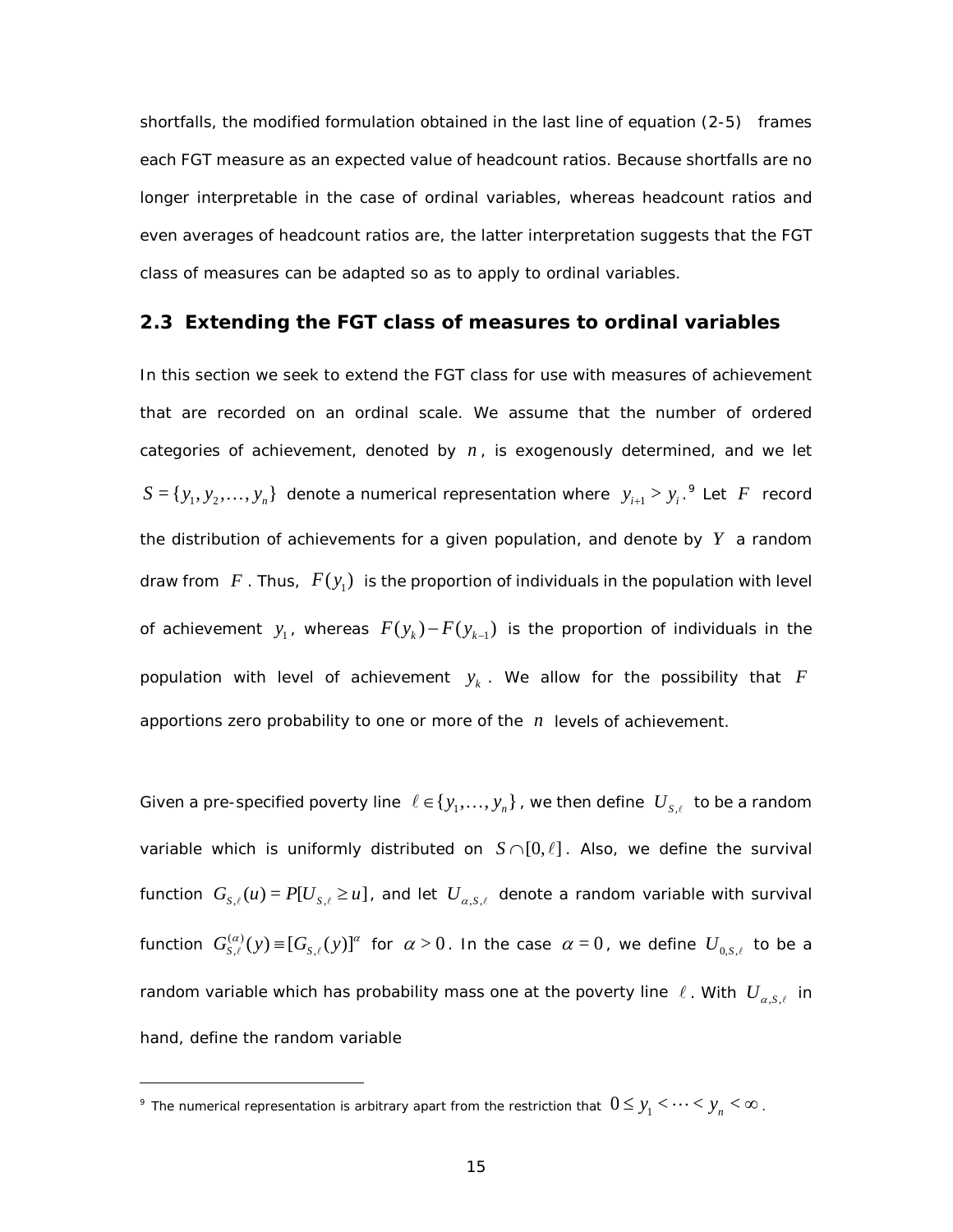shortfalls, the modified formulation obtained in the last line of equation (2-5) frames each FGT measure as an expected value of headcount ratios. Because shortfalls are no longer interpretable in the case of ordinal variables, whereas headcount ratios and even averages of headcount ratios are, the latter interpretation suggests that the FGT class of measures can be adapted so as to apply to ordinal variables.

## 2.3 Extending the FGT class of measures to ordinal variables

In this section we seek to extend the FGT class for use with measures of achievement that are recorded on an ordinal scale. We assume that the number of ordered categories of achievement, denoted by $n$, is exogenously determined, and we let $S = \{y_1, y_2, \ldots, y_n\}$ denote a numerical representation where $y_{i+1} > y_i$.[9] Let $F$ record the distribution of achievements for a given population, and denote by $Y$ a random draw from $F$. Thus, $F(y_1)$ is the proportion of individuals in the population with level of achievement $y_1$, whereas $F(y_k) - F(y_{k-1})$ is the proportion of individuals in the population with level of achievement $y_k$. We allow for the possibility that $F$ apportions zero probability to one or more of the $n$ levels of achievement.

Given a pre-specified poverty line $\ell \in \{y_1, \ldots, y_n\}$, we then define $U_{S,\ell}$ to be a random variable which is uniformly distributed on $S \cap [0, \ell]$. Also, we define the survival function $G_{S,\ell}(u) = P[U_{S,\ell} \geq u]$, and let $U_{\alpha,S,\ell}$ denote a random variable with survival function $G_{S,\ell}^{(\alpha)}(y) \equiv [G_{S,\ell}(y)]^{\alpha}$ for $\alpha > 0$. In the case $\alpha = 0$, we define $U_{0,S,\ell}$ to be a random variable which has probability mass one at the poverty line $\ell$. With $U_{\alpha,S,\ell}$ in hand, define the random variable

[9] The numerical representation is arbitrary apart from the restriction that $0 \leq y_1 < \cdots < y_n < \infty$.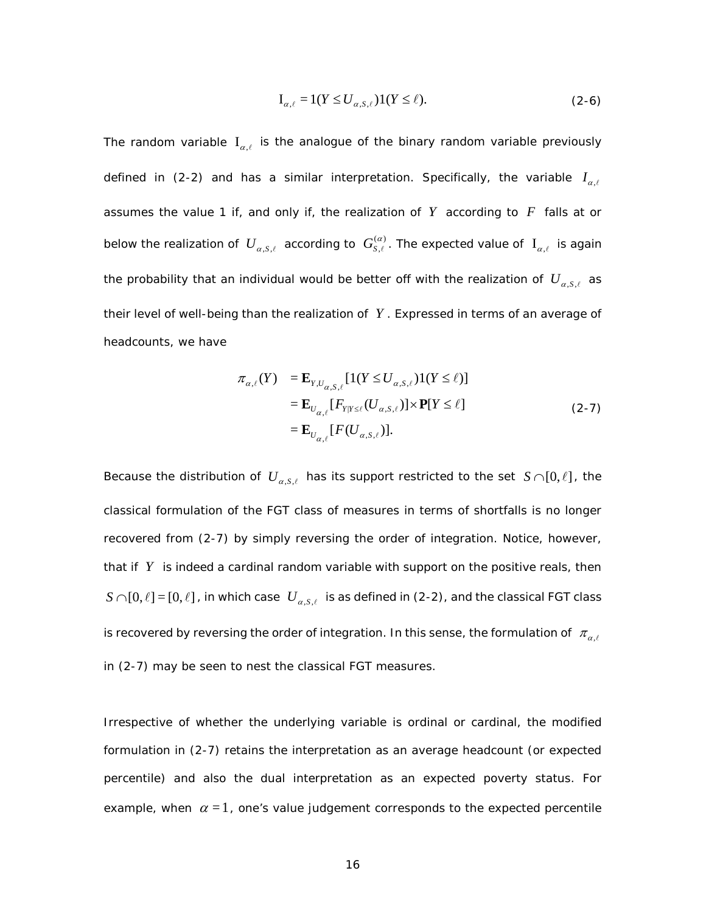$$\mathrm{I}_{\alpha,\ell} = 1(Y \leq U_{\alpha,S,\ell})1(Y \leq \ell). \tag{2-6}$$

The random variable $\mathrm{I}_{\alpha,\ell}$ is the analogue of the binary random variable previously defined in (2-2) and has a similar interpretation. Specifically, the variable $I_{\alpha,\ell}$ assumes the value 1 if, and only if, the realization of $Y$ according to $F$ falls at or below the realization of $U_{\alpha,S,\ell}$ according to $G_{S,\ell}^{(\alpha)}$. The expected value of $\mathrm{I}_{\alpha,\ell}$ is again the probability that an individual would be better off with the realization of $U_{\alpha,S,\ell}$ as their level of well-being than the realization of $Y$. Expressed in terms of an average of headcounts, we have

$$\begin{aligned}
\pi_{\alpha,\ell}(Y) &= \mathbf{E}_{Y,U_{\alpha,S,\ell}}[1(Y \leq U_{\alpha,S,\ell})1(Y \leq \ell)] \\
&= \mathbf{E}_{U_{\alpha,\ell}}[F_{Y|Y\leq\ell}(U_{\alpha,S,\ell})] \times \mathbf{P}[Y \leq \ell] \\
&= \mathbf{E}_{U_{\alpha,\ell}}[F(U_{\alpha,S,\ell})].
\end{aligned} \tag{2-7}$$

Because the distribution of $U_{\alpha,S,\ell}$ has its support restricted to the set $S \cap [0,\ell]$, the classical formulation of the FGT class of measures in terms of shortfalls is no longer recovered from (2-7) by simply reversing the order of integration. Notice, however, that if $Y$ is indeed a cardinal random variable with support on the positive reals, then $S \cap [0,\ell] = [0,\ell]$, in which case $U_{\alpha,S,\ell}$ is as defined in (2-2), and the classical FGT class is recovered by reversing the order of integration. In this sense, the formulation of $\pi_{\alpha,\ell}$ in (2-7) may be seen to nest the classical FGT measures.

Irrespective of whether the underlying variable is ordinal or cardinal, the modified formulation in (2-7) retains the interpretation as an average headcount (or expected percentile) and also the dual interpretation as an expected poverty status. For example, when $\alpha = 1$, one's value judgement corresponds to the expected percentile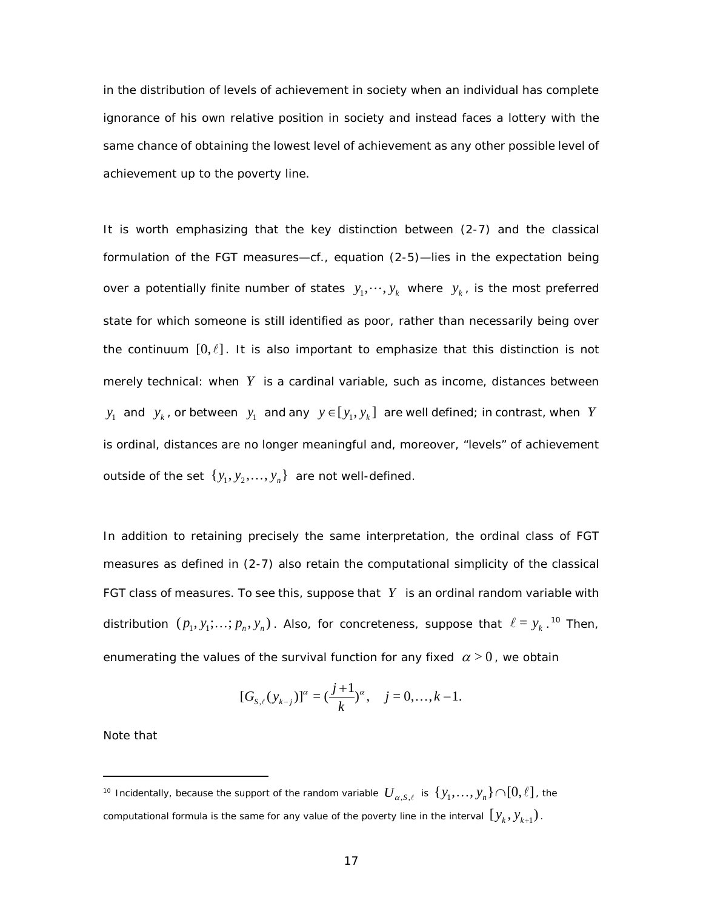in the distribution of levels of achievement in society when an individual has complete ignorance of his own relative position in society and instead faces a lottery with the same chance of obtaining the lowest level of achievement as any other possible level of achievement up to the poverty line.

It is worth emphasizing that the key distinction between (2-7) and the classical formulation of the FGT measures—cf., equation (2-5)—lies in the expectation being over a potentially finite number of states $y_1, \cdots, y_k$ where $y_k$, is the most preferred state for which someone is still identified as poor, rather than necessarily being over the continuum $[0, \ell]$. It is also important to emphasize that this distinction is not merely technical: when $Y$ is a cardinal variable, such as income, distances between $y_1$ and $y_k$, or between $y_1$ and any $y \in [y_1, y_k]$ are well defined; in contrast, when $Y$ is ordinal, distances are no longer meaningful and, moreover, "levels" of achievement outside of the set $\{y_1, y_2, \ldots, y_n\}$ are not well-defined.

In addition to retaining precisely the same interpretation, the ordinal class of FGT measures as defined in (2-7) also retain the computational simplicity of the classical FGT class of measures. To see this, suppose that $Y$ is an ordinal random variable with distribution $(p_1, y_1; \ldots; p_n, y_n)$. Also, for concreteness, suppose that $\ell = y_k$.[10] Then, enumerating the values of the survival function for any fixed $\alpha > 0$, we obtain

$$[G_{S,\ell}(y_{k-j})]^{\alpha} = (\frac{j+1}{k})^{\alpha}, \quad j = 0, \ldots, k-1.$$

Note that

[10] Incidentally, because the support of the random variable $U_{\alpha,S,\ell}$ is $\{y_1, \ldots, y_n\} \cap [0, \ell]$, the computational formula is the same for any value of the poverty line in the interval $[y_k, y_{k+1})$.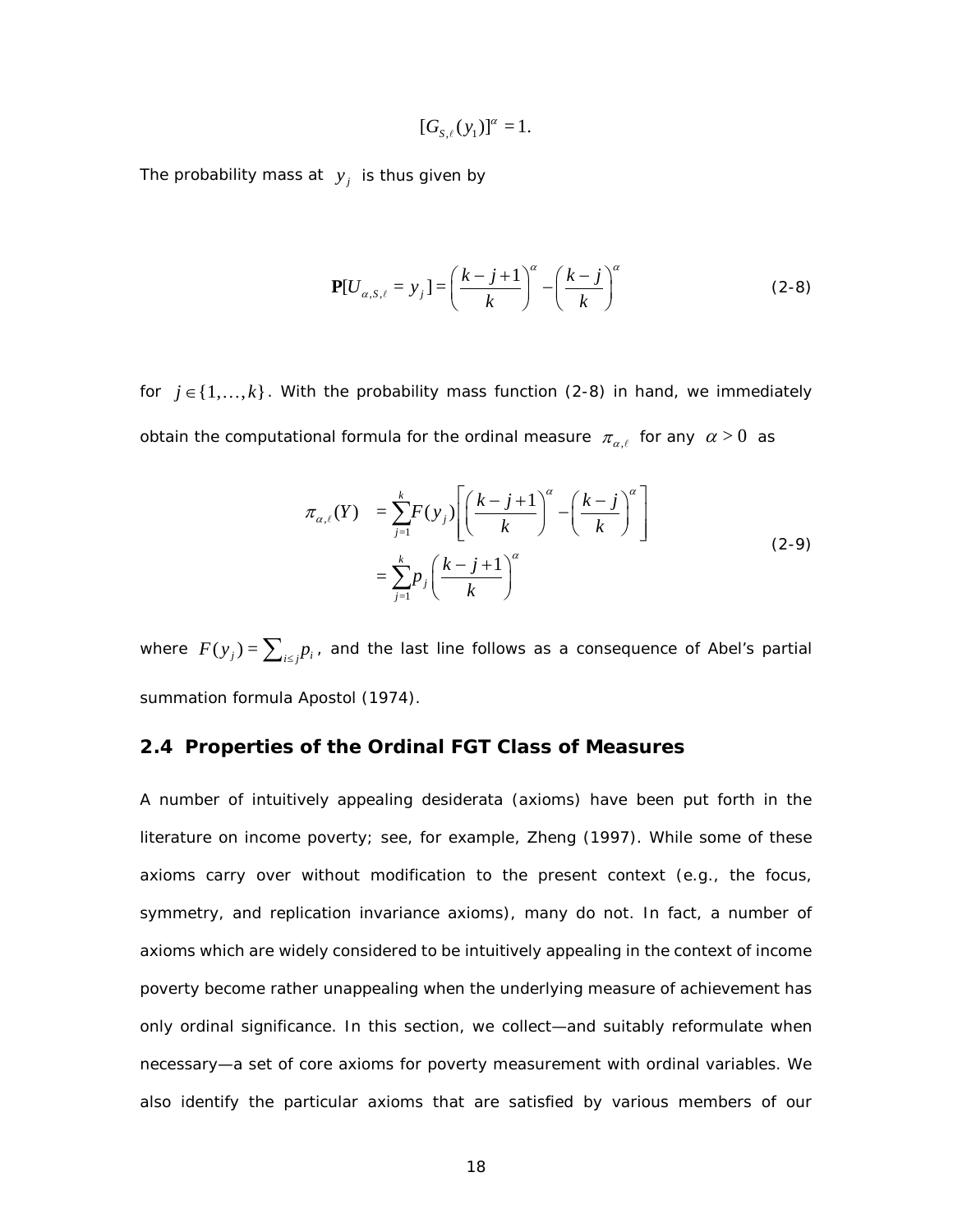$$[G_{S,\ell}(y_1)]^{\alpha} = 1.$$

The probability mass at $y_j$ is thus given by

$$\mathbf{P}[U_{\alpha,S,\ell} = y_j] = \left(\frac{k-j+1}{k}\right)^{\alpha} - \left(\frac{k-j}{k}\right)^{\alpha} \tag{2-8}$$

for $j \in \{1,\ldots,k\}$. With the probability mass function (2-8) in hand, we immediately obtain the computational formula for the ordinal measure $\pi_{\alpha,\ell}$ for any $\alpha > 0$ as

$$\begin{aligned} \pi_{\alpha,\ell}(Y) &= \sum_{j=1}^{k} F(y_j)\left[\left(\frac{k-j+1}{k}\right)^{\alpha} - \left(\frac{k-j}{k}\right)^{\alpha}\right] \\ &= \sum_{j=1}^{k} p_j \left(\frac{k-j+1}{k}\right)^{\alpha} \end{aligned} \tag{2-9}$$

where $F(y_j) = \sum_{i \le j} p_i$, and the last line follows as a consequence of Abel's partial summation formula Apostol (1974).

## 2.4 Properties of the Ordinal FGT Class of Measures

A number of intuitively appealing desiderata (axioms) have been put forth in the literature on income poverty; see, for example, Zheng (1997). While some of these axioms carry over without modification to the present context (e.g., the focus, symmetry, and replication invariance axioms), many do not. In fact, a number of axioms which are widely considered to be intuitively appealing in the context of income poverty become rather unappealing when the underlying measure of achievement has only ordinal significance. In this section, we collect—and suitably reformulate when necessary—a set of core axioms for poverty measurement with ordinal variables. We also identify the particular axioms that are satisfied by various members of our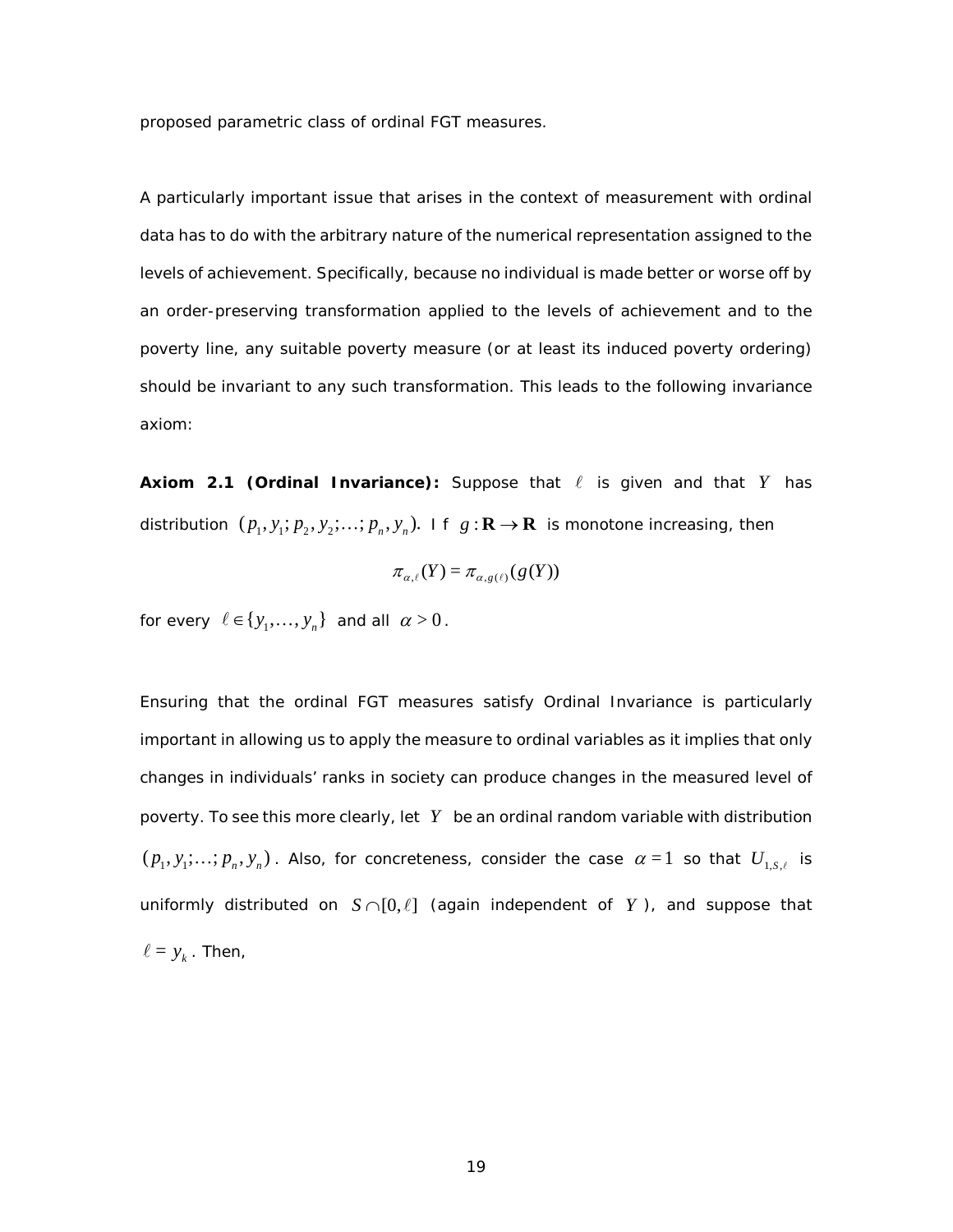proposed parametric class of ordinal FGT measures.

A particularly important issue that arises in the context of measurement with ordinal data has to do with the arbitrary nature of the numerical representation assigned to the levels of achievement. Specifically, because no individual is made better or worse off by an order-preserving transformation applied to the levels of achievement and to the poverty line, any suitable poverty measure (or at least its induced poverty ordering) should be invariant to any such transformation. This leads to the following invariance axiom:

**Axiom 2.1 (Ordinal Invariance):** Suppose that $\ell$ is given and that $Y$ has distribution $(p_1, y_1; p_2, y_2; \ldots; p_n, y_n)$. If $g: \mathbf{R} \to \mathbf{R}$ is monotone increasing, then

$$\pi_{\alpha,\ell}(Y) = \pi_{\alpha,g(\ell)}(g(Y))$$

for every $\ell \in \{y_1, \ldots, y_n\}$ and all $\alpha > 0$.

Ensuring that the ordinal FGT measures satisfy Ordinal Invariance is particularly important in allowing us to apply the measure to ordinal variables as it implies that only changes in individuals' ranks in society can produce changes in the measured level of poverty. To see this more clearly, let $Y$ be an ordinal random variable with distribution $(p_1, y_1; \ldots; p_n, y_n)$. Also, for concreteness, consider the case $\alpha = 1$ so that $U_{1,S,\ell}$ is uniformly distributed on $S \cap [0, \ell]$ (again independent of $Y$), and suppose that $\ell = y_k$. Then,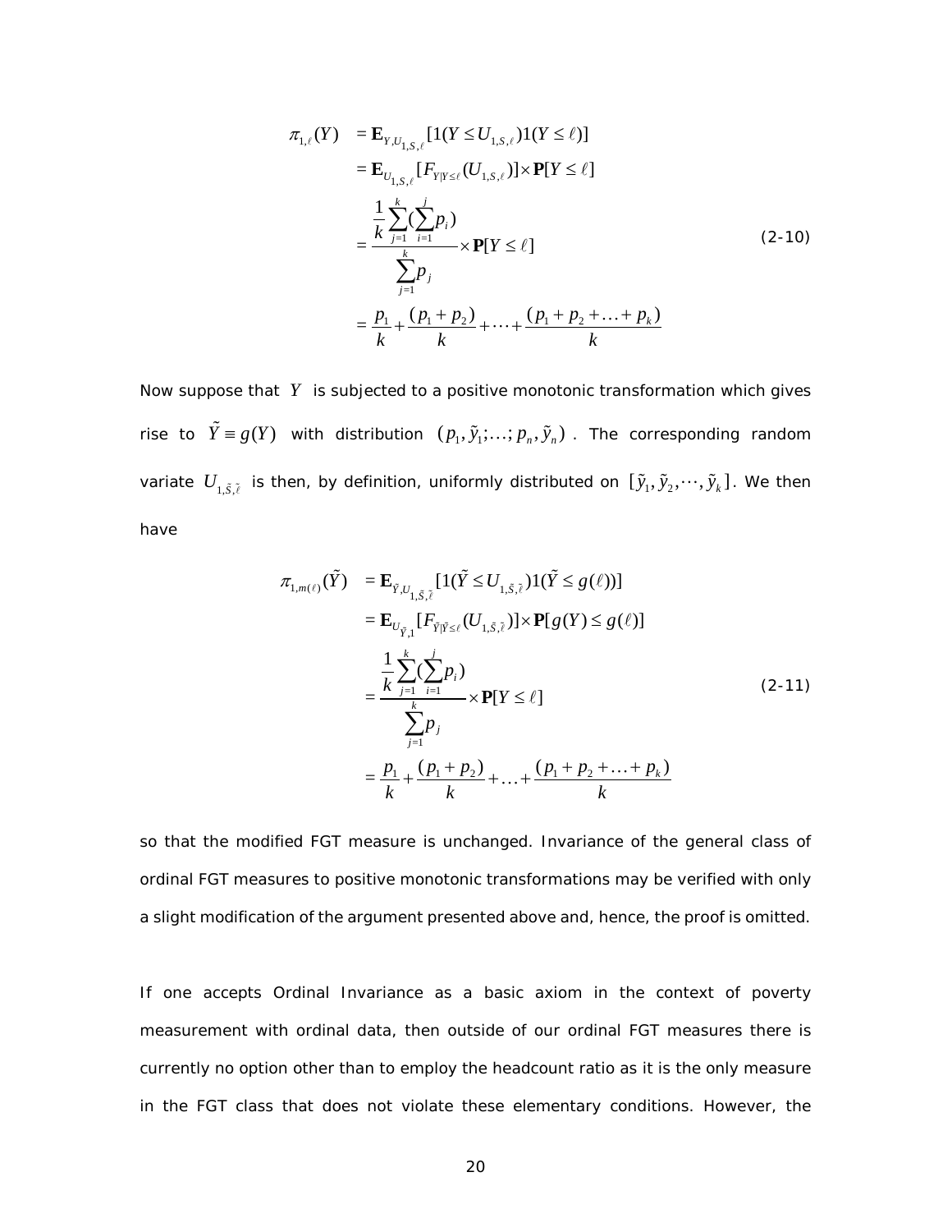$$
\begin{aligned}
\pi_{1,\ell}(Y) &= \mathbf{E}_{Y,U_{1,S,\ell}}[1(Y \le U_{1,S,\ell})1(Y \le \ell)] \\
&= \mathbf{E}_{U_{1,S,\ell}}[F_{Y|Y\le\ell}(U_{1,S,\ell})] \times \mathbf{P}[Y \le \ell] \\
&= \frac{\frac{1}{k}\sum_{j=1}^{k}(\sum_{i=1}^{j} p_i)}{\sum_{j=1}^{k} p_j} \times \mathbf{P}[Y \le \ell] \\
&= \frac{p_1}{k} + \frac{(p_1+p_2)}{k} + \cdots + \frac{(p_1+p_2+\ldots+p_k)}{k}
\end{aligned}
\tag{2-10}
$$

Now suppose that $Y$ is subjected to a positive monotonic transformation which gives rise to $\tilde{Y} \equiv g(Y)$ with distribution $(p_1, \tilde{y}_1; \ldots; p_n, \tilde{y}_n)$. The corresponding random variate $U_{1,\tilde{S},\tilde{\ell}}$ is then, by definition, uniformly distributed on $[\tilde{y}_1, \tilde{y}_2, \cdots, \tilde{y}_k]$. We then have

$$
\begin{aligned}
\pi_{1,m(\ell)}(\tilde{Y}) &= \mathbf{E}_{\tilde{Y},U_{1,\tilde{S},\tilde{\ell}}}[1(\tilde{Y} \le U_{1,\tilde{S},\tilde{\ell}})1(\tilde{Y} \le g(\ell))] \\
&= \mathbf{E}_{U_{\tilde{Y},1}}[F_{\tilde{Y}|\tilde{Y}\le\ell}(U_{1,\tilde{S},\tilde{\ell}})] \times \mathbf{P}[g(Y) \le g(\ell)] \\
&= \frac{\frac{1}{k}\sum_{j=1}^{k}(\sum_{i=1}^{j} p_i)}{\sum_{j=1}^{k} p_j} \times \mathbf{P}[Y \le \ell] \\
&= \frac{p_1}{k} + \frac{(p_1+p_2)}{k} + \ldots + \frac{(p_1+p_2+\ldots+p_k)}{k}
\end{aligned}
\tag{2-11}
$$

so that the modified FGT measure is unchanged. Invariance of the general class of ordinal FGT measures to positive monotonic transformations may be verified with only a slight modification of the argument presented above and, hence, the proof is omitted.

If one accepts Ordinal Invariance as a basic axiom in the context of poverty measurement with ordinal data, then outside of our ordinal FGT measures there is currently no option other than to employ the headcount ratio as it is the only measure in the FGT class that does not violate these elementary conditions. However, the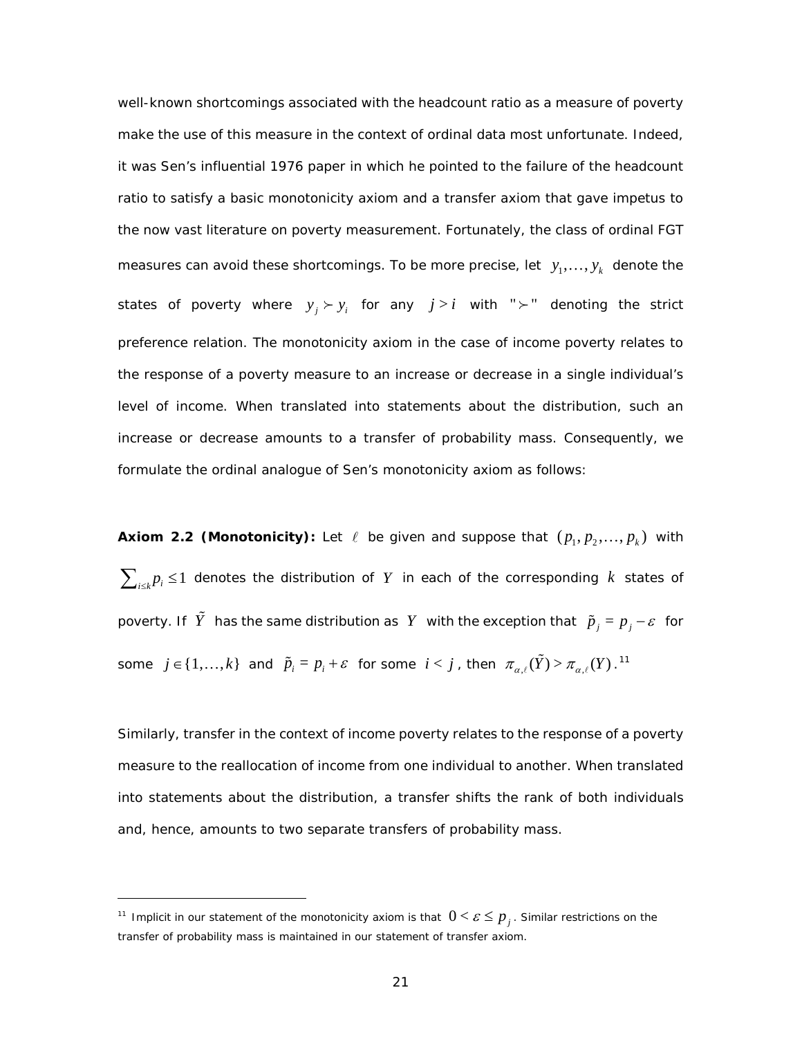well-known shortcomings associated with the headcount ratio as a measure of poverty make the use of this measure in the context of ordinal data most unfortunate. Indeed, it was Sen's influential 1976 paper in which he pointed to the failure of the headcount ratio to satisfy a basic monotonicity axiom and a transfer axiom that gave impetus to the now vast literature on poverty measurement. Fortunately, the class of ordinal FGT measures can avoid these shortcomings. To be more precise, let $y_1,\ldots,y_k$ denote the states of poverty where $y_j \succ y_i$ for any $j > i$ with "$\succ$" denoting the strict preference relation. The monotonicity axiom in the case of income poverty relates to the response of a poverty measure to an increase or decrease in a single individual's level of income. When translated into statements about the distribution, such an increase or decrease amounts to a transfer of probability mass. Consequently, we formulate the ordinal analogue of Sen's monotonicity axiom as follows:

**Axiom 2.2 (Monotonicity):** Let $\ell$ be given and suppose that $(p_1, p_2,\ldots, p_k)$ with $\sum_{i\le k} p_i \le 1$ denotes the distribution of $Y$ in each of the corresponding $k$ states of poverty. If $\tilde{Y}$ has the same distribution as $Y$ with the exception that $\tilde{p}_j = p_j - \varepsilon$ for some $j \in \{1,\ldots,k\}$ and $\tilde{p}_i = p_i + \varepsilon$ for some $i < j$, then $\pi_{\alpha,\ell}(\tilde{Y}) > \pi_{\alpha,\ell}(Y)$.[11]

Similarly, transfer in the context of income poverty relates to the response of a poverty measure to the reallocation of income from one individual to another. When translated into statements about the distribution, a transfer shifts the rank of both individuals and, hence, amounts to two separate transfers of probability mass.

---

[11] Implicit in our statement of the monotonicity axiom is that $0 < \varepsilon \le p_j$. Similar restrictions on the transfer of probability mass is maintained in our statement of transfer axiom.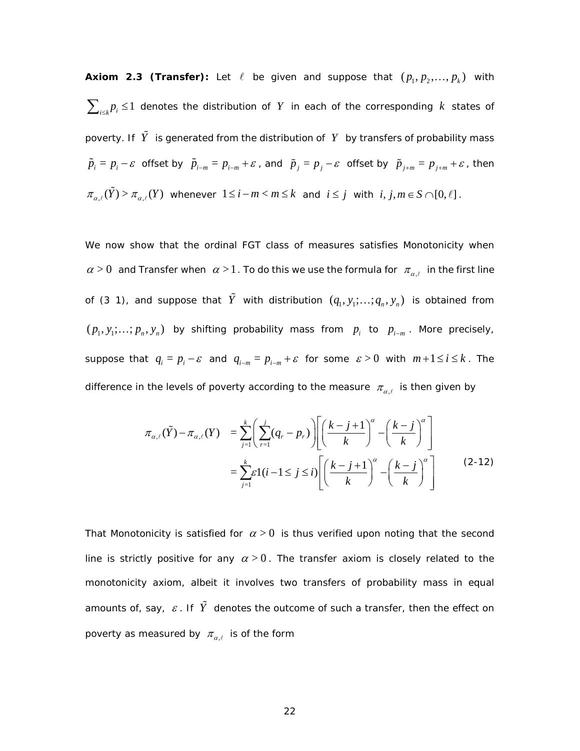**Axiom 2.3 (Transfer):** Let $\ell$ be given and suppose that $(p_1, p_2, \ldots, p_k)$ with $\sum_{i \le k} p_i \le 1$ denotes the distribution of $Y$ in each of the corresponding $k$ states of poverty. If $\tilde{Y}$ is generated from the distribution of $Y$ by transfers of probability mass $\tilde{p}_i = p_i - \varepsilon$ offset by $\tilde{p}_{i-m} = p_{i-m} + \varepsilon$, and $\tilde{p}_j = p_j - \varepsilon$ offset by $\tilde{p}_{j+m} = p_{j+m} + \varepsilon$, then $\pi_{\alpha,\ell}(\tilde{Y}) > \pi_{\alpha,\ell}(Y)$ whenever $1 \le i - m < m \le k$ and $i \le j$ with $i, j, m \in S \cap [0, \ell]$.

We now show that the ordinal FGT class of measures satisfies Monotonicity when $\alpha > 0$ and Transfer when $\alpha > 1$. To do this we use the formula for $\pi_{\alpha,\ell}$ in the first line of (3 1), and suppose that $\tilde{Y}$ with distribution $(q_1, y_1; \ldots; q_n, y_n)$ is obtained from $(p_1, y_1; \ldots; p_n, y_n)$ by shifting probability mass from $p_i$ to $p_{i-m}$. More precisely, suppose that $q_i = p_i - \varepsilon$ and $q_{i-m} = p_{i-m} + \varepsilon$ for some $\varepsilon > 0$ with $m + 1 \le i \le k$. The difference in the levels of poverty according to the measure $\pi_{\alpha,\ell}$ is then given by

$$
\begin{aligned}
\pi_{\alpha,\ell}(\tilde{Y}) - \pi_{\alpha,\ell}(Y) &= \sum_{j=1}^{k} \left( \sum_{r=1}^{j} (q_r - p_r) \right) \left[ \left( \frac{k-j+1}{k} \right)^{\alpha} - \left( \frac{k-j}{k} \right)^{\alpha} \right] \\
&= \sum_{j=1}^{k} \varepsilon 1(i-1 \le j \le i) \left[ \left( \frac{k-j+1}{k} \right)^{\alpha} - \left( \frac{k-j}{k} \right)^{\alpha} \right]
\end{aligned} \qquad \text{(2-12)}
$$

That Monotonicity is satisfied for $\alpha > 0$ is thus verified upon noting that the second line is strictly positive for any $\alpha > 0$. The transfer axiom is closely related to the monotonicity axiom, albeit it involves two transfers of probability mass in equal amounts of, say, $\varepsilon$. If $\tilde{Y}$ denotes the outcome of such a transfer, then the effect on poverty as measured by $\pi_{\alpha,\ell}$ is of the form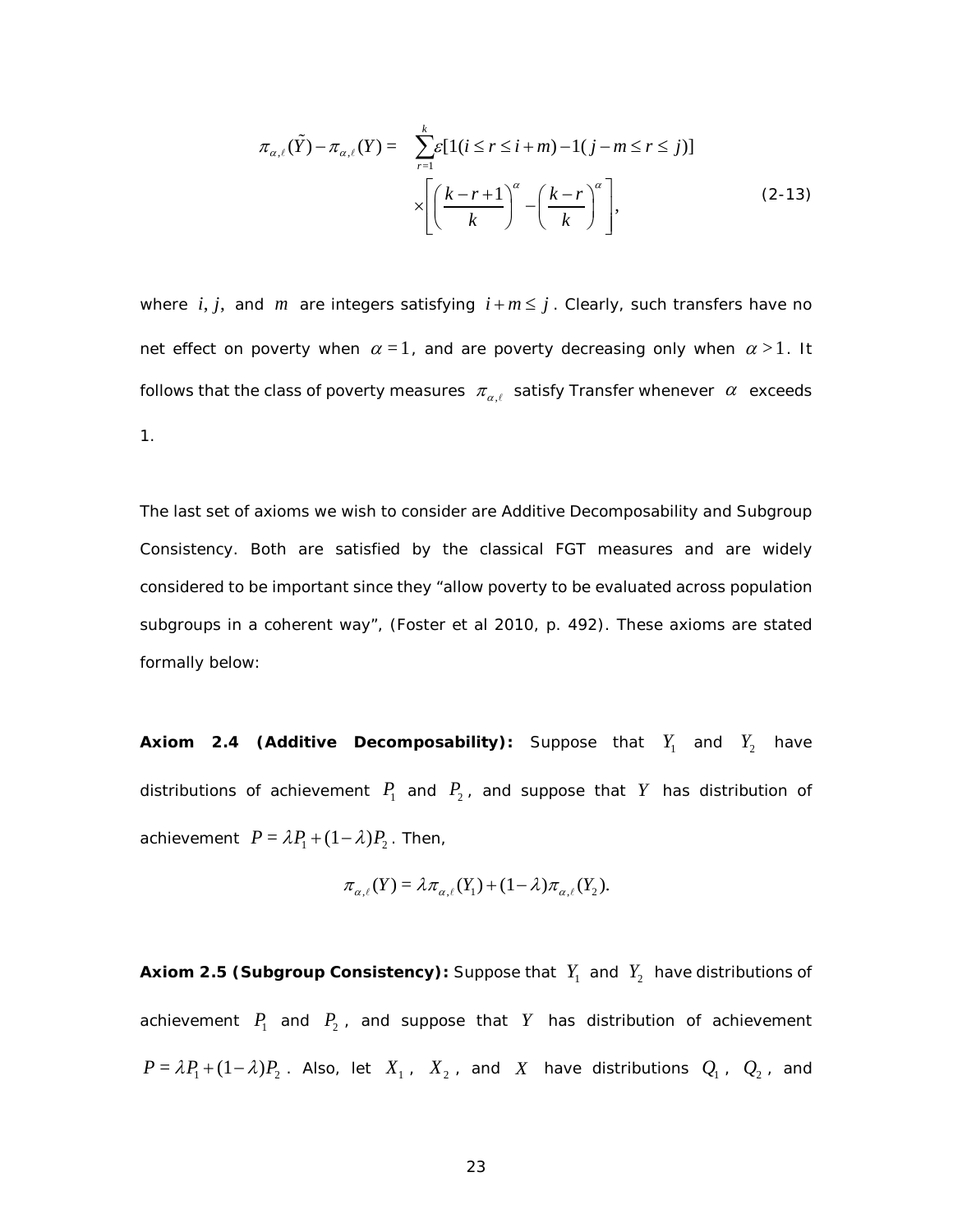$$\pi_{\alpha,\ell}(\tilde{Y}) - \pi_{\alpha,\ell}(Y) = \sum_{r=1}^{k} \varepsilon[1(i \le r \le i+m) - 1(j-m \le r \le j)] \times \left[ \left( \frac{k-r+1}{k} \right)^{\alpha} - \left( \frac{k-r}{k} \right)^{\alpha} \right], \tag{2-13}$$

where $i, j,$ and $m$ are integers satisfying $i + m \le j$. Clearly, such transfers have no net effect on poverty when $\alpha = 1$, and are poverty decreasing only when $\alpha > 1$. It follows that the class of poverty measures $\pi_{\alpha,\ell}$ satisfy Transfer whenever $\alpha$ exceeds 1.

The last set of axioms we wish to consider are Additive Decomposability and Subgroup Consistency. Both are satisfied by the classical FGT measures and are widely considered to be important since they "allow poverty to be evaluated across population subgroups in a coherent way", (Foster et al 2010, p. 492). These axioms are stated formally below:

**Axiom 2.4 (Additive Decomposability):** Suppose that $Y_1$ and $Y_2$ have distributions of achievement $P_1$ and $P_2$, and suppose that $Y$ has distribution of achievement $P = \lambda P_1 + (1-\lambda) P_2$. Then,

$$\pi_{\alpha,\ell}(Y) = \lambda \pi_{\alpha,\ell}(Y_1) + (1-\lambda) \pi_{\alpha,\ell}(Y_2).$$

**Axiom 2.5 (Subgroup Consistency):** Suppose that $Y_1$ and $Y_2$ have distributions of achievement $P_1$ and $P_2$, and suppose that $Y$ has distribution of achievement $P = \lambda P_1 + (1-\lambda) P_2$. Also, let $X_1$, $X_2$, and $X$ have distributions $Q_1$, $Q_2$, and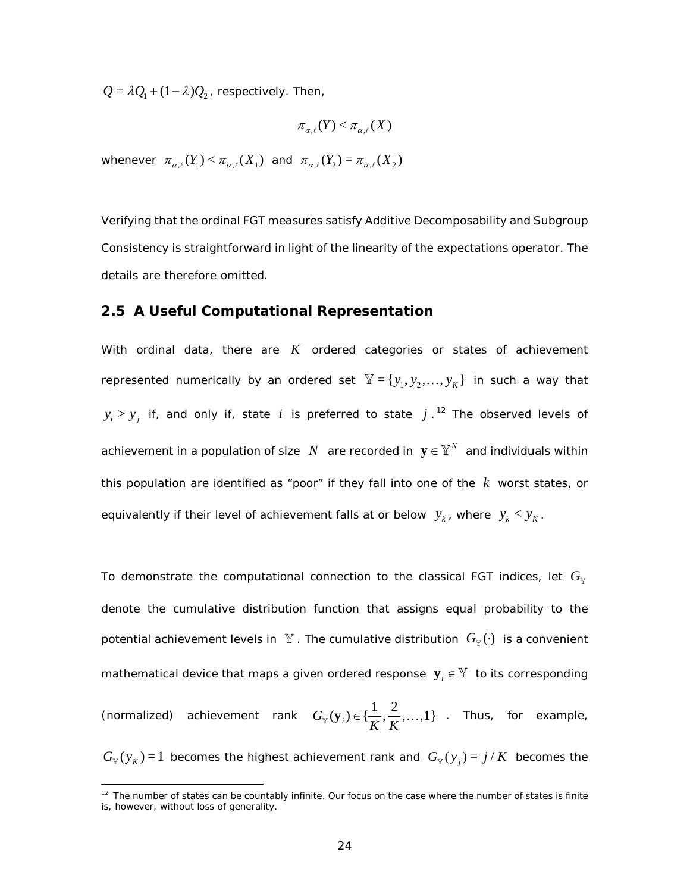$Q = \lambda Q_1 + (1-\lambda)Q_2$, respectively. Then,

$$\pi_{\alpha,\ell}(Y) < \pi_{\alpha,\ell}(X)$$

whenever $\pi_{\alpha,\ell}(Y_1) < \pi_{\alpha,\ell}(X_1)$ and $\pi_{\alpha,\ell}(Y_2) = \pi_{\alpha,\ell}(X_2)$

Verifying that the ordinal FGT measures satisfy Additive Decomposability and Subgroup Consistency is straightforward in light of the linearity of the expectations operator. The details are therefore omitted.

### 2.5 A Useful Computational Representation

With ordinal data, there are $K$ ordered categories or states of achievement represented numerically by an ordered set $\mathbb{Y} = \{y_1, y_2, \ldots, y_K\}$ in such a way that $y_i > y_j$ if, and only if, state $i$ is preferred to state $j$.[12] The observed levels of achievement in a population of size $N$ are recorded in $\mathbf{y} \in \mathbb{Y}^N$ and individuals within this population are identified as "poor" if they fall into one of the $k$ worst states, or equivalently if their level of achievement falls at or below $y_k$, where $y_k < y_K$.

To demonstrate the computational connection to the classical FGT indices, let $G_{\mathbb{Y}}$ denote the cumulative distribution function that assigns equal probability to the potential achievement levels in $\mathbb{Y}$. The cumulative distribution $G_{\mathbb{Y}}(\cdot)$ is a convenient mathematical device that maps a given ordered response $\mathbf{y}_i \in \mathbb{Y}$ to its corresponding (normalized) achievement rank $G_{\mathbb{Y}}(\mathbf{y}_i) \in \{\frac{1}{K}, \frac{2}{K}, \ldots, 1\}$. Thus, for example, $G_{\mathbb{Y}}(y_K) = 1$ becomes the highest achievement rank and $G_{\mathbb{Y}}(y_j) = j/K$ becomes the

[12] The number of states can be countably infinite. Our focus on the case where the number of states is finite is, however, without loss of generality.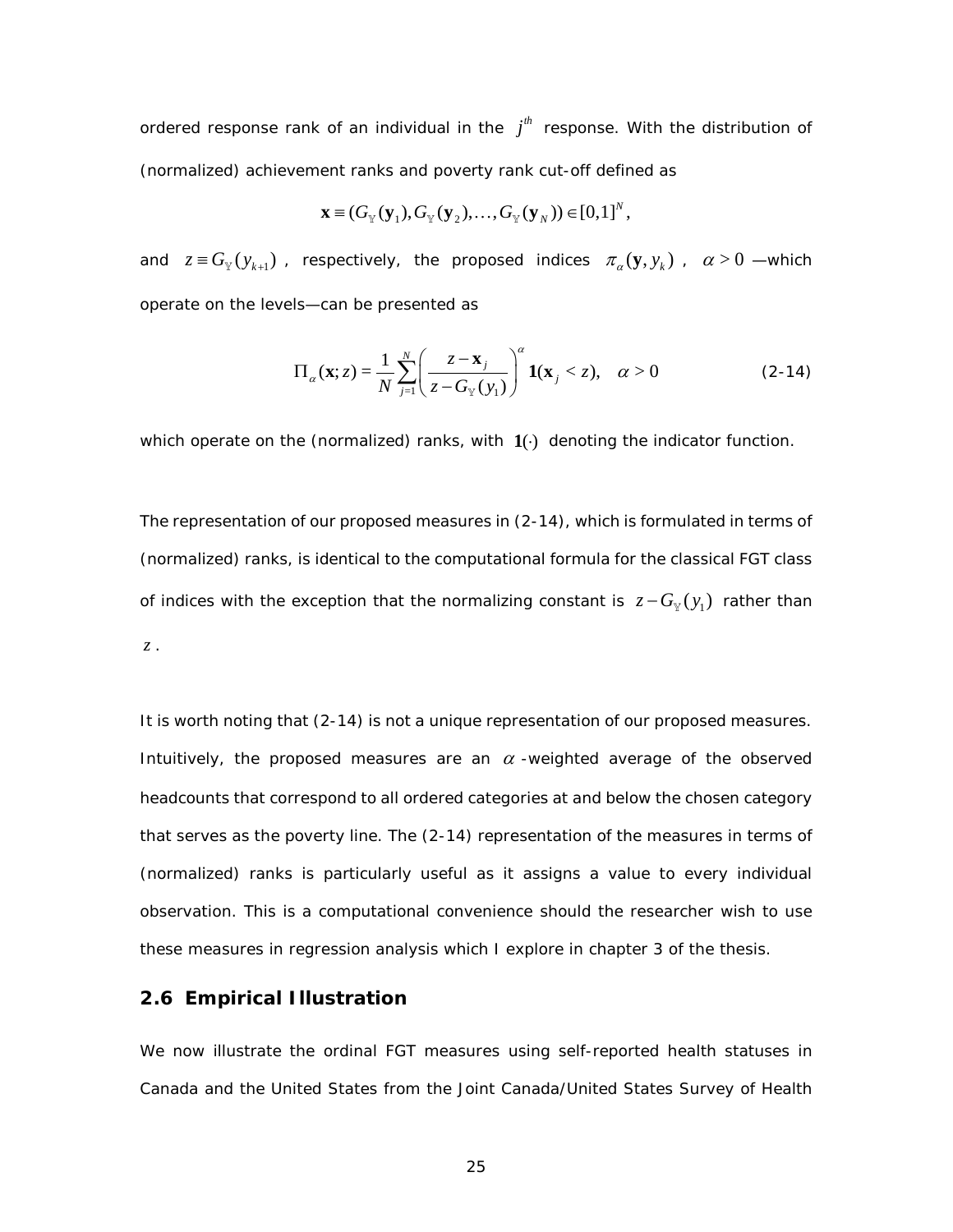ordered response rank of an individual in the $j^{th}$ response. With the distribution of (normalized) achievement ranks and poverty rank cut-off defined as

$$\mathbf{x} \equiv (G_{\mathbb{Y}}(\mathbf{y}_1), G_{\mathbb{Y}}(\mathbf{y}_2), \ldots, G_{\mathbb{Y}}(\mathbf{y}_N)) \in [0,1]^N,$$

and $z \equiv G_{\mathbb{Y}}(y_{k+1})$, respectively, the proposed indices $\pi_\alpha(\mathbf{y}, y_k)$, $\alpha > 0$ —which operate on the levels—can be presented as

$$\Pi_\alpha(\mathbf{x}; z) = \frac{1}{N}\sum_{j=1}^{N}\left(\frac{z - \mathbf{x}_j}{z - G_{\mathbb{Y}}(y_1)}\right)^\alpha \mathbf{1}(\mathbf{x}_j < z), \quad \alpha > 0 \qquad \text{(2-14)}$$

which operate on the (normalized) ranks, with $\mathbf{1}(\cdot)$ denoting the indicator function.

The representation of our proposed measures in (2-14), which is formulated in terms of (normalized) ranks, is identical to the computational formula for the classical FGT class of indices with the exception that the normalizing constant is $z - G_{\mathbb{Y}}(y_1)$ rather than $z$.

It is worth noting that (2-14) is not a unique representation of our proposed measures. Intuitively, the proposed measures are an $\alpha$-weighted average of the observed headcounts that correspond to all ordered categories at and below the chosen category that serves as the poverty line. The (2-14) representation of the measures in terms of (normalized) ranks is particularly useful as it assigns a value to every individual observation. This is a computational convenience should the researcher wish to use these measures in regression analysis which I explore in chapter 3 of the thesis.

## 2.6 Empirical Illustration

We now illustrate the ordinal FGT measures using self-reported health statuses in Canada and the United States from the Joint Canada/United States Survey of Health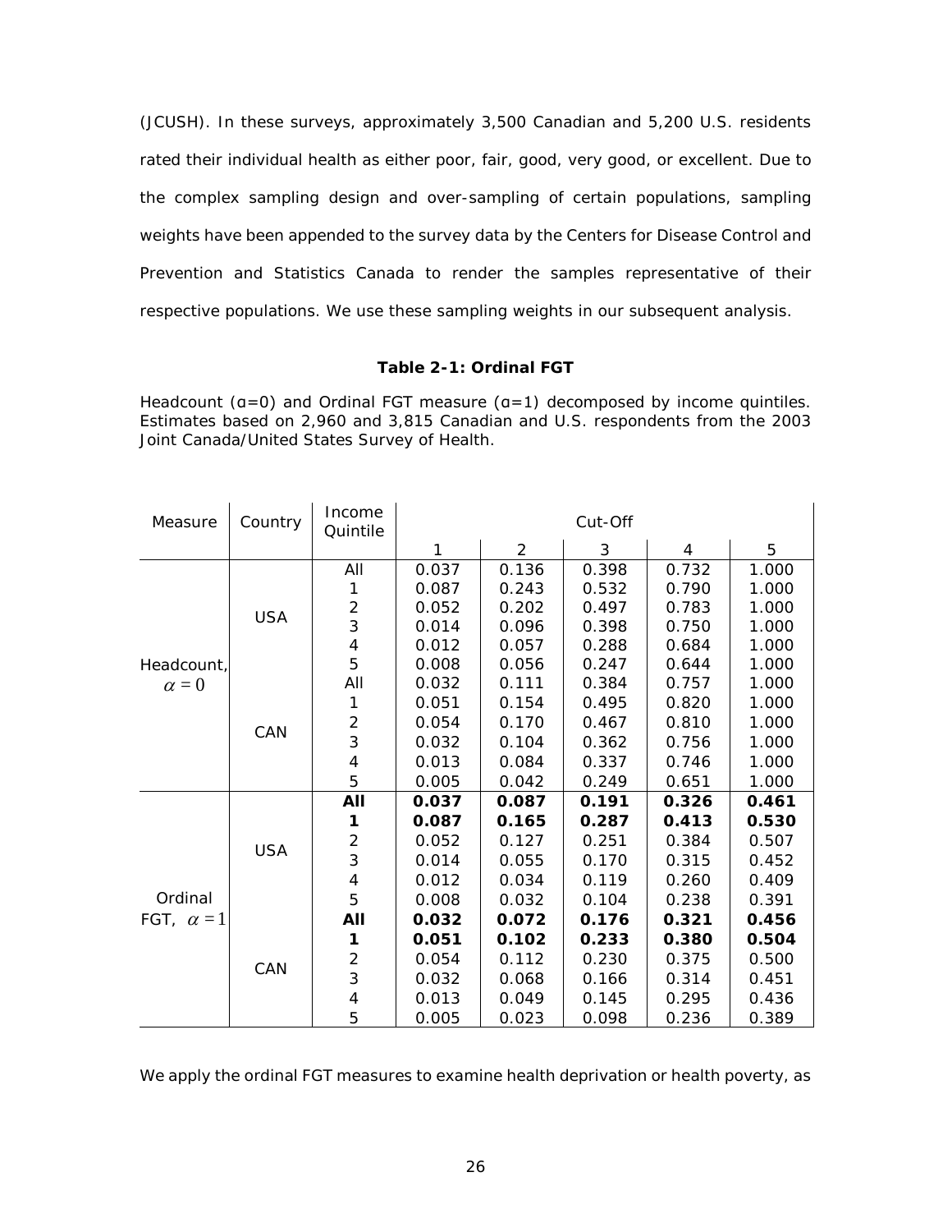(JCUSH). In these surveys, approximately 3,500 Canadian and 5,200 U.S. residents rated their individual health as either poor, fair, good, very good, or excellent. Due to the complex sampling design and over-sampling of certain populations, sampling weights have been appended to the survey data by the Centers for Disease Control and Prevention and Statistics Canada to render the samples representative of their respective populations. We use these sampling weights in our subsequent analysis.

**Table 2-1: Ordinal FGT**

Headcount (α=0) and Ordinal FGT measure (α=1) decomposed by income quintiles. Estimates based on 2,960 and 3,815 Canadian and U.S. respondents from the 2003 Joint Canada/United States Survey of Health.

| Measure | Country | Income Quintile | Cut-Off | | | | |
|---|---|---|---|---|---|---|---|
| | | | 1 | 2 | 3 | 4 | 5 |
| Headcount, $\alpha = 0$ | USA | All | 0.037 | 0.136 | 0.398 | 0.732 | 1.000 |
| | | 1 | 0.087 | 0.243 | 0.532 | 0.790 | 1.000 |
| | | 2 | 0.052 | 0.202 | 0.497 | 0.783 | 1.000 |
| | | 3 | 0.014 | 0.096 | 0.398 | 0.750 | 1.000 |
| | | 4 | 0.012 | 0.057 | 0.288 | 0.684 | 1.000 |
| | | 5 | 0.008 | 0.056 | 0.247 | 0.644 | 1.000 |
| | CAN | All | 0.032 | 0.111 | 0.384 | 0.757 | 1.000 |
| | | 1 | 0.051 | 0.154 | 0.495 | 0.820 | 1.000 |
| | | 2 | 0.054 | 0.170 | 0.467 | 0.810 | 1.000 |
| | | 3 | 0.032 | 0.104 | 0.362 | 0.756 | 1.000 |
| | | 4 | 0.013 | 0.084 | 0.337 | 0.746 | 1.000 |
| | | 5 | 0.005 | 0.042 | 0.249 | 0.651 | 1.000 |
| Ordinal FGT, $\alpha = 1$ | USA | **All** | **0.037** | **0.087** | **0.191** | **0.326** | **0.461** |
| | | **1** | **0.087** | **0.165** | **0.287** | **0.413** | **0.530** |
| | | 2 | 0.052 | 0.127 | 0.251 | 0.384 | 0.507 |
| | | 3 | 0.014 | 0.055 | 0.170 | 0.315 | 0.452 |
| | | 4 | 0.012 | 0.034 | 0.119 | 0.260 | 0.409 |
| | | 5 | 0.008 | 0.032 | 0.104 | 0.238 | 0.391 |
| | CAN | **All** | **0.032** | **0.072** | **0.176** | **0.321** | **0.456** |
| | | **1** | **0.051** | **0.102** | **0.233** | **0.380** | **0.504** |
| | | 2 | 0.054 | 0.112 | 0.230 | 0.375 | 0.500 |
| | | 3 | 0.032 | 0.068 | 0.166 | 0.314 | 0.451 |
| | | 4 | 0.013 | 0.049 | 0.145 | 0.295 | 0.436 |
| | | 5 | 0.005 | 0.023 | 0.098 | 0.236 | 0.389 |

We apply the ordinal FGT measures to examine health deprivation or health poverty, as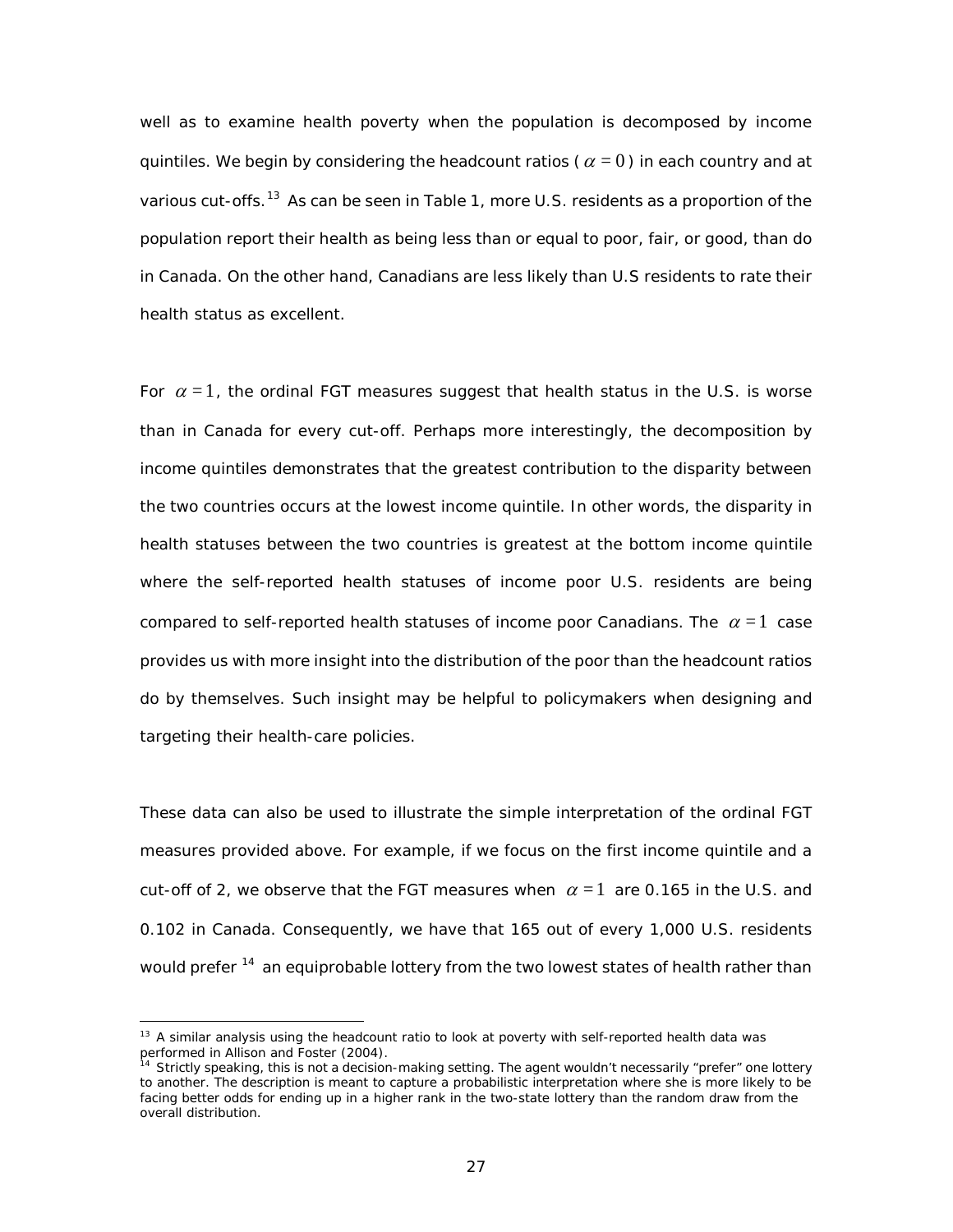well as to examine health poverty when the population is decomposed by income quintiles. We begin by considering the headcount ratios ( $\alpha = 0$ ) in each country and at various cut-offs.[13] As can be seen in Table 1, more U.S. residents as a proportion of the population report their health as being less than or equal to poor, fair, or good, than do in Canada. On the other hand, Canadians are less likely than U.S residents to rate their health status as excellent.

For $\alpha = 1$, the ordinal FGT measures suggest that health status in the U.S. is worse than in Canada for every cut-off. Perhaps more interestingly, the decomposition by income quintiles demonstrates that the greatest contribution to the disparity between the two countries occurs at the lowest income quintile. In other words, the disparity in health statuses between the two countries is greatest at the bottom income quintile where the self-reported health statuses of income poor U.S. residents are being compared to self-reported health statuses of income poor Canadians. The $\alpha = 1$ case provides us with more insight into the distribution of the poor than the headcount ratios do by themselves. Such insight may be helpful to policymakers when designing and targeting their health-care policies.

These data can also be used to illustrate the simple interpretation of the ordinal FGT measures provided above. For example, if we focus on the first income quintile and a cut-off of 2, we observe that the FGT measures when $\alpha = 1$ are 0.165 in the U.S. and 0.102 in Canada. Consequently, we have that 165 out of every 1,000 U.S. residents would prefer [14] an equiprobable lottery from the two lowest states of health rather than

---

[13] A similar analysis using the headcount ratio to look at poverty with self-reported health data was performed in Allison and Foster (2004).

[14] Strictly speaking, this is not a decision-making setting. The agent wouldn't necessarily "prefer" one lottery to another. The description is meant to capture a probabilistic interpretation where she is more likely to be facing better odds for ending up in a higher rank in the two-state lottery than the random draw from the overall distribution.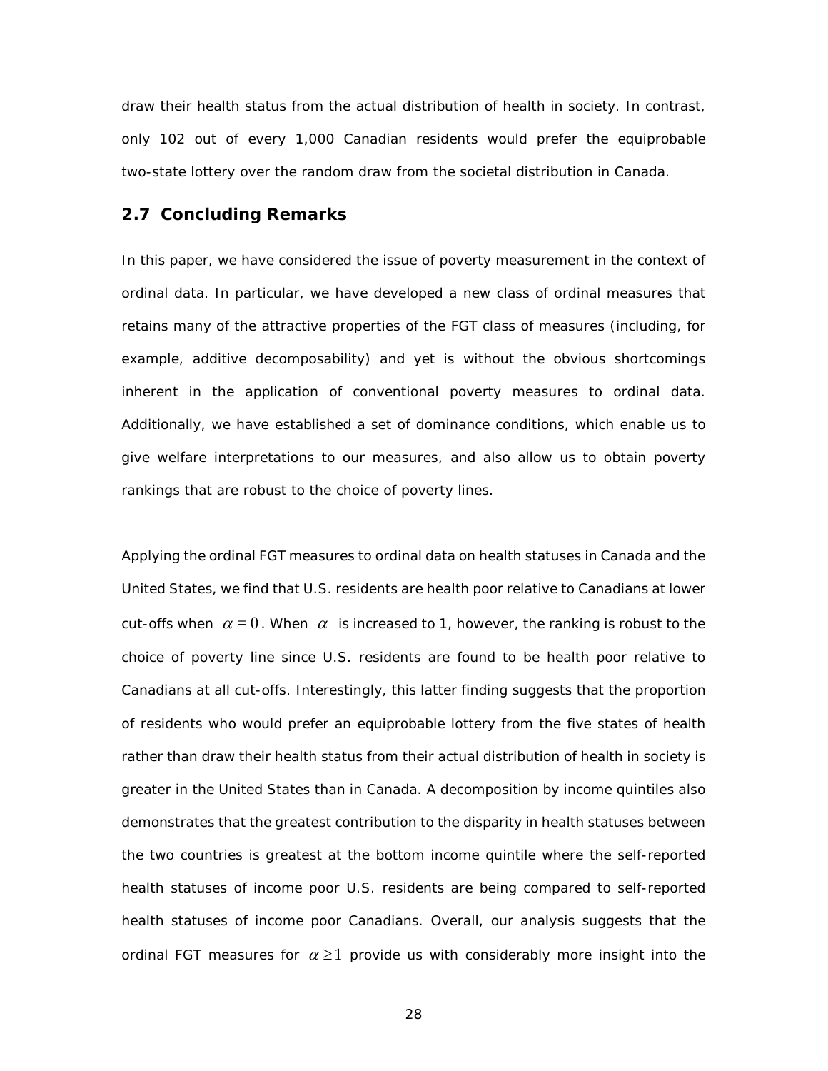draw their health status from the actual distribution of health in society. In contrast, only 102 out of every 1,000 Canadian residents would prefer the equiprobable two-state lottery over the random draw from the societal distribution in Canada.

## 2.7 Concluding Remarks

In this paper, we have considered the issue of poverty measurement in the context of ordinal data. In particular, we have developed a new class of ordinal measures that retains many of the attractive properties of the FGT class of measures (including, for example, additive decomposability) and yet is without the obvious shortcomings inherent in the application of conventional poverty measures to ordinal data. Additionally, we have established a set of dominance conditions, which enable us to give welfare interpretations to our measures, and also allow us to obtain poverty rankings that are robust to the choice of poverty lines.

Applying the ordinal FGT measures to ordinal data on health statuses in Canada and the United States, we find that U.S. residents are health poor relative to Canadians at lower cut-offs when $\alpha = 0$. When $\alpha$ is increased to 1, however, the ranking is robust to the choice of poverty line since U.S. residents are found to be health poor relative to Canadians at all cut-offs. Interestingly, this latter finding suggests that the proportion of residents who would prefer an equiprobable lottery from the five states of health rather than draw their health status from their actual distribution of health in society is greater in the United States than in Canada. A decomposition by income quintiles also demonstrates that the greatest contribution to the disparity in health statuses between the two countries is greatest at the bottom income quintile where the self-reported health statuses of income poor U.S. residents are being compared to self-reported health statuses of income poor Canadians. Overall, our analysis suggests that the ordinal FGT measures for $\alpha \geq 1$ provide us with considerably more insight into the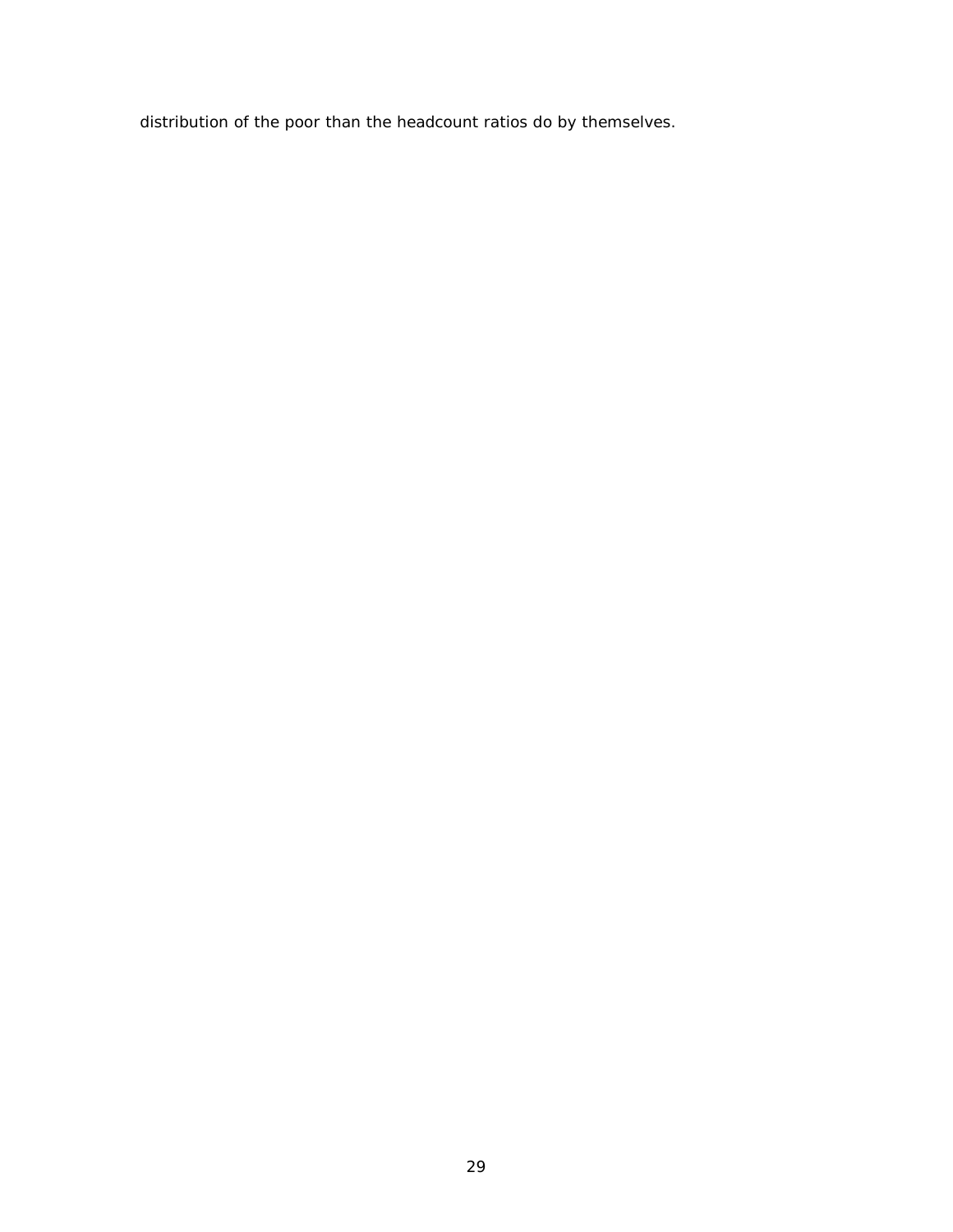distribution of the poor than the headcount ratios do by themselves.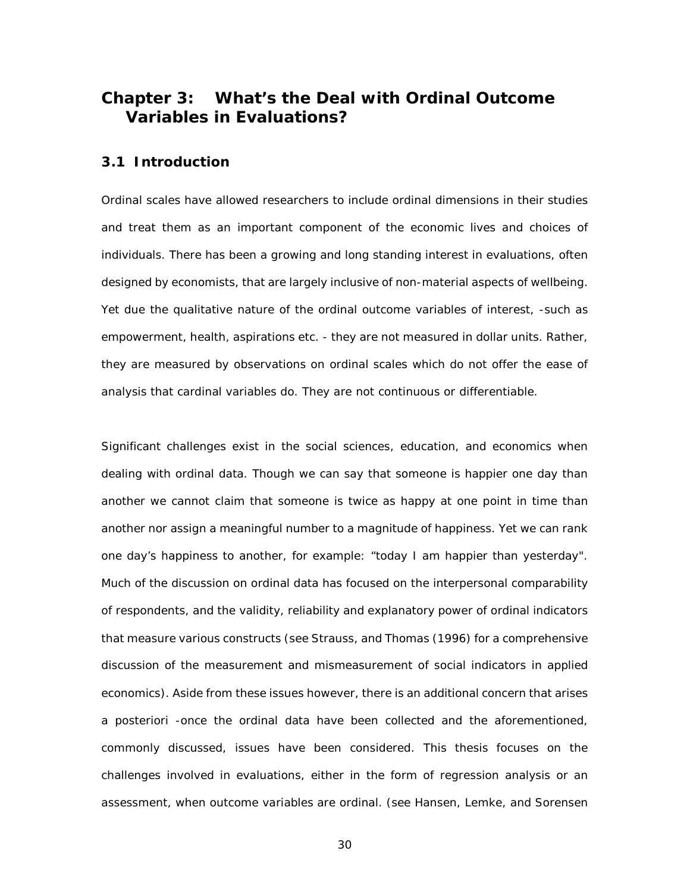# Chapter 3: What's the Deal with Ordinal Outcome Variables in Evaluations?

## 3.1 Introduction

Ordinal scales have allowed researchers to include ordinal dimensions in their studies and treat them as an important component of the economic lives and choices of individuals. There has been a growing and long standing interest in evaluations, often designed by economists, that are largely inclusive of non-material aspects of wellbeing. Yet due the qualitative nature of the ordinal outcome variables of interest, -such as empowerment, health, aspirations etc. - they are not measured in dollar units. Rather, they are measured by observations on ordinal scales which do not offer the ease of analysis that cardinal variables do. They are not continuous or differentiable.

Significant challenges exist in the social sciences, education, and economics when dealing with ordinal data. Though we can say that someone is happier one day than another we cannot claim that someone is twice as happy at one point in time than another nor assign a meaningful number to a magnitude of happiness. Yet we can rank one day's happiness to another, for example: "today I am happier than yesterday". Much of the discussion on ordinal data has focused on the interpersonal comparability of respondents, and the validity, reliability and explanatory power of ordinal indicators that measure various constructs (see Strauss, and Thomas (1996) for a comprehensive discussion of the measurement and mismeasurement of social indicators in applied economics). Aside from these issues however, there is an additional concern that arises a posteriori -once the ordinal data have been collected and the aforementioned, commonly discussed, issues have been considered. This thesis focuses on the challenges involved in evaluations, either in the form of regression analysis or an assessment, when outcome variables are ordinal. (see Hansen, Lemke, and Sorensen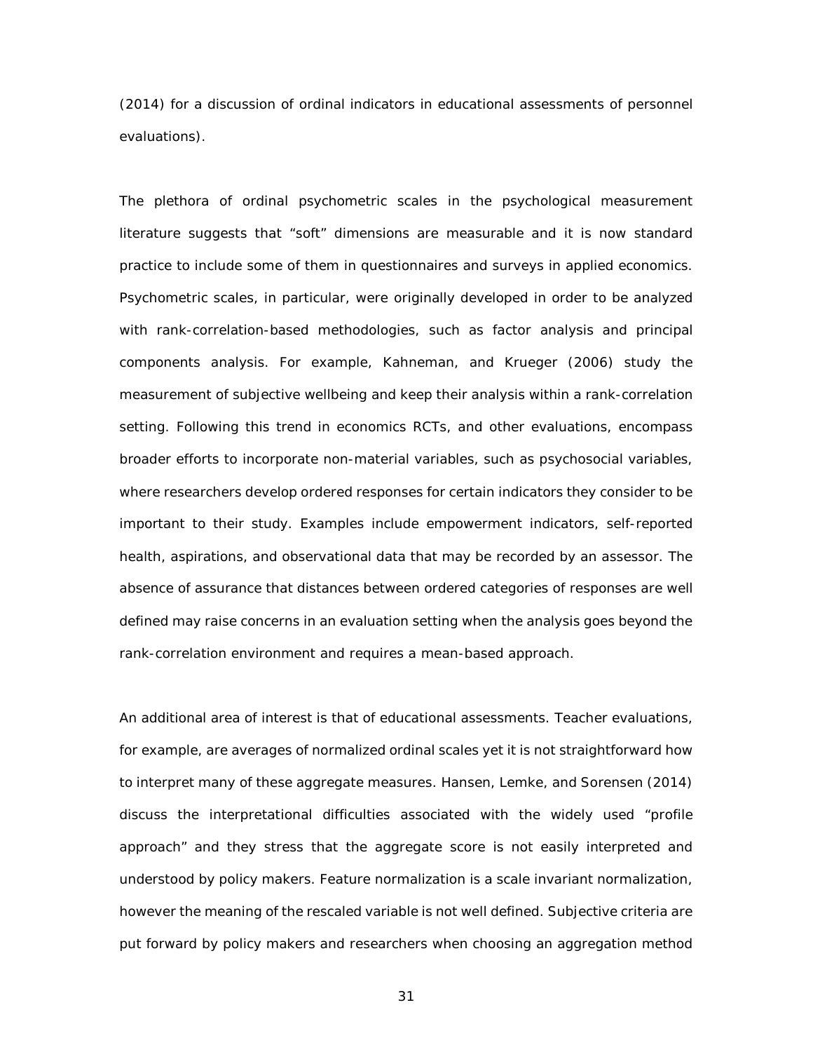(2014) for a discussion of ordinal indicators in educational assessments of personnel evaluations).

The plethora of ordinal psychometric scales in the psychological measurement literature suggests that "soft" dimensions are measurable and it is now standard practice to include some of them in questionnaires and surveys in applied economics. Psychometric scales, in particular, were originally developed in order to be analyzed with rank-correlation-based methodologies, such as factor analysis and principal components analysis. For example, Kahneman, and Krueger (2006) study the measurement of subjective wellbeing and keep their analysis within a rank-correlation setting. Following this trend in economics RCTs, and other evaluations, encompass broader efforts to incorporate non-material variables, such as psychosocial variables, where researchers develop ordered responses for certain indicators they consider to be important to their study. Examples include empowerment indicators, self-reported health, aspirations, and observational data that may be recorded by an assessor. The absence of assurance that distances between ordered categories of responses are well defined may raise concerns in an evaluation setting when the analysis goes beyond the rank-correlation environment and requires a mean-based approach.

An additional area of interest is that of educational assessments. Teacher evaluations, for example, are averages of normalized ordinal scales yet it is not straightforward how to interpret many of these aggregate measures. Hansen, Lemke, and Sorensen (2014) discuss the interpretational difficulties associated with the widely used "profile approach" and they stress that the aggregate score is not easily interpreted and understood by policy makers. Feature normalization is a scale invariant normalization, however the meaning of the rescaled variable is not well defined. Subjective criteria are put forward by policy makers and researchers when choosing an aggregation method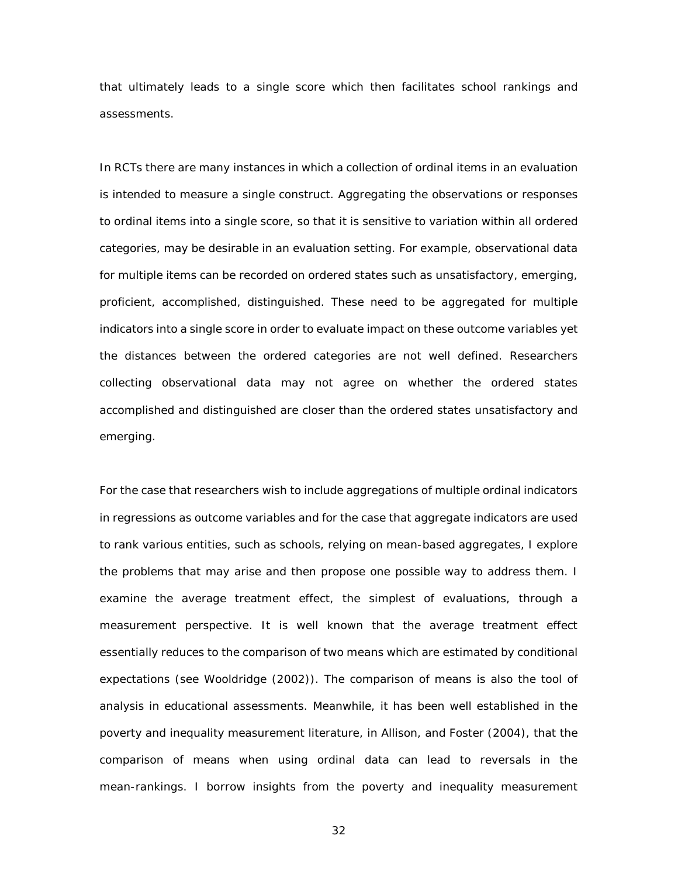that ultimately leads to a single score which then facilitates school rankings and assessments.

In RCTs there are many instances in which a collection of ordinal items in an evaluation is intended to measure a single construct. Aggregating the observations or responses to ordinal items into a single score, so that it is sensitive to variation within all ordered categories, may be desirable in an evaluation setting. For example, observational data for multiple items can be recorded on ordered states such as unsatisfactory, emerging, proficient, accomplished, distinguished. These need to be aggregated for multiple indicators into a single score in order to evaluate impact on these outcome variables yet the distances between the ordered categories are not well defined. Researchers collecting observational data may not agree on whether the ordered states accomplished and distinguished are closer than the ordered states unsatisfactory and emerging.

For the case that researchers wish to include aggregations of multiple ordinal indicators in regressions as outcome variables and for the case that aggregate indicators are used to rank various entities, such as schools, relying on mean-based aggregates, I explore the problems that may arise and then propose one possible way to address them. I examine the average treatment effect, the simplest of evaluations, through a measurement perspective. It is well known that the average treatment effect essentially reduces to the comparison of two means which are estimated by conditional expectations (see Wooldridge (2002)). The comparison of means is also the tool of analysis in educational assessments. Meanwhile, it has been well established in the poverty and inequality measurement literature, in Allison, and Foster (2004), that the comparison of means when using ordinal data can lead to reversals in the mean-rankings. I borrow insights from the poverty and inequality measurement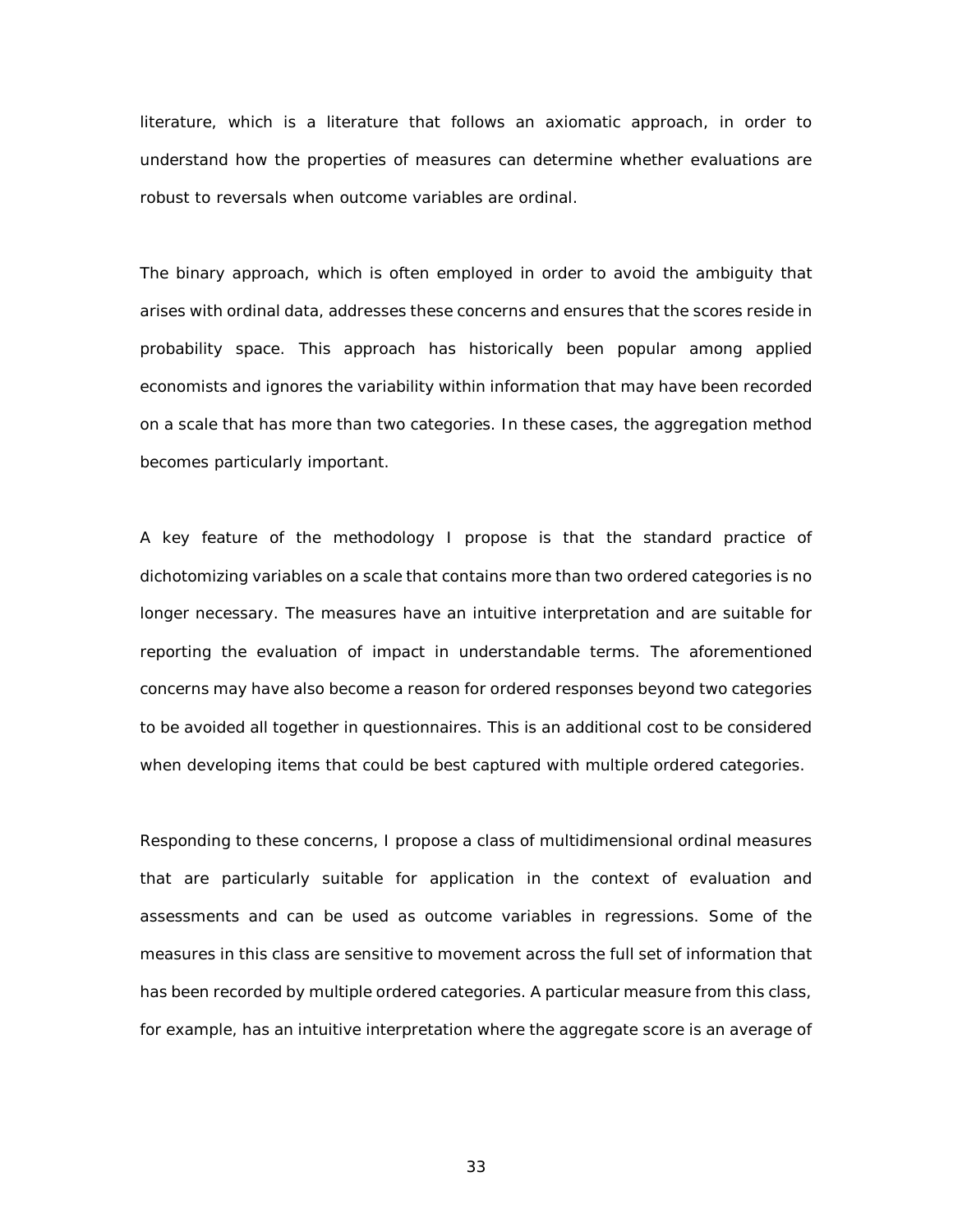literature, which is a literature that follows an axiomatic approach, in order to understand how the properties of measures can determine whether evaluations are robust to reversals when outcome variables are ordinal.

The binary approach, which is often employed in order to avoid the ambiguity that arises with ordinal data, addresses these concerns and ensures that the scores reside in probability space. This approach has historically been popular among applied economists and ignores the variability within information that may have been recorded on a scale that has more than two categories. In these cases, the aggregation method becomes particularly important.

A key feature of the methodology I propose is that the standard practice of dichotomizing variables on a scale that contains more than two ordered categories is no longer necessary. The measures have an intuitive interpretation and are suitable for reporting the evaluation of impact in understandable terms. The aforementioned concerns may have also become a reason for ordered responses beyond two categories to be avoided all together in questionnaires. This is an additional cost to be considered when developing items that could be best captured with multiple ordered categories.

Responding to these concerns, I propose a class of multidimensional ordinal measures that are particularly suitable for application in the context of evaluation and assessments and can be used as outcome variables in regressions. Some of the measures in this class are sensitive to movement across the full set of information that has been recorded by multiple ordered categories. A particular measure from this class, for example, has an intuitive interpretation where the aggregate score is an average of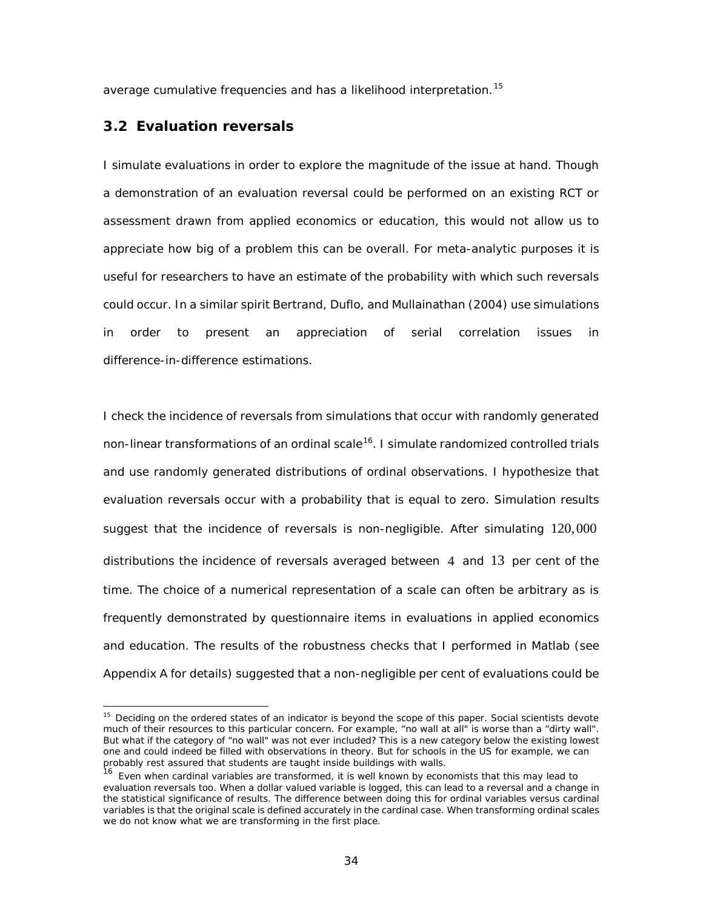average cumulative frequencies and has a likelihood interpretation.[15]

## 3.2 Evaluation reversals

I simulate evaluations in order to explore the magnitude of the issue at hand. Though a demonstration of an evaluation reversal could be performed on an existing RCT or assessment drawn from applied economics or education, this would not allow us to appreciate how big of a problem this can be overall. For meta-analytic purposes it is useful for researchers to have an estimate of the probability with which such reversals could occur. In a similar spirit Bertrand, Duflo, and Mullainathan (2004) use simulations in order to present an appreciation of serial correlation issues in difference-in-difference estimations.

I check the incidence of reversals from simulations that occur with randomly generated non-linear transformations of an ordinal scale[16]. I simulate randomized controlled trials and use randomly generated distributions of ordinal observations. I hypothesize that evaluation reversals occur with a probability that is equal to zero. Simulation results suggest that the incidence of reversals is non-negligible. After simulating $120,000$ distributions the incidence of reversals averaged between $4$ and $13$ per cent of the time. The choice of a numerical representation of a scale can often be arbitrary as is frequently demonstrated by questionnaire items in evaluations in applied economics and education. The results of the robustness checks that I performed in Matlab (see Appendix A for details) suggested that a non-negligible per cent of evaluations could be

---

[15] Deciding on the ordered states of an indicator is beyond the scope of this paper. Social scientists devote much of their resources to this particular concern. For example, "no wall at all" is worse than a "dirty wall". But what if the category of "no wall" was not ever included? This is a new category below the existing lowest one and could indeed be filled with observations in theory. But for schools in the US for example, we can probably rest assured that students are taught inside buildings with walls.

[16] Even when cardinal variables are transformed, it is well known by economists that this may lead to evaluation reversals too. When a dollar valued variable is logged, this can lead to a reversal and a change in the statistical significance of results. The difference between doing this for ordinal variables versus cardinal variables is that the original scale is defined accurately in the cardinal case. When transforming ordinal scales we do not know what we are transforming in the first place.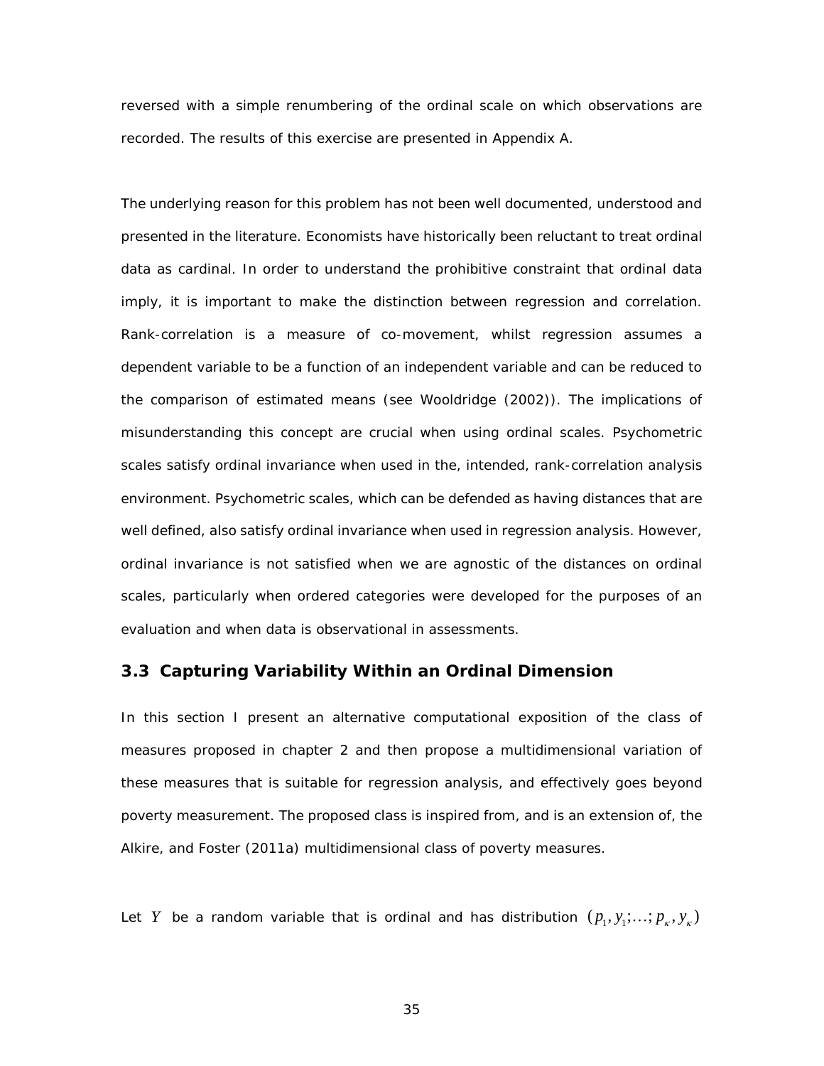reversed with a simple renumbering of the ordinal scale on which observations are recorded. The results of this exercise are presented in Appendix A.

The underlying reason for this problem has not been well documented, understood and presented in the literature. Economists have historically been reluctant to treat ordinal data as cardinal. In order to understand the prohibitive constraint that ordinal data imply, it is important to make the distinction between regression and correlation. Rank-correlation is a measure of co-movement, whilst regression assumes a dependent variable to be a function of an independent variable and can be reduced to the comparison of estimated means (see Wooldridge (2002)). The implications of misunderstanding this concept are crucial when using ordinal scales. Psychometric scales satisfy ordinal invariance when used in the, intended, rank-correlation analysis environment. Psychometric scales, which can be defended as having distances that are well defined, also satisfy ordinal invariance when used in regression analysis. However, ordinal invariance is not satisfied when we are agnostic of the distances on ordinal scales, particularly when ordered categories were developed for the purposes of an evaluation and when data is observational in assessments.

### 3.3 Capturing Variability Within an Ordinal Dimension

In this section I present an alternative computational exposition of the class of measures proposed in chapter 2 and then propose a multidimensional variation of these measures that is suitable for regression analysis, and effectively goes beyond poverty measurement. The proposed class is inspired from, and is an extension of, the Alkire, and Foster (2011a) multidimensional class of poverty measures.

Let $Y$ be a random variable that is ordinal and has distribution $(p_1, y_1; \ldots; p_\kappa, y_\kappa)$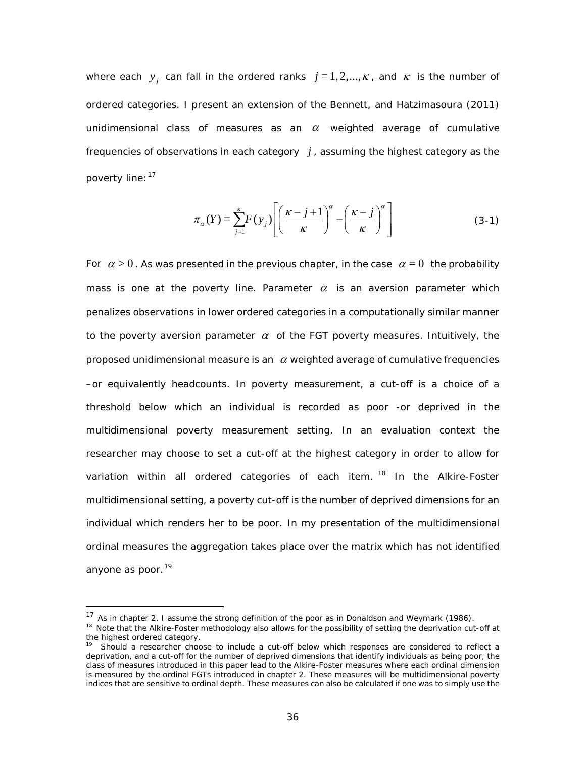where each $y_j$ can fall in the ordered ranks $j = 1, 2, ..., \kappa$, and $\kappa$ is the number of ordered categories. I present an extension of the Bennett, and Hatzimasoura (2011) unidimensional class of measures as an $\alpha$ weighted average of cumulative frequencies of observations in each category $j$, assuming the highest category as the poverty line:[17]

$$\pi_{\alpha}(Y) = \sum_{j=1}^{\kappa} F(y_j) \left[ \left( \frac{\kappa - j + 1}{\kappa} \right)^{\alpha} - \left( \frac{\kappa - j}{\kappa} \right)^{\alpha} \right] \tag{3-1}$$

For $\alpha > 0$. As was presented in the previous chapter, in the case $\alpha = 0$ the probability mass is one at the poverty line. Parameter $\alpha$ is an aversion parameter which penalizes observations in lower ordered categories in a computationally similar manner to the poverty aversion parameter $\alpha$ of the FGT poverty measures. Intuitively, the proposed unidimensional measure is an $\alpha$ weighted average of cumulative frequencies –or equivalently headcounts. In poverty measurement, a cut-off is a choice of a threshold below which an individual is recorded as poor -or deprived in the multidimensional poverty measurement setting. In an evaluation context the researcher may choose to set a cut-off at the highest category in order to allow for variation within all ordered categories of each item.[18] In the Alkire-Foster multidimensional setting, a poverty cut-off is the number of deprived dimensions for an individual which renders her to be poor. In my presentation of the multidimensional ordinal measures the aggregation takes place over the matrix which has not identified anyone as poor.[19]

---

[17] As in chapter 2, I assume the strong definition of the poor as in Donaldson and Weymark (1986).

[18] Note that the Alkire-Foster methodology also allows for the possibility of setting the deprivation cut-off at the highest ordered category.

[19] Should a researcher choose to include a cut-off below which responses are considered to reflect a deprivation, and a cut-off for the number of deprived dimensions that identify individuals as being poor, the class of measures introduced in this paper lead to the Alkire-Foster measures where each ordinal dimension is measured by the ordinal FGTs introduced in chapter 2. These measures will be multidimensional poverty indices that are sensitive to ordinal depth. These measures can also be calculated if one was to simply use the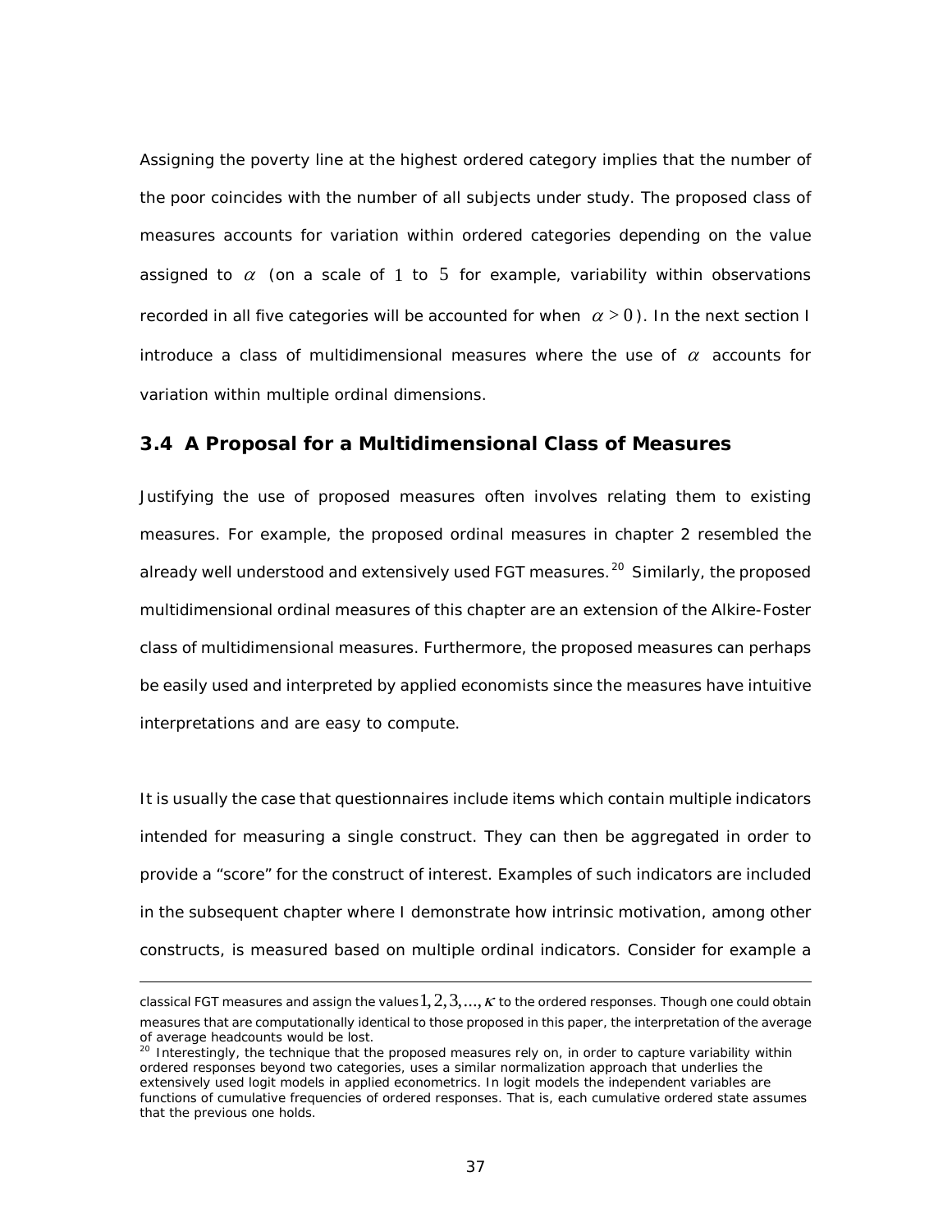Assigning the poverty line at the highest ordered category implies that the number of the poor coincides with the number of all subjects under study. The proposed class of measures accounts for variation within ordered categories depending on the value assigned to $\alpha$ (on a scale of $1$ to $5$ for example, variability within observations recorded in all five categories will be accounted for when $\alpha > 0$). In the next section I introduce a class of multidimensional measures where the use of $\alpha$ accounts for variation within multiple ordinal dimensions.

## 3.4 A Proposal for a Multidimensional Class of Measures

Justifying the use of proposed measures often involves relating them to existing measures. For example, the proposed ordinal measures in chapter 2 resembled the already well understood and extensively used FGT measures.[20] Similarly, the proposed multidimensional ordinal measures of this chapter are an extension of the Alkire-Foster class of multidimensional measures. Furthermore, the proposed measures can perhaps be easily used and interpreted by applied economists since the measures have intuitive interpretations and are easy to compute.

It is usually the case that questionnaires include items which contain multiple indicators intended for measuring a single construct. They can then be aggregated in order to provide a "score" for the construct of interest. Examples of such indicators are included in the subsequent chapter where I demonstrate how intrinsic motivation, among other constructs, is measured based on multiple ordinal indicators. Consider for example a

---

classical FGT measures and assign the values $1, 2, 3, ..., \kappa$ to the ordered responses. Though one could obtain measures that are computationally identical to those proposed in this paper, the interpretation of the average of average headcounts would be lost.

[20] Interestingly, the technique that the proposed measures rely on, in order to capture variability within ordered responses beyond two categories, uses a similar normalization approach that underlies the extensively used logit models in applied econometrics. In logit models the independent variables are functions of cumulative frequencies of ordered responses. That is, each cumulative ordered state assumes that the previous one holds.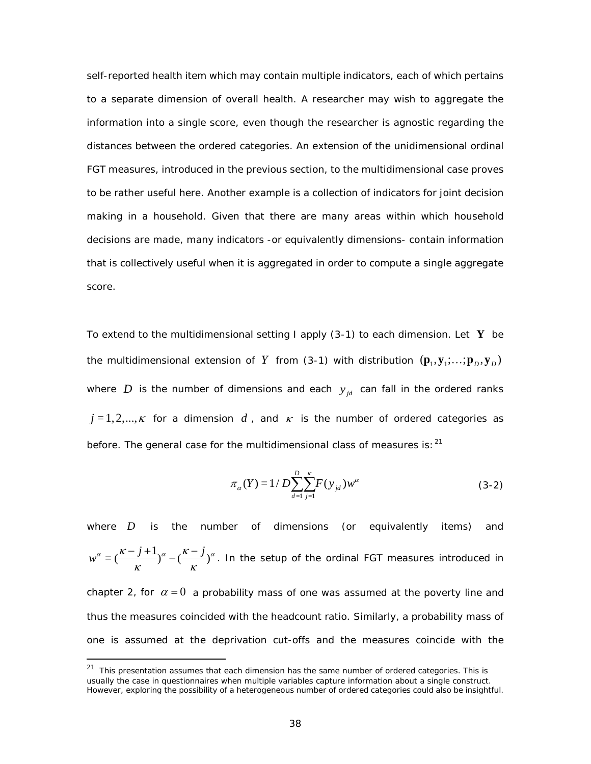self-reported health item which may contain multiple indicators, each of which pertains to a separate dimension of overall health. A researcher may wish to aggregate the information into a single score, even though the researcher is agnostic regarding the distances between the ordered categories. An extension of the unidimensional ordinal FGT measures, introduced in the previous section, to the multidimensional case proves to be rather useful here. Another example is a collection of indicators for joint decision making in a household. Given that there are many areas within which household decisions are made, many indicators -or equivalently dimensions- contain information that is collectively useful when it is aggregated in order to compute a single aggregate score.

To extend to the multidimensional setting I apply (3-1) to each dimension. Let $\mathbf{Y}$ be the multidimensional extension of $Y$ from (3-1) with distribution $(\mathbf{p}_1, \mathbf{y}_1; \ldots; \mathbf{p}_D, \mathbf{y}_D)$ where $D$ is the number of dimensions and each $y_{jd}$ can fall in the ordered ranks $j = 1, 2, \ldots, \kappa$ for a dimension $d$, and $\kappa$ is the number of ordered categories as before. The general case for the multidimensional class of measures is:[21]

$$\pi_\alpha(Y) = 1/D \sum_{d=1}^{D} \sum_{j=1}^{\kappa} F(y_{jd}) w^\alpha \tag{3-2}$$

where $D$ is the number of dimensions (or equivalently items) and $w^\alpha = (\frac{\kappa - j + 1}{\kappa})^\alpha - (\frac{\kappa - j}{\kappa})^\alpha$. In the setup of the ordinal FGT measures introduced in chapter 2, for $\alpha = 0$ a probability mass of one was assumed at the poverty line and thus the measures coincided with the headcount ratio. Similarly, a probability mass of one is assumed at the deprivation cut-offs and the measures coincide with the

[21] This presentation assumes that each dimension has the same number of ordered categories. This is usually the case in questionnaires when multiple variables capture information about a single construct. However, exploring the possibility of a heterogeneous number of ordered categories could also be insightful.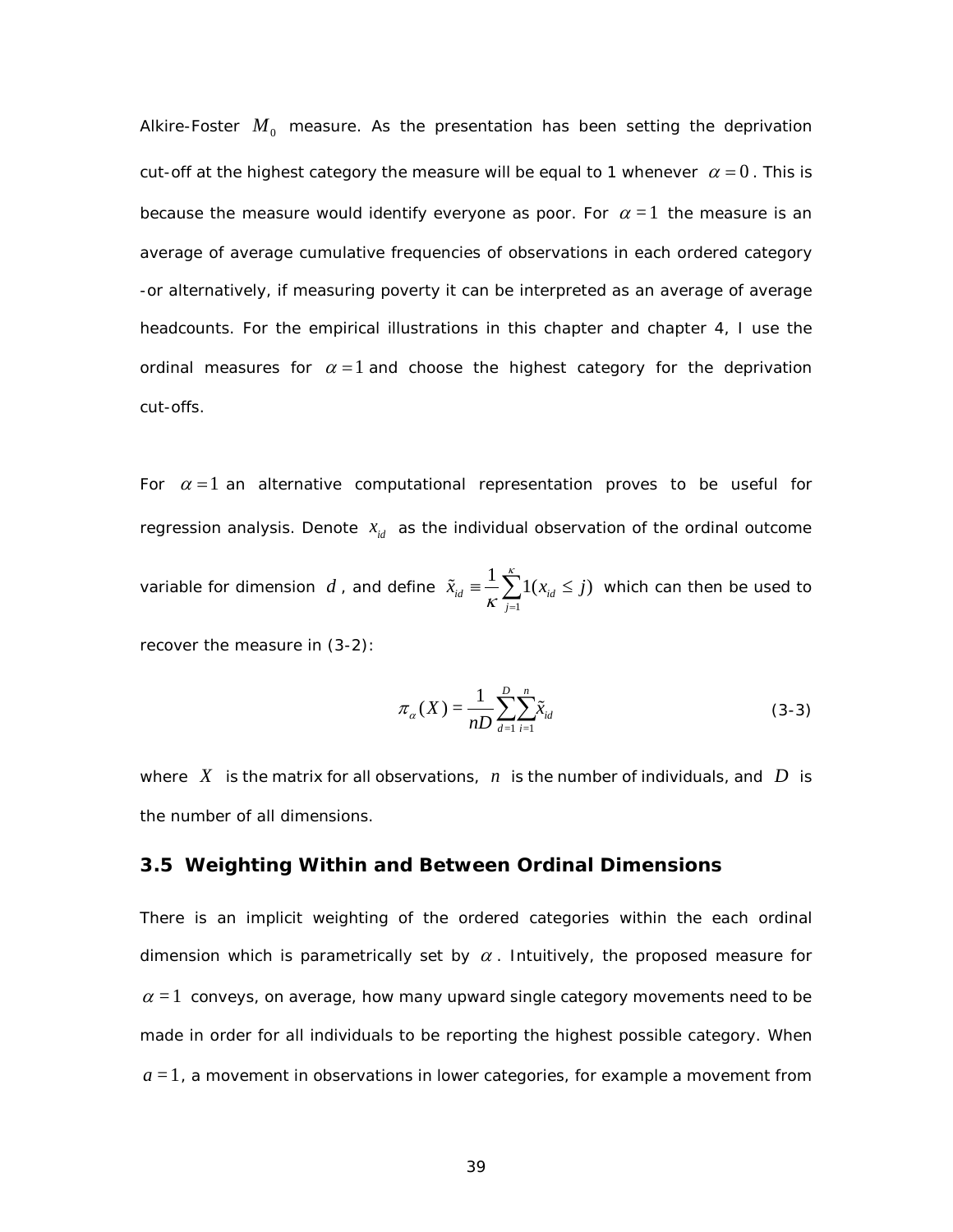Alkire-Foster $M_0$ measure. As the presentation has been setting the deprivation cut-off at the highest category the measure will be equal to 1 whenever $\alpha = 0$. This is because the measure would identify everyone as poor. For $\alpha = 1$ the measure is an average of average cumulative frequencies of observations in each ordered category -or alternatively, if measuring poverty it can be interpreted as an average of average headcounts. For the empirical illustrations in this chapter and chapter 4, I use the ordinal measures for $\alpha = 1$ and choose the highest category for the deprivation cut-offs.

For $\alpha = 1$ an alternative computational representation proves to be useful for regression analysis. Denote $x_{id}$ as the individual observation of the ordinal outcome variable for dimension $d$, and define $\tilde{x}_{id} \equiv \frac{1}{\kappa}\sum_{j=1}^{\kappa} 1(x_{id} \leq j)$ which can then be used to recover the measure in (3-2):

$$\pi_{\alpha}(X) = \frac{1}{nD}\sum_{d=1}^{D}\sum_{i=1}^{n}\tilde{x}_{id} \tag{3-3}$$

where $X$ is the matrix for all observations, $n$ is the number of individuals, and $D$ is the number of all dimensions.

## 3.5 Weighting Within and Between Ordinal Dimensions

There is an implicit weighting of the ordered categories within the each ordinal dimension which is parametrically set by $\alpha$. Intuitively, the proposed measure for $\alpha = 1$ conveys, on average, how many upward single category movements need to be made in order for all individuals to be reporting the highest possible category. When $a = 1$, a movement in observations in lower categories, for example a movement from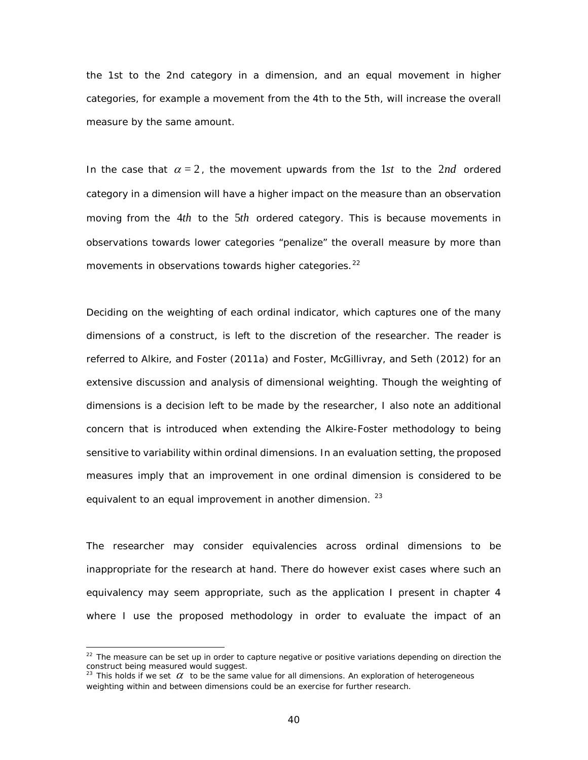the 1st to the 2nd category in a dimension, and an equal movement in higher categories, for example a movement from the 4th to the 5th, will increase the overall measure by the same amount.

In the case that $\alpha = 2$, the movement upwards from the $1st$ to the $2nd$ ordered category in a dimension will have a higher impact on the measure than an observation moving from the $4th$ to the $5th$ ordered category. This is because movements in observations towards lower categories "penalize" the overall measure by more than movements in observations towards higher categories.[22]

Deciding on the weighting of each ordinal indicator, which captures one of the many dimensions of a construct, is left to the discretion of the researcher. The reader is referred to Alkire, and Foster (2011a) and Foster, McGillivray, and Seth (2012) for an extensive discussion and analysis of dimensional weighting. Though the weighting of dimensions is a decision left to be made by the researcher, I also note an additional concern that is introduced when extending the Alkire-Foster methodology to being sensitive to variability within ordinal dimensions. In an evaluation setting, the proposed measures imply that an improvement in one ordinal dimension is considered to be equivalent to an equal improvement in another dimension.[23]

The researcher may consider equivalencies across ordinal dimensions to be inappropriate for the research at hand. There do however exist cases where such an equivalency may seem appropriate, such as the application I present in chapter 4 where I use the proposed methodology in order to evaluate the impact of an

---

[22] The measure can be set up in order to capture negative or positive variations depending on direction the construct being measured would suggest.

[23] This holds if we set $\alpha$ to be the same value for all dimensions. An exploration of heterogeneous weighting within and between dimensions could be an exercise for further research.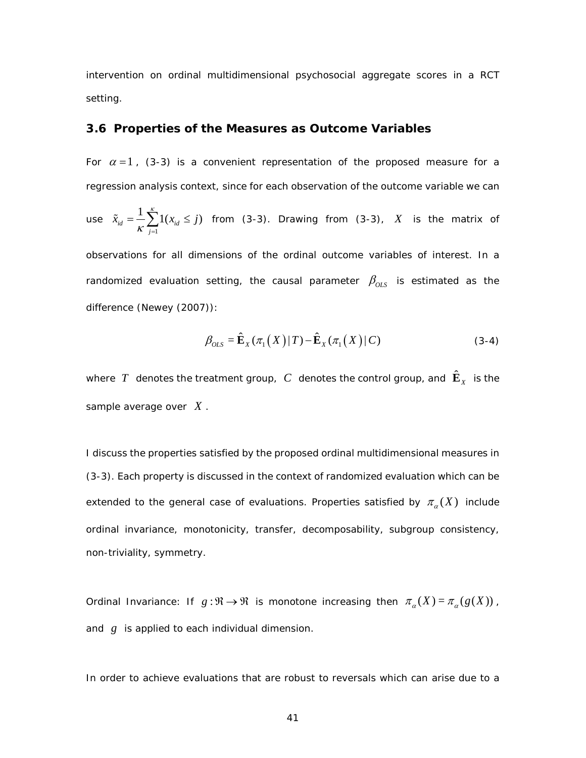intervention on ordinal multidimensional psychosocial aggregate scores in a RCT setting.

## 3.6 Properties of the Measures as Outcome Variables

For $\alpha = 1$, (3-3) is a convenient representation of the proposed measure for a regression analysis context, since for each observation of the outcome variable we can use $\tilde{x}_{id} = \frac{1}{\kappa}\sum_{j=1}^{\kappa} 1(x_{id} \leq j)$ from (3-3). Drawing from (3-3), $X$ is the matrix of observations for all dimensions of the ordinal outcome variables of interest. In a randomized evaluation setting, the causal parameter $\beta_{OLS}$ is estimated as the difference (Newey (2007)):

$$\beta_{OLS} = \hat{\mathbf{E}}_X(\pi_1(X) \mid T) - \hat{\mathbf{E}}_X(\pi_1(X) \mid C) \tag{3-4}$$

where $T$ denotes the treatment group, $C$ denotes the control group, and $\hat{\mathbf{E}}_X$ is the sample average over $X$.

I discuss the properties satisfied by the proposed ordinal multidimensional measures in (3-3). Each property is discussed in the context of randomized evaluation which can be extended to the general case of evaluations. Properties satisfied by $\pi_\alpha(X)$ include ordinal invariance, monotonicity, transfer, decomposability, subgroup consistency, non-triviality, symmetry.

Ordinal Invariance: If $g : \Re \to \Re$ is monotone increasing then $\pi_\alpha(X) = \pi_\alpha(g(X))$, and $g$ is applied to each individual dimension.

In order to achieve evaluations that are robust to reversals which can arise due to a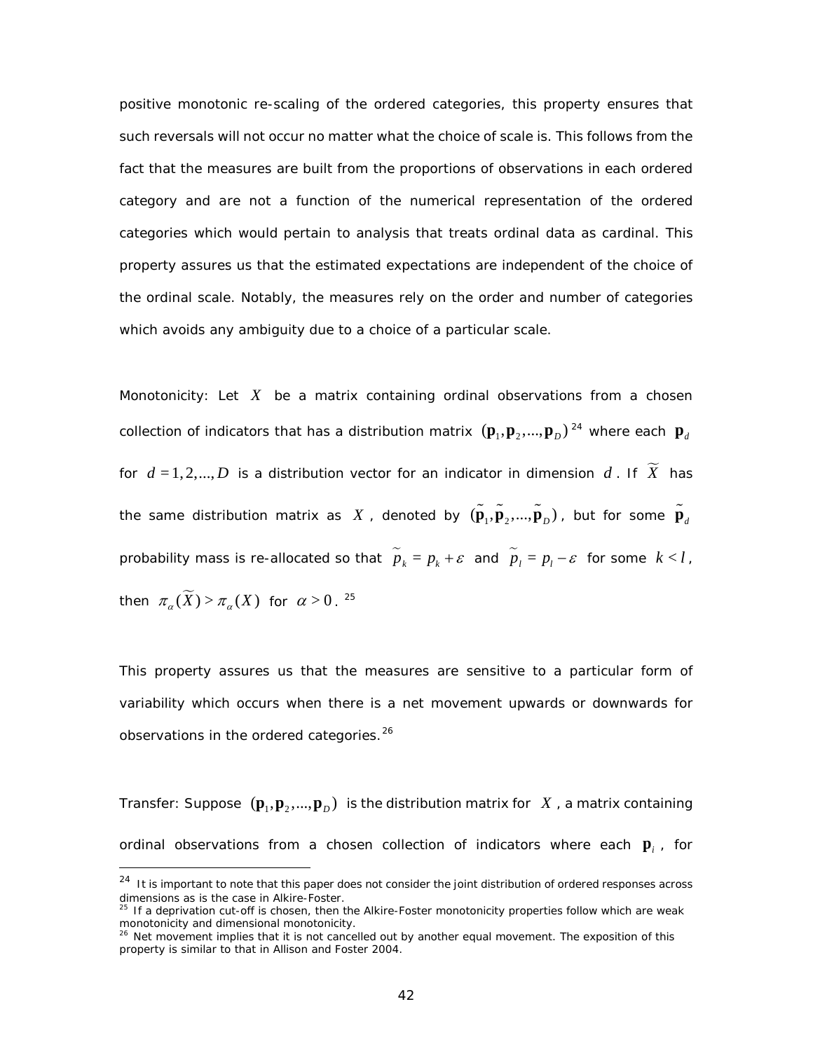positive monotonic re-scaling of the ordered categories, this property ensures that such reversals will not occur no matter what the choice of scale is. This follows from the fact that the measures are built from the proportions of observations in each ordered category and are not a function of the numerical representation of the ordered categories which would pertain to analysis that treats ordinal data as cardinal. This property assures us that the estimated expectations are independent of the choice of the ordinal scale. Notably, the measures rely on the order and number of categories which avoids any ambiguity due to a choice of a particular scale.

Monotonicity: Let $X$ be a matrix containing ordinal observations from a chosen collection of indicators that has a distribution matrix $(\mathbf{p}_1, \mathbf{p}_2, ..., \mathbf{p}_D)$ [24] where each $\mathbf{p}_d$ for $d = 1, 2, ..., D$ is a distribution vector for an indicator in dimension $d$. If $\widetilde{X}$ has the same distribution matrix as $X$, denoted by $(\tilde{\mathbf{p}}_1, \tilde{\mathbf{p}}_2, ..., \tilde{\mathbf{p}}_D)$, but for some $\tilde{\mathbf{p}}_d$ probability mass is re-allocated so that $\widetilde{p}_k = p_k + \varepsilon$ and $\widetilde{p}_l = p_l - \varepsilon$ for some $k < l$, then $\pi_\alpha(\widetilde{X}) > \pi_\alpha(X)$ for $\alpha > 0$. [25]

This property assures us that the measures are sensitive to a particular form of variability which occurs when there is a net movement upwards or downwards for observations in the ordered categories.[26]

Transfer: Suppose $(\mathbf{p}_1, \mathbf{p}_2, ..., \mathbf{p}_D)$ is the distribution matrix for $X$, a matrix containing ordinal observations from a chosen collection of indicators where each $\mathbf{p}_i$, for

---

[24] It is important to note that this paper does not consider the joint distribution of ordered responses across dimensions as is the case in Alkire-Foster.

[25] If a deprivation cut-off is chosen, then the Alkire-Foster monotonicity properties follow which are weak monotonicity and dimensional monotonicity.

[26] Net movement implies that it is not cancelled out by another equal movement. The exposition of this property is similar to that in Allison and Foster 2004.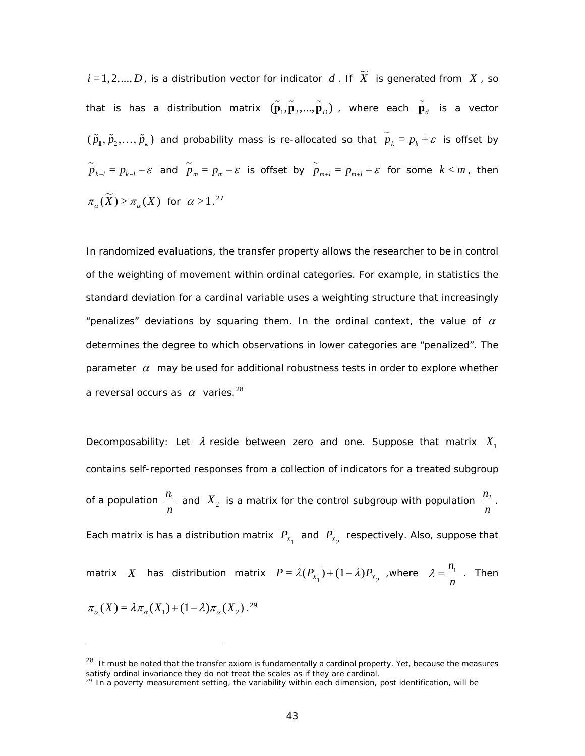$i = 1, 2, ..., D$, is a distribution vector for indicator $d$. If $\widetilde{X}$ is generated from $X$, so that is has a distribution matrix $(\tilde{\mathbf{p}}_1, \tilde{\mathbf{p}}_2, ..., \tilde{\mathbf{p}}_D)$, where each $\tilde{\mathbf{p}}_d$ is a vector $(\tilde{p}_1, \tilde{p}_2, \ldots, \tilde{p}_\kappa)$ and probability mass is re-allocated so that $\widetilde{p}_k = p_k + \varepsilon$ is offset by $\widetilde{p}_{k-l} = p_{k-l} - \varepsilon$ and $\widetilde{p}_m = p_m - \varepsilon$ is offset by $\widetilde{p}_{m+l} = p_{m+l} + \varepsilon$ for some $k < m$, then $\pi_\alpha(\widetilde{X}) > \pi_\alpha(X)$ for $\alpha > 1$.[27]

In randomized evaluations, the transfer property allows the researcher to be in control of the weighting of movement within ordinal categories. For example, in statistics the standard deviation for a cardinal variable uses a weighting structure that increasingly "penalizes" deviations by squaring them. In the ordinal context, the value of $\alpha$ determines the degree to which observations in lower categories are "penalized". The parameter $\alpha$ may be used for additional robustness tests in order to explore whether a reversal occurs as $\alpha$ varies.[28]

Decomposability: Let $\lambda$ reside between zero and one. Suppose that matrix $X_1$ contains self-reported responses from a collection of indicators for a treated subgroup of a population $\frac{n_1}{n}$ and $X_2$ is a matrix for the control subgroup with population $\frac{n_2}{n}$. Each matrix is has a distribution matrix $P_{X_1}$ and $P_{X_2}$ respectively. Also, suppose that matrix $X$ has distribution matrix $P = \lambda(P_{X_1}) + (1-\lambda)P_{X_2}$ ,where $\lambda = \frac{n_1}{n}$. Then $\pi_\alpha(X) = \lambda\pi_\alpha(X_1) + (1-\lambda)\pi_\alpha(X_2)$.[29]

---

[28] It must be noted that the transfer axiom is fundamentally a cardinal property. Yet, because the measures satisfy ordinal invariance they do not treat the scales as if they are cardinal.

[29] In a poverty measurement setting, the variability within each dimension, post identification, will be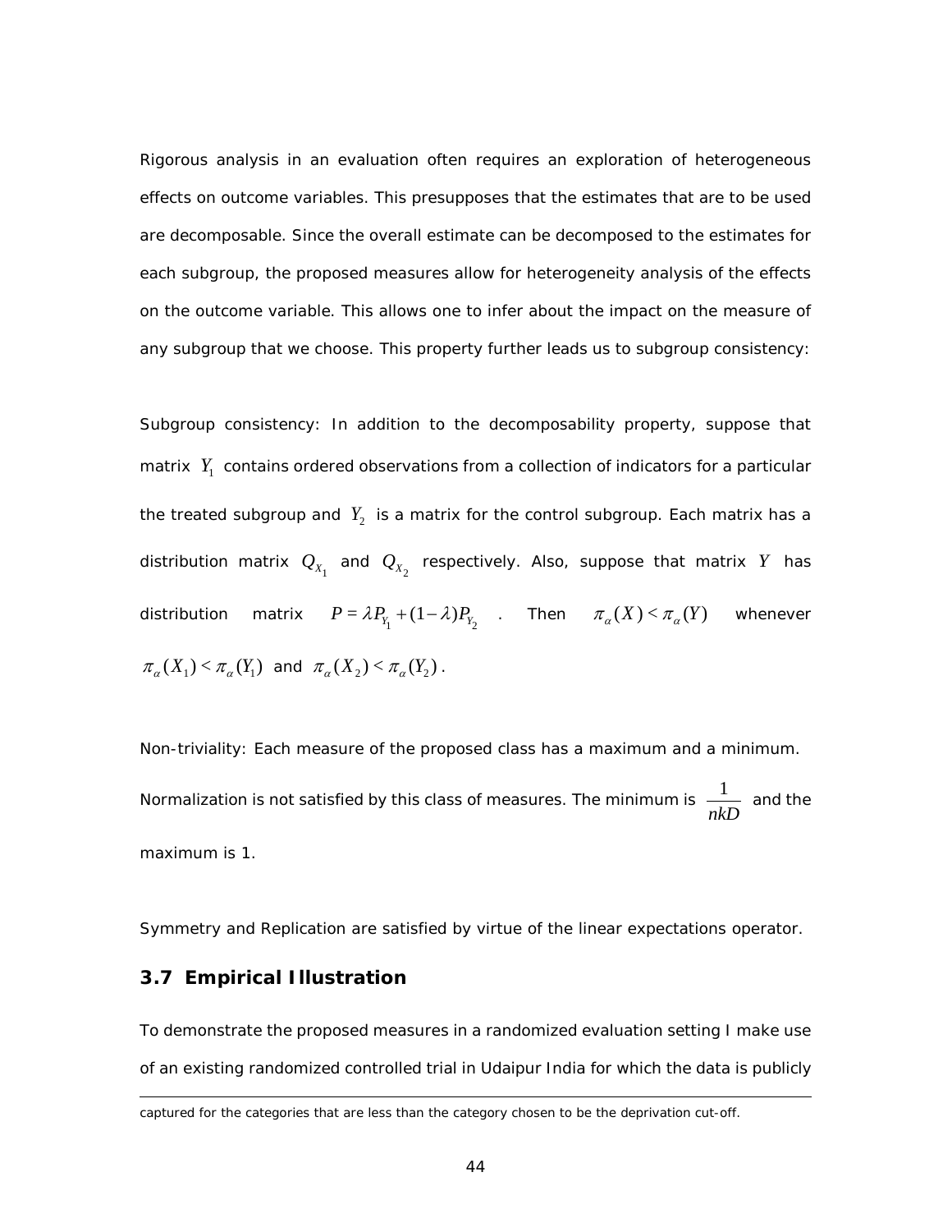Rigorous analysis in an evaluation often requires an exploration of heterogeneous effects on outcome variables. This presupposes that the estimates that are to be used are decomposable. Since the overall estimate can be decomposed to the estimates for each subgroup, the proposed measures allow for heterogeneity analysis of the effects on the outcome variable. This allows one to infer about the impact on the measure of any subgroup that we choose. This property further leads us to subgroup consistency:

Subgroup consistency: In addition to the decomposability property, suppose that matrix $Y_1$ contains ordered observations from a collection of indicators for a particular the treated subgroup and $Y_2$ is a matrix for the control subgroup. Each matrix has a distribution matrix $Q_{X_1}$ and $Q_{X_2}$ respectively. Also, suppose that matrix $Y$ has distribution matrix $P = \lambda P_{Y_1} + (1-\lambda) P_{Y_2}$ . Then $\pi_\alpha(X) < \pi_\alpha(Y)$ whenever $\pi_\alpha(X_1) < \pi_\alpha(Y_1)$ and $\pi_\alpha(X_2) < \pi_\alpha(Y_2)$.

Non-triviality: Each measure of the proposed class has a maximum and a minimum. Normalization is not satisfied by this class of measures. The minimum is $\frac{1}{nkD}$ and the maximum is 1.

Symmetry and Replication are satisfied by virtue of the linear expectations operator.

### 3.7 Empirical Illustration

To demonstrate the proposed measures in a randomized evaluation setting I make use of an existing randomized controlled trial in Udaipur India for which the data is publicly

captured for the categories that are less than the category chosen to be the deprivation cut-off.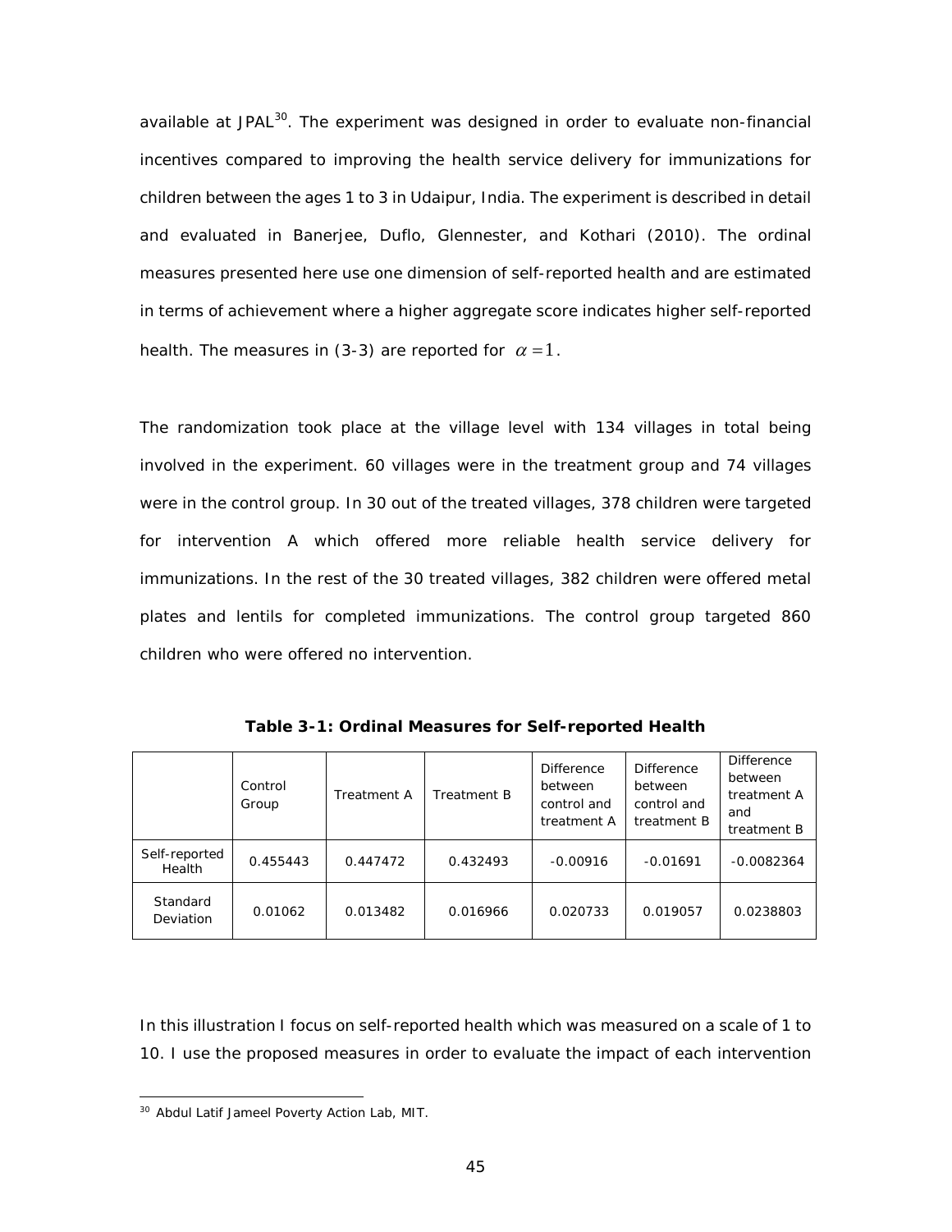available at JPAL[30]. The experiment was designed in order to evaluate non-financial incentives compared to improving the health service delivery for immunizations for children between the ages 1 to 3 in Udaipur, India. The experiment is described in detail and evaluated in Banerjee, Duflo, Glennester, and Kothari (2010). The ordinal measures presented here use one dimension of self-reported health and are estimated in terms of achievement where a higher aggregate score indicates higher self-reported health. The measures in (3-3) are reported for $\alpha = 1$.

The randomization took place at the village level with 134 villages in total being involved in the experiment. 60 villages were in the treatment group and 74 villages were in the control group. In 30 out of the treated villages, 378 children were targeted for intervention A which offered more reliable health service delivery for immunizations. In the rest of the 30 treated villages, 382 children were offered metal plates and lentils for completed immunizations. The control group targeted 860 children who were offered no intervention.

**Table 3-1: Ordinal Measures for Self-reported Health**

| | Control Group | Treatment A | Treatment B | Difference between control and treatment A | Difference between control and treatment B | Difference between treatment A and treatment B |
|---|---|---|---|---|---|---|
| Self-reported Health | 0.455443 | 0.447472 | 0.432493 | -0.00916 | -0.01691 | -0.0082364 |
| Standard Deviation | 0.01062 | 0.013482 | 0.016966 | 0.020733 | 0.019057 | 0.0238803 |

In this illustration I focus on self-reported health which was measured on a scale of 1 to 10. I use the proposed measures in order to evaluate the impact of each intervention

[30] Abdul Latif Jameel Poverty Action Lab, MIT.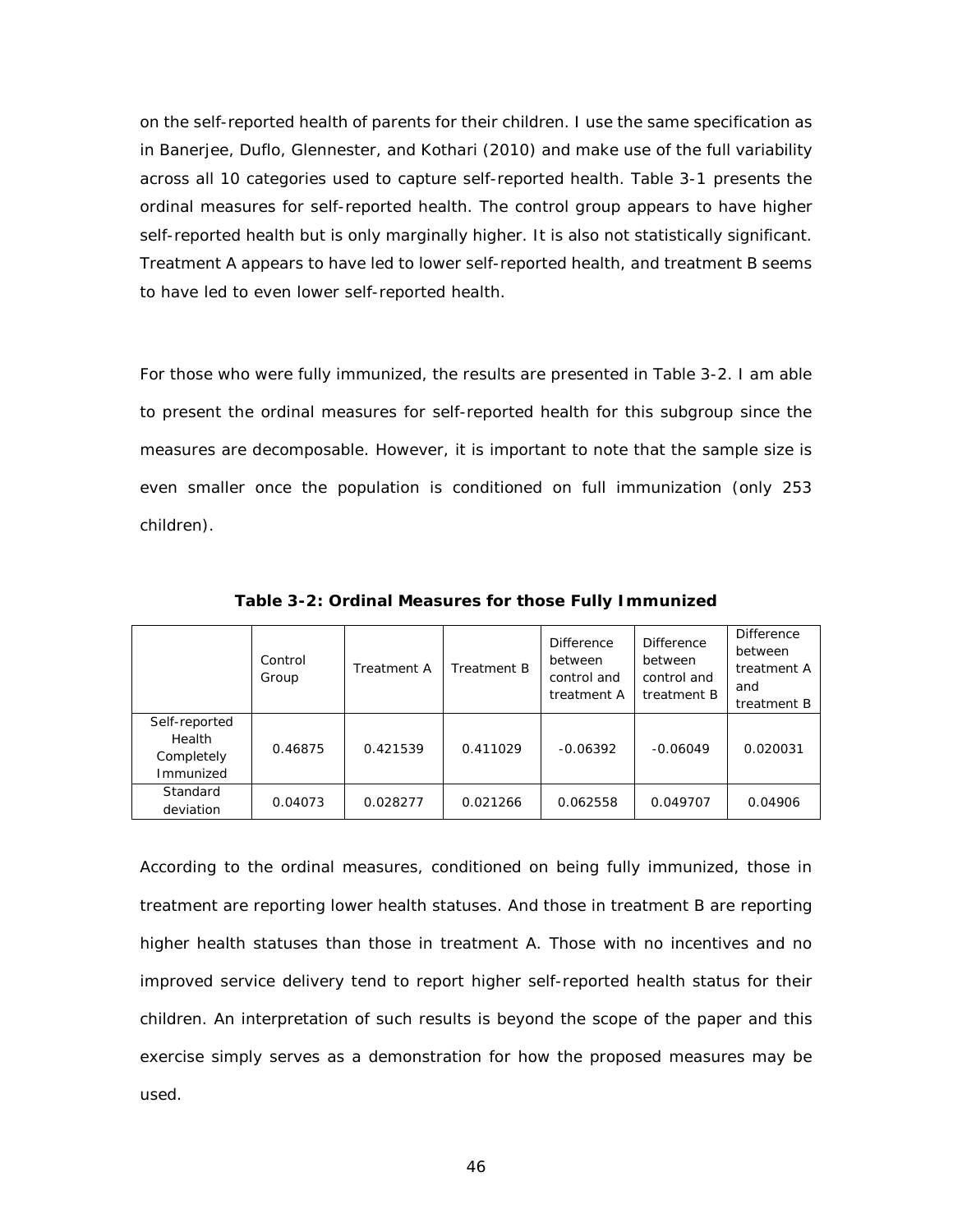on the self-reported health of parents for their children. I use the same specification as in Banerjee, Duflo, Glennester, and Kothari (2010) and make use of the full variability across all 10 categories used to capture self-reported health. Table 3-1 presents the ordinal measures for self-reported health. The control group appears to have higher self-reported health but is only marginally higher. It is also not statistically significant. Treatment A appears to have led to lower self-reported health, and treatment B seems to have led to even lower self-reported health.

For those who were fully immunized, the results are presented in Table 3-2. I am able to present the ordinal measures for self-reported health for this subgroup since the measures are decomposable. However, it is important to note that the sample size is even smaller once the population is conditioned on full immunization (only 253 children).

**Table 3-2: Ordinal Measures for those Fully Immunized**

| | Control Group | Treatment A | Treatment B | Difference between control and treatment A | Difference between control and treatment B | Difference between treatment A and treatment B |
|---|---|---|---|---|---|---|
| Self-reported Health Completely Immunized | 0.46875 | 0.421539 | 0.411029 | -0.06392 | -0.06049 | 0.020031 |
| Standard deviation | 0.04073 | 0.028277 | 0.021266 | 0.062558 | 0.049707 | 0.04906 |

According to the ordinal measures, conditioned on being fully immunized, those in treatment are reporting lower health statuses. And those in treatment B are reporting higher health statuses than those in treatment A. Those with no incentives and no improved service delivery tend to report higher self-reported health status for their children. An interpretation of such results is beyond the scope of the paper and this exercise simply serves as a demonstration for how the proposed measures may be used.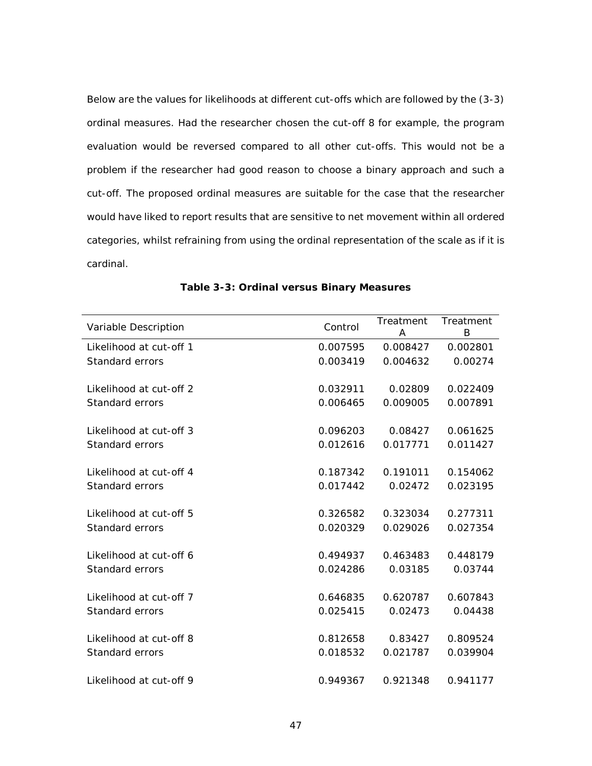Below are the values for likelihoods at different cut-offs which are followed by the (3-3) ordinal measures. Had the researcher chosen the cut-off 8 for example, the program evaluation would be reversed compared to all other cut-offs. This would not be a problem if the researcher had good reason to choose a binary approach and such a cut-off. The proposed ordinal measures are suitable for the case that the researcher would have liked to report results that are sensitive to net movement within all ordered categories, whilst refraining from using the ordinal representation of the scale as if it is cardinal.

**Table 3-3: Ordinal versus Binary Measures**

| Variable Description | Control | Treatment A | Treatment B |
|---|---|---|---|
| Likelihood at cut-off 1 | 0.007595 | 0.008427 | 0.002801 |
| Standard errors | 0.003419 | 0.004632 | 0.00274 |
| Likelihood at cut-off 2 | 0.032911 | 0.02809 | 0.022409 |
| Standard errors | 0.006465 | 0.009005 | 0.007891 |
| Likelihood at cut-off 3 | 0.096203 | 0.08427 | 0.061625 |
| Standard errors | 0.012616 | 0.017771 | 0.011427 |
| Likelihood at cut-off 4 | 0.187342 | 0.191011 | 0.154062 |
| Standard errors | 0.017442 | 0.02472 | 0.023195 |
| Likelihood at cut-off 5 | 0.326582 | 0.323034 | 0.277311 |
| Standard errors | 0.020329 | 0.029026 | 0.027354 |
| Likelihood at cut-off 6 | 0.494937 | 0.463483 | 0.448179 |
| Standard errors | 0.024286 | 0.03185 | 0.03744 |
| Likelihood at cut-off 7 | 0.646835 | 0.620787 | 0.607843 |
| Standard errors | 0.025415 | 0.02473 | 0.04438 |
| Likelihood at cut-off 8 | 0.812658 | 0.83427 | 0.809524 |
| Standard errors | 0.018532 | 0.021787 | 0.039904 |
| Likelihood at cut-off 9 | 0.949367 | 0.921348 | 0.941177 |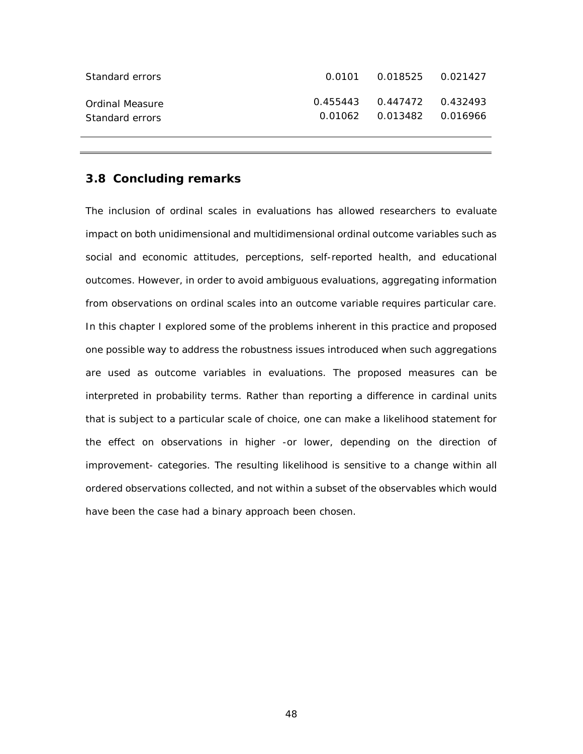| | | | |
|---|---|---|---|
| Standard errors | 0.0101 | 0.018525 | 0.021427 |
| Ordinal Measure | 0.455443 | 0.447472 | 0.432493 |
| Standard errors | 0.01062 | 0.013482 | 0.016966 |

## 3.8 Concluding remarks

The inclusion of ordinal scales in evaluations has allowed researchers to evaluate impact on both unidimensional and multidimensional ordinal outcome variables such as social and economic attitudes, perceptions, self-reported health, and educational outcomes. However, in order to avoid ambiguous evaluations, aggregating information from observations on ordinal scales into an outcome variable requires particular care. In this chapter I explored some of the problems inherent in this practice and proposed one possible way to address the robustness issues introduced when such aggregations are used as outcome variables in evaluations. The proposed measures can be interpreted in probability terms. Rather than reporting a difference in cardinal units that is subject to a particular scale of choice, one can make a likelihood statement for the effect on observations in higher -or lower, depending on the direction of improvement- categories. The resulting likelihood is sensitive to a change within all ordered observations collected, and not within a subset of the observables which would have been the case had a binary approach been chosen.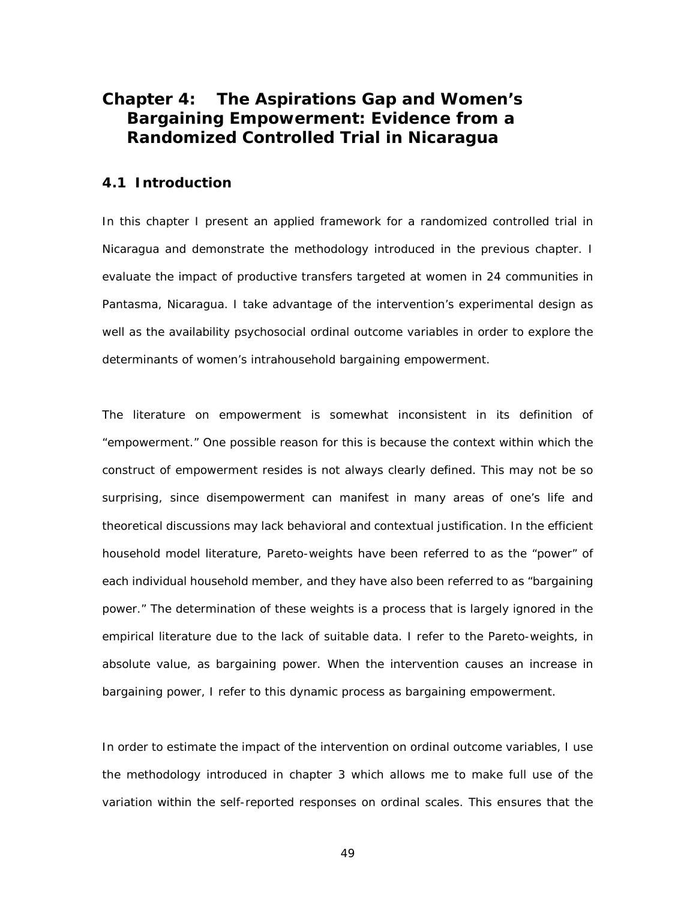# Chapter 4: The Aspirations Gap and Women's Bargaining Empowerment: Evidence from a Randomized Controlled Trial in Nicaragua

## 4.1 Introduction

In this chapter I present an applied framework for a randomized controlled trial in Nicaragua and demonstrate the methodology introduced in the previous chapter. I evaluate the impact of productive transfers targeted at women in 24 communities in Pantasma, Nicaragua. I take advantage of the intervention's experimental design as well as the availability psychosocial ordinal outcome variables in order to explore the determinants of women's intrahousehold bargaining empowerment.

The literature on empowerment is somewhat inconsistent in its definition of "empowerment." One possible reason for this is because the context within which the construct of empowerment resides is not always clearly defined. This may not be so surprising, since disempowerment can manifest in many areas of one's life and theoretical discussions may lack behavioral and contextual justification. In the efficient household model literature, Pareto-weights have been referred to as the "power" of each individual household member, and they have also been referred to as "bargaining power." The determination of these weights is a process that is largely ignored in the empirical literature due to the lack of suitable data. I refer to the Pareto-weights, in absolute value, as bargaining power. When the intervention causes an increase in bargaining power, I refer to this dynamic process as bargaining empowerment.

In order to estimate the impact of the intervention on ordinal outcome variables, I use the methodology introduced in chapter 3 which allows me to make full use of the variation within the self-reported responses on ordinal scales. This ensures that the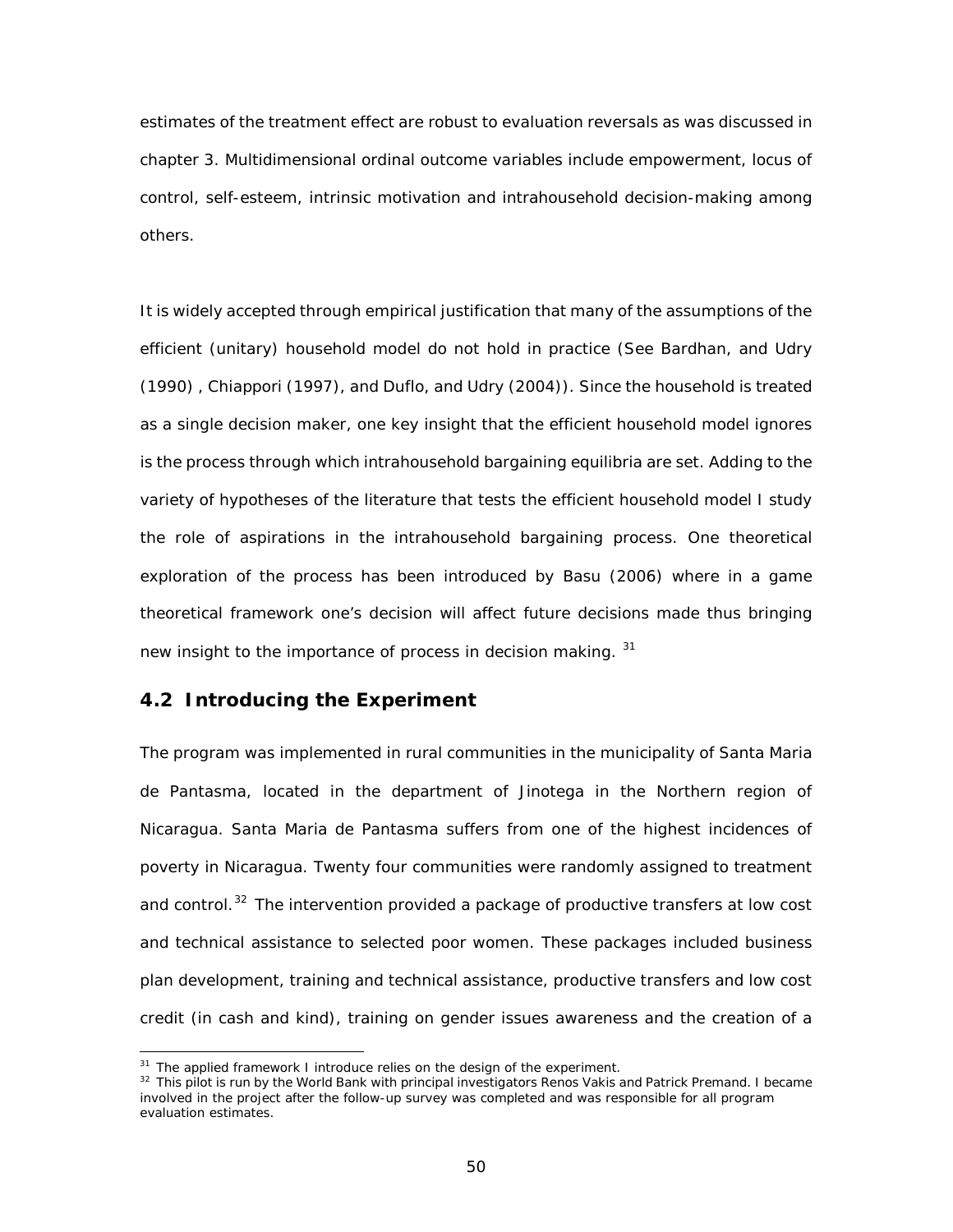estimates of the treatment effect are robust to evaluation reversals as was discussed in chapter 3. Multidimensional ordinal outcome variables include empowerment, locus of control, self-esteem, intrinsic motivation and intrahousehold decision-making among others.

It is widely accepted through empirical justification that many of the assumptions of the efficient (unitary) household model do not hold in practice (See Bardhan, and Udry (1990) , Chiappori (1997), and Duflo, and Udry (2004)). Since the household is treated as a single decision maker, one key insight that the efficient household model ignores is the process through which intrahousehold bargaining equilibria are set. Adding to the variety of hypotheses of the literature that tests the efficient household model I study the role of aspirations in the intrahousehold bargaining process. One theoretical exploration of the process has been introduced by Basu (2006) where in a game theoretical framework one's decision will affect future decisions made thus bringing new insight to the importance of process in decision making. [31]

## 4.2 Introducing the Experiment

The program was implemented in rural communities in the municipality of Santa Maria de Pantasma, located in the department of Jinotega in the Northern region of Nicaragua. Santa Maria de Pantasma suffers from one of the highest incidences of poverty in Nicaragua. Twenty four communities were randomly assigned to treatment and control.[32] The intervention provided a package of productive transfers at low cost and technical assistance to selected poor women. These packages included business plan development, training and technical assistance, productive transfers and low cost credit (in cash and kind), training on gender issues awareness and the creation of a

[31] The applied framework I introduce relies on the design of the experiment.

[32] This pilot is run by the World Bank with principal investigators Renos Vakis and Patrick Premand. I became involved in the project after the follow-up survey was completed and was responsible for all program evaluation estimates.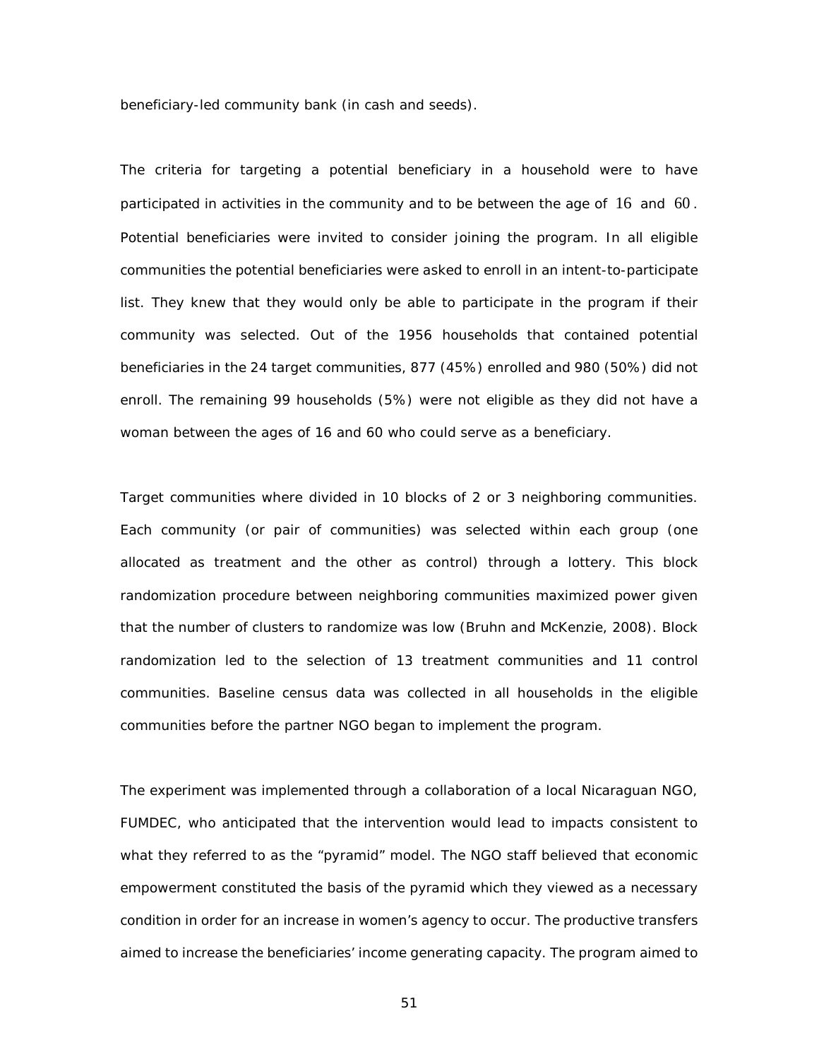beneficiary-led community bank (in cash and seeds).

The criteria for targeting a potential beneficiary in a household were to have participated in activities in the community and to be between the age of $16$ and $60$. Potential beneficiaries were invited to consider joining the program. In all eligible communities the potential beneficiaries were asked to enroll in an intent-to-participate list. They knew that they would only be able to participate in the program if their community was selected. Out of the 1956 households that contained potential beneficiaries in the 24 target communities, 877 (45%) enrolled and 980 (50%) did not enroll. The remaining 99 households (5%) were not eligible as they did not have a woman between the ages of 16 and 60 who could serve as a beneficiary.

Target communities where divided in 10 blocks of 2 or 3 neighboring communities. Each community (or pair of communities) was selected within each group (one allocated as treatment and the other as control) through a lottery. This block randomization procedure between neighboring communities maximized power given that the number of clusters to randomize was low (Bruhn and McKenzie, 2008). Block randomization led to the selection of 13 treatment communities and 11 control communities. Baseline census data was collected in all households in the eligible communities before the partner NGO began to implement the program.

The experiment was implemented through a collaboration of a local Nicaraguan NGO, FUMDEC, who anticipated that the intervention would lead to impacts consistent to what they referred to as the "pyramid" model. The NGO staff believed that economic empowerment constituted the basis of the pyramid which they viewed as a necessary condition in order for an increase in women's agency to occur. The productive transfers aimed to increase the beneficiaries' income generating capacity. The program aimed to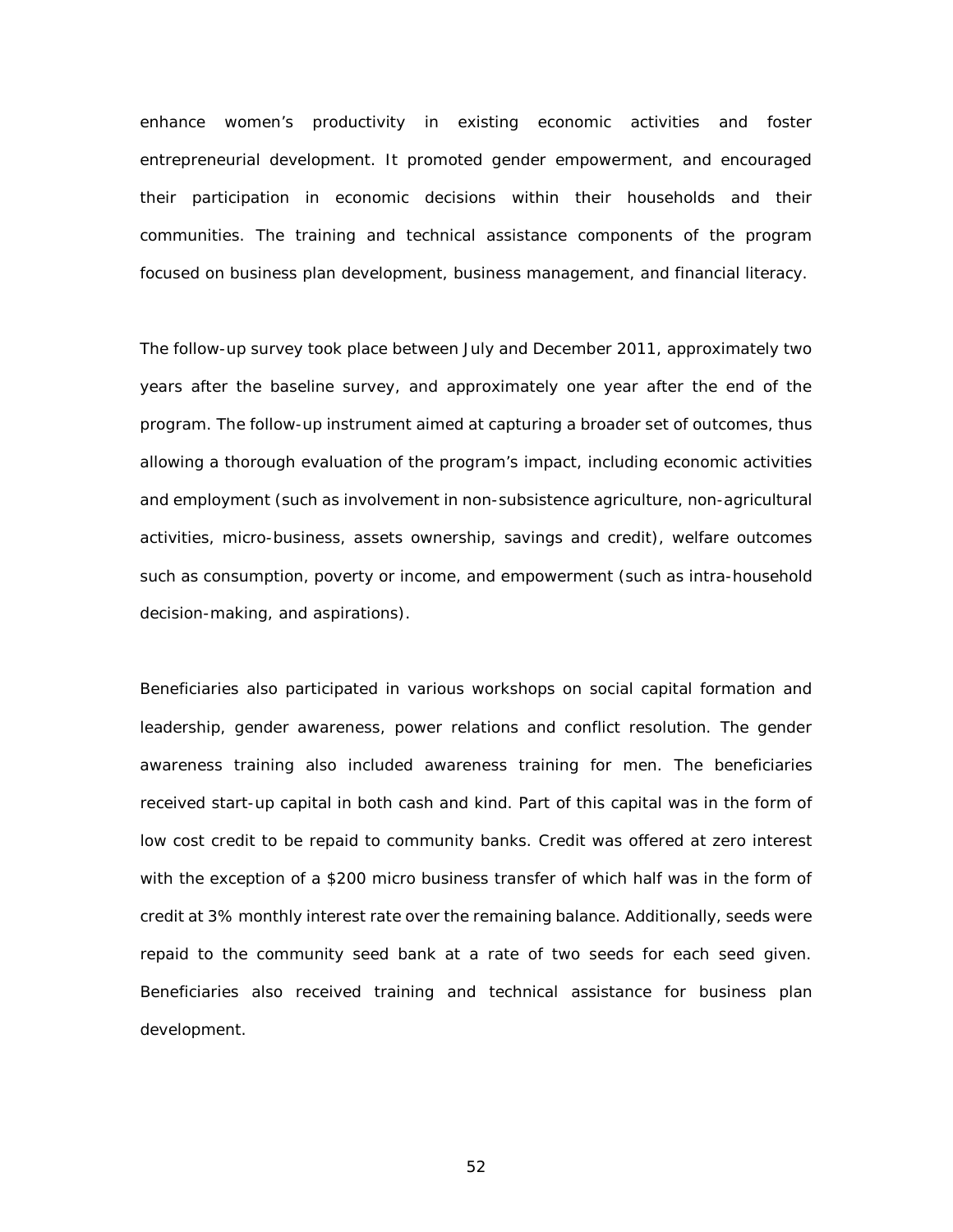enhance women's productivity in existing economic activities and foster entrepreneurial development. It promoted gender empowerment, and encouraged their participation in economic decisions within their households and their communities. The training and technical assistance components of the program focused on business plan development, business management, and financial literacy.

The follow-up survey took place between July and December 2011, approximately two years after the baseline survey, and approximately one year after the end of the program. The follow-up instrument aimed at capturing a broader set of outcomes, thus allowing a thorough evaluation of the program's impact, including economic activities and employment (such as involvement in non-subsistence agriculture, non-agricultural activities, micro-business, assets ownership, savings and credit), welfare outcomes such as consumption, poverty or income, and empowerment (such as intra-household decision-making, and aspirations).

Beneficiaries also participated in various workshops on social capital formation and leadership, gender awareness, power relations and conflict resolution. The gender awareness training also included awareness training for men. The beneficiaries received start-up capital in both cash and kind. Part of this capital was in the form of low cost credit to be repaid to community banks. Credit was offered at zero interest with the exception of a $200 micro business transfer of which half was in the form of credit at 3% monthly interest rate over the remaining balance. Additionally, seeds were repaid to the community seed bank at a rate of two seeds for each seed given. Beneficiaries also received training and technical assistance for business plan development.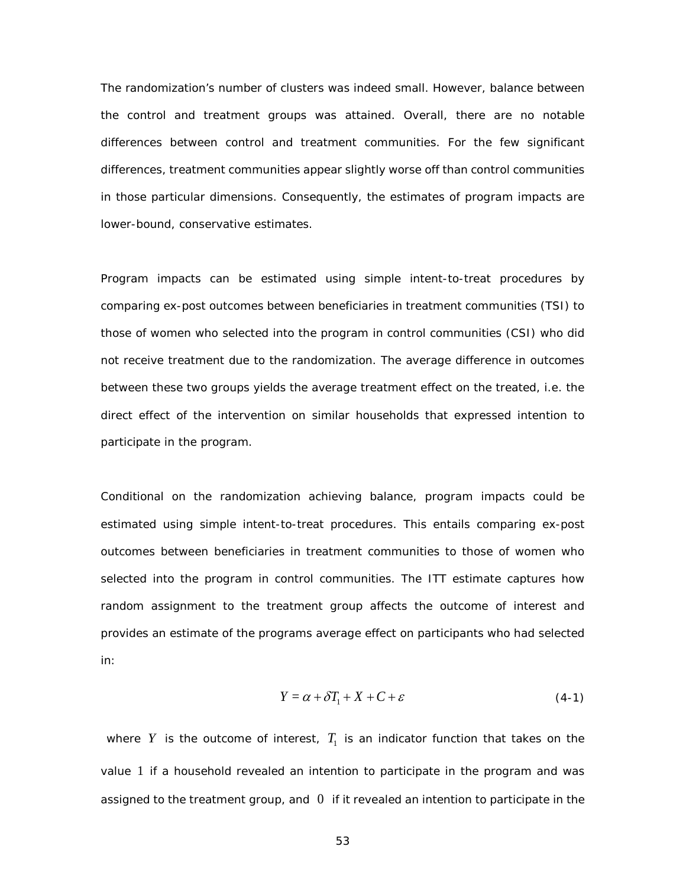The randomization's number of clusters was indeed small. However, balance between the control and treatment groups was attained. Overall, there are no notable differences between control and treatment communities. For the few significant differences, treatment communities appear slightly worse off than control communities in those particular dimensions. Consequently, the estimates of program impacts are lower-bound, conservative estimates.

Program impacts can be estimated using simple intent-to-treat procedures by comparing ex-post outcomes between beneficiaries in treatment communities (TSI) to those of women who selected into the program in control communities (CSI) who did not receive treatment due to the randomization. The average difference in outcomes between these two groups yields the average treatment effect on the treated, i.e. the direct effect of the intervention on similar households that expressed intention to participate in the program.

Conditional on the randomization achieving balance, program impacts could be estimated using simple intent-to-treat procedures. This entails comparing ex-post outcomes between beneficiaries in treatment communities to those of women who selected into the program in control communities. The ITT estimate captures how random assignment to the treatment group affects the outcome of interest and provides an estimate of the programs average effect on participants who had selected in:

$$Y = \alpha + \delta T_1 + X + C + \varepsilon \tag{4-1}$$

where $Y$ is the outcome of interest, $T_1$ is an indicator function that takes on the value $1$ if a household revealed an intention to participate in the program and was assigned to the treatment group, and $0$ if it revealed an intention to participate in the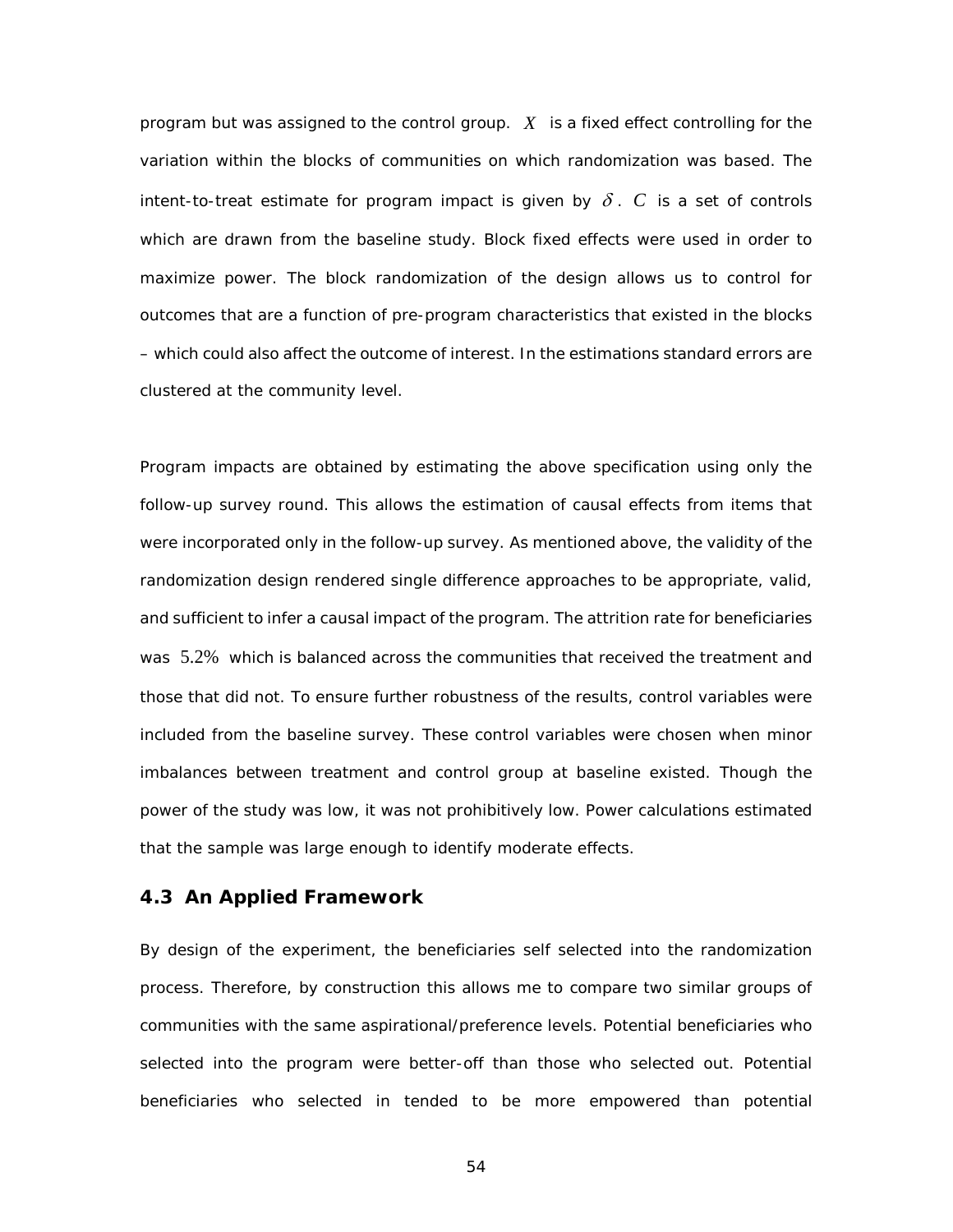program but was assigned to the control group. $X$ is a fixed effect controlling for the variation within the blocks of communities on which randomization was based. The intent-to-treat estimate for program impact is given by $\delta$. $C$ is a set of controls which are drawn from the baseline study. Block fixed effects were used in order to maximize power. The block randomization of the design allows us to control for outcomes that are a function of pre-program characteristics that existed in the blocks – which could also affect the outcome of interest. In the estimations standard errors are clustered at the community level.

Program impacts are obtained by estimating the above specification using only the follow-up survey round. This allows the estimation of causal effects from items that were incorporated only in the follow-up survey. As mentioned above, the validity of the randomization design rendered single difference approaches to be appropriate, valid, and sufficient to infer a causal impact of the program. The attrition rate for beneficiaries was $5.2\%$ which is balanced across the communities that received the treatment and those that did not. To ensure further robustness of the results, control variables were included from the baseline survey. These control variables were chosen when minor imbalances between treatment and control group at baseline existed. Though the power of the study was low, it was not prohibitively low. Power calculations estimated that the sample was large enough to identify moderate effects.

### 4.3 An Applied Framework

By design of the experiment, the beneficiaries self selected into the randomization process. Therefore, by construction this allows me to compare two similar groups of communities with the same aspirational/preference levels. Potential beneficiaries who selected into the program were better-off than those who selected out. Potential beneficiaries who selected in tended to be more empowered than potential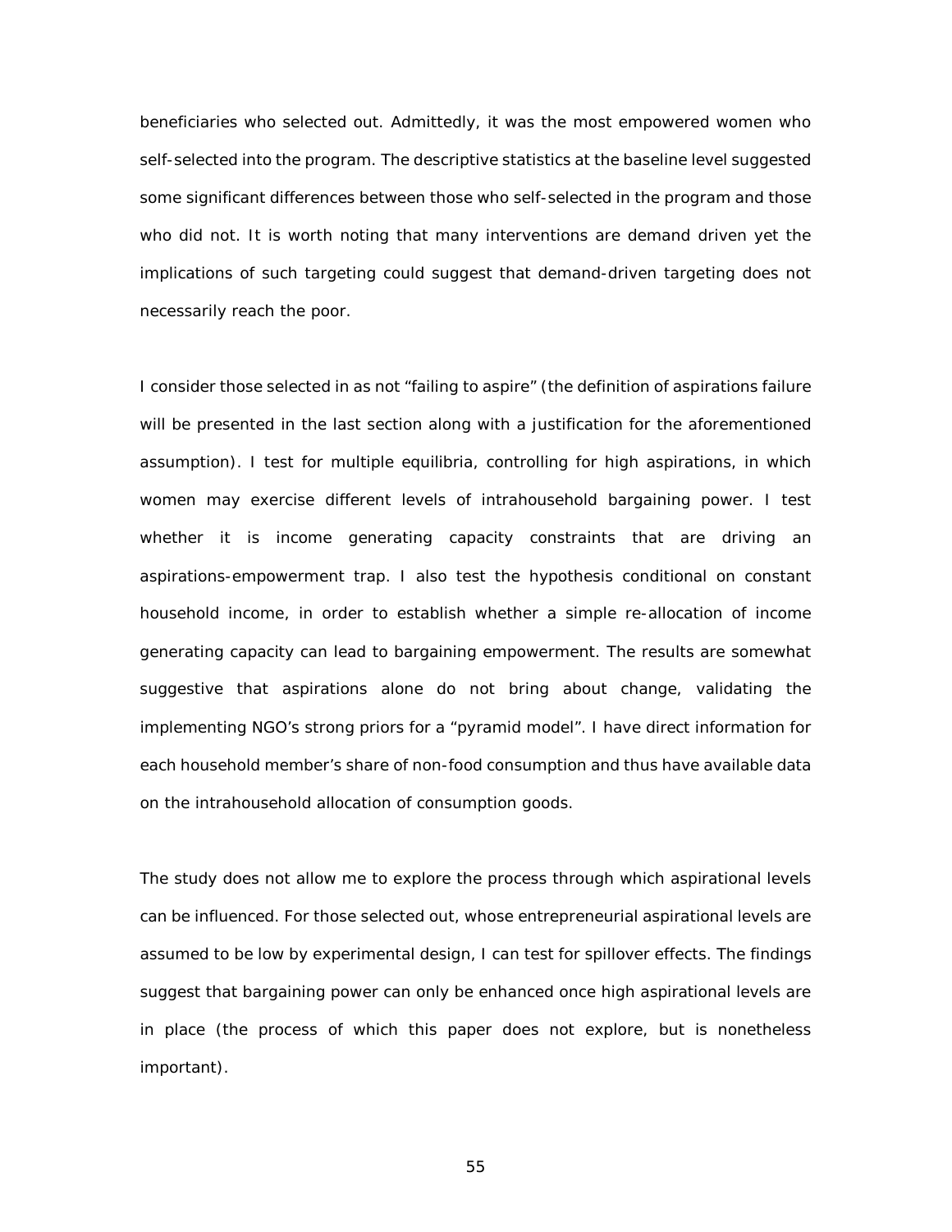beneficiaries who selected out. Admittedly, it was the most empowered women who self-selected into the program. The descriptive statistics at the baseline level suggested some significant differences between those who self-selected in the program and those who did not. It is worth noting that many interventions are demand driven yet the implications of such targeting could suggest that demand-driven targeting does not necessarily reach the poor.

I consider those selected in as not "failing to aspire" (the definition of aspirations failure will be presented in the last section along with a justification for the aforementioned assumption). I test for multiple equilibria, controlling for high aspirations, in which women may exercise different levels of intrahousehold bargaining power. I test whether it is income generating capacity constraints that are driving an aspirations-empowerment trap. I also test the hypothesis conditional on constant household income, in order to establish whether a simple re-allocation of income generating capacity can lead to bargaining empowerment. The results are somewhat suggestive that aspirations alone do not bring about change, validating the implementing NGO's strong priors for a "pyramid model". I have direct information for each household member's share of non-food consumption and thus have available data on the intrahousehold allocation of consumption goods.

The study does not allow me to explore the process through which aspirational levels can be influenced. For those selected out, whose entrepreneurial aspirational levels are assumed to be low by experimental design, I can test for spillover effects. The findings suggest that bargaining power can only be enhanced once high aspirational levels are in place (the process of which this paper does not explore, but is nonetheless important).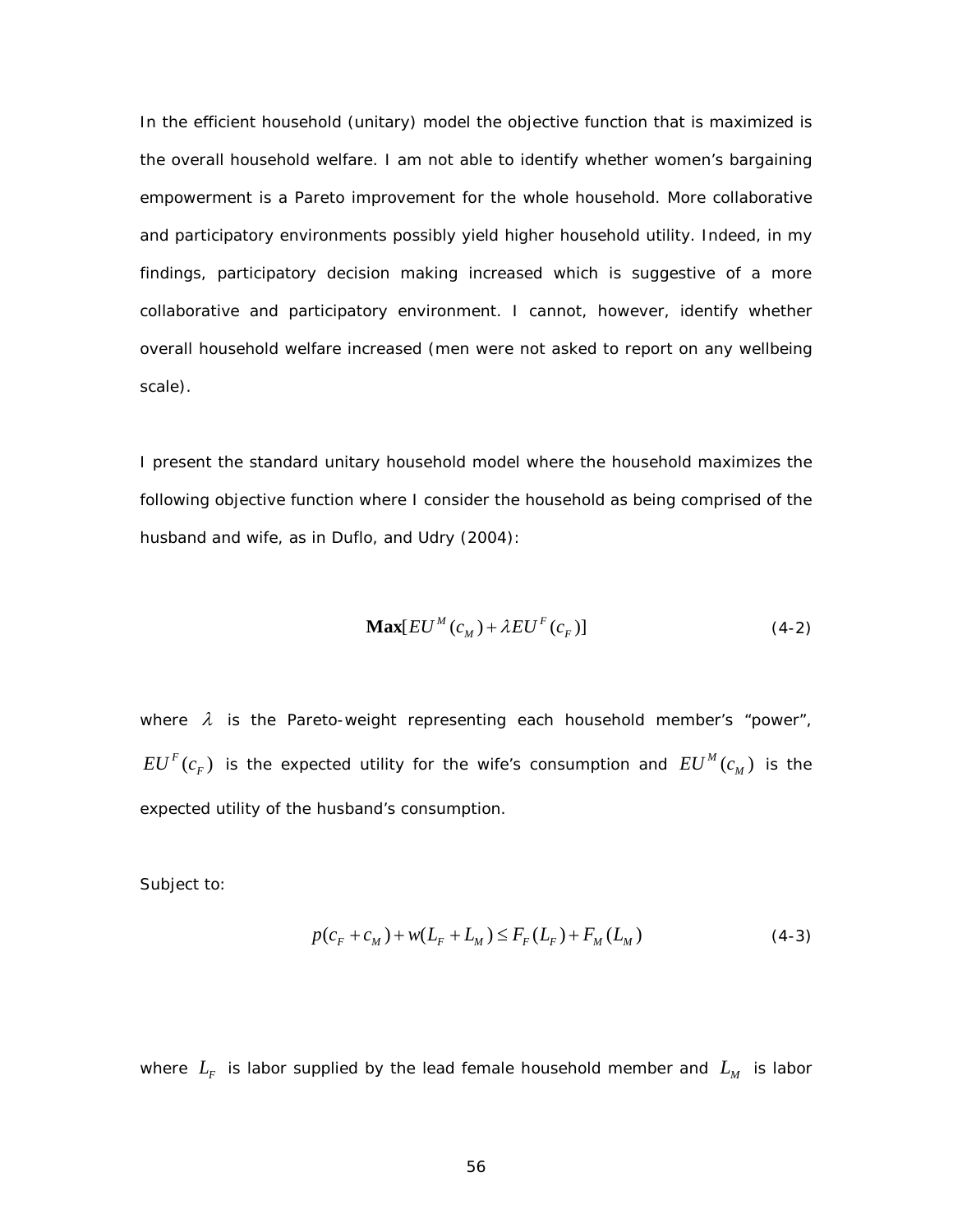In the efficient household (unitary) model the objective function that is maximized is the overall household welfare. I am not able to identify whether women's bargaining empowerment is a Pareto improvement for the whole household. More collaborative and participatory environments possibly yield higher household utility. Indeed, in my findings, participatory decision making increased which is suggestive of a more collaborative and participatory environment. I cannot, however, identify whether overall household welfare increased (men were not asked to report on any wellbeing scale).

I present the standard unitary household model where the household maximizes the following objective function where I consider the household as being comprised of the husband and wife, as in Duflo, and Udry (2004):

$$\mathbf{Max}[EU^M(c_M) + \lambda EU^F(c_F)] \tag{4-2}$$

where $\lambda$ is the Pareto-weight representing each household member's "power", $EU^F(c_F)$ is the expected utility for the wife's consumption and $EU^M(c_M)$ is the expected utility of the husband's consumption.

Subject to:

$$p(c_F + c_M) + w(L_F + L_M) \le F_F(L_F) + F_M(L_M) \tag{4-3}$$

where $L_F$ is labor supplied by the lead female household member and $L_M$ is labor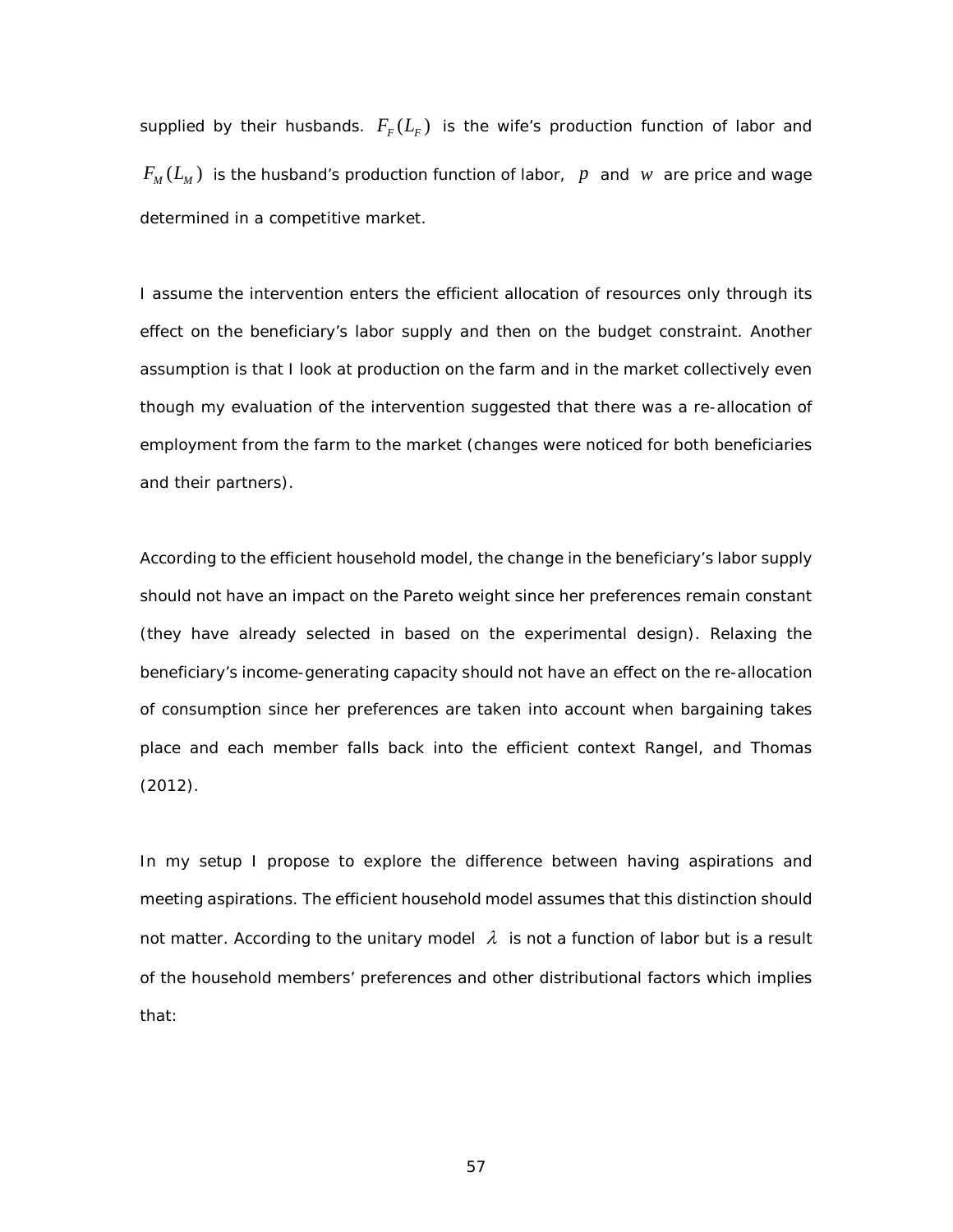supplied by their husbands. $F_F(L_F)$ is the wife's production function of labor and $F_M(L_M)$ is the husband's production function of labor, $p$ and $w$ are price and wage determined in a competitive market.

I assume the intervention enters the efficient allocation of resources only through its effect on the beneficiary's labor supply and then on the budget constraint. Another assumption is that I look at production on the farm and in the market collectively even though my evaluation of the intervention suggested that there was a re-allocation of employment from the farm to the market (changes were noticed for both beneficiaries and their partners).

According to the efficient household model, the change in the beneficiary's labor supply should not have an impact on the Pareto weight since her preferences remain constant (they have already selected in based on the experimental design). Relaxing the beneficiary's income-generating capacity should not have an effect on the re-allocation of consumption since her preferences are taken into account when bargaining takes place and each member falls back into the efficient context Rangel, and Thomas (2012).

In my setup I propose to explore the difference between having aspirations and meeting aspirations. The efficient household model assumes that this distinction should not matter. According to the unitary model $\lambda$ is not a function of labor but is a result of the household members' preferences and other distributional factors which implies that: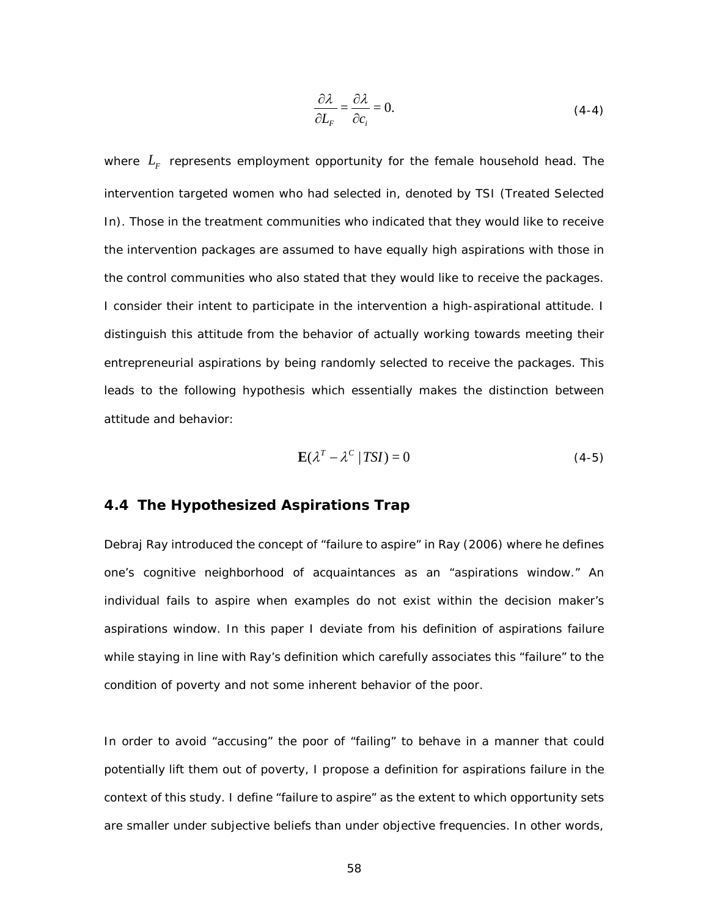$$\frac{\partial \lambda}{\partial L_F} = \frac{\partial \lambda}{\partial c_i} = 0. \tag{4-4}$$

where $L_F$ represents employment opportunity for the female household head. The intervention targeted women who had selected in, denoted by TSI (Treated Selected In). Those in the treatment communities who indicated that they would like to receive the intervention packages are assumed to have equally high aspirations with those in the control communities who also stated that they would like to receive the packages. I consider their intent to participate in the intervention a high-aspirational attitude. I distinguish this attitude from the behavior of actually working towards meeting their entrepreneurial aspirations by being randomly selected to receive the packages. This leads to the following hypothesis which essentially makes the distinction between attitude and behavior:

$$\mathbf{E}(\lambda^T - \lambda^C \mid TSI) = 0 \tag{4-5}$$

## 4.4 The Hypothesized Aspirations Trap

Debraj Ray introduced the concept of "failure to aspire" in Ray (2006) where he defines one's cognitive neighborhood of acquaintances as an "aspirations window." An individual fails to aspire when examples do not exist within the decision maker's aspirations window. In this paper I deviate from his definition of aspirations failure while staying in line with Ray's definition which carefully associates this "failure" to the condition of poverty and not some inherent behavior of the poor.

In order to avoid "accusing" the poor of "failing" to behave in a manner that could potentially lift them out of poverty, I propose a definition for aspirations failure in the context of this study. I define "failure to aspire" as the extent to which opportunity sets are smaller under subjective beliefs than under objective frequencies. In other words,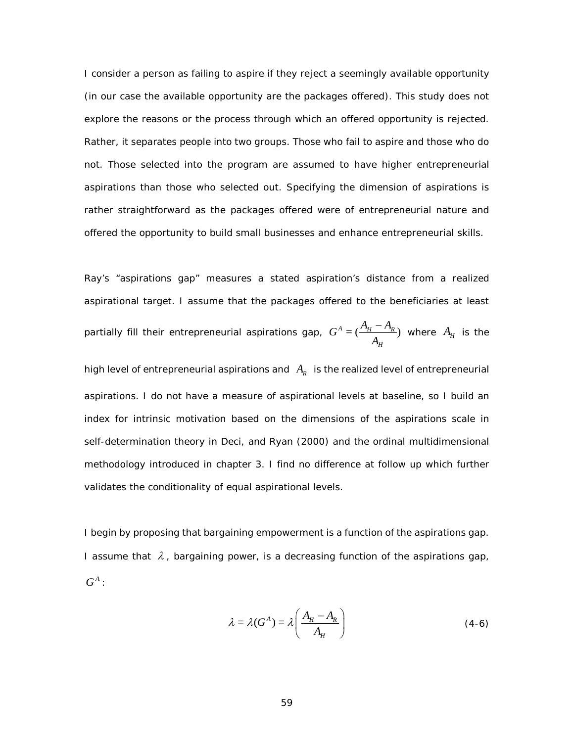I consider a person as failing to aspire if they reject a seemingly available opportunity (in our case the available opportunity are the packages offered). This study does not explore the reasons or the process through which an offered opportunity is rejected. Rather, it separates people into two groups. Those who fail to aspire and those who do not. Those selected into the program are assumed to have higher entrepreneurial aspirations than those who selected out. Specifying the dimension of aspirations is rather straightforward as the packages offered were of entrepreneurial nature and offered the opportunity to build small businesses and enhance entrepreneurial skills.

Ray's "aspirations gap" measures a stated aspiration's distance from a realized aspirational target. I assume that the packages offered to the beneficiaries at least partially fill their entrepreneurial aspirations gap, $G^A = (\frac{A_H - A_R}{A_H})$ where $A_H$ is the high level of entrepreneurial aspirations and $A_R$ is the realized level of entrepreneurial aspirations. I do not have a measure of aspirational levels at baseline, so I build an index for intrinsic motivation based on the dimensions of the aspirations scale in self-determination theory in Deci, and Ryan (2000) and the ordinal multidimensional methodology introduced in chapter 3. I find no difference at follow up which further validates the conditionality of equal aspirational levels.

I begin by proposing that bargaining empowerment is a function of the aspirations gap. I assume that $\lambda$, bargaining power, is a decreasing function of the aspirations gap, $G^A$:

$$\lambda = \lambda(G^A) = \lambda\left(\frac{A_H - A_R}{A_H}\right) \tag{4-6}$$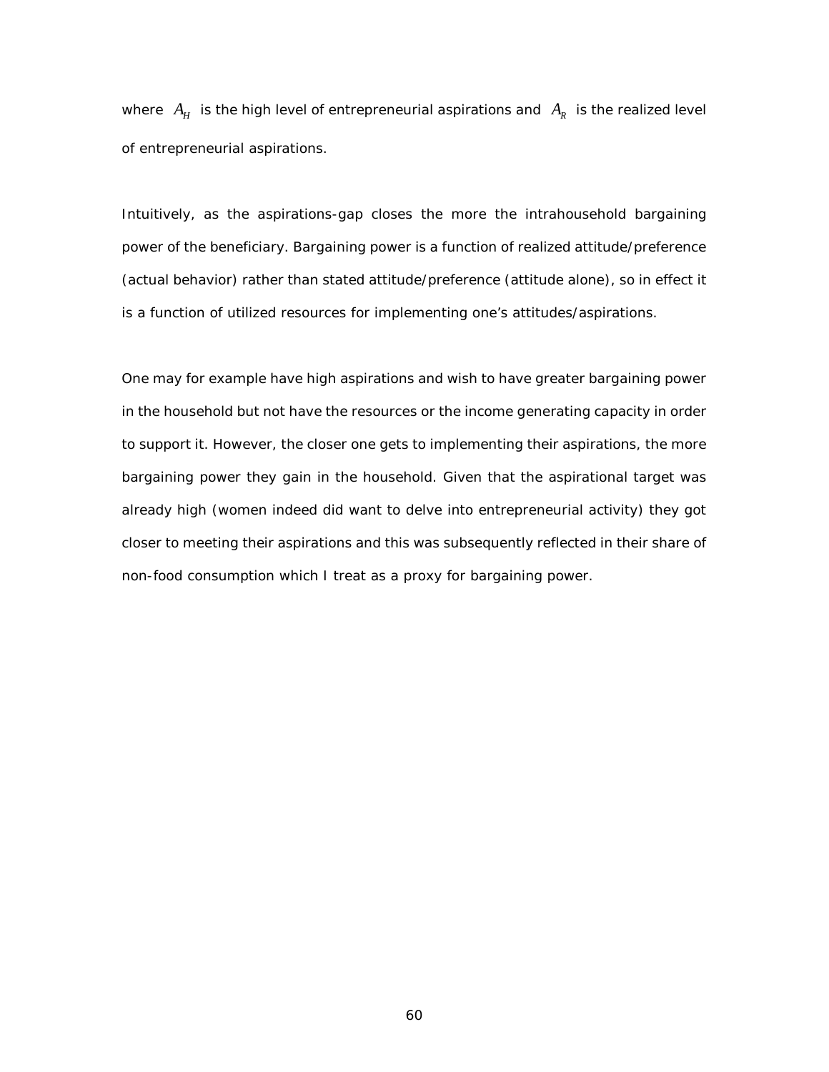where $A_H$ is the high level of entrepreneurial aspirations and $A_R$ is the realized level of entrepreneurial aspirations.

Intuitively, as the aspirations-gap closes the more the intrahousehold bargaining power of the beneficiary. Bargaining power is a function of realized attitude/preference (actual behavior) rather than stated attitude/preference (attitude alone), so in effect it is a function of utilized resources for implementing one's attitudes/aspirations.

One may for example have high aspirations and wish to have greater bargaining power in the household but not have the resources or the income generating capacity in order to support it. However, the closer one gets to implementing their aspirations, the more bargaining power they gain in the household. Given that the aspirational target was already high (women indeed did want to delve into entrepreneurial activity) they got closer to meeting their aspirations and this was subsequently reflected in their share of non-food consumption which I treat as a proxy for bargaining power.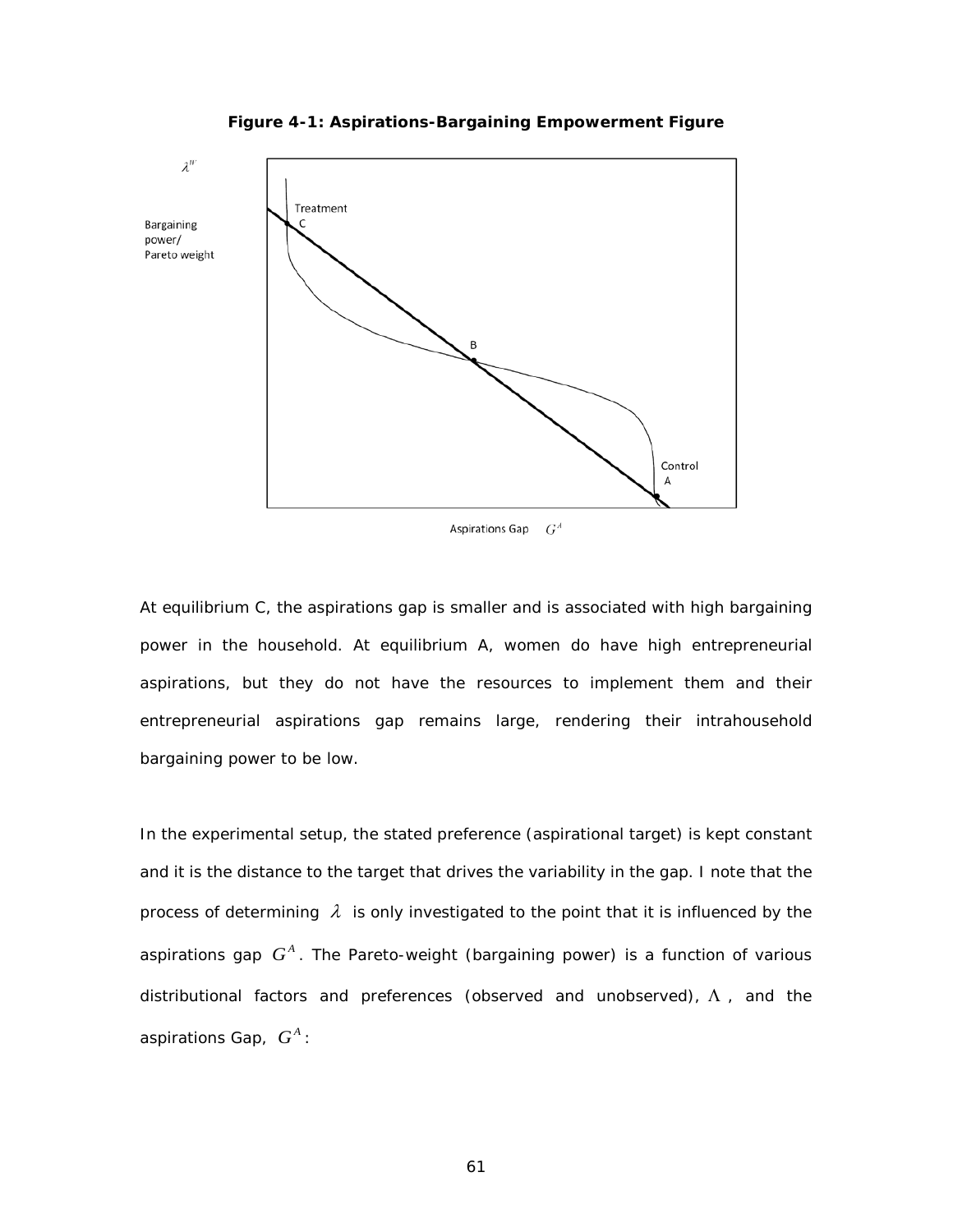**Figure 4-1: Aspirations-Bargaining Empowerment Figure**

At equilibrium C, the aspirations gap is smaller and is associated with high bargaining power in the household. At equilibrium A, women do have high entrepreneurial aspirations, but they do not have the resources to implement them and their entrepreneurial aspirations gap remains large, rendering their intrahousehold bargaining power to be low.

In the experimental setup, the stated preference (aspirational target) is kept constant and it is the distance to the target that drives the variability in the gap. I note that the process of determining $\lambda$ is only investigated to the point that it is influenced by the aspirations gap $G^A$. The Pareto-weight (bargaining power) is a function of various distributional factors and preferences (observed and unobserved), $\Lambda$, and the aspirations Gap, $G^A$: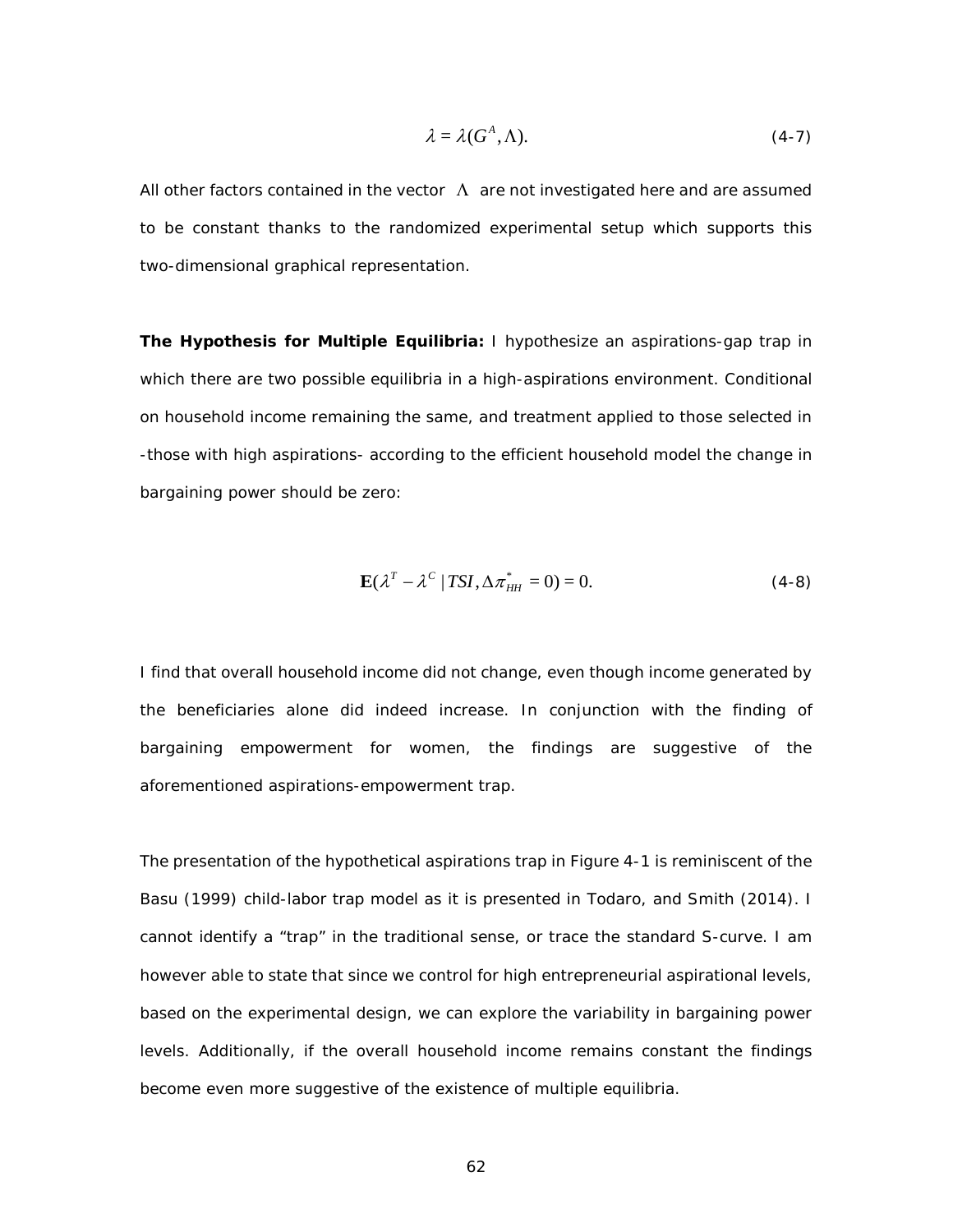$$\lambda = \lambda(G^A, \Lambda). \tag{4-7}$$

All other factors contained in the vector $\Lambda$ are not investigated here and are assumed to be constant thanks to the randomized experimental setup which supports this two-dimensional graphical representation.

**The Hypothesis for Multiple Equilibria:** I hypothesize an aspirations-gap trap in which there are two possible equilibria in a high-aspirations environment. Conditional on household income remaining the same, and treatment applied to those selected in -those with high aspirations- according to the efficient household model the change in bargaining power should be zero:

$$\mathbf{E}(\lambda^T - \lambda^C \mid TSI, \Delta\pi^*_{HH} = 0) = 0. \tag{4-8}$$

I find that overall household income did not change, even though income generated by the beneficiaries alone did indeed increase. In conjunction with the finding of bargaining empowerment for women, the findings are suggestive of the aforementioned aspirations-empowerment trap.

The presentation of the hypothetical aspirations trap in Figure 4-1 is reminiscent of the Basu (1999) child-labor trap model as it is presented in Todaro, and Smith (2014). I cannot identify a "trap" in the traditional sense, or trace the standard S-curve. I am however able to state that since we control for high entrepreneurial aspirational levels, based on the experimental design, we can explore the variability in bargaining power levels. Additionally, if the overall household income remains constant the findings become even more suggestive of the existence of multiple equilibria.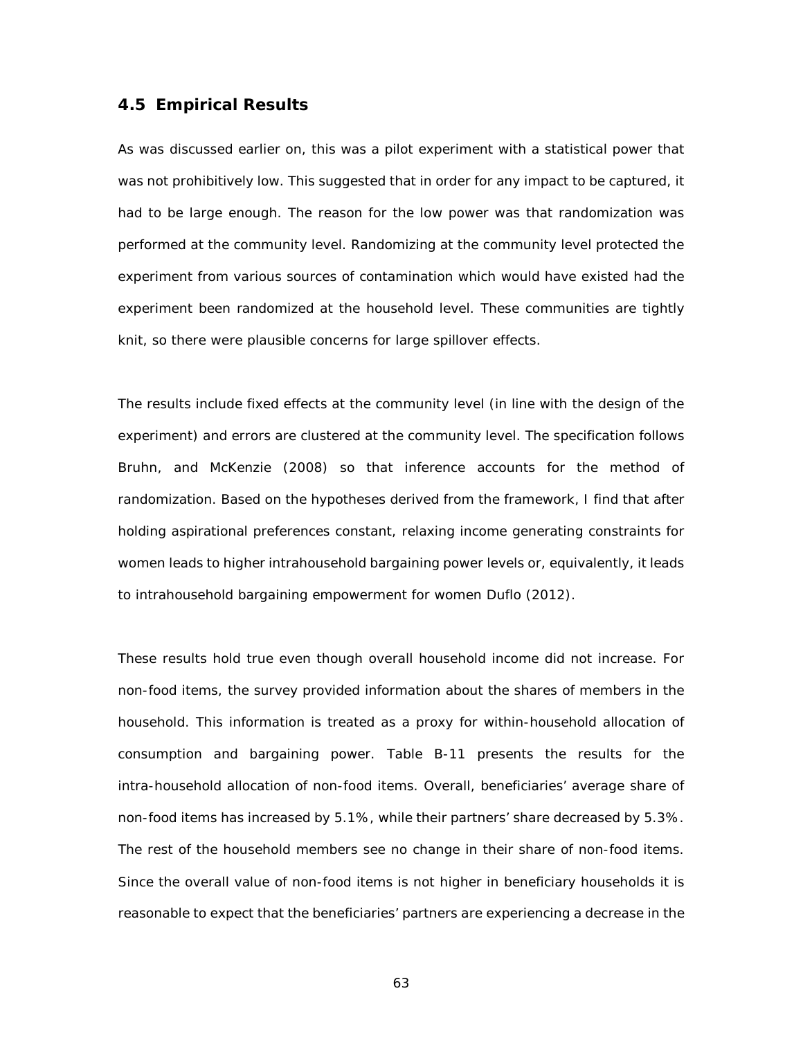## 4.5 Empirical Results

As was discussed earlier on, this was a pilot experiment with a statistical power that was not prohibitively low. This suggested that in order for any impact to be captured, it had to be large enough. The reason for the low power was that randomization was performed at the community level. Randomizing at the community level protected the experiment from various sources of contamination which would have existed had the experiment been randomized at the household level. These communities are tightly knit, so there were plausible concerns for large spillover effects.

The results include fixed effects at the community level (in line with the design of the experiment) and errors are clustered at the community level. The specification follows Bruhn, and McKenzie (2008) so that inference accounts for the method of randomization. Based on the hypotheses derived from the framework, I find that after holding aspirational preferences constant, relaxing income generating constraints for women leads to higher intrahousehold bargaining power levels or, equivalently, it leads to intrahousehold bargaining empowerment for women Duflo (2012).

These results hold true even though overall household income did not increase. For non-food items, the survey provided information about the shares of members in the household. This information is treated as a proxy for within-household allocation of consumption and bargaining power. Table B-11 presents the results for the intra-household allocation of non-food items. Overall, beneficiaries' average share of non-food items has increased by 5.1%, while their partners' share decreased by 5.3%. The rest of the household members see no change in their share of non-food items. Since the overall value of non-food items is not higher in beneficiary households it is reasonable to expect that the beneficiaries' partners are experiencing a decrease in the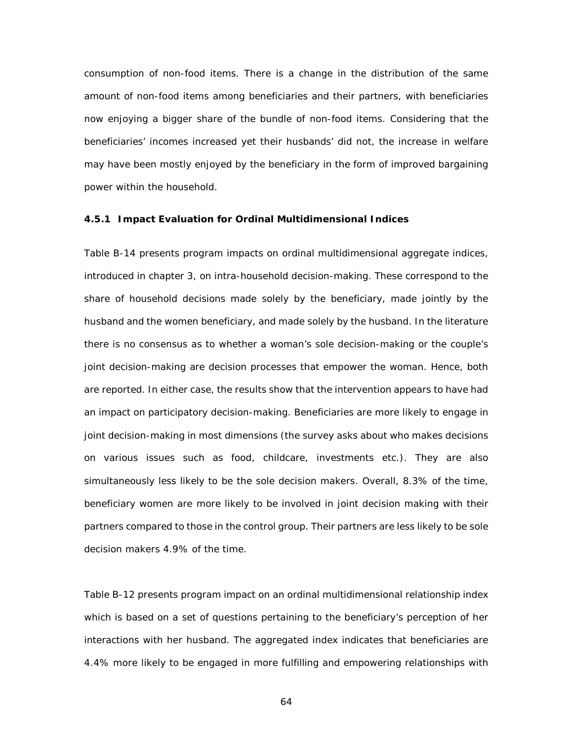consumption of non-food items. There is a change in the distribution of the same amount of non-food items among beneficiaries and their partners, with beneficiaries now enjoying a bigger share of the bundle of non-food items. Considering that the beneficiaries' incomes increased yet their husbands' did not, the increase in welfare may have been mostly enjoyed by the beneficiary in the form of improved bargaining power within the household.

### 4.5.1 Impact Evaluation for Ordinal Multidimensional Indices

Table B-14 presents program impacts on ordinal multidimensional aggregate indices, introduced in chapter 3, on intra-household decision-making. These correspond to the share of household decisions made solely by the beneficiary, made jointly by the husband and the women beneficiary, and made solely by the husband. In the literature there is no consensus as to whether a woman's sole decision-making or the couple's joint decision-making are decision processes that empower the woman. Hence, both are reported. In either case, the results show that the intervention appears to have had an impact on participatory decision-making. Beneficiaries are more likely to engage in joint decision-making in most dimensions (the survey asks about who makes decisions on various issues such as food, childcare, investments etc.). They are also simultaneously less likely to be the sole decision makers. Overall, 8.3% of the time, beneficiary women are more likely to be involved in joint decision making with their partners compared to those in the control group. Their partners are less likely to be sole decision makers 4.9% of the time.

Table B-12 presents program impact on an ordinal multidimensional relationship index which is based on a set of questions pertaining to the beneficiary's perception of her interactions with her husband. The aggregated index indicates that beneficiaries are 4.4% more likely to be engaged in more fulfilling and empowering relationships with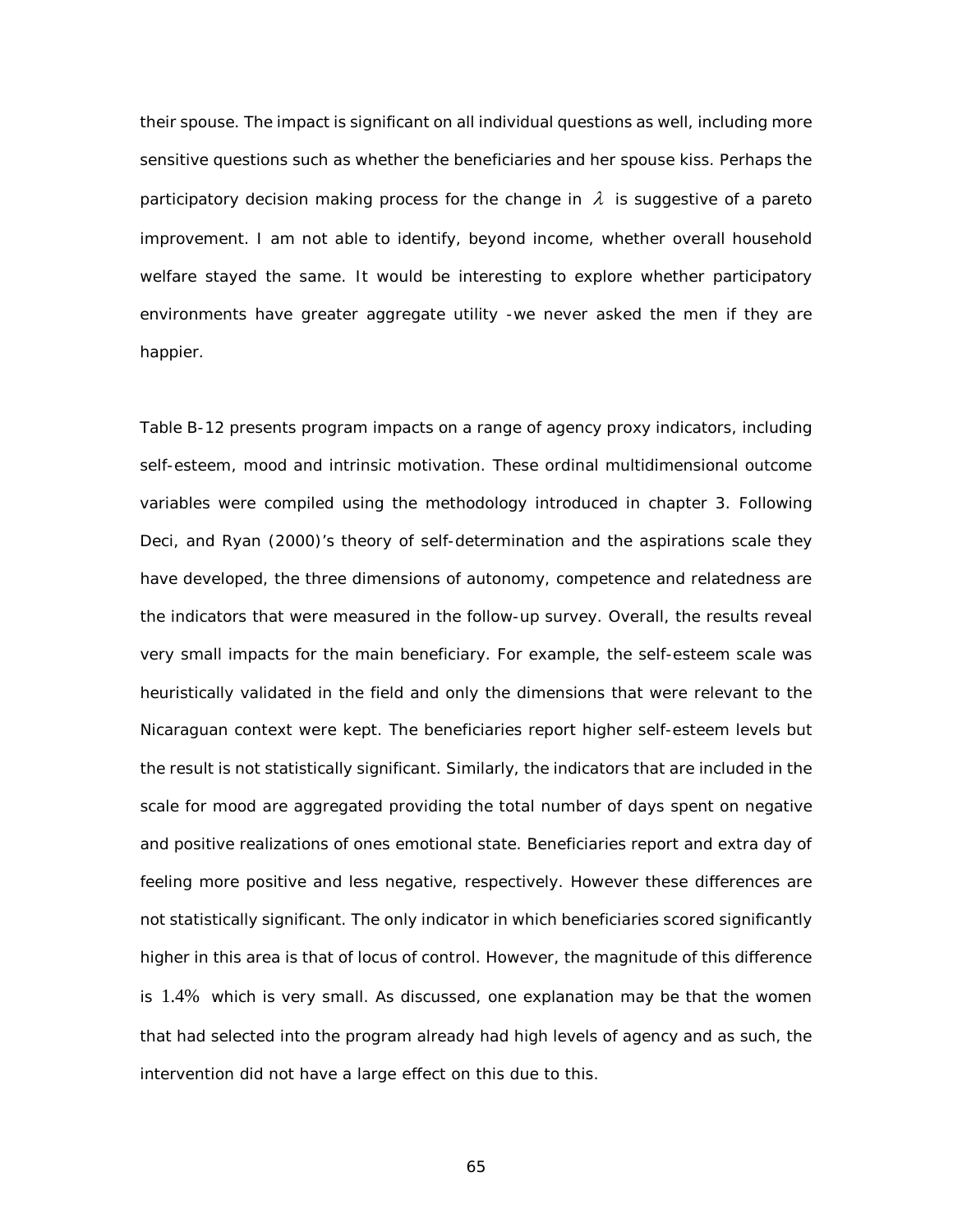their spouse. The impact is significant on all individual questions as well, including more sensitive questions such as whether the beneficiaries and her spouse kiss. Perhaps the participatory decision making process for the change in $\lambda$ is suggestive of a pareto improvement. I am not able to identify, beyond income, whether overall household welfare stayed the same. It would be interesting to explore whether participatory environments have greater aggregate utility -we never asked the men if they are happier.

Table B-12 presents program impacts on a range of agency proxy indicators, including self-esteem, mood and intrinsic motivation. These ordinal multidimensional outcome variables were compiled using the methodology introduced in chapter 3. Following Deci, and Ryan (2000)'s theory of self-determination and the aspirations scale they have developed, the three dimensions of autonomy, competence and relatedness are the indicators that were measured in the follow-up survey. Overall, the results reveal very small impacts for the main beneficiary. For example, the self-esteem scale was heuristically validated in the field and only the dimensions that were relevant to the Nicaraguan context were kept. The beneficiaries report higher self-esteem levels but the result is not statistically significant. Similarly, the indicators that are included in the scale for mood are aggregated providing the total number of days spent on negative and positive realizations of ones emotional state. Beneficiaries report and extra day of feeling more positive and less negative, respectively. However these differences are not statistically significant. The only indicator in which beneficiaries scored significantly higher in this area is that of locus of control. However, the magnitude of this difference is $1.4\%$ which is very small. As discussed, one explanation may be that the women that had selected into the program already had high levels of agency and as such, the intervention did not have a large effect on this due to this.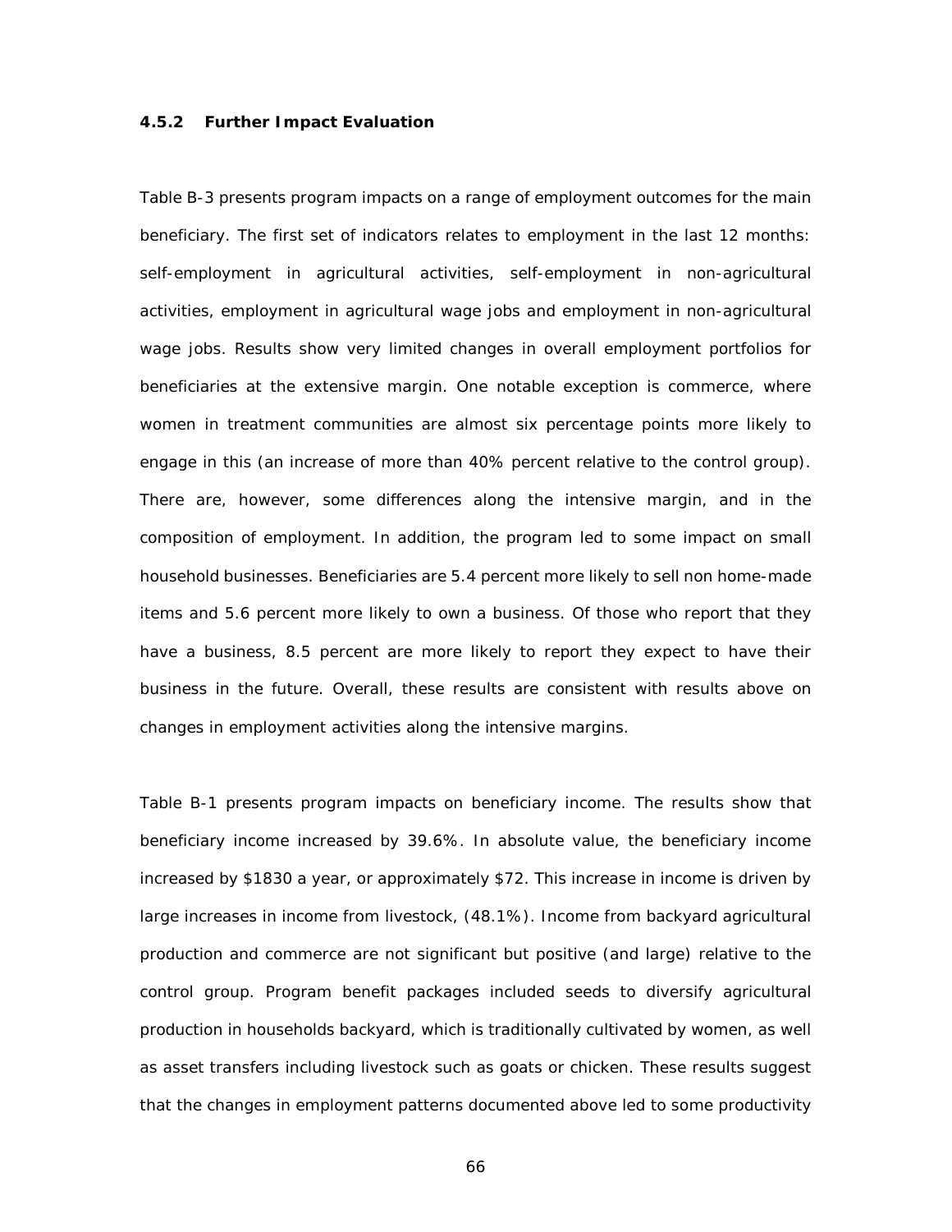#### 4.5.2 Further Impact Evaluation

Table B-3 presents program impacts on a range of employment outcomes for the main beneficiary. The first set of indicators relates to employment in the last 12 months: self-employment in agricultural activities, self-employment in non-agricultural activities, employment in agricultural wage jobs and employment in non-agricultural wage jobs. Results show very limited changes in overall employment portfolios for beneficiaries at the extensive margin. One notable exception is commerce, where women in treatment communities are almost six percentage points more likely to engage in this (an increase of more than 40% percent relative to the control group). There are, however, some differences along the intensive margin, and in the composition of employment. In addition, the program led to some impact on small household businesses. Beneficiaries are 5.4 percent more likely to sell non home-made items and 5.6 percent more likely to own a business. Of those who report that they have a business, 8.5 percent are more likely to report they expect to have their business in the future. Overall, these results are consistent with results above on changes in employment activities along the intensive margins.

Table B-1 presents program impacts on beneficiary income. The results show that beneficiary income increased by 39.6%. In absolute value, the beneficiary income increased by $1830 a year, or approximately $72. This increase in income is driven by large increases in income from livestock, (48.1%). Income from backyard agricultural production and commerce are not significant but positive (and large) relative to the control group. Program benefit packages included seeds to diversify agricultural production in households backyard, which is traditionally cultivated by women, as well as asset transfers including livestock such as goats or chicken. These results suggest that the changes in employment patterns documented above led to some productivity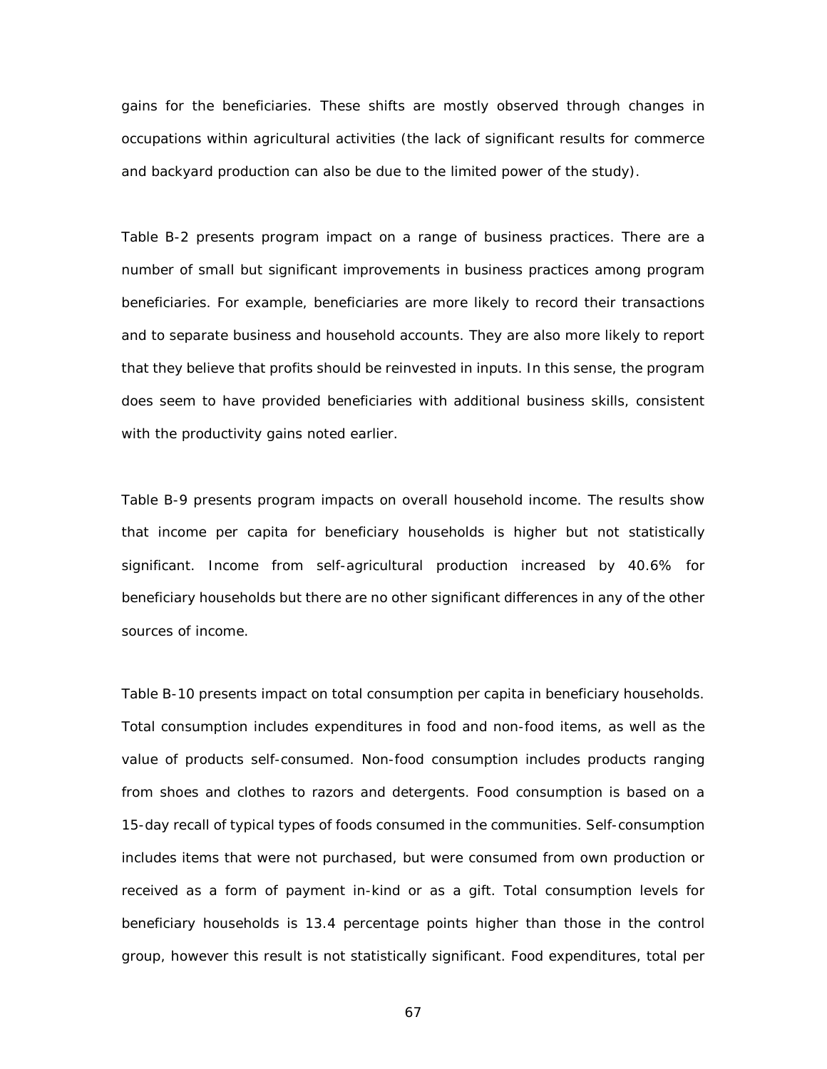gains for the beneficiaries. These shifts are mostly observed through changes in occupations within agricultural activities (the lack of significant results for commerce and backyard production can also be due to the limited power of the study).

Table B-2 presents program impact on a range of business practices. There are a number of small but significant improvements in business practices among program beneficiaries. For example, beneficiaries are more likely to record their transactions and to separate business and household accounts. They are also more likely to report that they believe that profits should be reinvested in inputs. In this sense, the program does seem to have provided beneficiaries with additional business skills, consistent with the productivity gains noted earlier.

Table B-9 presents program impacts on overall household income. The results show that income per capita for beneficiary households is higher but not statistically significant. Income from self-agricultural production increased by 40.6% for beneficiary households but there are no other significant differences in any of the other sources of income.

Table B-10 presents impact on total consumption per capita in beneficiary households. Total consumption includes expenditures in food and non-food items, as well as the value of products self-consumed. Non-food consumption includes products ranging from shoes and clothes to razors and detergents. Food consumption is based on a 15-day recall of typical types of foods consumed in the communities. Self-consumption includes items that were not purchased, but were consumed from own production or received as a form of payment in-kind or as a gift. Total consumption levels for beneficiary households is 13.4 percentage points higher than those in the control group, however this result is not statistically significant. Food expenditures, total per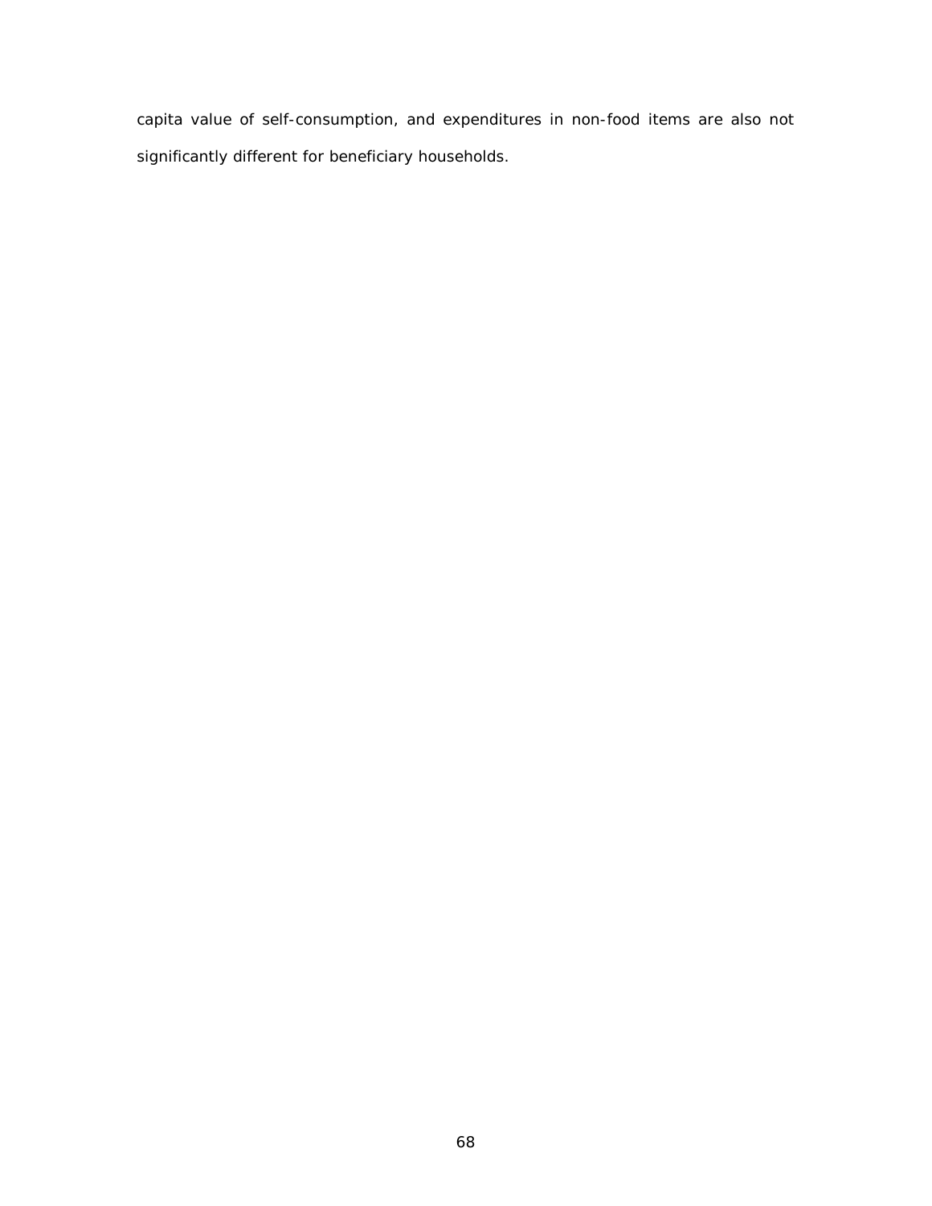capita value of self-consumption, and expenditures in non-food items are also not significantly different for beneficiary households.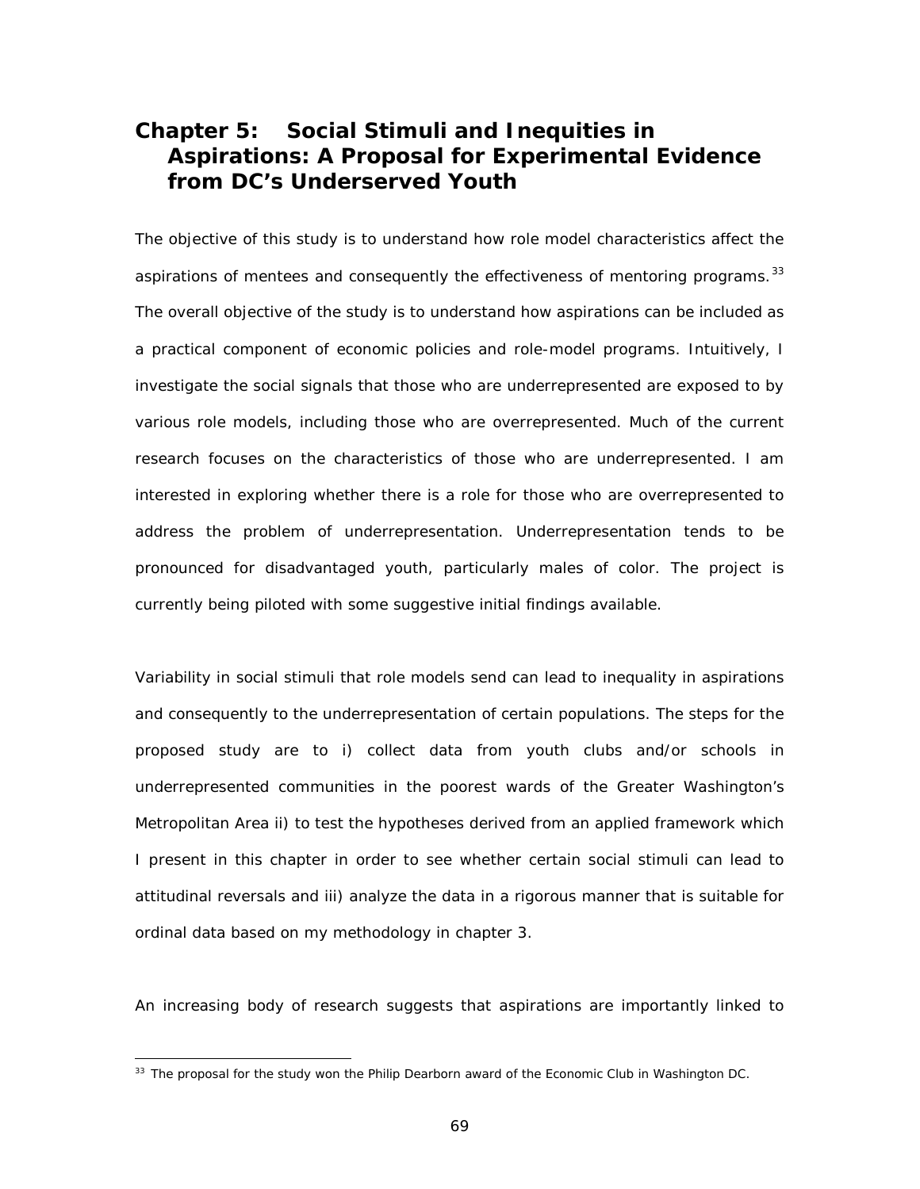# Chapter 5: Social Stimuli and Inequities in Aspirations: A Proposal for Experimental Evidence from DC's Underserved Youth

The objective of this study is to understand how role model characteristics affect the aspirations of mentees and consequently the effectiveness of mentoring programs.[33] The overall objective of the study is to understand how aspirations can be included as a practical component of economic policies and role-model programs. Intuitively, I investigate the social signals that those who are underrepresented are exposed to by various role models, including those who are overrepresented. Much of the current research focuses on the characteristics of those who are underrepresented. I am interested in exploring whether there is a role for those who are overrepresented to address the problem of underrepresentation. Underrepresentation tends to be pronounced for disadvantaged youth, particularly males of color. The project is currently being piloted with some suggestive initial findings available.

Variability in social stimuli that role models send can lead to inequality in aspirations and consequently to the underrepresentation of certain populations. The steps for the proposed study are to i) collect data from youth clubs and/or schools in underrepresented communities in the poorest wards of the Greater Washington's Metropolitan Area ii) to test the hypotheses derived from an applied framework which I present in this chapter in order to see whether certain social stimuli can lead to attitudinal reversals and iii) analyze the data in a rigorous manner that is suitable for ordinal data based on my methodology in chapter 3.

An increasing body of research suggests that aspirations are importantly linked to

[33] The proposal for the study won the Philip Dearborn award of the Economic Club in Washington DC.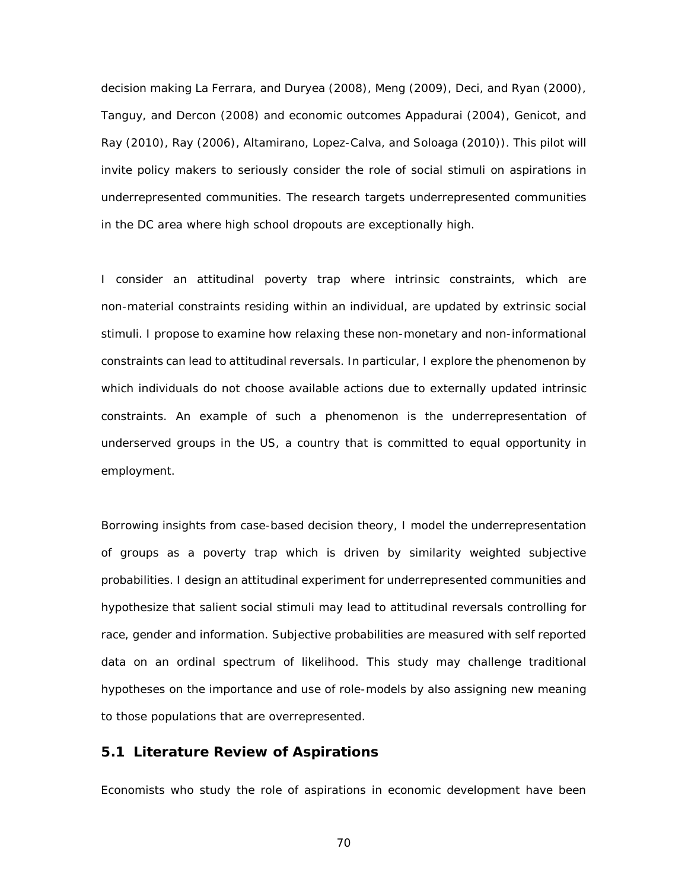decision making La Ferrara, and Duryea (2008), Meng (2009), Deci, and Ryan (2000), Tanguy, and Dercon (2008) and economic outcomes Appadurai (2004), Genicot, and Ray (2010), Ray (2006), Altamirano, Lopez-Calva, and Soloaga (2010)). This pilot will invite policy makers to seriously consider the role of social stimuli on aspirations in underrepresented communities. The research targets underrepresented communities in the DC area where high school dropouts are exceptionally high.

I consider an attitudinal poverty trap where intrinsic constraints, which are non-material constraints residing within an individual, are updated by extrinsic social stimuli. I propose to examine how relaxing these non-monetary and non-informational constraints can lead to attitudinal reversals. In particular, I explore the phenomenon by which individuals do not choose available actions due to externally updated intrinsic constraints. An example of such a phenomenon is the underrepresentation of underserved groups in the US, a country that is committed to equal opportunity in employment.

Borrowing insights from case-based decision theory, I model the underrepresentation of groups as a poverty trap which is driven by similarity weighted subjective probabilities. I design an attitudinal experiment for underrepresented communities and hypothesize that salient social stimuli may lead to attitudinal reversals controlling for race, gender and information. Subjective probabilities are measured with self reported data on an ordinal spectrum of likelihood. This study may challenge traditional hypotheses on the importance and use of role-models by also assigning new meaning to those populations that are overrepresented.

## 5.1 Literature Review of Aspirations

Economists who study the role of aspirations in economic development have been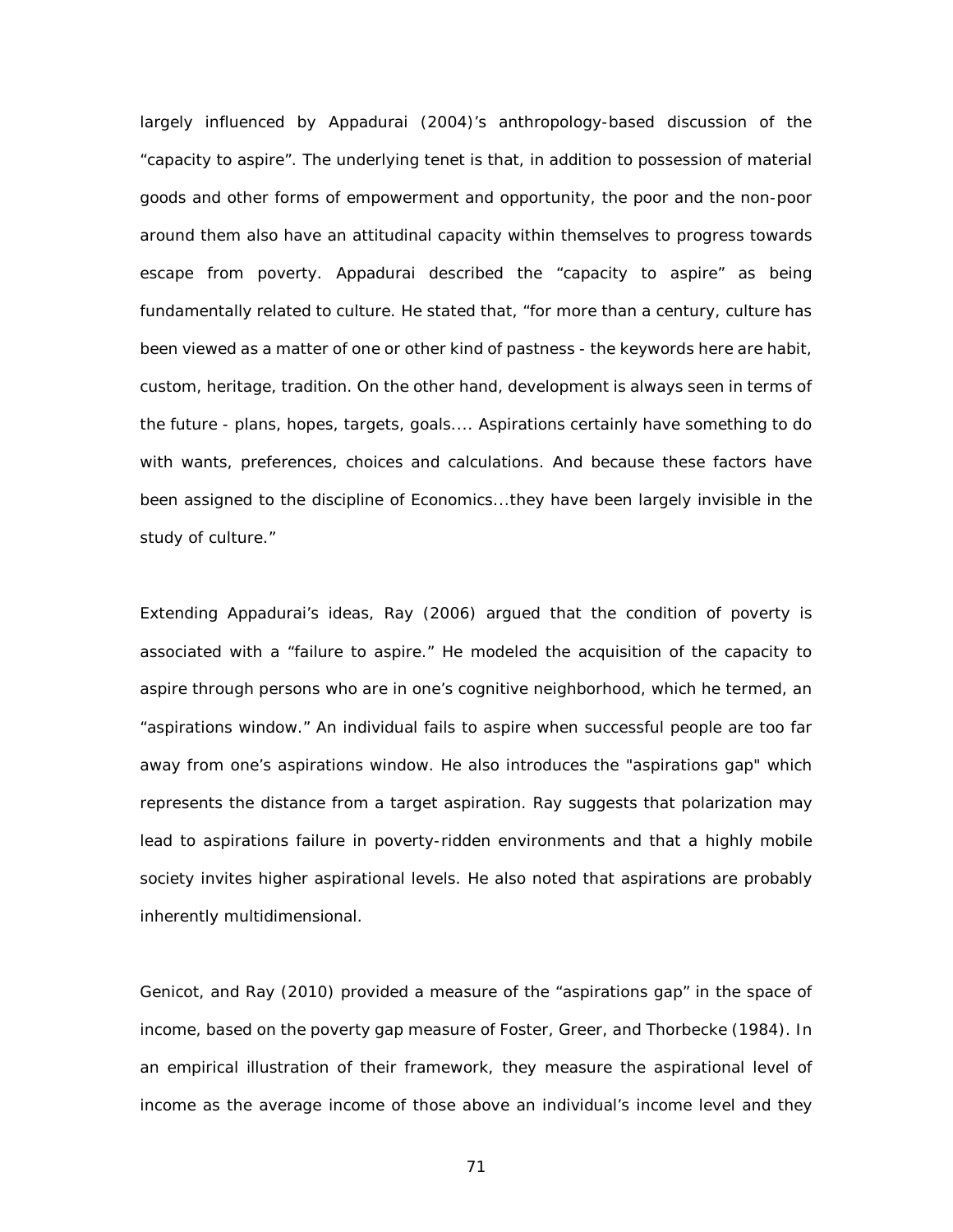largely influenced by Appadurai (2004)'s anthropology-based discussion of the "capacity to aspire". The underlying tenet is that, in addition to possession of material goods and other forms of empowerment and opportunity, the poor and the non-poor around them also have an attitudinal capacity within themselves to progress towards escape from poverty. Appadurai described the "capacity to aspire" as being fundamentally related to culture. He stated that, "for more than a century, culture has been viewed as a matter of one or other kind of pastness - the keywords here are habit, custom, heritage, tradition. On the other hand, development is always seen in terms of the future - plans, hopes, targets, goals.... Aspirations certainly have something to do with wants, preferences, choices and calculations. And because these factors have been assigned to the discipline of Economics...they have been largely invisible in the study of culture."

Extending Appadurai's ideas, Ray (2006) argued that the condition of poverty is associated with a "failure to aspire." He modeled the acquisition of the capacity to aspire through persons who are in one's cognitive neighborhood, which he termed, an "aspirations window." An individual fails to aspire when successful people are too far away from one's aspirations window. He also introduces the "aspirations gap" which represents the distance from a target aspiration. Ray suggests that polarization may lead to aspirations failure in poverty-ridden environments and that a highly mobile society invites higher aspirational levels. He also noted that aspirations are probably inherently multidimensional.

Genicot, and Ray (2010) provided a measure of the "aspirations gap" in the space of income, based on the poverty gap measure of Foster, Greer, and Thorbecke (1984). In an empirical illustration of their framework, they measure the aspirational level of income as the average income of those above an individual's income level and they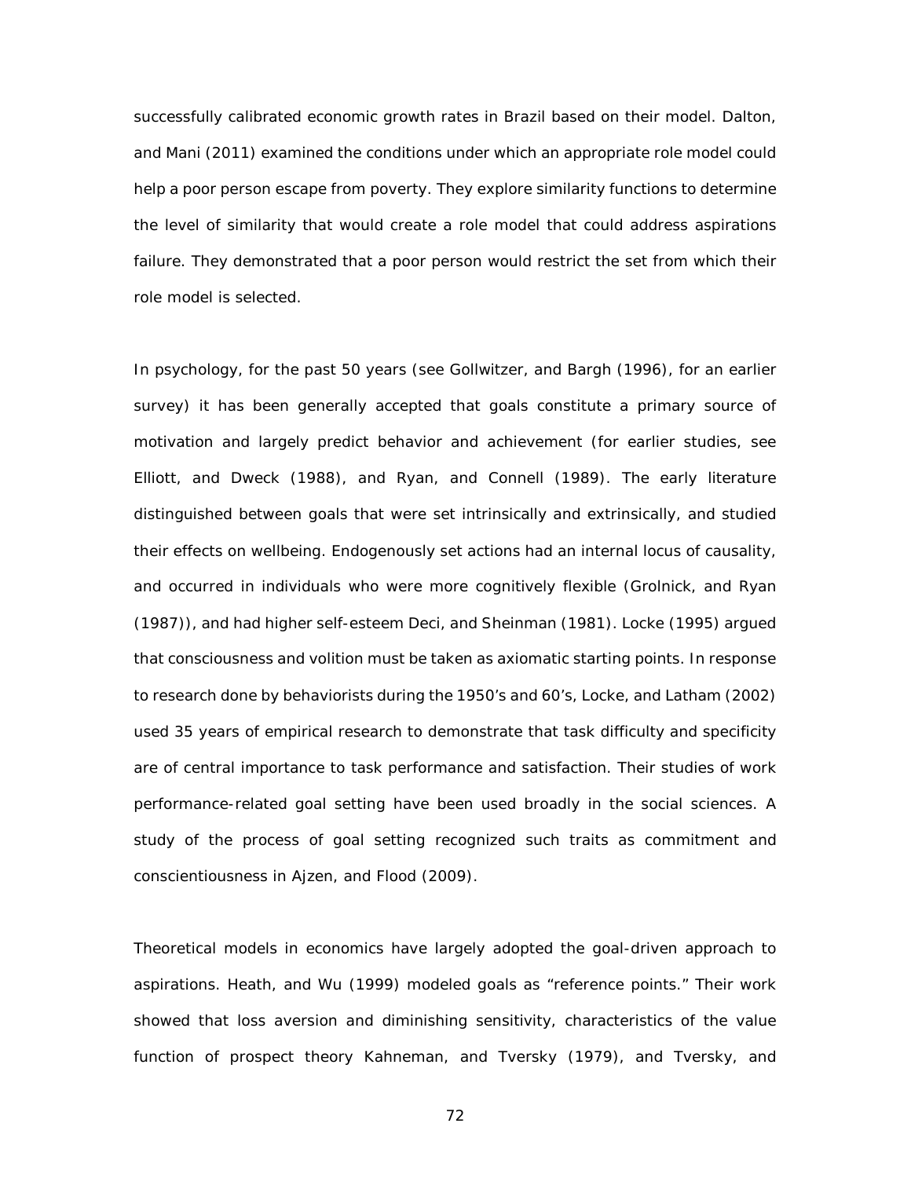successfully calibrated economic growth rates in Brazil based on their model. Dalton, and Mani (2011) examined the conditions under which an appropriate role model could help a poor person escape from poverty. They explore similarity functions to determine the level of similarity that would create a role model that could address aspirations failure. They demonstrated that a poor person would restrict the set from which their role model is selected.

In psychology, for the past 50 years (see Gollwitzer, and Bargh (1996), for an earlier survey) it has been generally accepted that goals constitute a primary source of motivation and largely predict behavior and achievement (for earlier studies, see Elliott, and Dweck (1988), and Ryan, and Connell (1989). The early literature distinguished between goals that were set intrinsically and extrinsically, and studied their effects on wellbeing. Endogenously set actions had an internal locus of causality, and occurred in individuals who were more cognitively flexible (Grolnick, and Ryan (1987)), and had higher self-esteem Deci, and Sheinman (1981). Locke (1995) argued that consciousness and volition must be taken as axiomatic starting points. In response to research done by behaviorists during the 1950's and 60's, Locke, and Latham (2002) used 35 years of empirical research to demonstrate that task difficulty and specificity are of central importance to task performance and satisfaction. Their studies of work performance-related goal setting have been used broadly in the social sciences. A study of the process of goal setting recognized such traits as commitment and conscientiousness in Ajzen, and Flood (2009).

Theoretical models in economics have largely adopted the goal-driven approach to aspirations. Heath, and Wu (1999) modeled goals as "reference points." Their work showed that loss aversion and diminishing sensitivity, characteristics of the value function of prospect theory Kahneman, and Tversky (1979), and Tversky, and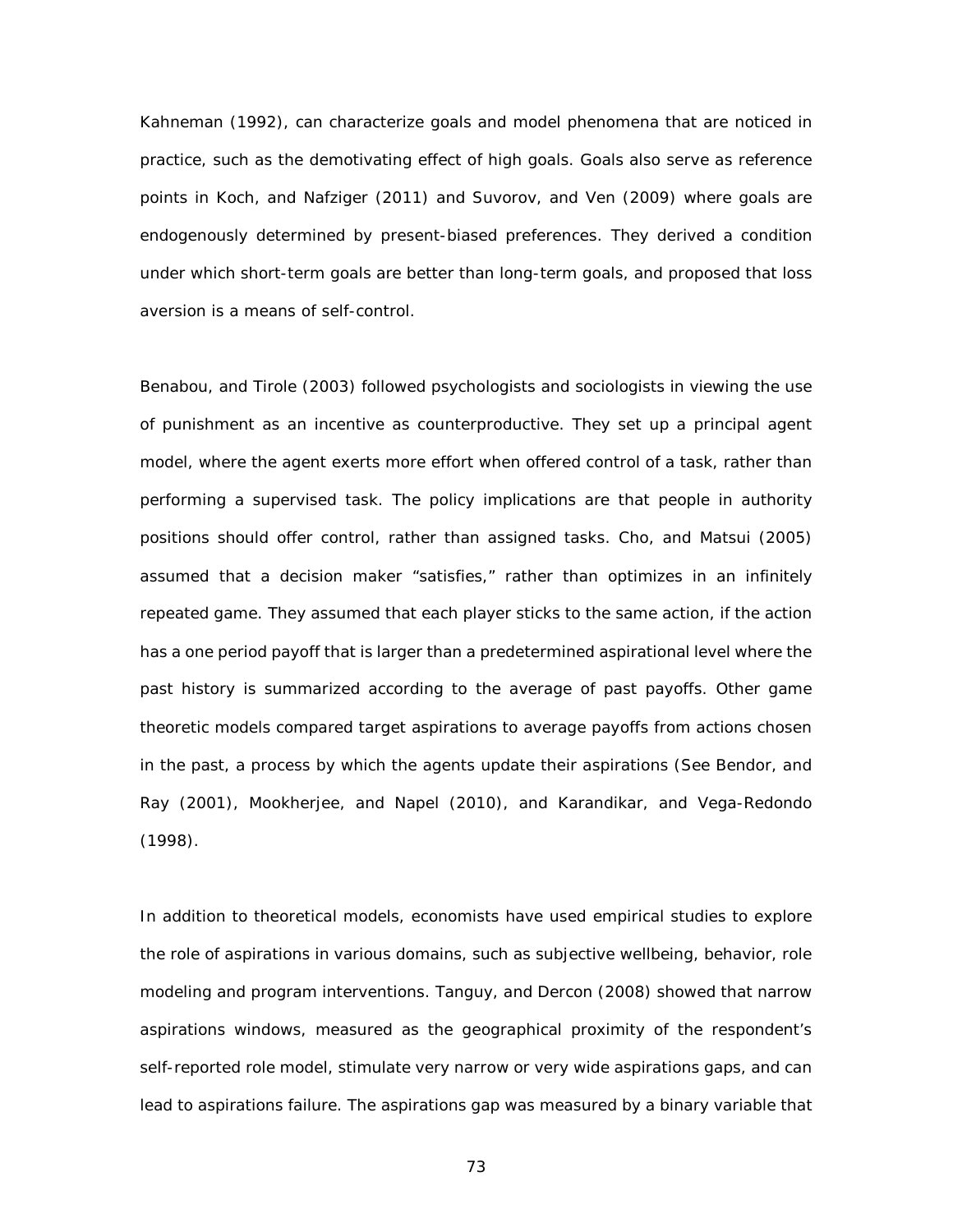Kahneman (1992), can characterize goals and model phenomena that are noticed in practice, such as the demotivating effect of high goals. Goals also serve as reference points in Koch, and Nafziger (2011) and Suvorov, and Ven (2009) where goals are endogenously determined by present-biased preferences. They derived a condition under which short-term goals are better than long-term goals, and proposed that loss aversion is a means of self-control.

Benabou, and Tirole (2003) followed psychologists and sociologists in viewing the use of punishment as an incentive as counterproductive. They set up a principal agent model, where the agent exerts more effort when offered control of a task, rather than performing a supervised task. The policy implications are that people in authority positions should offer control, rather than assigned tasks. Cho, and Matsui (2005) assumed that a decision maker "satisfies," rather than optimizes in an infinitely repeated game. They assumed that each player sticks to the same action, if the action has a one period payoff that is larger than a predetermined aspirational level where the past history is summarized according to the average of past payoffs. Other game theoretic models compared target aspirations to average payoffs from actions chosen in the past, a process by which the agents update their aspirations (See Bendor, and Ray (2001), Mookherjee, and Napel (2010), and Karandikar, and Vega-Redondo (1998).

In addition to theoretical models, economists have used empirical studies to explore the role of aspirations in various domains, such as subjective wellbeing, behavior, role modeling and program interventions. Tanguy, and Dercon (2008) showed that narrow aspirations windows, measured as the geographical proximity of the respondent's self-reported role model, stimulate very narrow or very wide aspirations gaps, and can lead to aspirations failure. The aspirations gap was measured by a binary variable that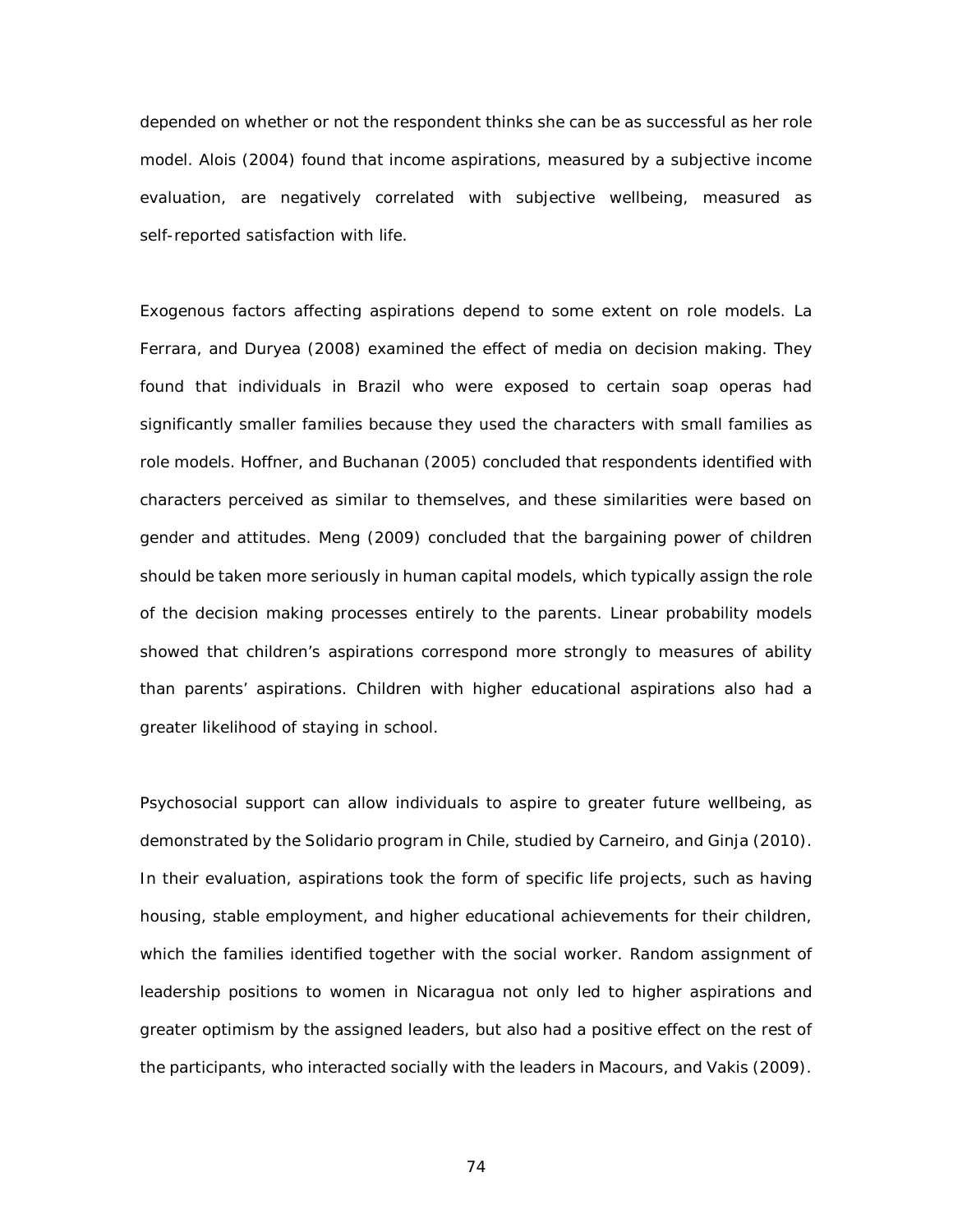depended on whether or not the respondent thinks she can be as successful as her role model. Alois (2004) found that income aspirations, measured by a subjective income evaluation, are negatively correlated with subjective wellbeing, measured as self-reported satisfaction with life.

Exogenous factors affecting aspirations depend to some extent on role models. La Ferrara, and Duryea (2008) examined the effect of media on decision making. They found that individuals in Brazil who were exposed to certain soap operas had significantly smaller families because they used the characters with small families as role models. Hoffner, and Buchanan (2005) concluded that respondents identified with characters perceived as similar to themselves, and these similarities were based on gender and attitudes. Meng (2009) concluded that the bargaining power of children should be taken more seriously in human capital models, which typically assign the role of the decision making processes entirely to the parents. Linear probability models showed that children's aspirations correspond more strongly to measures of ability than parents' aspirations. Children with higher educational aspirations also had a greater likelihood of staying in school.

Psychosocial support can allow individuals to aspire to greater future wellbeing, as demonstrated by the Solidario program in Chile, studied by Carneiro, and Ginja (2010). In their evaluation, aspirations took the form of specific life projects, such as having housing, stable employment, and higher educational achievements for their children, which the families identified together with the social worker. Random assignment of leadership positions to women in Nicaragua not only led to higher aspirations and greater optimism by the assigned leaders, but also had a positive effect on the rest of the participants, who interacted socially with the leaders in Macours, and Vakis (2009).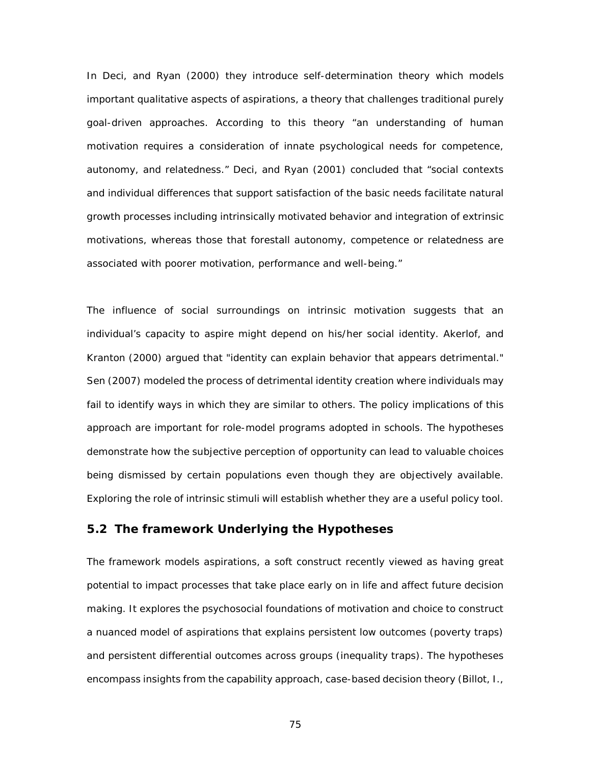In Deci, and Ryan (2000) they introduce self-determination theory which models important qualitative aspects of aspirations, a theory that challenges traditional purely goal-driven approaches. According to this theory “an understanding of human motivation requires a consideration of innate psychological needs for competence, autonomy, and relatedness.” Deci, and Ryan (2001) concluded that “social contexts and individual differences that support satisfaction of the basic needs facilitate natural growth processes including intrinsically motivated behavior and integration of extrinsic motivations, whereas those that forestall autonomy, competence or relatedness are associated with poorer motivation, performance and well-being.”

The influence of social surroundings on intrinsic motivation suggests that an individual’s capacity to aspire might depend on his/her social identity. Akerlof, and Kranton (2000) argued that "identity can explain behavior that appears detrimental." Sen (2007) modeled the process of detrimental identity creation where individuals may fail to identify ways in which they are similar to others. The policy implications of this approach are important for role-model programs adopted in schools. The hypotheses demonstrate how the subjective perception of opportunity can lead to valuable choices being dismissed by certain populations even though they are objectively available. Exploring the role of intrinsic stimuli will establish whether they are a useful policy tool.

## 5.2 The framework Underlying the Hypotheses

The framework models aspirations, a soft construct recently viewed as having great potential to impact processes that take place early on in life and affect future decision making. It explores the psychosocial foundations of motivation and choice to construct a nuanced model of aspirations that explains persistent low outcomes (poverty traps) and persistent differential outcomes across groups (inequality traps). The hypotheses encompass insights from the capability approach, case-based decision theory (Billot, I.,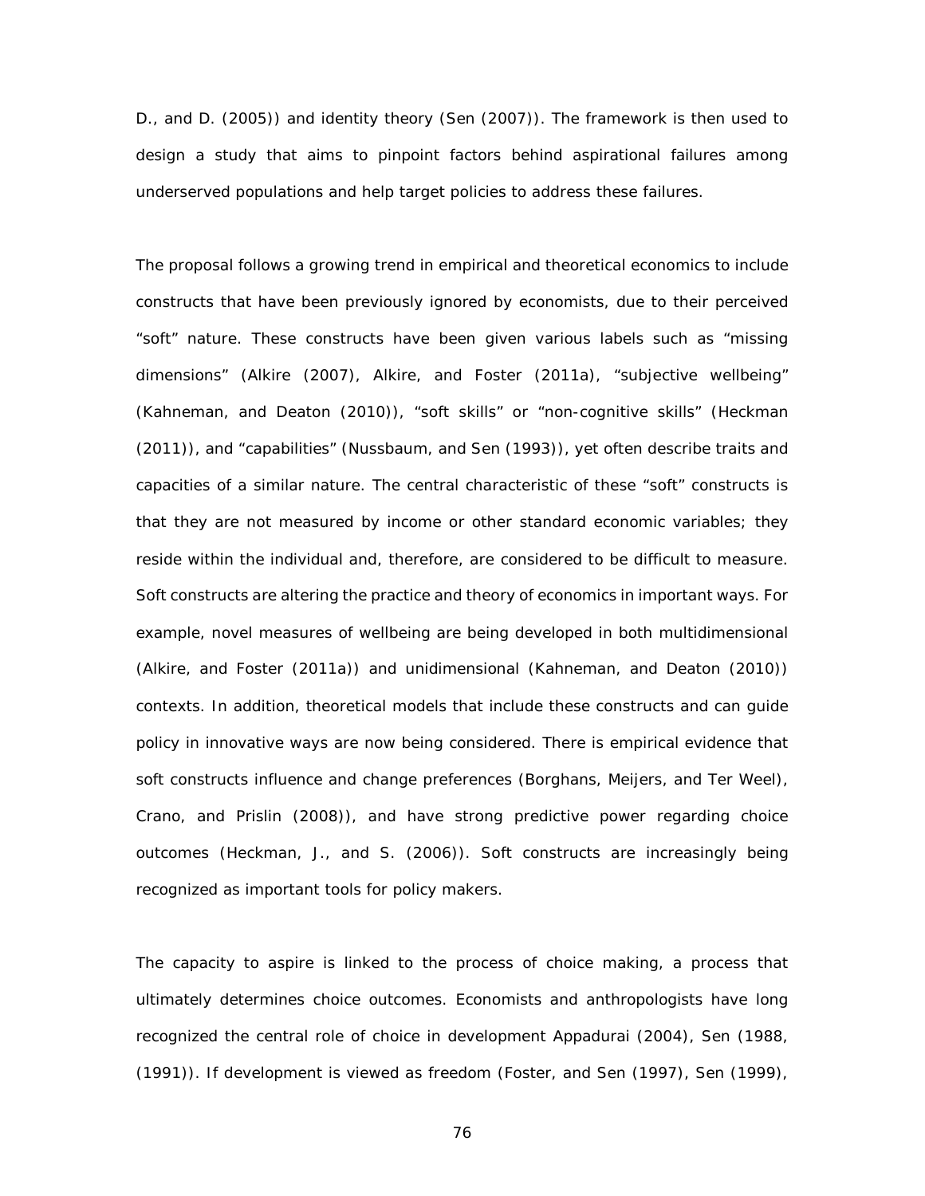D., and D. (2005)) and identity theory (Sen (2007)). The framework is then used to design a study that aims to pinpoint factors behind aspirational failures among underserved populations and help target policies to address these failures.

The proposal follows a growing trend in empirical and theoretical economics to include constructs that have been previously ignored by economists, due to their perceived "soft" nature. These constructs have been given various labels such as "missing dimensions" (Alkire (2007), Alkire, and Foster (2011a), "subjective wellbeing" (Kahneman, and Deaton (2010)), "soft skills" or "non-cognitive skills" (Heckman (2011)), and "capabilities" (Nussbaum, and Sen (1993)), yet often describe traits and capacities of a similar nature. The central characteristic of these "soft" constructs is that they are not measured by income or other standard economic variables; they reside within the individual and, therefore, are considered to be difficult to measure. Soft constructs are altering the practice and theory of economics in important ways. For example, novel measures of wellbeing are being developed in both multidimensional (Alkire, and Foster (2011a)) and unidimensional (Kahneman, and Deaton (2010)) contexts. In addition, theoretical models that include these constructs and can guide policy in innovative ways are now being considered. There is empirical evidence that soft constructs influence and change preferences (Borghans, Meijers, and Ter Weel), Crano, and Prislin (2008)), and have strong predictive power regarding choice outcomes (Heckman, J., and S. (2006)). Soft constructs are increasingly being recognized as important tools for policy makers.

The capacity to aspire is linked to the process of choice making, a process that ultimately determines choice outcomes. Economists and anthropologists have long recognized the central role of choice in development Appadurai (2004), Sen (1988, (1991)). If development is viewed as freedom (Foster, and Sen (1997), Sen (1999),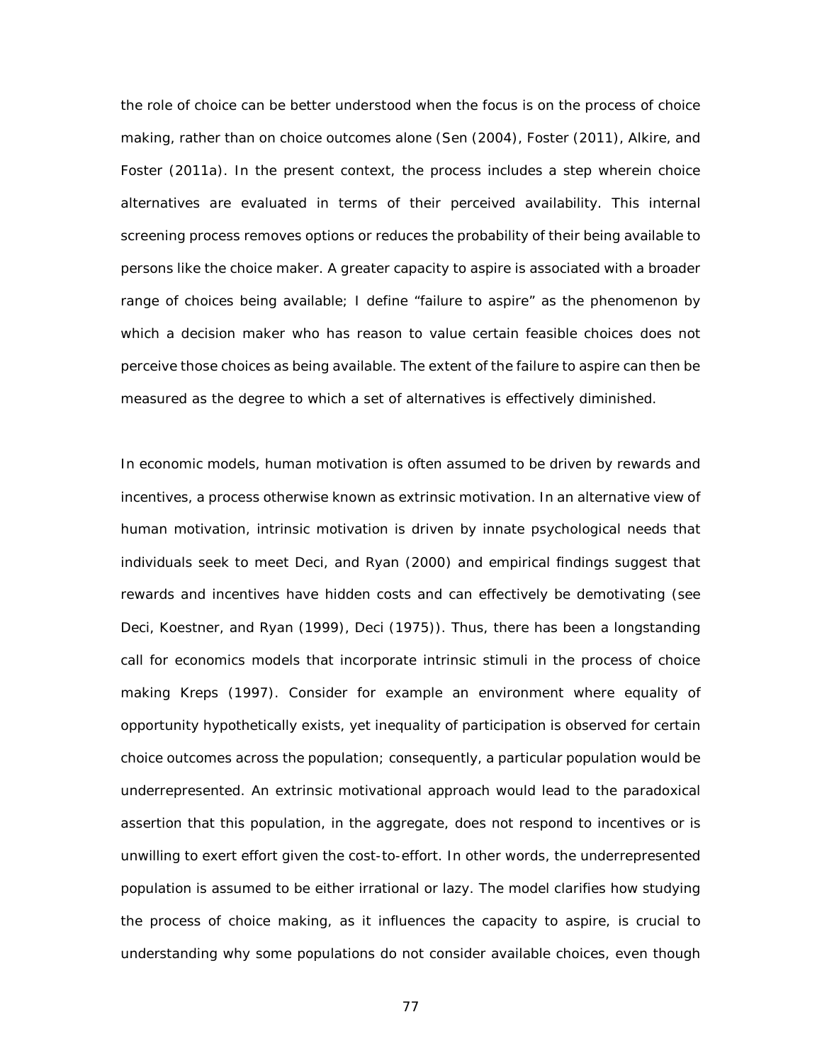the role of choice can be better understood when the focus is on the process of choice making, rather than on choice outcomes alone (Sen (2004), Foster (2011), Alkire, and Foster (2011a). In the present context, the process includes a step wherein choice alternatives are evaluated in terms of their perceived availability. This internal screening process removes options or reduces the probability of their being available to persons like the choice maker. A greater capacity to aspire is associated with a broader range of choices being available; I define "failure to aspire" as the phenomenon by which a decision maker who has reason to value certain feasible choices does not perceive those choices as being available. The extent of the failure to aspire can then be measured as the degree to which a set of alternatives is effectively diminished.

In economic models, human motivation is often assumed to be driven by rewards and incentives, a process otherwise known as extrinsic motivation. In an alternative view of human motivation, intrinsic motivation is driven by innate psychological needs that individuals seek to meet Deci, and Ryan (2000) and empirical findings suggest that rewards and incentives have hidden costs and can effectively be demotivating (see Deci, Koestner, and Ryan (1999), Deci (1975)). Thus, there has been a longstanding call for economics models that incorporate intrinsic stimuli in the process of choice making Kreps (1997). Consider for example an environment where equality of opportunity hypothetically exists, yet inequality of participation is observed for certain choice outcomes across the population; consequently, a particular population would be underrepresented. An extrinsic motivational approach would lead to the paradoxical assertion that this population, in the aggregate, does not respond to incentives or is unwilling to exert effort given the cost-to-effort. In other words, the underrepresented population is assumed to be either irrational or lazy. The model clarifies how studying the process of choice making, as it influences the capacity to aspire, is crucial to understanding why some populations do not consider available choices, even though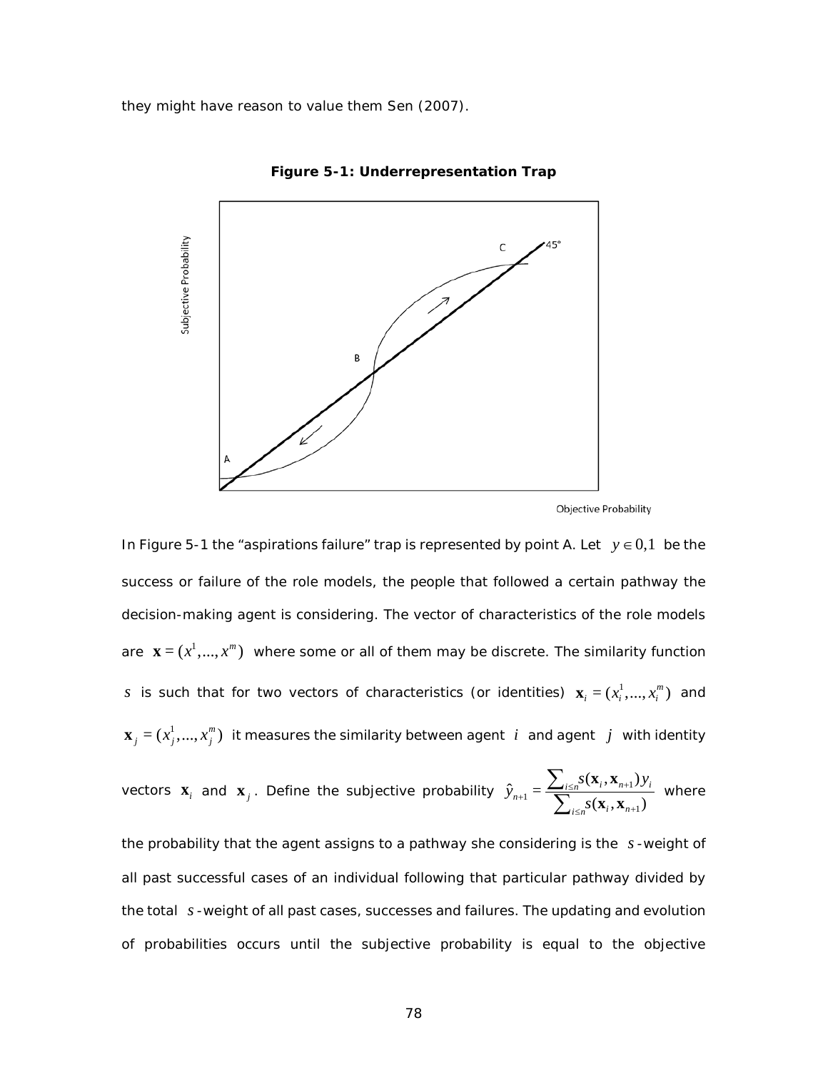they might have reason to value them Sen (2007).

**Figure 5-1: Underrepresentation Trap**

In Figure 5-1 the "aspirations failure" trap is represented by point A. Let $y \in 0,1$ be the success or failure of the role models, the people that followed a certain pathway the decision-making agent is considering. The vector of characteristics of the role models are $\mathbf{x} = (x^1, ..., x^m)$ where some or all of them may be discrete. The similarity function $s$ is such that for two vectors of characteristics (or identities) $\mathbf{x}_i = (x_i^1, ..., x_i^m)$ and $\mathbf{x}_j = (x_j^1, ..., x_j^m)$ it measures the similarity between agent $i$ and agent $j$ with identity vectors $\mathbf{x}_i$ and $\mathbf{x}_j$. Define the subjective probability $\hat{y}_{n+1} = \frac{\sum_{i \le n} s(\mathbf{x}_i, \mathbf{x}_{n+1}) y_i}{\sum_{i \le n} s(\mathbf{x}_i, \mathbf{x}_{n+1})}$ where the probability that the agent assigns to a pathway she considering is the $s$-weight of all past successful cases of an individual following that particular pathway divided by the total $s$-weight of all past cases, successes and failures. The updating and evolution of probabilities occurs until the subjective probability is equal to the objective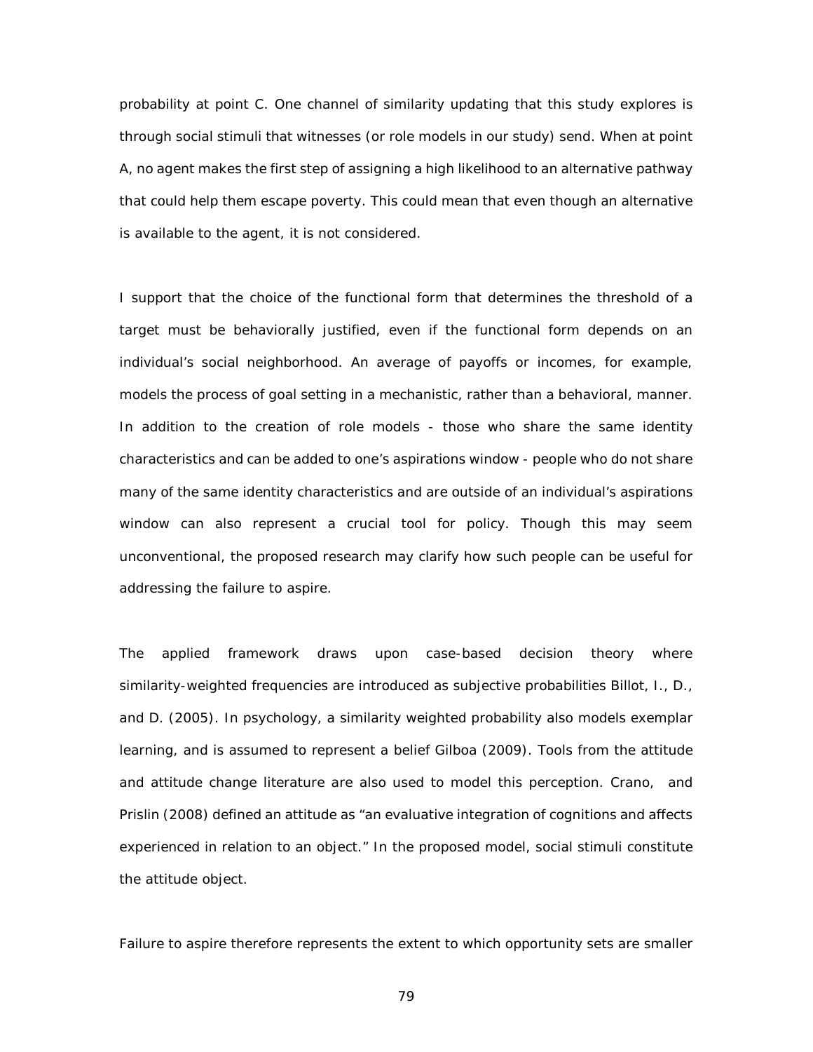probability at point C. One channel of similarity updating that this study explores is through social stimuli that witnesses (or role models in our study) send. When at point A, no agent makes the first step of assigning a high likelihood to an alternative pathway that could help them escape poverty. This could mean that even though an alternative is available to the agent, it is not considered.

I support that the choice of the functional form that determines the threshold of a target must be behaviorally justified, even if the functional form depends on an individual's social neighborhood. An average of payoffs or incomes, for example, models the process of goal setting in a mechanistic, rather than a behavioral, manner. In addition to the creation of role models - those who share the same identity characteristics and can be added to one's aspirations window - people who do not share many of the same identity characteristics and are outside of an individual's aspirations window can also represent a crucial tool for policy. Though this may seem unconventional, the proposed research may clarify how such people can be useful for addressing the failure to aspire.

The applied framework draws upon case-based decision theory where similarity-weighted frequencies are introduced as subjective probabilities Billot, I., D., and D. (2005). In psychology, a similarity weighted probability also models exemplar learning, and is assumed to represent a belief Gilboa (2009). Tools from the attitude and attitude change literature are also used to model this perception. Crano, and Prislin (2008) defined an attitude as "an evaluative integration of cognitions and affects experienced in relation to an object." In the proposed model, social stimuli constitute the attitude object.

Failure to aspire therefore represents the extent to which opportunity sets are smaller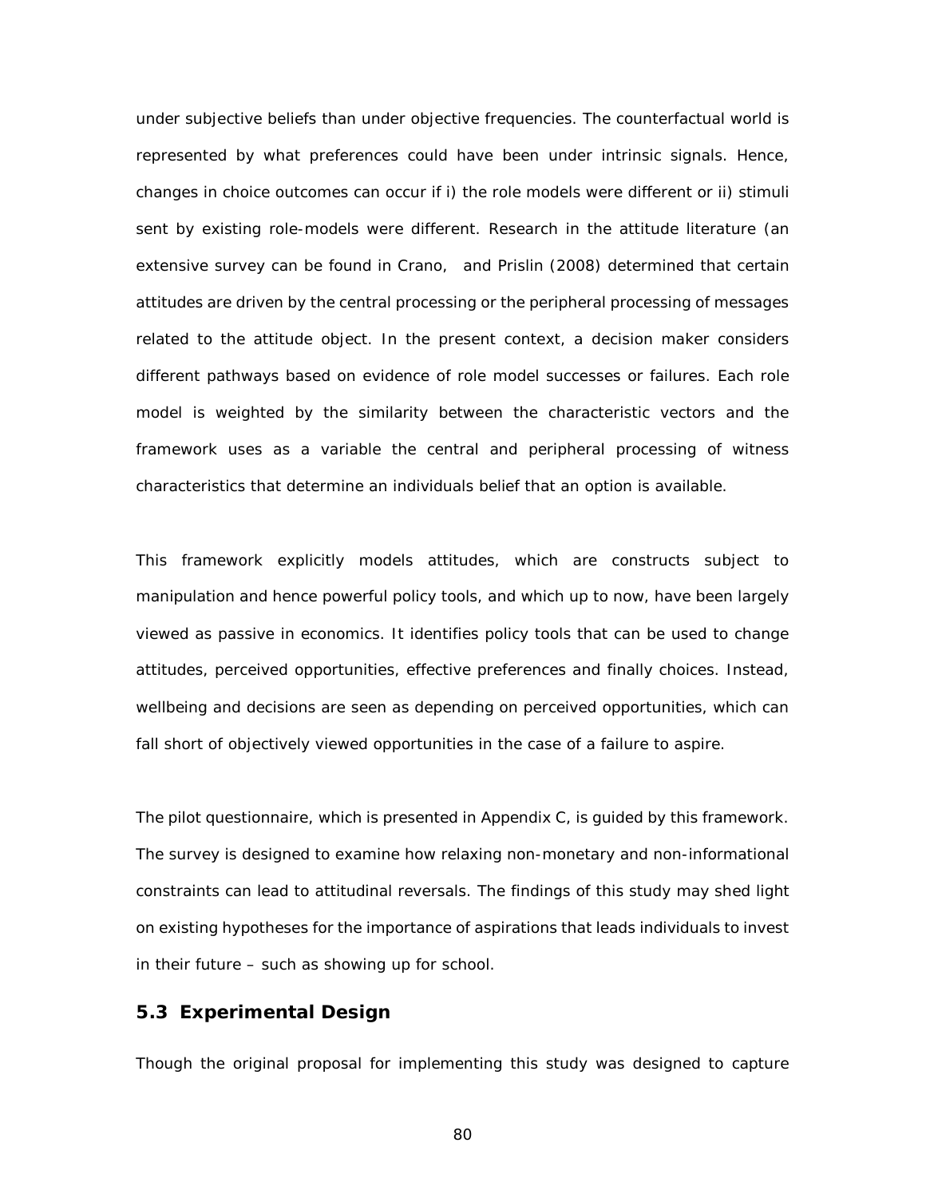under subjective beliefs than under objective frequencies. The counterfactual world is represented by what preferences could have been under intrinsic signals. Hence, changes in choice outcomes can occur if i) the role models were different or ii) stimuli sent by existing role-models were different. Research in the attitude literature (an extensive survey can be found in Crano,  and Prislin (2008) determined that certain attitudes are driven by the central processing or the peripheral processing of messages related to the attitude object. In the present context, a decision maker considers different pathways based on evidence of role model successes or failures. Each role model is weighted by the similarity between the characteristic vectors and the framework uses as a variable the central and peripheral processing of witness characteristics that determine an individuals belief that an option is available.

This framework explicitly models attitudes, which are constructs subject to manipulation and hence powerful policy tools, and which up to now, have been largely viewed as passive in economics. It identifies policy tools that can be used to change attitudes, perceived opportunities, effective preferences and finally choices. Instead, wellbeing and decisions are seen as depending on perceived opportunities, which can fall short of objectively viewed opportunities in the case of a failure to aspire.

The pilot questionnaire, which is presented in Appendix C, is guided by this framework. The survey is designed to examine how relaxing non-monetary and non-informational constraints can lead to attitudinal reversals. The findings of this study may shed light on existing hypotheses for the importance of aspirations that leads individuals to invest in their future – such as showing up for school.

### 5.3 Experimental Design

Though the original proposal for implementing this study was designed to capture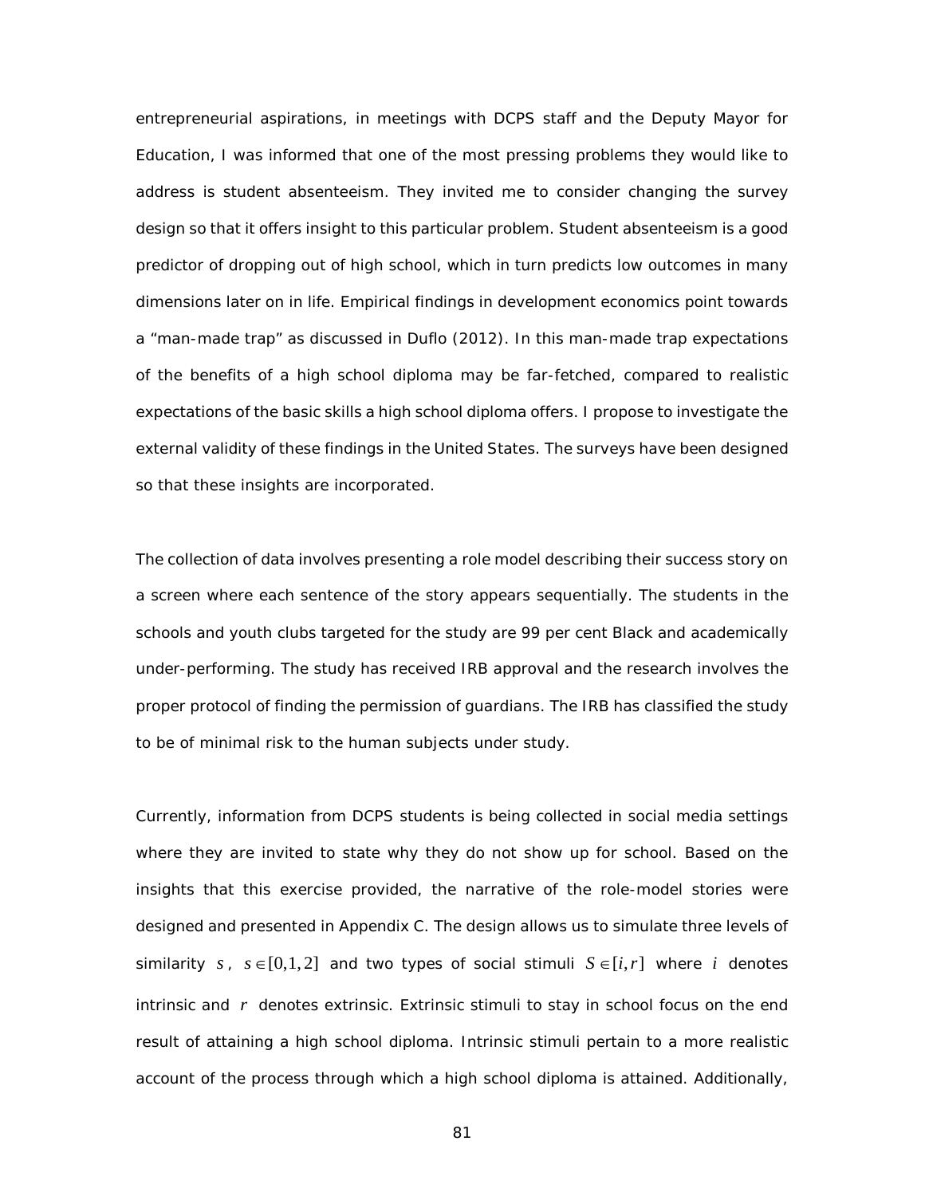entrepreneurial aspirations, in meetings with DCPS staff and the Deputy Mayor for Education, I was informed that one of the most pressing problems they would like to address is student absenteeism. They invited me to consider changing the survey design so that it offers insight to this particular problem. Student absenteeism is a good predictor of dropping out of high school, which in turn predicts low outcomes in many dimensions later on in life. Empirical findings in development economics point towards a "man-made trap" as discussed in Duflo (2012). In this man-made trap expectations of the benefits of a high school diploma may be far-fetched, compared to realistic expectations of the basic skills a high school diploma offers. I propose to investigate the external validity of these findings in the United States. The surveys have been designed so that these insights are incorporated.

The collection of data involves presenting a role model describing their success story on a screen where each sentence of the story appears sequentially. The students in the schools and youth clubs targeted for the study are 99 per cent Black and academically under-performing. The study has received IRB approval and the research involves the proper protocol of finding the permission of guardians. The IRB has classified the study to be of minimal risk to the human subjects under study.

Currently, information from DCPS students is being collected in social media settings where they are invited to state why they do not show up for school. Based on the insights that this exercise provided, the narrative of the role-model stories were designed and presented in Appendix C. The design allows us to simulate three levels of similarity $s$, $s \in [0,1,2]$ and two types of social stimuli $S \in [i,r]$ where $i$ denotes intrinsic and $r$ denotes extrinsic. Extrinsic stimuli to stay in school focus on the end result of attaining a high school diploma. Intrinsic stimuli pertain to a more realistic account of the process through which a high school diploma is attained. Additionally,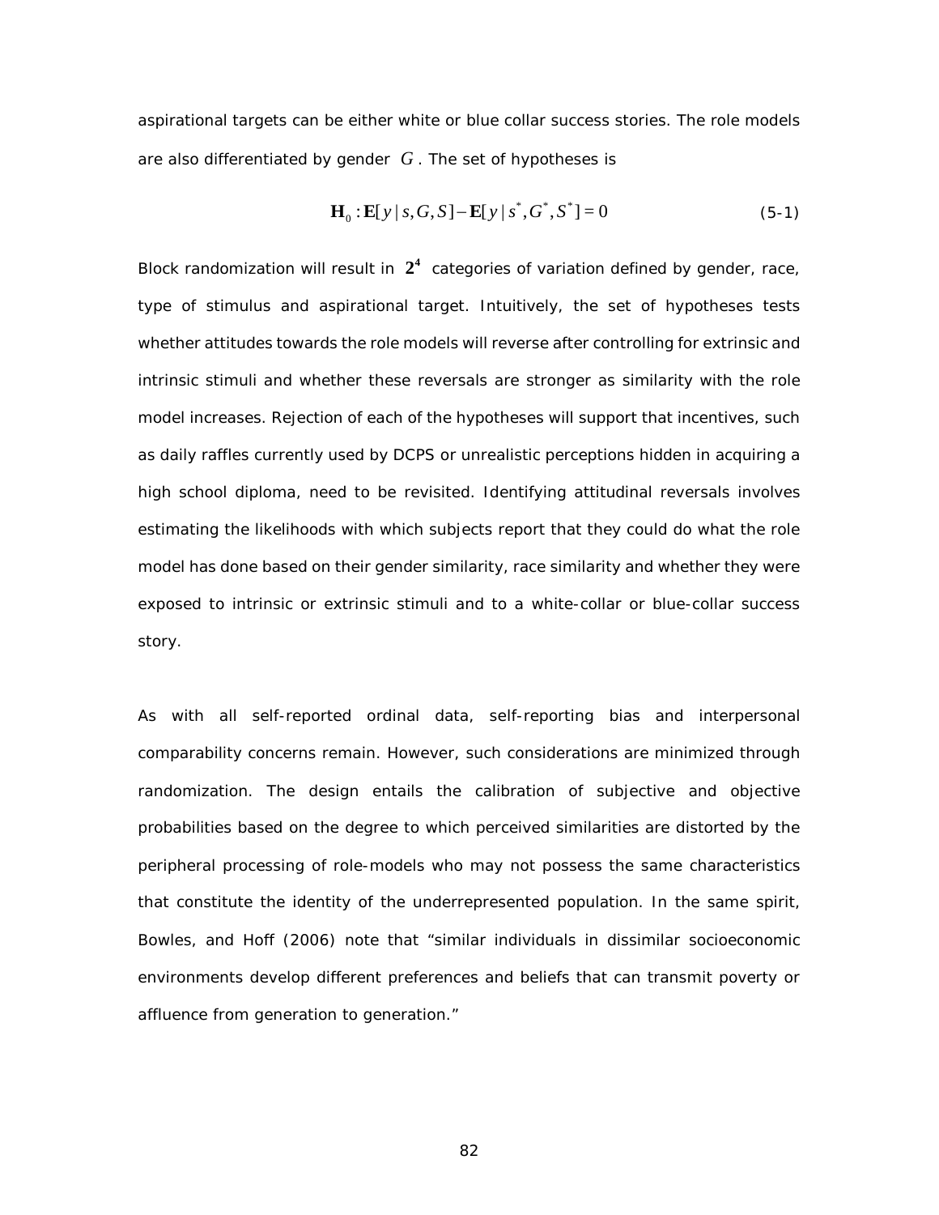aspirational targets can be either white or blue collar success stories. The role models are also differentiated by gender $G$. The set of hypotheses is

$$\mathbf{H}_0 : \mathbf{E}[y \mid s, G, S] - \mathbf{E}[y \mid s^*, G^*, S^*] = 0 \tag{5-1}$$

Block randomization will result in $\mathbf{2^4}$ categories of variation defined by gender, race, type of stimulus and aspirational target. Intuitively, the set of hypotheses tests whether attitudes towards the role models will reverse after controlling for extrinsic and intrinsic stimuli and whether these reversals are stronger as similarity with the role model increases. Rejection of each of the hypotheses will support that incentives, such as daily raffles currently used by DCPS or unrealistic perceptions hidden in acquiring a high school diploma, need to be revisited. Identifying attitudinal reversals involves estimating the likelihoods with which subjects report that they could do what the role model has done based on their gender similarity, race similarity and whether they were exposed to intrinsic or extrinsic stimuli and to a white-collar or blue-collar success story.

As with all self-reported ordinal data, self-reporting bias and interpersonal comparability concerns remain. However, such considerations are minimized through randomization. The design entails the calibration of subjective and objective probabilities based on the degree to which perceived similarities are distorted by the peripheral processing of role-models who may not possess the same characteristics that constitute the identity of the underrepresented population. In the same spirit, Bowles, and Hoff (2006) note that "similar individuals in dissimilar socioeconomic environments develop different preferences and beliefs that can transmit poverty or affluence from generation to generation."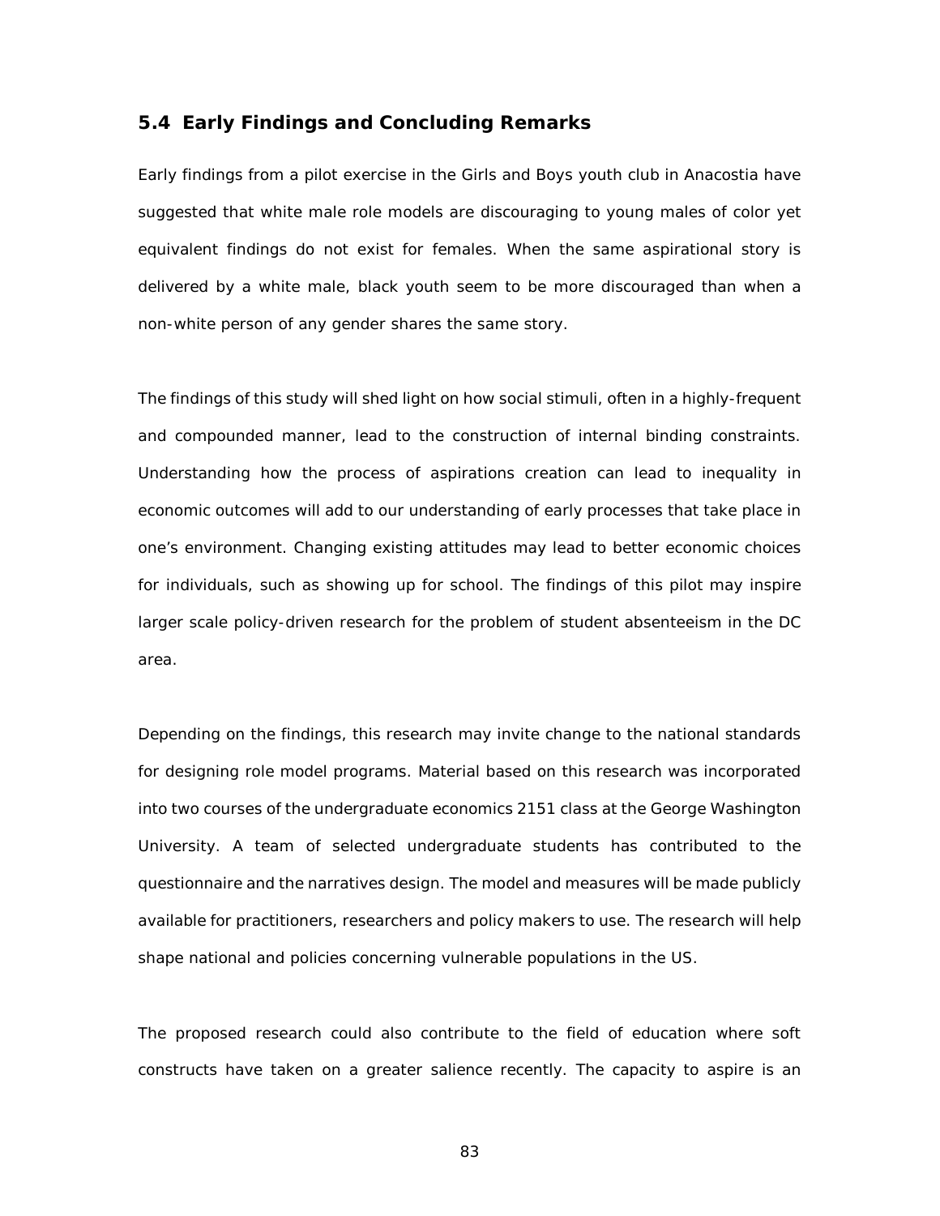### 5.4 Early Findings and Concluding Remarks

Early findings from a pilot exercise in the Girls and Boys youth club in Anacostia have suggested that white male role models are discouraging to young males of color yet equivalent findings do not exist for females. When the same aspirational story is delivered by a white male, black youth seem to be more discouraged than when a non-white person of any gender shares the same story.

The findings of this study will shed light on how social stimuli, often in a highly-frequent and compounded manner, lead to the construction of internal binding constraints. Understanding how the process of aspirations creation can lead to inequality in economic outcomes will add to our understanding of early processes that take place in one's environment. Changing existing attitudes may lead to better economic choices for individuals, such as showing up for school. The findings of this pilot may inspire larger scale policy-driven research for the problem of student absenteeism in the DC area.

Depending on the findings, this research may invite change to the national standards for designing role model programs. Material based on this research was incorporated into two courses of the undergraduate economics 2151 class at the George Washington University. A team of selected undergraduate students has contributed to the questionnaire and the narratives design. The model and measures will be made publicly available for practitioners, researchers and policy makers to use. The research will help shape national and policies concerning vulnerable populations in the US.

The proposed research could also contribute to the field of education where soft constructs have taken on a greater salience recently. The capacity to aspire is an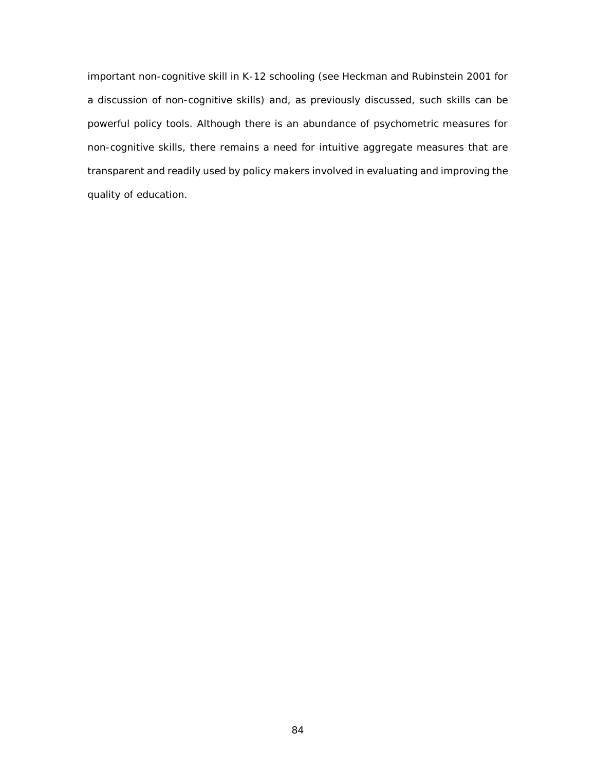important non-cognitive skill in K-12 schooling (see Heckman and Rubinstein 2001 for a discussion of non-cognitive skills) and, as previously discussed, such skills can be powerful policy tools. Although there is an abundance of psychometric measures for non-cognitive skills, there remains a need for intuitive aggregate measures that are transparent and readily used by policy makers involved in evaluating and improving the quality of education.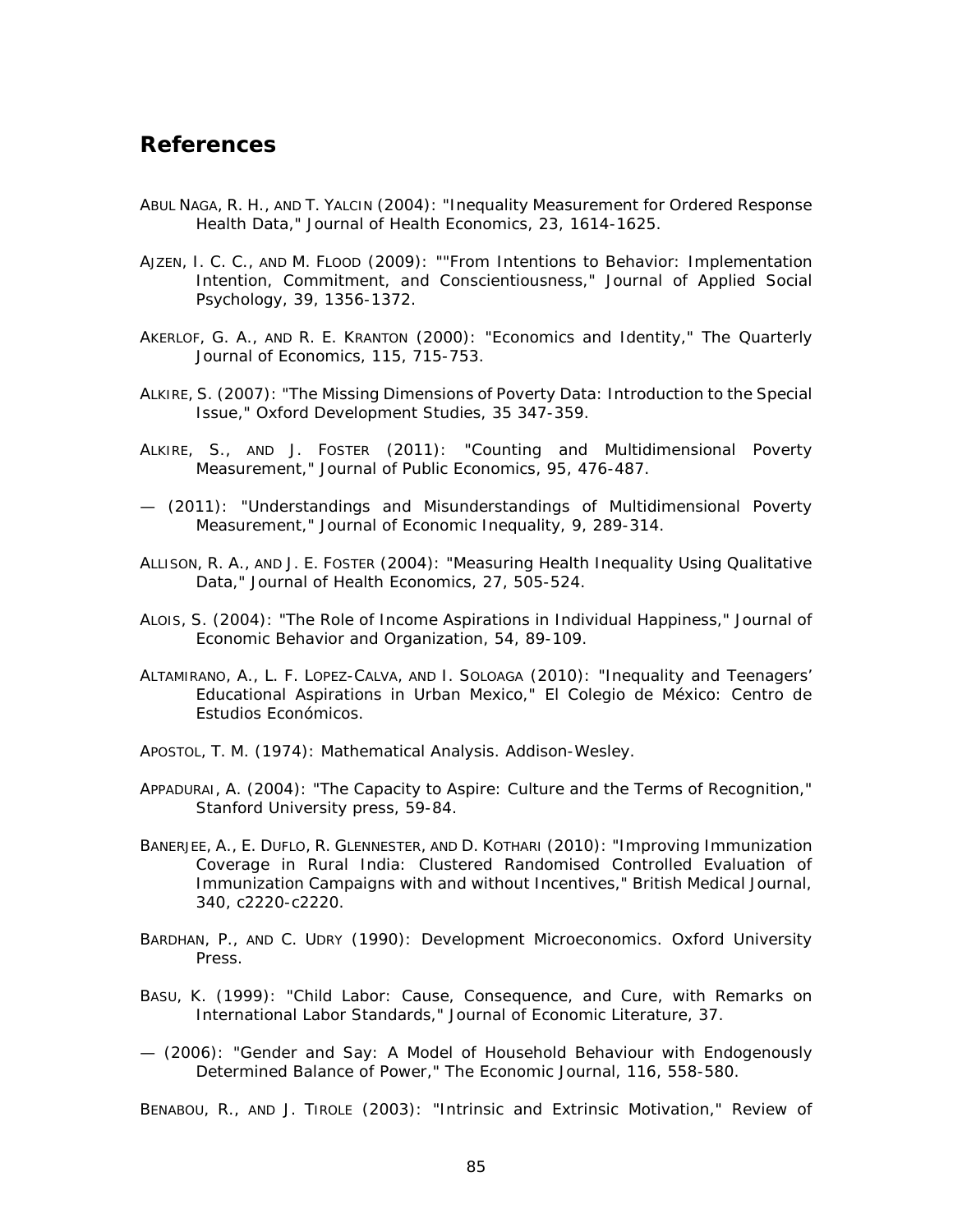## References

ABUL NAGA, R. H., AND T. YALCIN (2004): "Inequality Measurement for Ordered Response Health Data," Journal of Health Economics, 23, 1614-1625.

AJZEN, I. C. C., AND M. FLOOD (2009): ""From Intentions to Behavior: Implementation Intention, Commitment, and Conscientiousness," Journal of Applied Social Psychology, 39, 1356-1372.

AKERLOF, G. A., AND R. E. KRANTON (2000): "Economics and Identity," The Quarterly Journal of Economics, 115, 715-753.

ALKIRE, S. (2007): "The Missing Dimensions of Poverty Data: Introduction to the Special Issue," Oxford Development Studies, 35 347-359.

ALKIRE, S., AND J. FOSTER (2011): "Counting and Multidimensional Poverty Measurement," Journal of Public Economics, 95, 476-487.

— (2011): "Understandings and Misunderstandings of Multidimensional Poverty Measurement," Journal of Economic Inequality, 9, 289-314.

ALLISON, R. A., AND J. E. FOSTER (2004): "Measuring Health Inequality Using Qualitative Data," Journal of Health Economics, 27, 505-524.

ALOIS, S. (2004): "The Role of Income Aspirations in Individual Happiness," Journal of Economic Behavior and Organization, 54, 89-109.

ALTAMIRANO, A., L. F. LOPEZ-CALVA, AND I. SOLOAGA (2010): "Inequality and Teenagers' Educational Aspirations in Urban Mexico," El Colegio de México: Centro de Estudios Económicos.

APOSTOL, T. M. (1974): Mathematical Analysis. Addison-Wesley.

APPADURAI, A. (2004): "The Capacity to Aspire: Culture and the Terms of Recognition," Stanford University press, 59-84.

BANERJEE, A., E. DUFLO, R. GLENNESTER, AND D. KOTHARI (2010): "Improving Immunization Coverage in Rural India: Clustered Randomised Controlled Evaluation of Immunization Campaigns with and without Incentives," British Medical Journal, 340, c2220-c2220.

BARDHAN, P., AND C. UDRY (1990): Development Microeconomics. Oxford University Press.

BASU, K. (1999): "Child Labor: Cause, Consequence, and Cure, with Remarks on International Labor Standards," Journal of Economic Literature, 37.

— (2006): "Gender and Say: A Model of Household Behaviour with Endogenously Determined Balance of Power," The Economic Journal, 116, 558-580.

BENABOU, R., AND J. TIROLE (2003): "Intrinsic and Extrinsic Motivation," Review of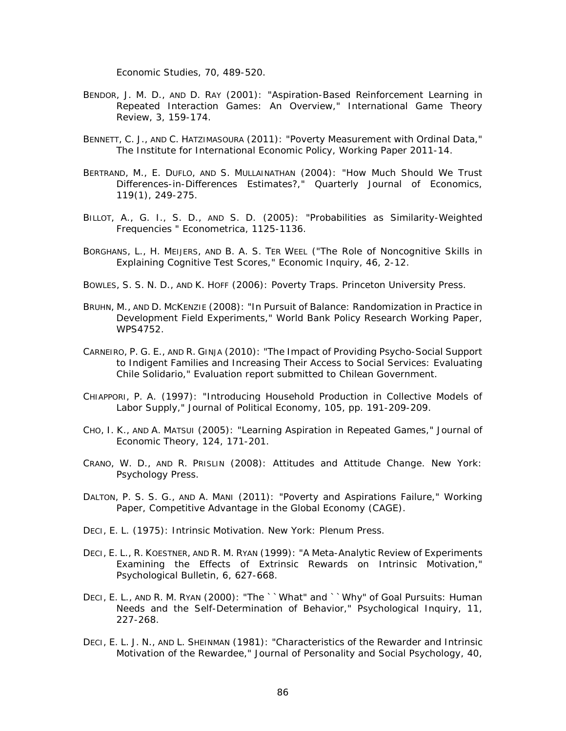Economic Studies, 70, 489-520.

BENDOR, J. M. D., AND D. RAY (2001): "Aspiration-Based Reinforcement Learning in Repeated Interaction Games: An Overview," International Game Theory Review, 3, 159-174.

BENNETT, C. J., AND C. HATZIMASOURA (2011): "Poverty Measurement with Ordinal Data," The Institute for International Economic Policy, Working Paper 2011-14.

BERTRAND, M., E. DUFLO, AND S. MULLAINATHAN (2004): "How Much Should We Trust Differences-in-Differences Estimates?," Quarterly Journal of Economics, 119(1), 249-275.

BILLOT, A., G. I., S. D., AND S. D. (2005): "Probabilities as Similarity-Weighted Frequencies " Econometrica, 1125-1136.

BORGHANS, L., H. MEIJERS, AND B. A. S. TER WEEL ("The Role of Noncognitive Skills in Explaining Cognitive Test Scores," Economic Inquiry, 46, 2-12.

BOWLES, S. S. N. D., AND K. HOFF (2006): Poverty Traps. Princeton University Press.

BRUHN, M., AND D. MCKENZIE (2008): "In Pursuit of Balance: Randomization in Practice in Development Field Experiments," World Bank Policy Research Working Paper, WPS4752.

CARNEIRO, P. G. E., AND R. GINJA (2010): "The Impact of Providing Psycho-Social Support to Indigent Families and Increasing Their Access to Social Services: Evaluating Chile Solidario," Evaluation report submitted to Chilean Government.

CHIAPPORI, P. A. (1997): "Introducing Household Production in Collective Models of Labor Supply," Journal of Political Economy, 105, pp. 191-209-209.

CHO, I. K., AND A. MATSUI (2005): "Learning Aspiration in Repeated Games," Journal of Economic Theory, 124, 171-201.

CRANO, W. D., AND R. PRISLIN (2008): Attitudes and Attitude Change. New York: Psychology Press.

DALTON, P. S. S. G., AND A. MANI (2011): "Poverty and Aspirations Failure," Working Paper, Competitive Advantage in the Global Economy (CAGE).

DECI, E. L. (1975): Intrinsic Motivation. New York: Plenum Press.

DECI, E. L., R. KOESTNER, AND R. M. RYAN (1999): "A Meta-Analytic Review of Experiments Examining the Effects of Extrinsic Rewards on Intrinsic Motivation," Psychological Bulletin, 6, 627-668.

DECI, E. L., AND R. M. RYAN (2000): "The ``What" and ``Why" of Goal Pursuits: Human Needs and the Self-Determination of Behavior," Psychological Inquiry, 11, 227-268.

DECI, E. L. J. N., AND L. SHEINMAN (1981): "Characteristics of the Rewarder and Intrinsic Motivation of the Rewardee," Journal of Personality and Social Psychology, 40,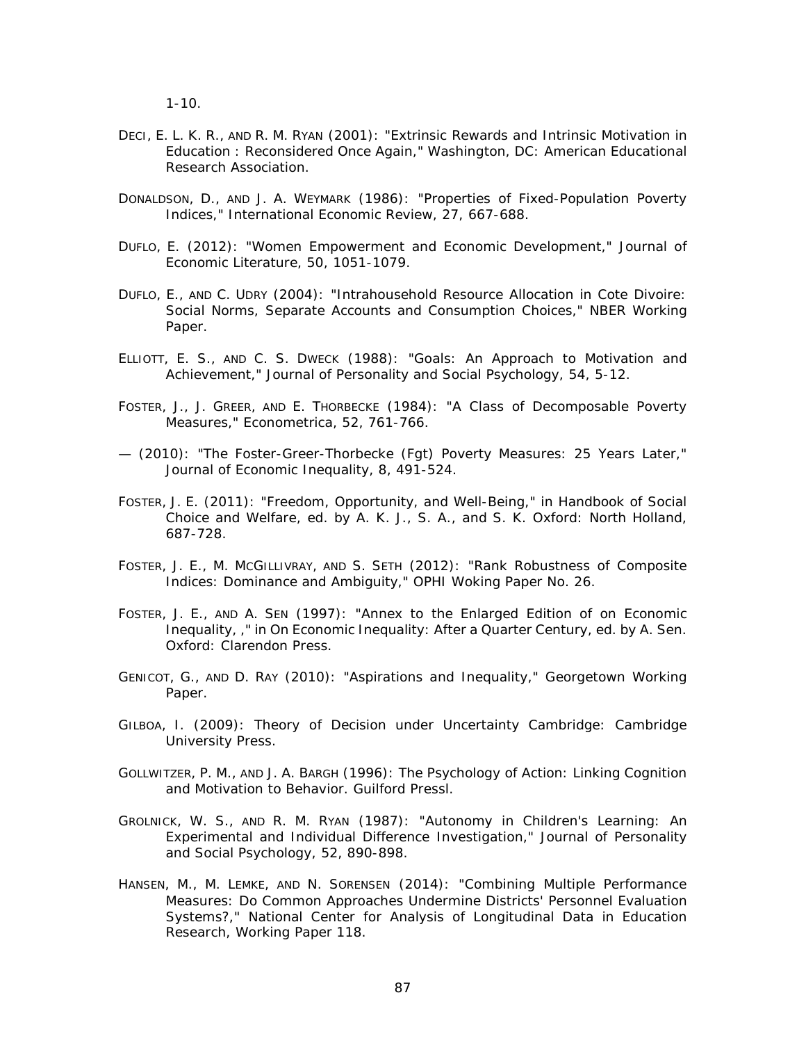1-10.

DECI, E. L. K. R., AND R. M. RYAN (2001): "Extrinsic Rewards and Intrinsic Motivation in Education : Reconsidered Once Again," Washington, DC: American Educational Research Association.

DONALDSON, D., AND J. A. WEYMARK (1986): "Properties of Fixed-Population Poverty Indices," International Economic Review, 27, 667-688.

DUFLO, E. (2012): "Women Empowerment and Economic Development," Journal of Economic Literature, 50, 1051-1079.

DUFLO, E., AND C. UDRY (2004): "Intrahousehold Resource Allocation in Cote Divoire: Social Norms, Separate Accounts and Consumption Choices," NBER Working Paper.

ELLIOTT, E. S., AND C. S. DWECK (1988): "Goals: An Approach to Motivation and Achievement," Journal of Personality and Social Psychology, 54, 5-12.

FOSTER, J., J. GREER, AND E. THORBECKE (1984): "A Class of Decomposable Poverty Measures," Econometrica, 52, 761-766.

— (2010): "The Foster-Greer-Thorbecke (Fgt) Poverty Measures: 25 Years Later," Journal of Economic Inequality, 8, 491-524.

FOSTER, J. E. (2011): "Freedom, Opportunity, and Well-Being," in Handbook of Social Choice and Welfare, ed. by A. K. J., S. A., and S. K. Oxford: North Holland, 687-728.

FOSTER, J. E., M. MCGILLIVRAY, AND S. SETH (2012): "Rank Robustness of Composite Indices: Dominance and Ambiguity," OPHI Woking Paper No. 26.

FOSTER, J. E., AND A. SEN (1997): "Annex to the Enlarged Edition of on Economic Inequality, ," in On Economic Inequality: After a Quarter Century, ed. by A. Sen. Oxford: Clarendon Press.

GENICOT, G., AND D. RAY (2010): "Aspirations and Inequality," Georgetown Working Paper.

GILBOA, I. (2009): Theory of Decision under Uncertainty Cambridge: Cambridge University Press.

GOLLWITZER, P. M., AND J. A. BARGH (1996): The Psychology of Action: Linking Cognition and Motivation to Behavior. Guilford Pressl.

GROLNICK, W. S., AND R. M. RYAN (1987): "Autonomy in Children's Learning: An Experimental and Individual Difference Investigation," Journal of Personality and Social Psychology, 52, 890-898.

HANSEN, M., M. LEMKE, AND N. SORENSEN (2014): "Combining Multiple Performance Measures: Do Common Approaches Undermine Districts' Personnel Evaluation Systems?," National Center for Analysis of Longitudinal Data in Education Research, Working Paper 118.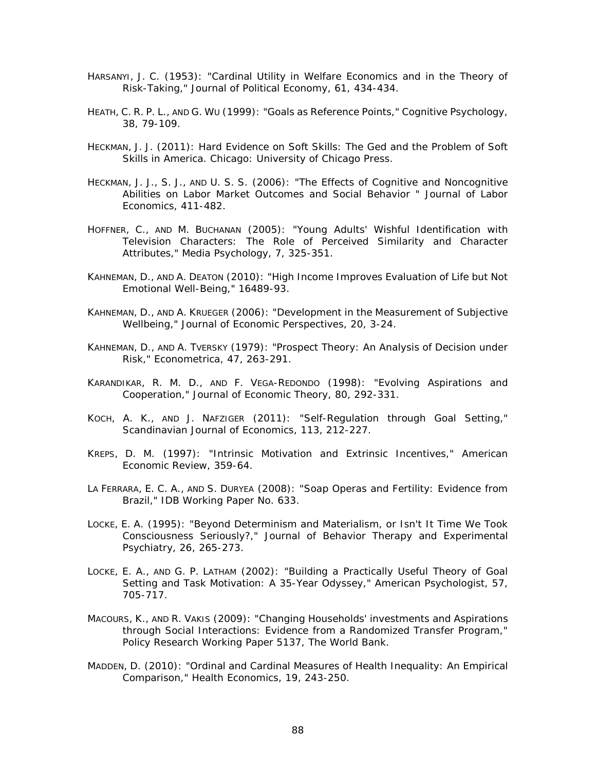HARSANYI, J. C. (1953): "Cardinal Utility in Welfare Economics and in the Theory of Risk-Taking," Journal of Political Economy, 61, 434-434.

HEATH, C. R. P. L., AND G. WU (1999): "Goals as Reference Points," Cognitive Psychology, 38, 79-109.

HECKMAN, J. J. (2011): Hard Evidence on Soft Skills: The Ged and the Problem of Soft Skills in America. Chicago: University of Chicago Press.

HECKMAN, J. J., S. J., AND U. S. S. (2006): "The Effects of Cognitive and Noncognitive Abilities on Labor Market Outcomes and Social Behavior " Journal of Labor Economics, 411-482.

HOFFNER, C., AND M. BUCHANAN (2005): "Young Adults' Wishful Identification with Television Characters: The Role of Perceived Similarity and Character Attributes," Media Psychology, 7, 325-351.

KAHNEMAN, D., AND A. DEATON (2010): "High Income Improves Evaluation of Life but Not Emotional Well-Being," 16489-93.

KAHNEMAN, D., AND A. KRUEGER (2006): "Development in the Measurement of Subjective Wellbeing," Journal of Economic Perspectives, 20, 3-24.

KAHNEMAN, D., AND A. TVERSKY (1979): "Prospect Theory: An Analysis of Decision under Risk," Econometrica, 47, 263-291.

KARANDIKAR, R. M. D., AND F. VEGA-REDONDO (1998): "Evolving Aspirations and Cooperation," Journal of Economic Theory, 80, 292-331.

KOCH, A. K., AND J. NAFZIGER (2011): "Self-Regulation through Goal Setting," Scandinavian Journal of Economics, 113, 212-227.

KREPS, D. M. (1997): "Intrinsic Motivation and Extrinsic Incentives," American Economic Review, 359-64.

LA FERRARA, E. C. A., AND S. DURYEA (2008): "Soap Operas and Fertility: Evidence from Brazil," IDB Working Paper No. 633.

LOCKE, E. A. (1995): "Beyond Determinism and Materialism, or Isn't It Time We Took Consciousness Seriously?," Journal of Behavior Therapy and Experimental Psychiatry, 26, 265-273.

LOCKE, E. A., AND G. P. LATHAM (2002): "Building a Practically Useful Theory of Goal Setting and Task Motivation: A 35-Year Odyssey," American Psychologist, 57, 705-717.

MACOURS, K., AND R. VAKIS (2009): "Changing Households' investments and Aspirations through Social Interactions: Evidence from a Randomized Transfer Program," Policy Research Working Paper 5137, The World Bank.

MADDEN, D. (2010): "Ordinal and Cardinal Measures of Health Inequality: An Empirical Comparison," Health Economics, 19, 243-250.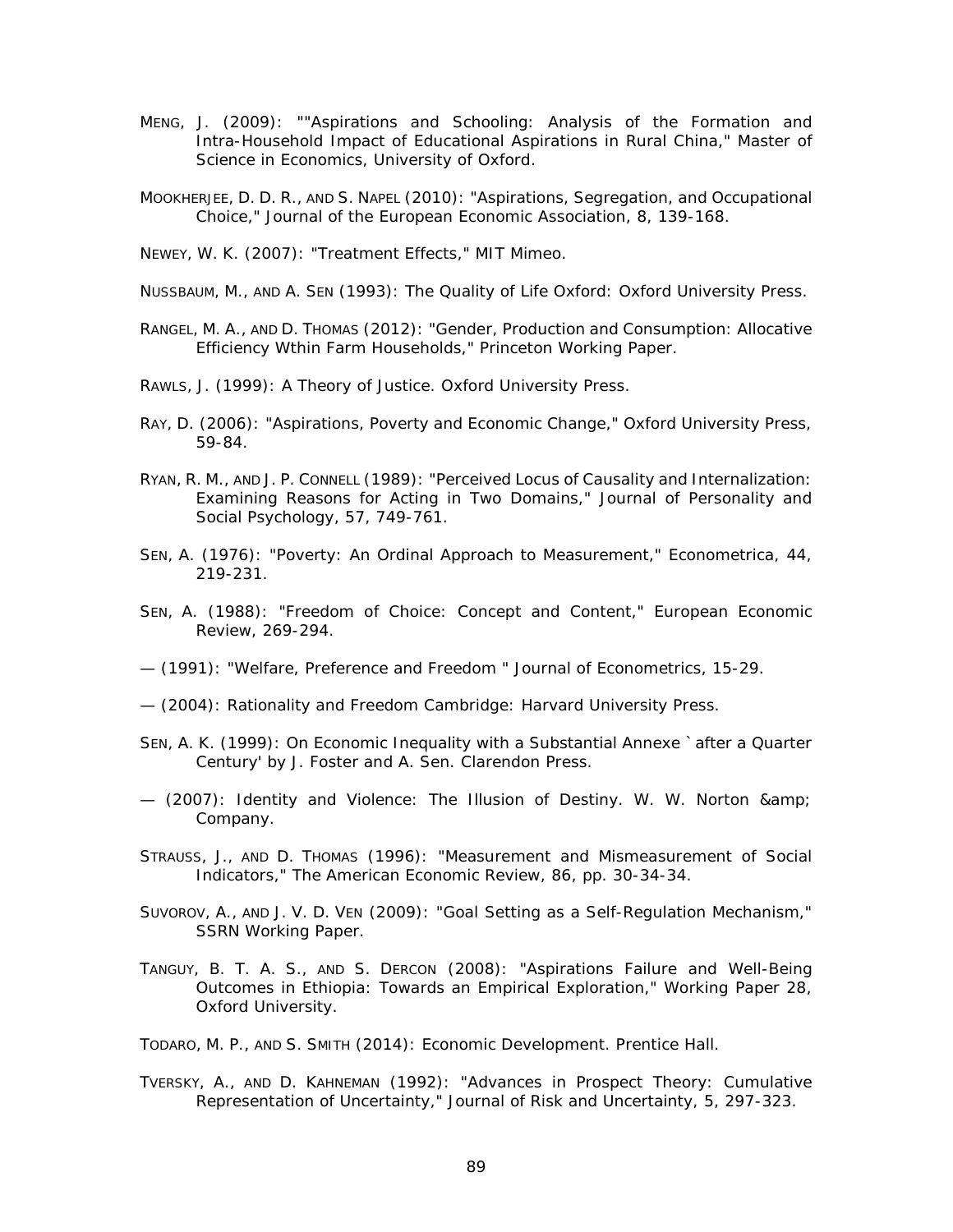MENG, J. (2009): ""Aspirations and Schooling: Analysis of the Formation and Intra-Household Impact of Educational Aspirations in Rural China," Master of Science in Economics, University of Oxford.

MOOKHERJEE, D. D. R., AND S. NAPEL (2010): "Aspirations, Segregation, and Occupational Choice," Journal of the European Economic Association, 8, 139-168.

NEWEY, W. K. (2007): "Treatment Effects," MIT Mimeo.

NUSSBAUM, M., AND A. SEN (1993): The Quality of Life Oxford: Oxford University Press.

RANGEL, M. A., AND D. THOMAS (2012): "Gender, Production and Consumption: Allocative Efficiency Wthin Farm Households," Princeton Working Paper.

RAWLS, J. (1999): A Theory of Justice. Oxford University Press.

RAY, D. (2006): "Aspirations, Poverty and Economic Change," Oxford University Press, 59-84.

RYAN, R. M., AND J. P. CONNELL (1989): "Perceived Locus of Causality and Internalization: Examining Reasons for Acting in Two Domains," Journal of Personality and Social Psychology, 57, 749-761.

SEN, A. (1976): "Poverty: An Ordinal Approach to Measurement," Econometrica, 44, 219-231.

SEN, A. (1988): "Freedom of Choice: Concept and Content," European Economic Review, 269-294.

— (1991): "Welfare, Preference and Freedom " Journal of Econometrics, 15-29.

— (2004): Rationality and Freedom Cambridge: Harvard University Press.

SEN, A. K. (1999): On Economic Inequality with a Substantial Annexe `after a Quarter Century' by J. Foster and A. Sen. Clarendon Press.

— (2007): Identity and Violence: The Illusion of Destiny. W. W. Norton &amp; Company.

STRAUSS, J., AND D. THOMAS (1996): "Measurement and Mismeasurement of Social Indicators," The American Economic Review, 86, pp. 30-34-34.

SUVOROV, A., AND J. V. D. VEN (2009): "Goal Setting as a Self-Regulation Mechanism," SSRN Working Paper.

TANGUY, B. T. A. S., AND S. DERCON (2008): "Aspirations Failure and Well-Being Outcomes in Ethiopia: Towards an Empirical Exploration," Working Paper 28, Oxford University.

TODARO, M. P., AND S. SMITH (2014): Economic Development. Prentice Hall.

TVERSKY, A., AND D. KAHNEMAN (1992): "Advances in Prospect Theory: Cumulative Representation of Uncertainty," Journal of Risk and Uncertainty, 5, 297-323.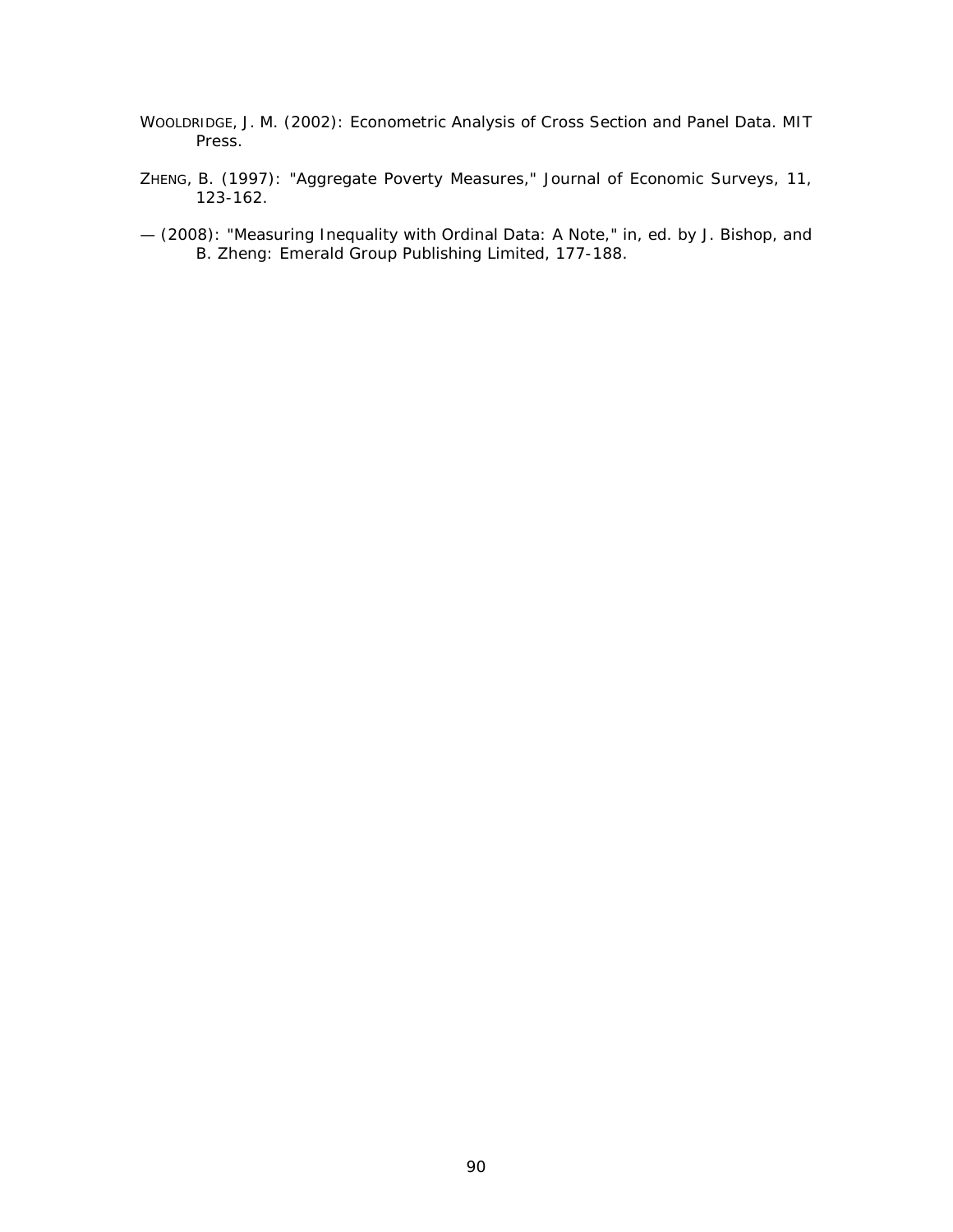WOOLDRIDGE, J. M. (2002): Econometric Analysis of Cross Section and Panel Data. MIT Press.

ZHENG, B. (1997): "Aggregate Poverty Measures," Journal of Economic Surveys, 11, 123-162.

— (2008): "Measuring Inequality with Ordinal Data: A Note," in, ed. by J. Bishop, and B. Zheng: Emerald Group Publishing Limited, 177-188.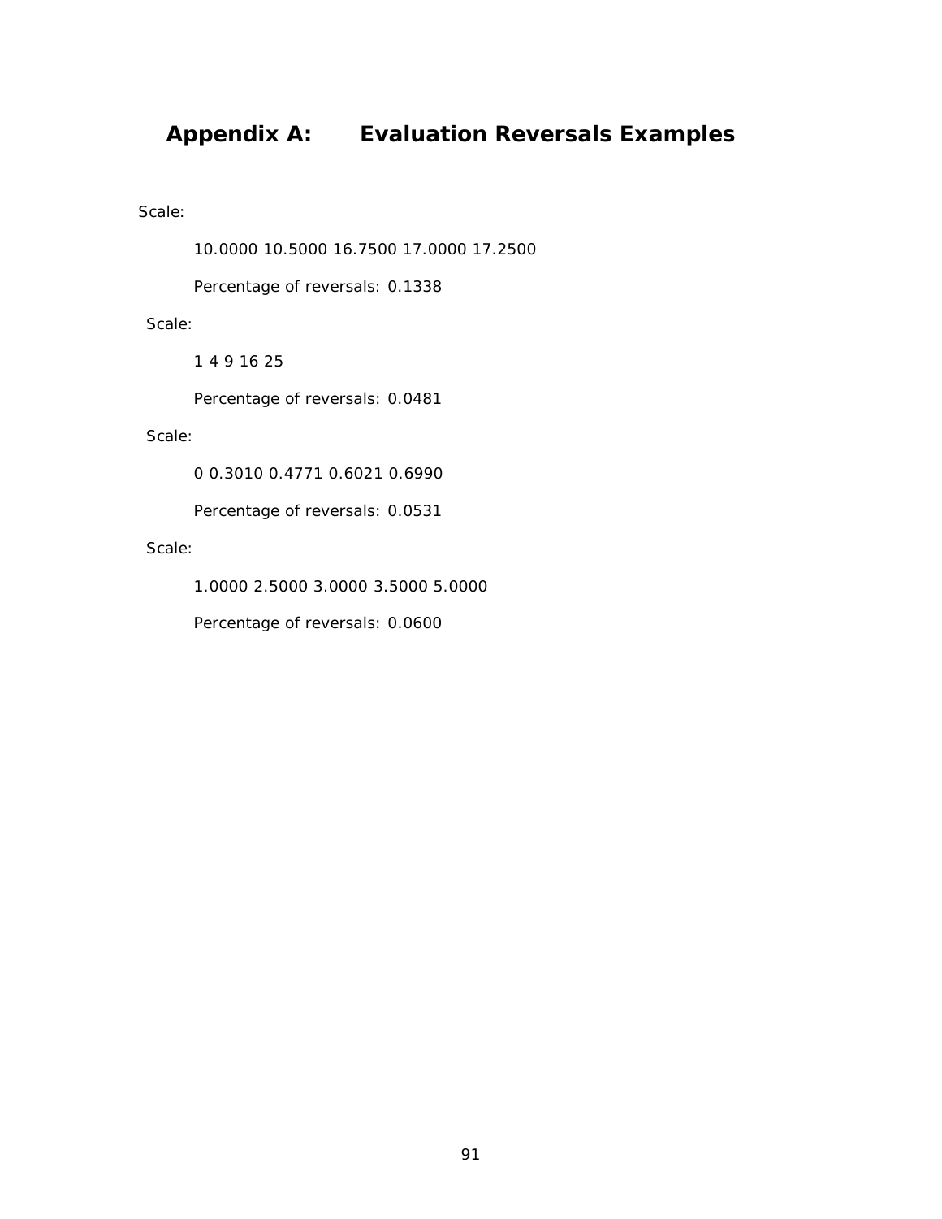# Appendix A: Evaluation Reversals Examples

Scale:

10.0000 10.5000 16.7500 17.0000 17.2500

Percentage of reversals: 0.1338

Scale:

1 4 9 16 25

Percentage of reversals: 0.0481

Scale:

0 0.3010 0.4771 0.6021 0.6990

Percentage of reversals: 0.0531

Scale:

1.0000 2.5000 3.0000 3.5000 5.0000

Percentage of reversals: 0.0600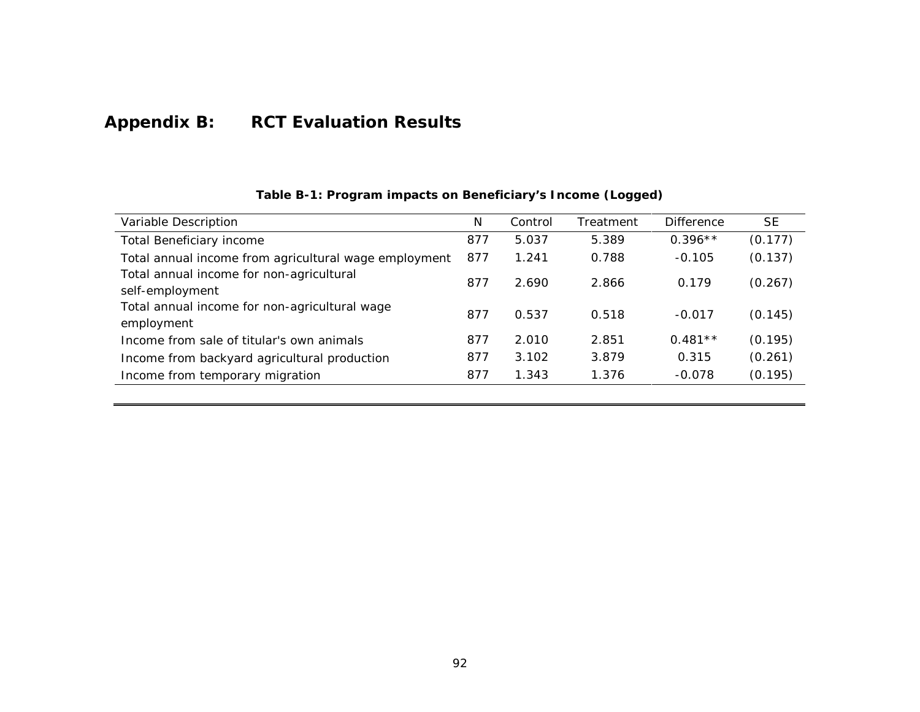# Appendix B: RCT Evaluation Results

**Table B-1: Program impacts on Beneficiary's Income (Logged)**

| Variable Description | N | Control | Treatment | Difference | SE |
|---|---|---|---|---|---|
| Total Beneficiary income | 877 | 5.037 | 5.389 | 0.396** | (0.177) |
| Total annual income from agricultural wage employment | 877 | 1.241 | 0.788 | -0.105 | (0.137) |
| Total annual income for non-agricultural self-employment | 877 | 2.690 | 2.866 | 0.179 | (0.267) |
| Total annual income for non-agricultural wage employment | 877 | 0.537 | 0.518 | -0.017 | (0.145) |
| Income from sale of titular's own animals | 877 | 2.010 | 2.851 | 0.481** | (0.195) |
| Income from backyard agricultural production | 877 | 3.102 | 3.879 | 0.315 | (0.261) |
| Income from temporary migration | 877 | 1.343 | 1.376 | -0.078 | (0.195) |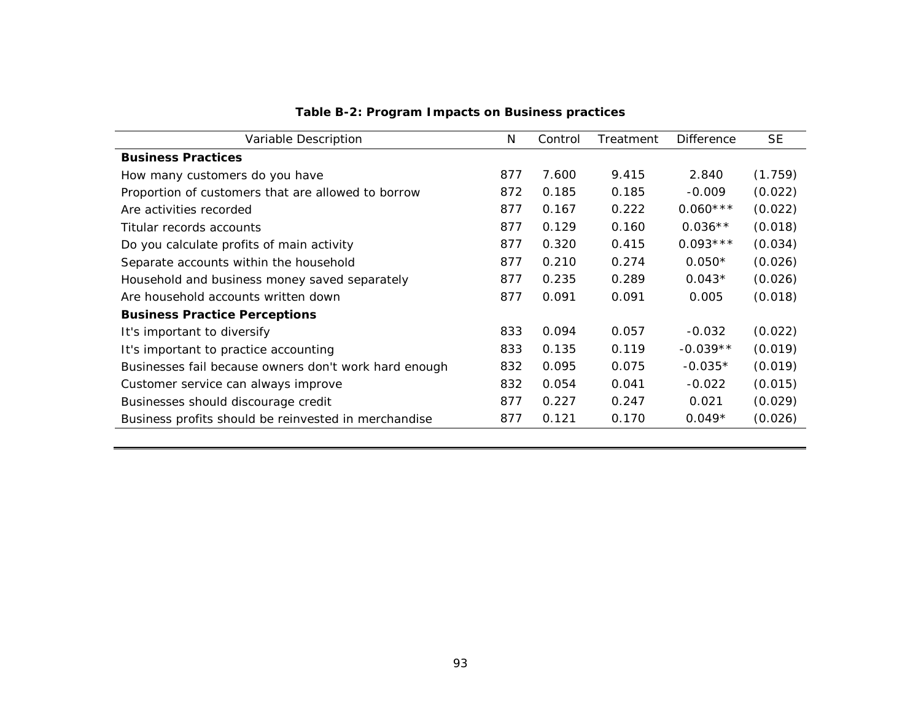**Table B-2: Program Impacts on Business practices**

| Variable Description | N | Control | Treatment | Difference | SE |
|---|---|---|---|---|---|
| **Business Practices** | | | | | |
| How many customers do you have | 877 | 7.600 | 9.415 | 2.840 | (1.759) |
| Proportion of customers that are allowed to borrow | 872 | 0.185 | 0.185 | -0.009 | (0.022) |
| Are activities recorded | 877 | 0.167 | 0.222 | 0.060*** | (0.022) |
| Titular records accounts | 877 | 0.129 | 0.160 | 0.036** | (0.018) |
| Do you calculate profits of main activity | 877 | 0.320 | 0.415 | 0.093*** | (0.034) |
| Separate accounts within the household | 877 | 0.210 | 0.274 | 0.050* | (0.026) |
| Household and business money saved separately | 877 | 0.235 | 0.289 | 0.043* | (0.026) |
| Are household accounts written down | 877 | 0.091 | 0.091 | 0.005 | (0.018) |
| **Business Practice Perceptions** | | | | | |
| It's important to diversify | 833 | 0.094 | 0.057 | -0.032 | (0.022) |
| It's important to practice accounting | 833 | 0.135 | 0.119 | -0.039** | (0.019) |
| Businesses fail because owners don't work hard enough | 832 | 0.095 | 0.075 | -0.035* | (0.019) |
| Customer service can always improve | 832 | 0.054 | 0.041 | -0.022 | (0.015) |
| Businesses should discourage credit | 877 | 0.227 | 0.247 | 0.021 | (0.029) |
| Business profits should be reinvested in merchandise | 877 | 0.121 | 0.170 | 0.049* | (0.026) |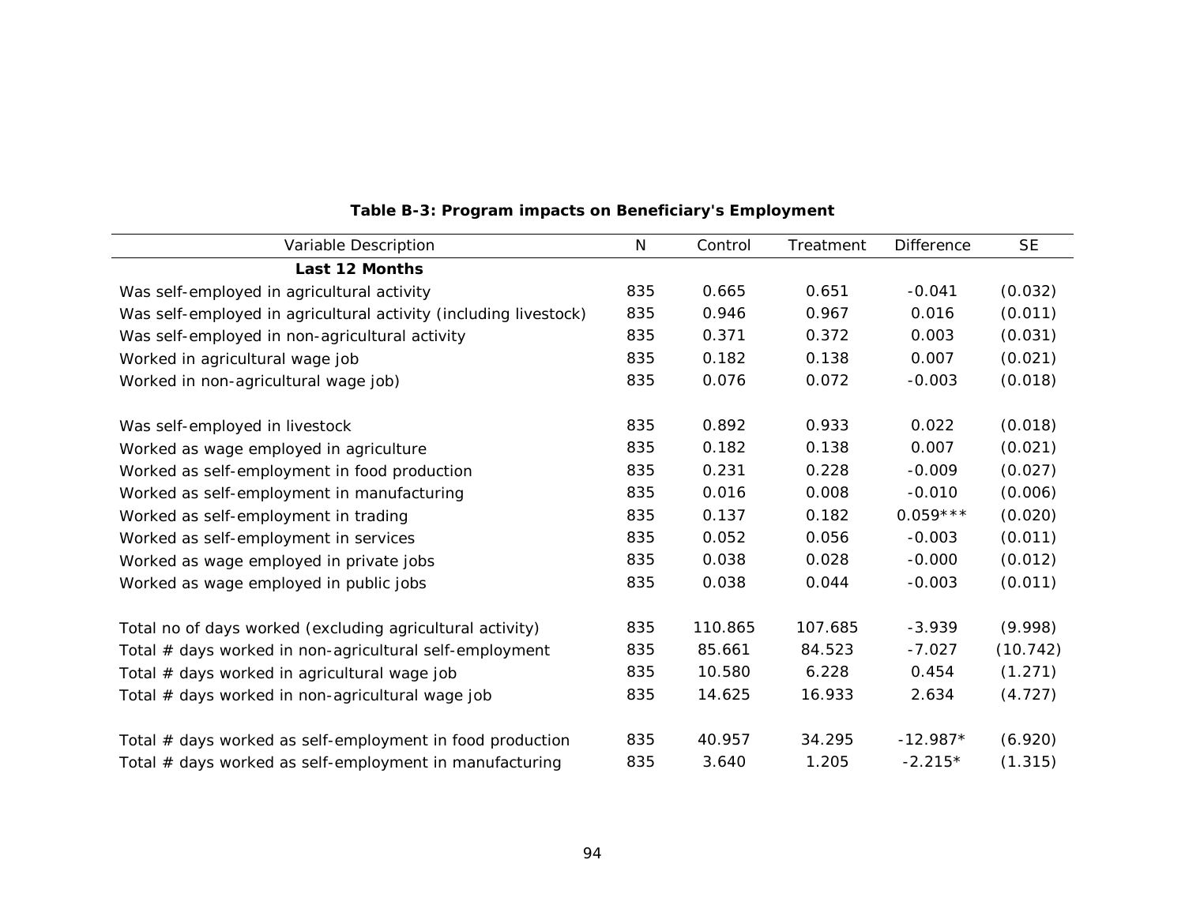**Table B-3: Program impacts on Beneficiary's Employment**

| Variable Description | N | Control | Treatment | Difference | SE |
|---|---|---|---|---|---|
| **Last 12 Months** | | | | | |
| Was self-employed in agricultural activity | 835 | 0.665 | 0.651 | -0.041 | (0.032) |
| Was self-employed in agricultural activity (including livestock) | 835 | 0.946 | 0.967 | 0.016 | (0.011) |
| Was self-employed in non-agricultural activity | 835 | 0.371 | 0.372 | 0.003 | (0.031) |
| Worked in agricultural wage job | 835 | 0.182 | 0.138 | 0.007 | (0.021) |
| Worked in non-agricultural wage job) | 835 | 0.076 | 0.072 | -0.003 | (0.018) |
| | | | | | |
| Was self-employed in livestock | 835 | 0.892 | 0.933 | 0.022 | (0.018) |
| Worked as wage employed in agriculture | 835 | 0.182 | 0.138 | 0.007 | (0.021) |
| Worked as self-employment in food production | 835 | 0.231 | 0.228 | -0.009 | (0.027) |
| Worked as self-employment in manufacturing | 835 | 0.016 | 0.008 | -0.010 | (0.006) |
| Worked as self-employment in trading | 835 | 0.137 | 0.182 | 0.059*** | (0.020) |
| Worked as self-employment in services | 835 | 0.052 | 0.056 | -0.003 | (0.011) |
| Worked as wage employed in private jobs | 835 | 0.038 | 0.028 | -0.000 | (0.012) |
| Worked as wage employed in public jobs | 835 | 0.038 | 0.044 | -0.003 | (0.011) |
| | | | | | |
| Total no of days worked (excluding agricultural activity) | 835 | 110.865 | 107.685 | -3.939 | (9.998) |
| Total # days worked in non-agricultural self-employment | 835 | 85.661 | 84.523 | -7.027 | (10.742) |
| Total # days worked in agricultural wage job | 835 | 10.580 | 6.228 | 0.454 | (1.271) |
| Total # days worked in non-agricultural wage job | 835 | 14.625 | 16.933 | 2.634 | (4.727) |
| | | | | | |
| Total # days worked as self-employment in food production | 835 | 40.957 | 34.295 | -12.987* | (6.920) |
| Total # days worked as self-employment in manufacturing | 835 | 3.640 | 1.205 | -2.215* | (1.315) |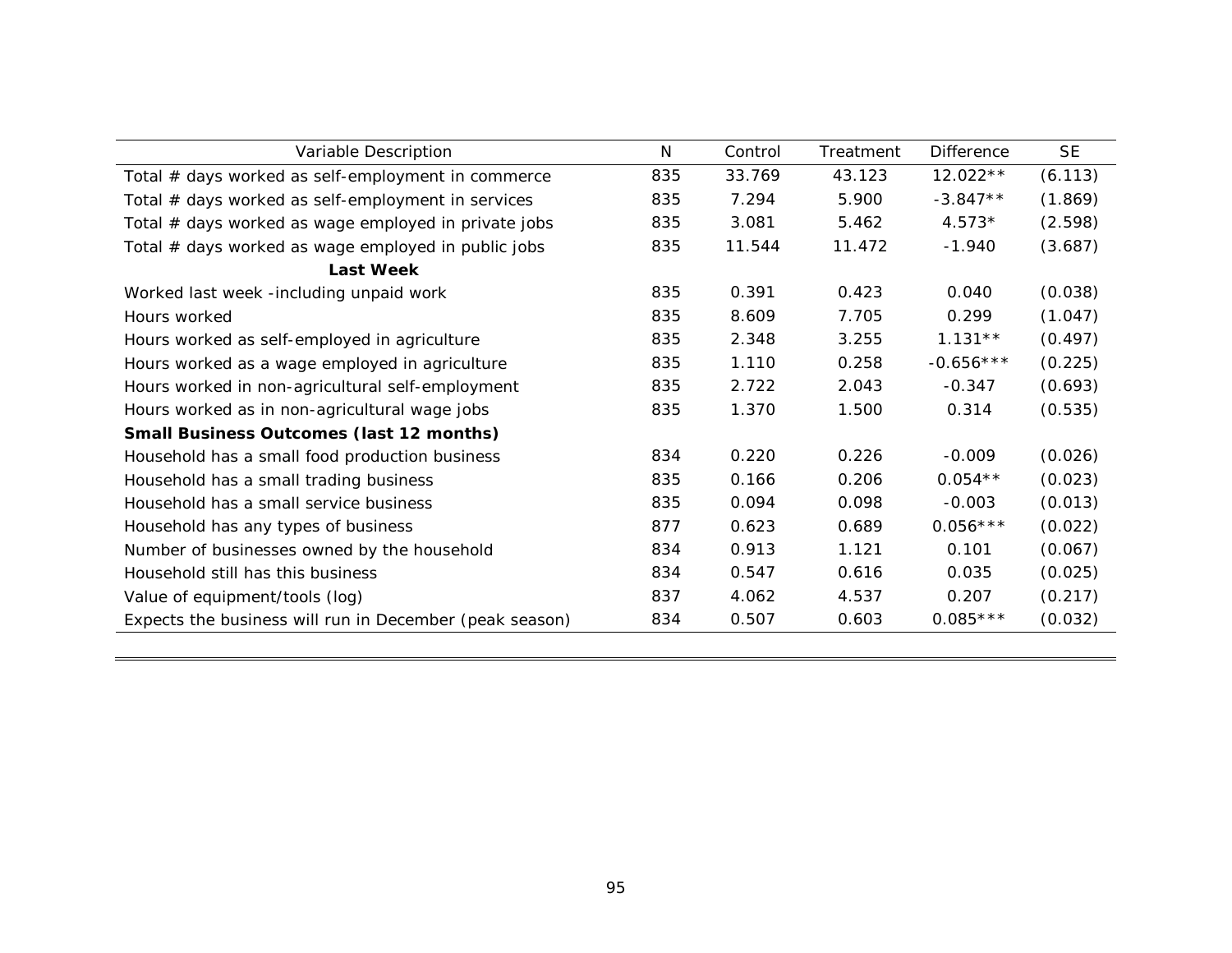| Variable Description | N | Control | Treatment | Difference | SE |
|---|---|---|---|---|---|
| Total # days worked as self-employment in commerce | 835 | 33.769 | 43.123 | 12.022** | (6.113) |
| Total # days worked as self-employment in services | 835 | 7.294 | 5.900 | -3.847** | (1.869) |
| Total # days worked as wage employed in private jobs | 835 | 3.081 | 5.462 | 4.573* | (2.598) |
| Total # days worked as wage employed in public jobs | 835 | 11.544 | 11.472 | -1.940 | (3.687) |
| **Last Week** | | | | | |
| Worked last week -including unpaid work | 835 | 0.391 | 0.423 | 0.040 | (0.038) |
| Hours worked | 835 | 8.609 | 7.705 | 0.299 | (1.047) |
| Hours worked as self-employed in agriculture | 835 | 2.348 | 3.255 | 1.131** | (0.497) |
| Hours worked as a wage employed in agriculture | 835 | 1.110 | 0.258 | -0.656*** | (0.225) |
| Hours worked in non-agricultural self-employment | 835 | 2.722 | 2.043 | -0.347 | (0.693) |
| Hours worked as in non-agricultural wage jobs | 835 | 1.370 | 1.500 | 0.314 | (0.535) |
| **Small Business Outcomes (last 12 months)** | | | | | |
| Household has a small food production business | 834 | 0.220 | 0.226 | -0.009 | (0.026) |
| Household has a small trading business | 835 | 0.166 | 0.206 | 0.054** | (0.023) |
| Household has a small service business | 835 | 0.094 | 0.098 | -0.003 | (0.013) |
| Household has any types of business | 877 | 0.623 | 0.689 | 0.056*** | (0.022) |
| Number of businesses owned by the household | 834 | 0.913 | 1.121 | 0.101 | (0.067) |
| Household still has this business | 834 | 0.547 | 0.616 | 0.035 | (0.025) |
| Value of equipment/tools (log) | 837 | 4.062 | 4.537 | 0.207 | (0.217) |
| Expects the business will run in December (peak season) | 834 | 0.507 | 0.603 | 0.085*** | (0.032) |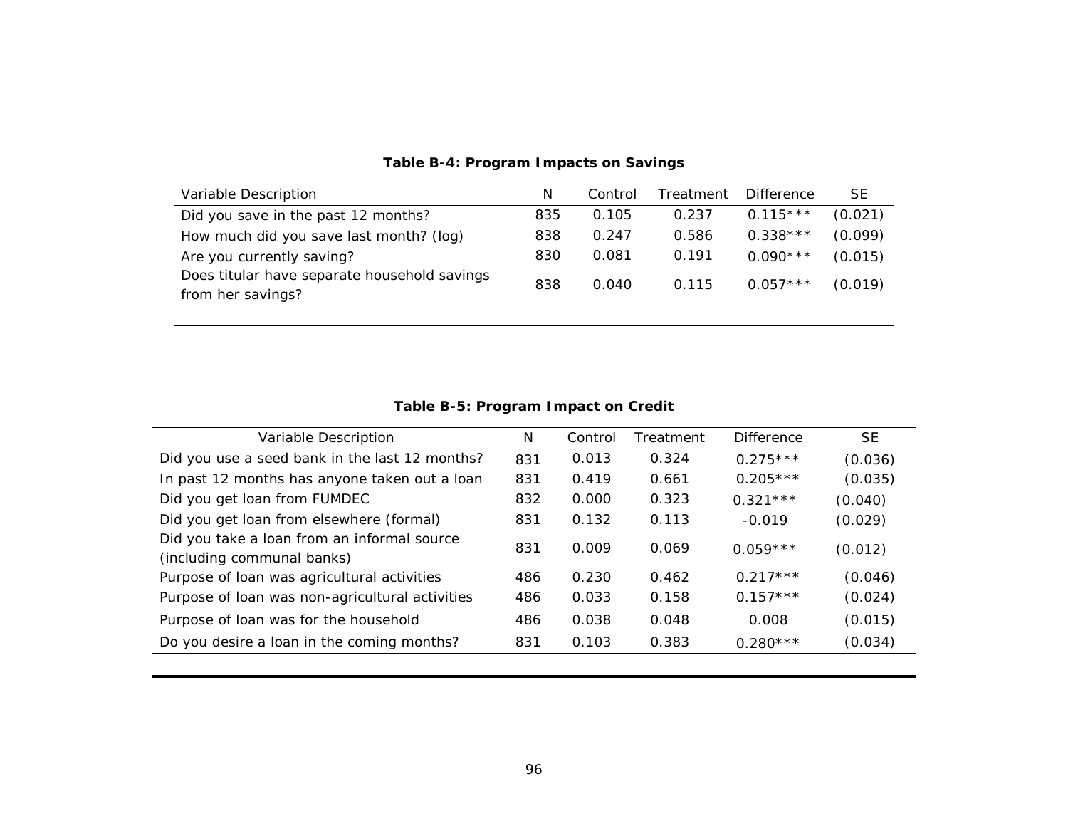**Table B-4: Program Impacts on Savings**

| Variable Description | N | Control | Treatment | Difference | SE |
|---|---|---|---|---|---|
| Did you save in the past 12 months? | 835 | 0.105 | 0.237 | 0.115*** | (0.021) |
| How much did you save last month? (log) | 838 | 0.247 | 0.586 | 0.338*** | (0.099) |
| Are you currently saving? | 830 | 0.081 | 0.191 | 0.090*** | (0.015) |
| Does titular have separate household savings from her savings? | 838 | 0.040 | 0.115 | 0.057*** | (0.019) |

**Table B-5: Program Impact on Credit**

| Variable Description | N | Control | Treatment | Difference | SE |
|---|---|---|---|---|---|
| Did you use a seed bank in the last 12 months? | 831 | 0.013 | 0.324 | 0.275*** | (0.036) |
| In past 12 months has anyone taken out a loan | 831 | 0.419 | 0.661 | 0.205*** | (0.035) |
| Did you get loan from FUMDEC | 832 | 0.000 | 0.323 | 0.321*** | (0.040) |
| Did you get loan from elsewhere (formal) | 831 | 0.132 | 0.113 | -0.019 | (0.029) |
| Did you take a loan from an informal source (including communal banks) | 831 | 0.009 | 0.069 | 0.059*** | (0.012) |
| Purpose of loan was agricultural activities | 486 | 0.230 | 0.462 | 0.217*** | (0.046) |
| Purpose of loan was non-agricultural activities | 486 | 0.033 | 0.158 | 0.157*** | (0.024) |
| Purpose of loan was for the household | 486 | 0.038 | 0.048 | 0.008 | (0.015) |
| Do you desire a loan in the coming months? | 831 | 0.103 | 0.383 | 0.280*** | (0.034) |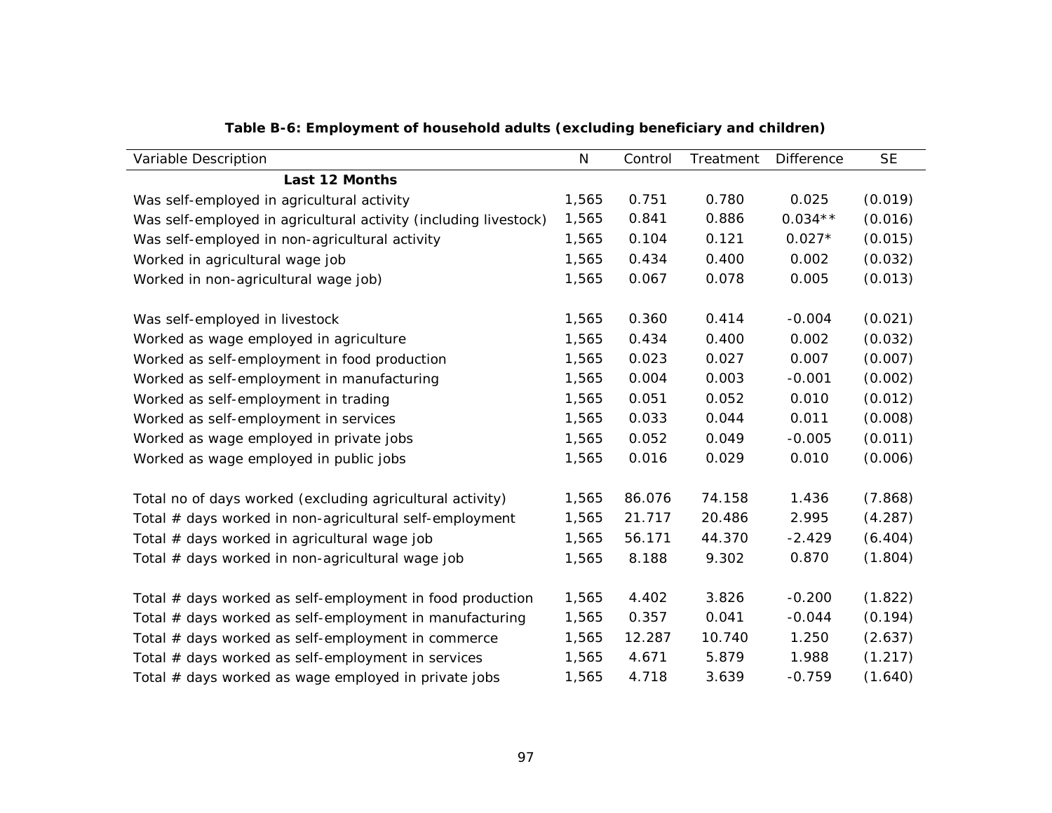**Table B-6: Employment of household adults (excluding beneficiary and children)**

| Variable Description | N | Control | Treatment | Difference | SE |
|---|---|---|---|---|---|
| **Last 12 Months** | | | | | |
| Was self-employed in agricultural activity | 1,565 | 0.751 | 0.780 | 0.025 | (0.019) |
| Was self-employed in agricultural activity (including livestock) | 1,565 | 0.841 | 0.886 | 0.034** | (0.016) |
| Was self-employed in non-agricultural activity | 1,565 | 0.104 | 0.121 | 0.027* | (0.015) |
| Worked in agricultural wage job | 1,565 | 0.434 | 0.400 | 0.002 | (0.032) |
| Worked in non-agricultural wage job) | 1,565 | 0.067 | 0.078 | 0.005 | (0.013) |
| | | | | | |
| Was self-employed in livestock | 1,565 | 0.360 | 0.414 | -0.004 | (0.021) |
| Worked as wage employed in agriculture | 1,565 | 0.434 | 0.400 | 0.002 | (0.032) |
| Worked as self-employment in food production | 1,565 | 0.023 | 0.027 | 0.007 | (0.007) |
| Worked as self-employment in manufacturing | 1,565 | 0.004 | 0.003 | -0.001 | (0.002) |
| Worked as self-employment in trading | 1,565 | 0.051 | 0.052 | 0.010 | (0.012) |
| Worked as self-employment in services | 1,565 | 0.033 | 0.044 | 0.011 | (0.008) |
| Worked as wage employed in private jobs | 1,565 | 0.052 | 0.049 | -0.005 | (0.011) |
| Worked as wage employed in public jobs | 1,565 | 0.016 | 0.029 | 0.010 | (0.006) |
| | | | | | |
| Total no of days worked (excluding agricultural activity) | 1,565 | 86.076 | 74.158 | 1.436 | (7.868) |
| Total # days worked in non-agricultural self-employment | 1,565 | 21.717 | 20.486 | 2.995 | (4.287) |
| Total # days worked in agricultural wage job | 1,565 | 56.171 | 44.370 | -2.429 | (6.404) |
| Total # days worked in non-agricultural wage job | 1,565 | 8.188 | 9.302 | 0.870 | (1.804) |
| | | | | | |
| Total # days worked as self-employment in food production | 1,565 | 4.402 | 3.826 | -0.200 | (1.822) |
| Total # days worked as self-employment in manufacturing | 1,565 | 0.357 | 0.041 | -0.044 | (0.194) |
| Total # days worked as self-employment in commerce | 1,565 | 12.287 | 10.740 | 1.250 | (2.637) |
| Total # days worked as self-employment in services | 1,565 | 4.671 | 5.879 | 1.988 | (1.217) |
| Total # days worked as wage employed in private jobs | 1,565 | 4.718 | 3.639 | -0.759 | (1.640) |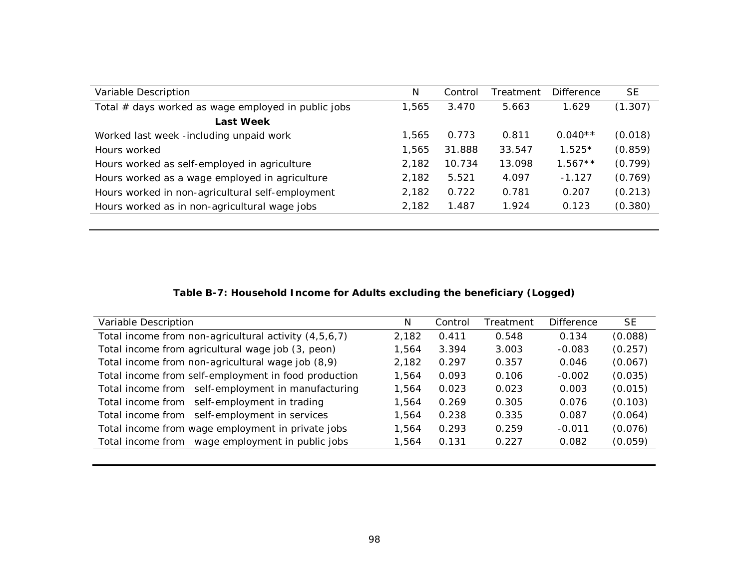| Variable Description | N | Control | Treatment | Difference | SE |
|---|---|---|---|---|---|
| Total # days worked as wage employed in public jobs | 1,565 | 3.470 | 5.663 | 1.629 | (1.307) |
| **Last Week** | | | | | |
| Worked last week -including unpaid work | 1,565 | 0.773 | 0.811 | 0.040** | (0.018) |
| Hours worked | 1,565 | 31.888 | 33.547 | 1.525* | (0.859) |
| Hours worked as self-employed in agriculture | 2,182 | 10.734 | 13.098 | 1.567** | (0.799) |
| Hours worked as a wage employed in agriculture | 2,182 | 5.521 | 4.097 | -1.127 | (0.769) |
| Hours worked in non-agricultural self-employment | 2,182 | 0.722 | 0.781 | 0.207 | (0.213) |
| Hours worked as in non-agricultural wage jobs | 2,182 | 1.487 | 1.924 | 0.123 | (0.380) |

**Table B-7: Household Income for Adults excluding the beneficiary (Logged)**

| Variable Description | N | Control | Treatment | Difference | SE |
|---|---|---|---|---|---|
| Total income from non-agricultural activity (4,5,6,7) | 2,182 | 0.411 | 0.548 | 0.134 | (0.088) |
| Total income from agricultural wage job (3, peon) | 1,564 | 3.394 | 3.003 | -0.083 | (0.257) |
| Total income from non-agricultural wage job (8,9) | 2,182 | 0.297 | 0.357 | 0.046 | (0.067) |
| Total income from self-employment in food production | 1,564 | 0.093 | 0.106 | -0.002 | (0.035) |
| Total income from self-employment in manufacturing | 1,564 | 0.023 | 0.023 | 0.003 | (0.015) |
| Total income from self-employment in trading | 1,564 | 0.269 | 0.305 | 0.076 | (0.103) |
| Total income from self-employment in services | 1,564 | 0.238 | 0.335 | 0.087 | (0.064) |
| Total income from wage employment in private jobs | 1,564 | 0.293 | 0.259 | -0.011 | (0.076) |
| Total income from wage employment in public jobs | 1,564 | 0.131 | 0.227 | 0.082 | (0.059) |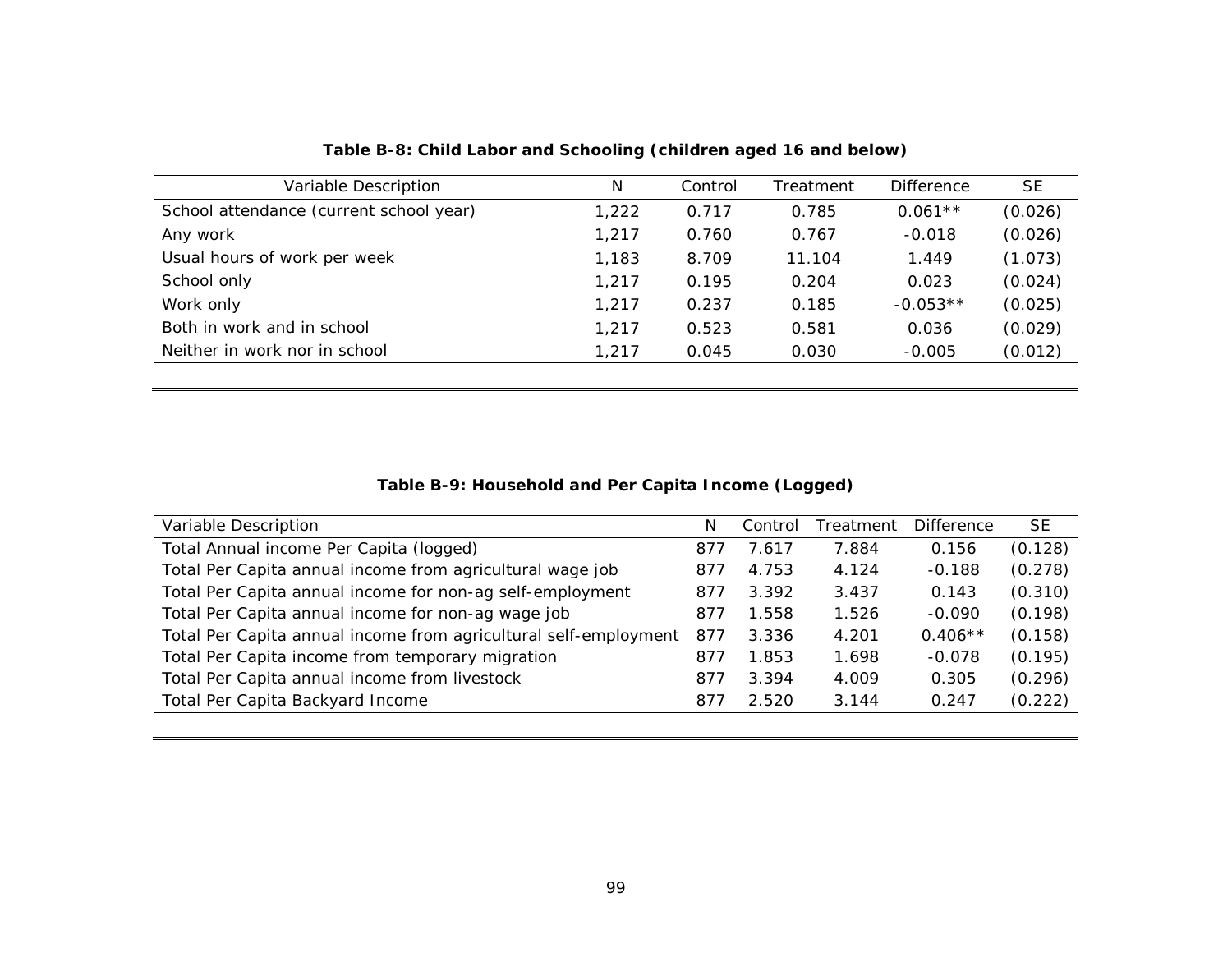**Table B-8: Child Labor and Schooling (children aged 16 and below)**

| Variable Description | N | Control | Treatment | Difference | SE |
|---|---|---|---|---|---|
| School attendance (current school year) | 1,222 | 0.717 | 0.785 | 0.061** | (0.026) |
| Any work | 1,217 | 0.760 | 0.767 | -0.018 | (0.026) |
| Usual hours of work per week | 1,183 | 8.709 | 11.104 | 1.449 | (1.073) |
| School only | 1,217 | 0.195 | 0.204 | 0.023 | (0.024) |
| Work only | 1,217 | 0.237 | 0.185 | -0.053** | (0.025) |
| Both in work and in school | 1,217 | 0.523 | 0.581 | 0.036 | (0.029) |
| Neither in work nor in school | 1,217 | 0.045 | 0.030 | -0.005 | (0.012) |

**Table B-9: Household and Per Capita Income (Logged)**

| Variable Description | N | Control | Treatment | Difference | SE |
|---|---|---|---|---|---|
| Total Annual income Per Capita (logged) | 877 | 7.617 | 7.884 | 0.156 | (0.128) |
| Total Per Capita annual income from agricultural wage job | 877 | 4.753 | 4.124 | -0.188 | (0.278) |
| Total Per Capita annual income for non-ag self-employment | 877 | 3.392 | 3.437 | 0.143 | (0.310) |
| Total Per Capita annual income for non-ag wage job | 877 | 1.558 | 1.526 | -0.090 | (0.198) |
| Total Per Capita annual income from agricultural self-employment | 877 | 3.336 | 4.201 | 0.406** | (0.158) |
| Total Per Capita income from temporary migration | 877 | 1.853 | 1.698 | -0.078 | (0.195) |
| Total Per Capita annual income from livestock | 877 | 3.394 | 4.009 | 0.305 | (0.296) |
| Total Per Capita Backyard Income | 877 | 2.520 | 3.144 | 0.247 | (0.222) |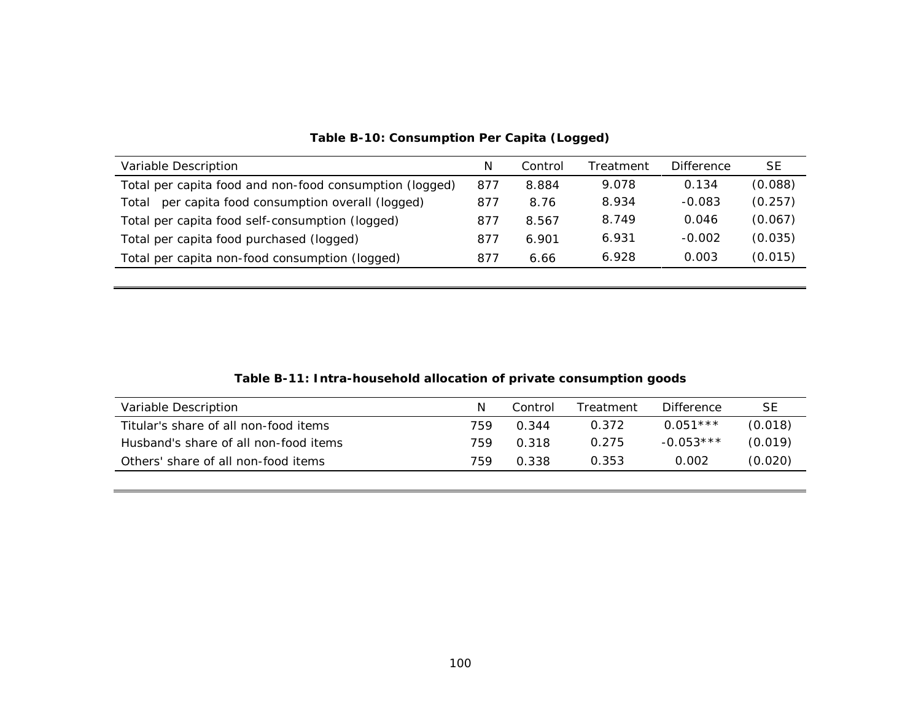**Table B-10: Consumption Per Capita (Logged)**

| Variable Description | N | Control | Treatment | Difference | SE |
|---|---|---|---|---|---|
| Total per capita food and non-food consumption (logged) | 877 | 8.884 | 9.078 | 0.134 | (0.088) |
| Total per capita food consumption overall (logged) | 877 | 8.76 | 8.934 | -0.083 | (0.257) |
| Total per capita food self-consumption (logged) | 877 | 8.567 | 8.749 | 0.046 | (0.067) |
| Total per capita food purchased (logged) | 877 | 6.901 | 6.931 | -0.002 | (0.035) |
| Total per capita non-food consumption (logged) | 877 | 6.66 | 6.928 | 0.003 | (0.015) |

**Table B-11: Intra-household allocation of private consumption goods**

| Variable Description | N | Control | Treatment | Difference | SE |
|---|---|---|---|---|---|
| Titular's share of all non-food items | 759 | 0.344 | 0.372 | 0.051*** | (0.018) |
| Husband's share of all non-food items | 759 | 0.318 | 0.275 | -0.053*** | (0.019) |
| Others' share of all non-food items | 759 | 0.338 | 0.353 | 0.002 | (0.020) |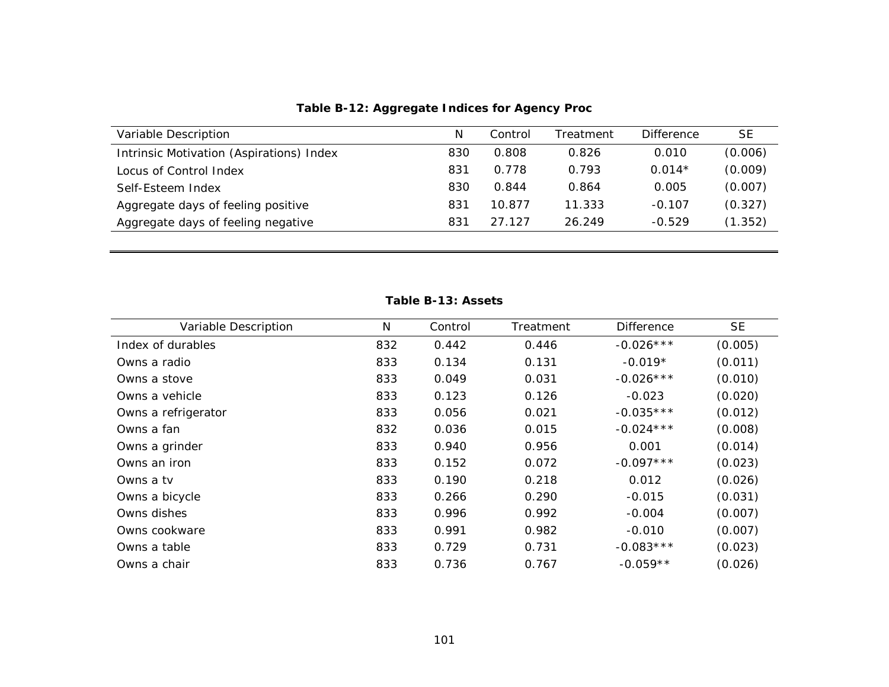**Table B-12: Aggregate Indices for Agency Proc**

| Variable Description | N | Control | Treatment | Difference | SE |
|---|---|---|---|---|---|
| Intrinsic Motivation (Aspirations) Index | 830 | 0.808 | 0.826 | 0.010 | (0.006) |
| Locus of Control Index | 831 | 0.778 | 0.793 | 0.014* | (0.009) |
| Self-Esteem Index | 830 | 0.844 | 0.864 | 0.005 | (0.007) |
| Aggregate days of feeling positive | 831 | 10.877 | 11.333 | -0.107 | (0.327) |
| Aggregate days of feeling negative | 831 | 27.127 | 26.249 | -0.529 | (1.352) |

**Table B-13: Assets**

| Variable Description | N | Control | Treatment | Difference | SE |
|---|---|---|---|---|---|
| Index of durables | 832 | 0.442 | 0.446 | -0.026*** | (0.005) |
| Owns a radio | 833 | 0.134 | 0.131 | -0.019* | (0.011) |
| Owns a stove | 833 | 0.049 | 0.031 | -0.026*** | (0.010) |
| Owns a vehicle | 833 | 0.123 | 0.126 | -0.023 | (0.020) |
| Owns a refrigerator | 833 | 0.056 | 0.021 | -0.035*** | (0.012) |
| Owns a fan | 832 | 0.036 | 0.015 | -0.024*** | (0.008) |
| Owns a grinder | 833 | 0.940 | 0.956 | 0.001 | (0.014) |
| Owns an iron | 833 | 0.152 | 0.072 | -0.097*** | (0.023) |
| Owns a tv | 833 | 0.190 | 0.218 | 0.012 | (0.026) |
| Owns a bicycle | 833 | 0.266 | 0.290 | -0.015 | (0.031) |
| Owns dishes | 833 | 0.996 | 0.992 | -0.004 | (0.007) |
| Owns cookware | 833 | 0.991 | 0.982 | -0.010 | (0.007) |
| Owns a table | 833 | 0.729 | 0.731 | -0.083*** | (0.023) |
| Owns a chair | 833 | 0.736 | 0.767 | -0.059** | (0.026) |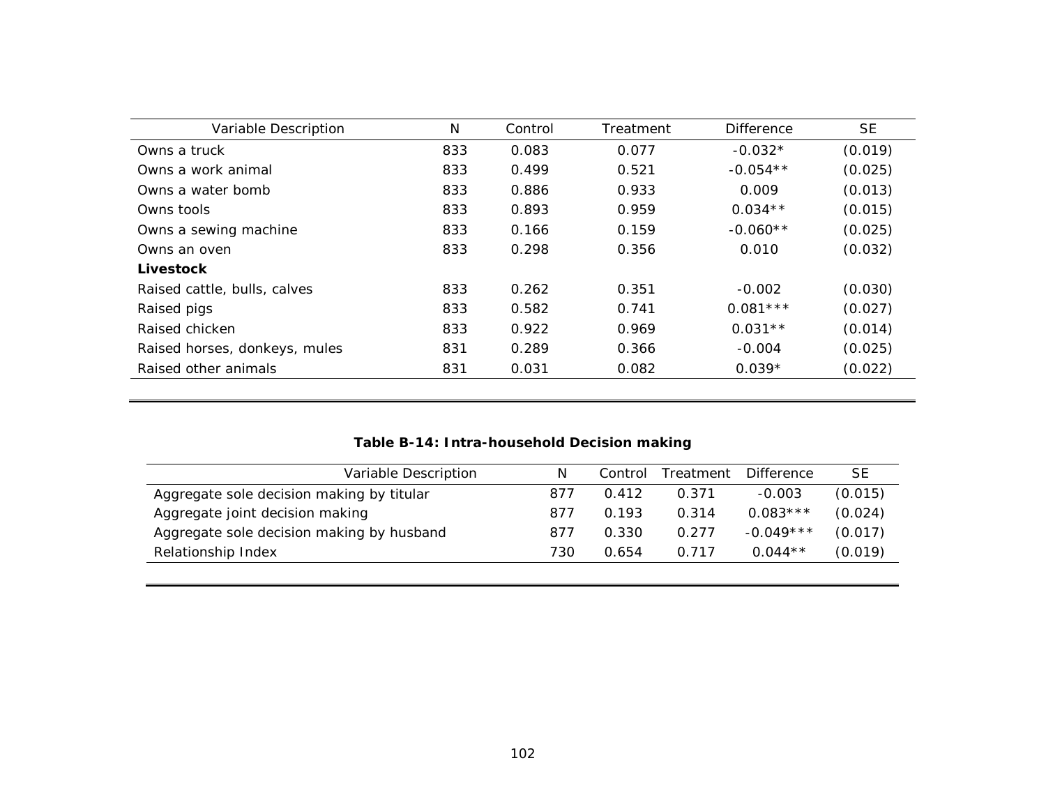| Variable Description | N | Control | Treatment | Difference | SE |
|---|---|---|---|---|---|
| Owns a truck | 833 | 0.083 | 0.077 | -0.032* | (0.019) |
| Owns a work animal | 833 | 0.499 | 0.521 | -0.054** | (0.025) |
| Owns a water bomb | 833 | 0.886 | 0.933 | 0.009 | (0.013) |
| Owns tools | 833 | 0.893 | 0.959 | 0.034** | (0.015) |
| Owns a sewing machine | 833 | 0.166 | 0.159 | -0.060** | (0.025) |
| Owns an oven | 833 | 0.298 | 0.356 | 0.010 | (0.032) |
| **Livestock** | | | | | |
| Raised cattle, bulls, calves | 833 | 0.262 | 0.351 | -0.002 | (0.030) |
| Raised pigs | 833 | 0.582 | 0.741 | 0.081*** | (0.027) |
| Raised chicken | 833 | 0.922 | 0.969 | 0.031** | (0.014) |
| Raised horses, donkeys, mules | 831 | 0.289 | 0.366 | -0.004 | (0.025) |
| Raised other animals | 831 | 0.031 | 0.082 | 0.039* | (0.022) |

**Table B-14: Intra-household Decision making**

| Variable Description | N | Control | Treatment | Difference | SE |
|---|---|---|---|---|---|
| Aggregate sole decision making by titular | 877 | 0.412 | 0.371 | -0.003 | (0.015) |
| Aggregate joint decision making | 877 | 0.193 | 0.314 | 0.083*** | (0.024) |
| Aggregate sole decision making by husband | 877 | 0.330 | 0.277 | -0.049*** | (0.017) |
| Relationship Index | 730 | 0.654 | 0.717 | 0.044** | (0.019) |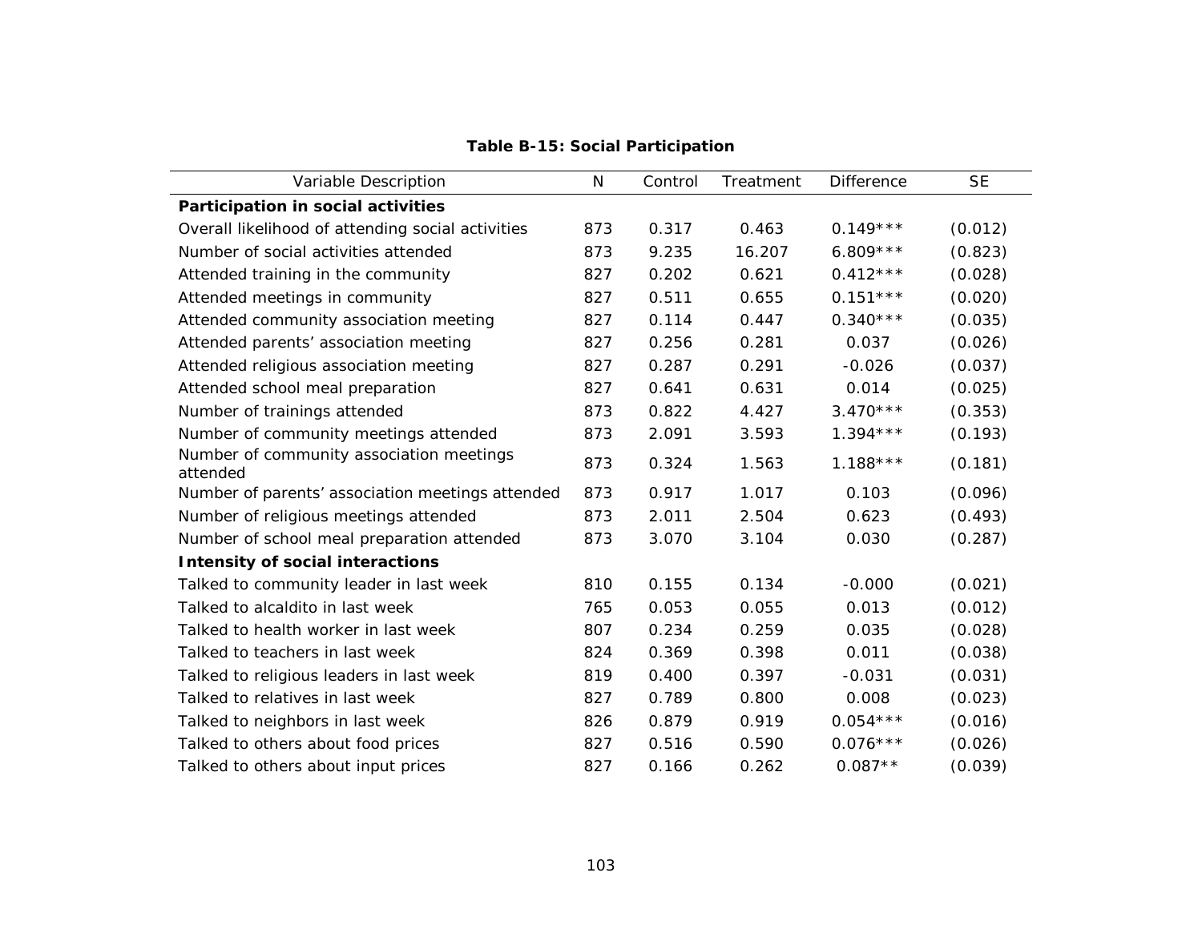**Table B-15: Social Participation**

| Variable Description | N | Control | Treatment | Difference | SE |
|---|---|---|---|---|---|
| **Participation in social activities** | | | | | |
| Overall likelihood of attending social activities | 873 | 0.317 | 0.463 | 0.149*** | (0.012) |
| Number of social activities attended | 873 | 9.235 | 16.207 | 6.809*** | (0.823) |
| Attended training in the community | 827 | 0.202 | 0.621 | 0.412*** | (0.028) |
| Attended meetings in community | 827 | 0.511 | 0.655 | 0.151*** | (0.020) |
| Attended community association meeting | 827 | 0.114 | 0.447 | 0.340*** | (0.035) |
| Attended parents' association meeting | 827 | 0.256 | 0.281 | 0.037 | (0.026) |
| Attended religious association meeting | 827 | 0.287 | 0.291 | -0.026 | (0.037) |
| Attended school meal preparation | 827 | 0.641 | 0.631 | 0.014 | (0.025) |
| Number of trainings attended | 873 | 0.822 | 4.427 | 3.470*** | (0.353) |
| Number of community meetings attended | 873 | 2.091 | 3.593 | 1.394*** | (0.193) |
| Number of community association meetings attended | 873 | 0.324 | 1.563 | 1.188*** | (0.181) |
| Number of parents' association meetings attended | 873 | 0.917 | 1.017 | 0.103 | (0.096) |
| Number of religious meetings attended | 873 | 2.011 | 2.504 | 0.623 | (0.493) |
| Number of school meal preparation attended | 873 | 3.070 | 3.104 | 0.030 | (0.287) |
| **Intensity of social interactions** | | | | | |
| Talked to community leader in last week | 810 | 0.155 | 0.134 | -0.000 | (0.021) |
| Talked to alcaldito in last week | 765 | 0.053 | 0.055 | 0.013 | (0.012) |
| Talked to health worker in last week | 807 | 0.234 | 0.259 | 0.035 | (0.028) |
| Talked to teachers in last week | 824 | 0.369 | 0.398 | 0.011 | (0.038) |
| Talked to religious leaders in last week | 819 | 0.400 | 0.397 | -0.031 | (0.031) |
| Talked to relatives in last week | 827 | 0.789 | 0.800 | 0.008 | (0.023) |
| Talked to neighbors in last week | 826 | 0.879 | 0.919 | 0.054*** | (0.016) |
| Talked to others about food prices | 827 | 0.516 | 0.590 | 0.076*** | (0.026) |
| Talked to others about input prices | 827 | 0.166 | 0.262 | 0.087** | (0.039) |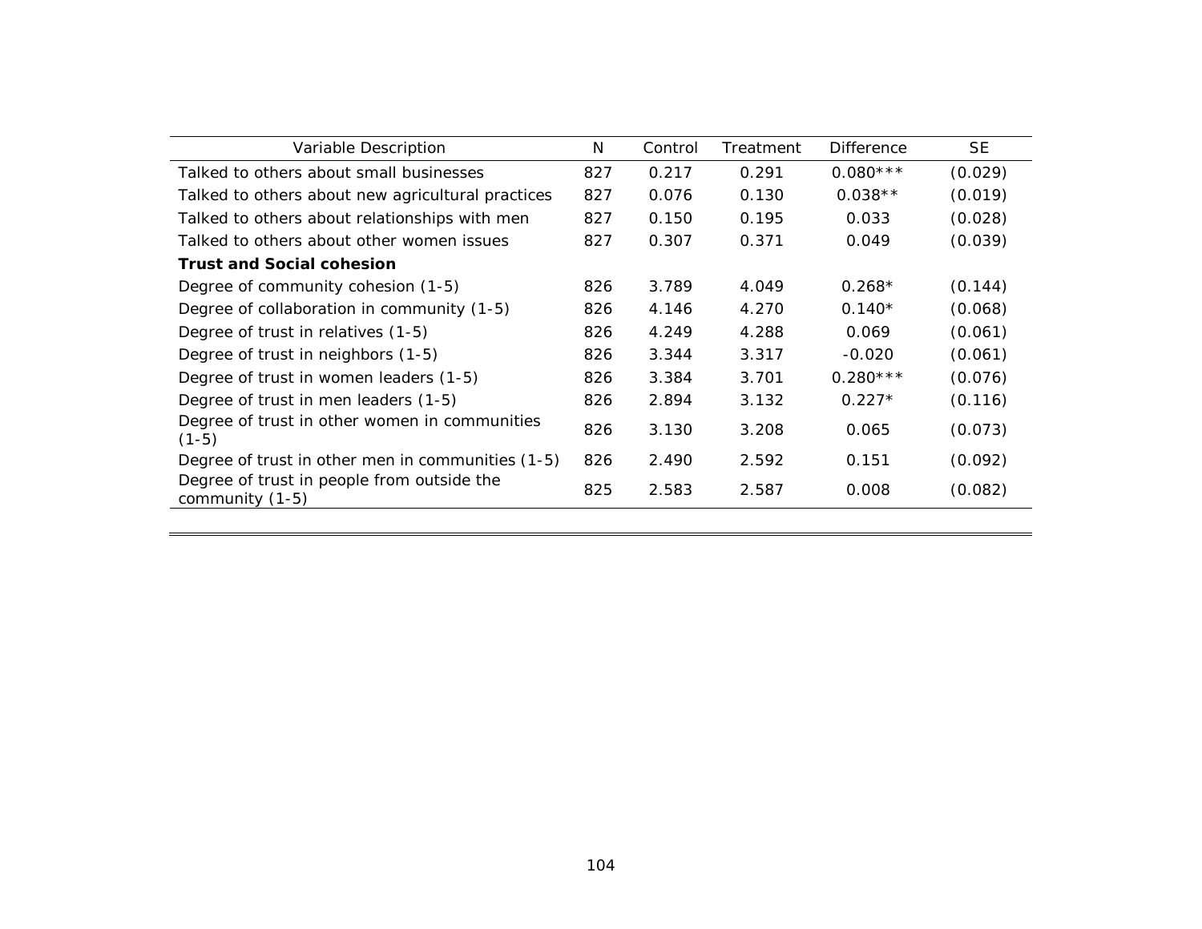| Variable Description | N | Control | Treatment | Difference | SE |
|---|---|---|---|---|---|
| Talked to others about small businesses | 827 | 0.217 | 0.291 | 0.080*** | (0.029) |
| Talked to others about new agricultural practices | 827 | 0.076 | 0.130 | 0.038** | (0.019) |
| Talked to others about relationships with men | 827 | 0.150 | 0.195 | 0.033 | (0.028) |
| Talked to others about other women issues | 827 | 0.307 | 0.371 | 0.049 | (0.039) |
| **Trust and Social cohesion** | | | | | |
| Degree of community cohesion (1-5) | 826 | 3.789 | 4.049 | 0.268* | (0.144) |
| Degree of collaboration in community (1-5) | 826 | 4.146 | 4.270 | 0.140* | (0.068) |
| Degree of trust in relatives (1-5) | 826 | 4.249 | 4.288 | 0.069 | (0.061) |
| Degree of trust in neighbors (1-5) | 826 | 3.344 | 3.317 | -0.020 | (0.061) |
| Degree of trust in women leaders (1-5) | 826 | 3.384 | 3.701 | 0.280*** | (0.076) |
| Degree of trust in men leaders (1-5) | 826 | 2.894 | 3.132 | 0.227* | (0.116) |
| Degree of trust in other women in communities (1-5) | 826 | 3.130 | 3.208 | 0.065 | (0.073) |
| Degree of trust in other men in communities (1-5) | 826 | 2.490 | 2.592 | 0.151 | (0.092) |
| Degree of trust in people from outside the community (1-5) | 825 | 2.583 | 2.587 | 0.008 | (0.082) |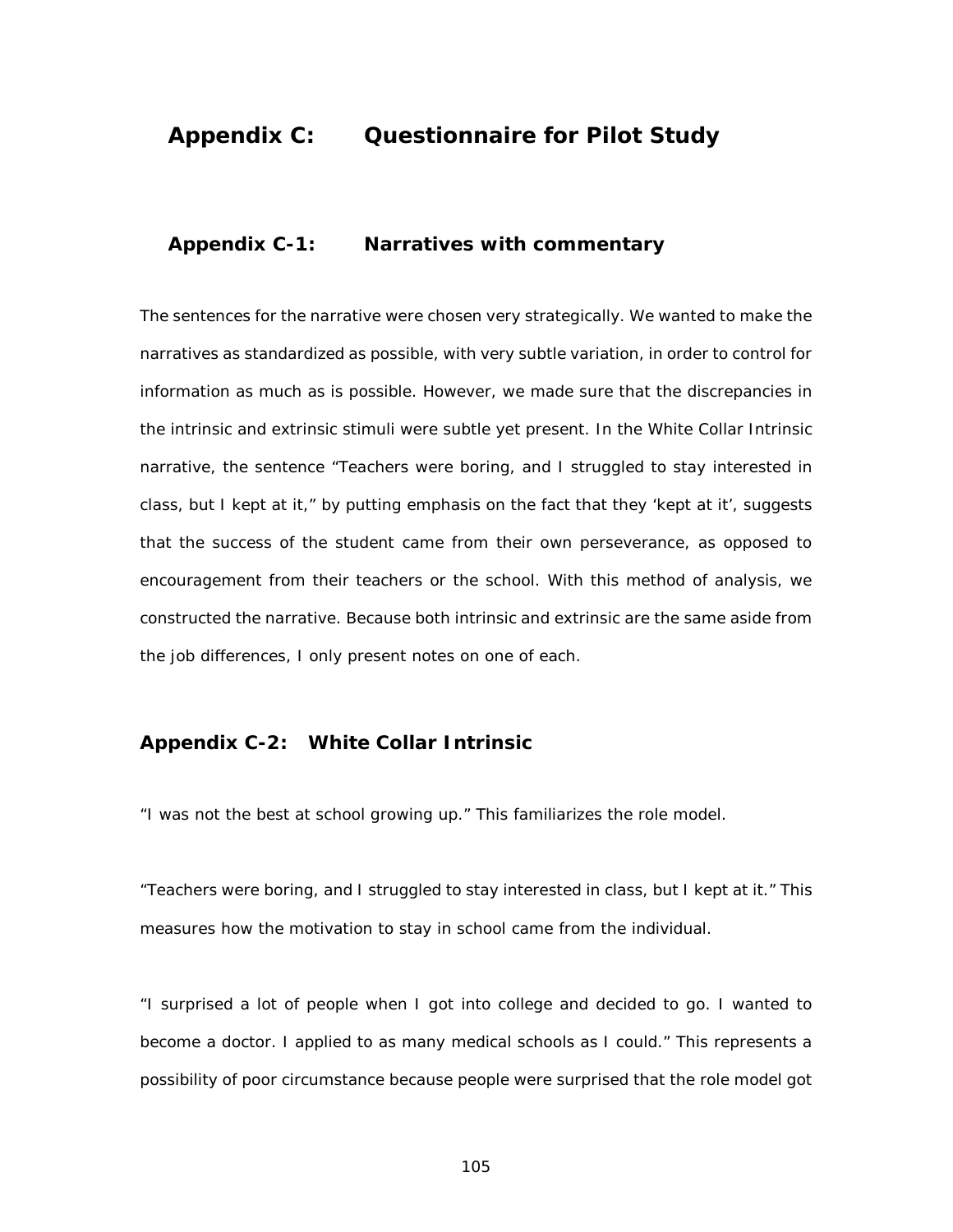# Appendix C: Questionnaire for Pilot Study

## Appendix C-1: Narratives with commentary

The sentences for the narrative were chosen very strategically. We wanted to make the narratives as standardized as possible, with very subtle variation, in order to control for information as much as is possible. However, we made sure that the discrepancies in the intrinsic and extrinsic stimuli were subtle yet present. In the White Collar Intrinsic narrative, the sentence "Teachers were boring, and I struggled to stay interested in class, but I kept at it," by putting emphasis on the fact that they 'kept at it', suggests that the success of the student came from their own perseverance, as opposed to encouragement from their teachers or the school. With this method of analysis, we constructed the narrative. Because both intrinsic and extrinsic are the same aside from the job differences, I only present notes on one of each.

## Appendix C-2: White Collar Intrinsic

"I was not the best at school growing up." This familiarizes the role model.

"Teachers were boring, and I struggled to stay interested in class, but I kept at it." This measures how the motivation to stay in school came from the individual.

"I surprised a lot of people when I got into college and decided to go. I wanted to become a doctor. I applied to as many medical schools as I could." This represents a possibility of poor circumstance because people were surprised that the role model got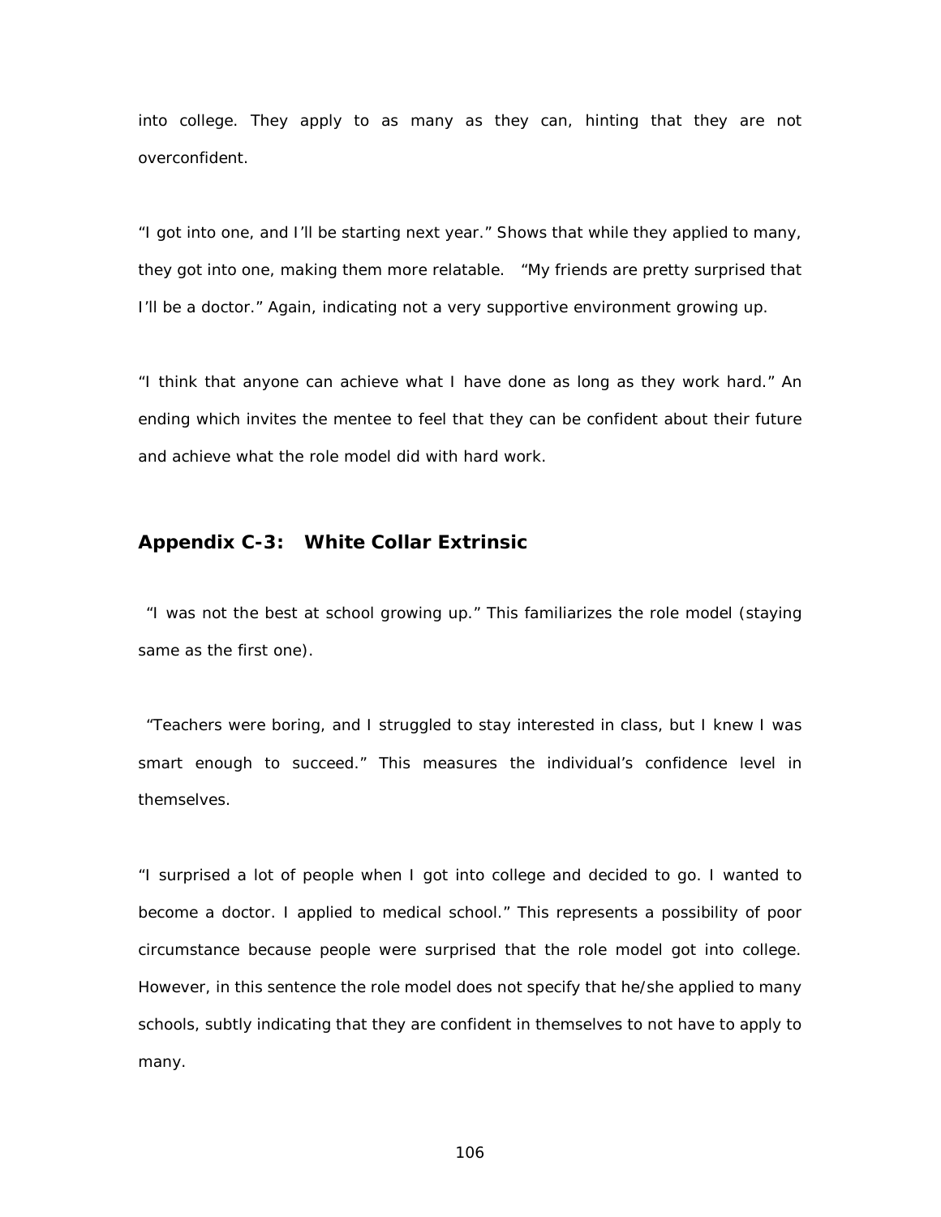into college. They apply to as many as they can, hinting that they are not overconfident.

"I got into one, and I'll be starting next year." Shows that while they applied to many, they got into one, making them more relatable. "My friends are pretty surprised that I'll be a doctor." Again, indicating not a very supportive environment growing up.

"I think that anyone can achieve what I have done as long as they work hard." An ending which invites the mentee to feel that they can be confident about their future and achieve what the role model did with hard work.

## Appendix C-3: White Collar Extrinsic

"I was not the best at school growing up." This familiarizes the role model (staying same as the first one).

"Teachers were boring, and I struggled to stay interested in class, but I knew I was smart enough to succeed." This measures the individual's confidence level in themselves.

"I surprised a lot of people when I got into college and decided to go. I wanted to become a doctor. I applied to medical school." This represents a possibility of poor circumstance because people were surprised that the role model got into college. However, in this sentence the role model does not specify that he/she applied to many schools, subtly indicating that they are confident in themselves to not have to apply to many.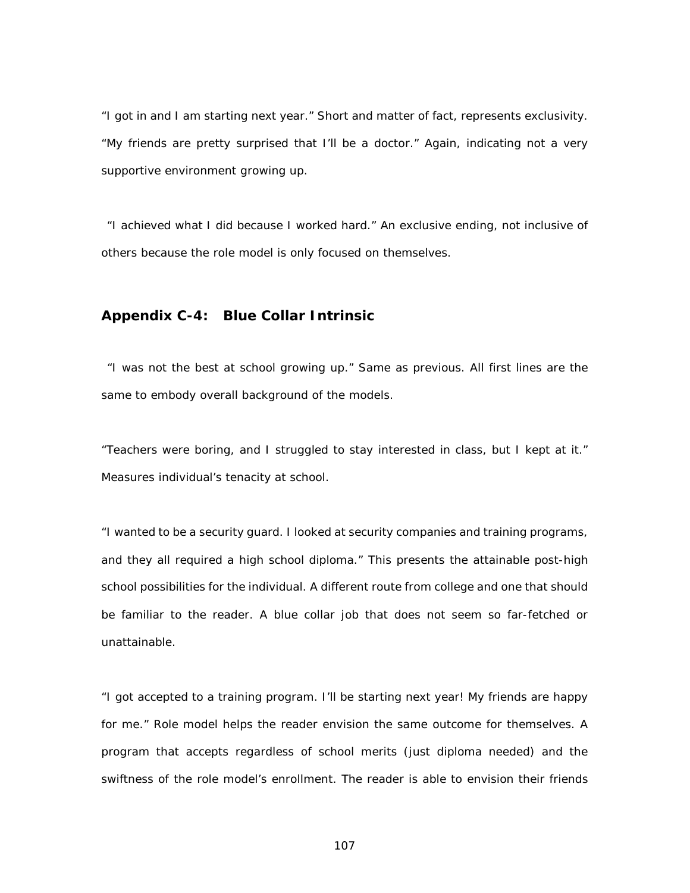"I got in and I am starting next year." Short and matter of fact, represents exclusivity. "My friends are pretty surprised that I'll be a doctor." Again, indicating not a very supportive environment growing up.

"I achieved what I did because I worked hard." An exclusive ending, not inclusive of others because the role model is only focused on themselves.

## Appendix C-4: Blue Collar Intrinsic

"I was not the best at school growing up." Same as previous. All first lines are the same to embody overall background of the models.

"Teachers were boring, and I struggled to stay interested in class, but I kept at it." Measures individual's tenacity at school.

"I wanted to be a security guard. I looked at security companies and training programs, and they all required a high school diploma." This presents the attainable post-high school possibilities for the individual. A different route from college and one that should be familiar to the reader. A blue collar job that does not seem so far-fetched or unattainable.

"I got accepted to a training program. I'll be starting next year! My friends are happy for me." Role model helps the reader envision the same outcome for themselves. A program that accepts regardless of school merits (just diploma needed) and the swiftness of the role model's enrollment. The reader is able to envision their friends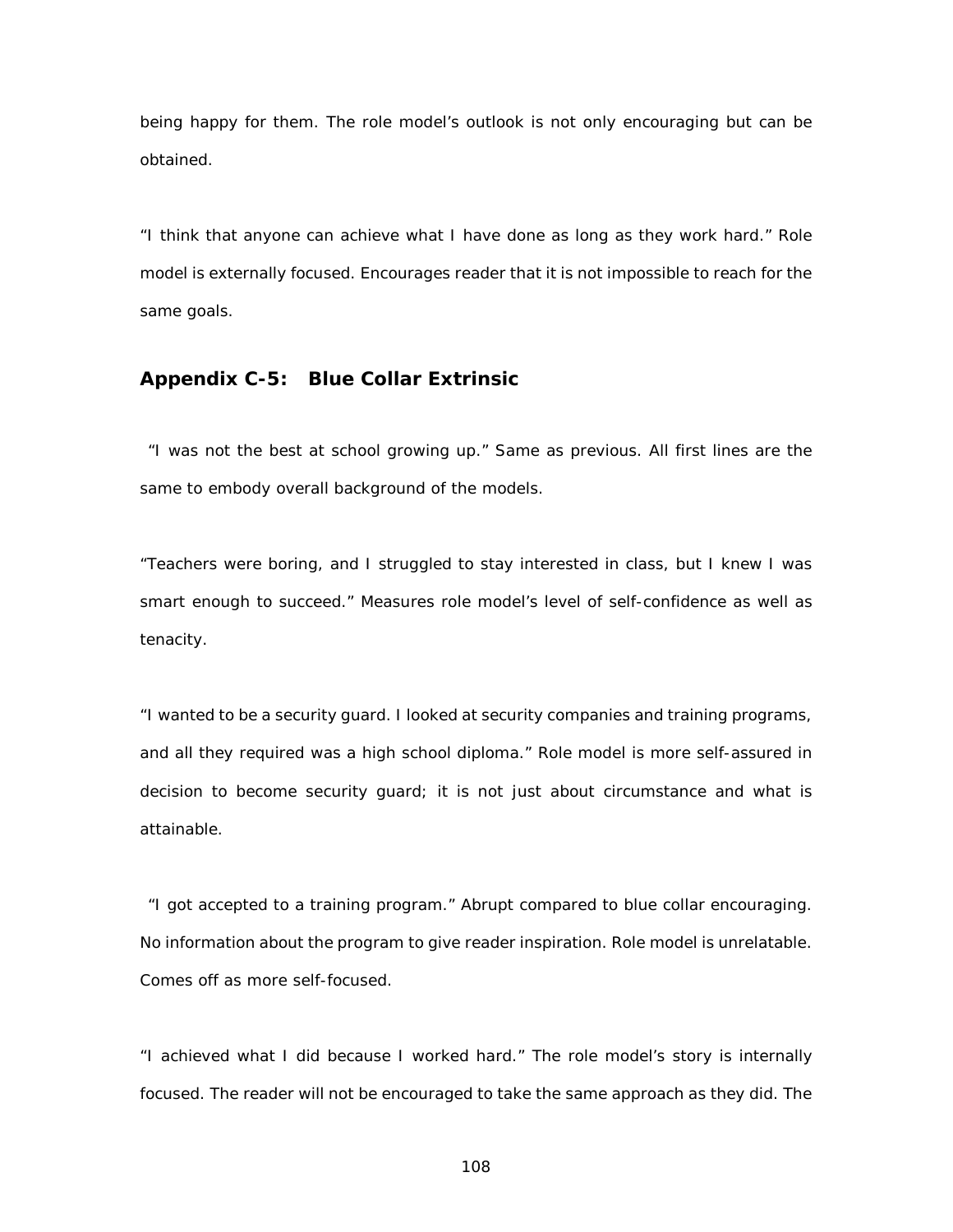being happy for them. The role model's outlook is not only encouraging but can be obtained.

"I think that anyone can achieve what I have done as long as they work hard." Role model is externally focused. Encourages reader that it is not impossible to reach for the same goals.

### Appendix C-5: Blue Collar Extrinsic

"I was not the best at school growing up." Same as previous. All first lines are the same to embody overall background of the models.

"Teachers were boring, and I struggled to stay interested in class, but I knew I was smart enough to succeed." Measures role model's level of self-confidence as well as tenacity.

"I wanted to be a security guard. I looked at security companies and training programs, and all they required was a high school diploma." Role model is more self-assured in decision to become security guard; it is not just about circumstance and what is attainable.

"I got accepted to a training program." Abrupt compared to blue collar encouraging. No information about the program to give reader inspiration. Role model is unrelatable. Comes off as more self-focused.

"I achieved what I did because I worked hard." The role model's story is internally focused. The reader will not be encouraged to take the same approach as they did. The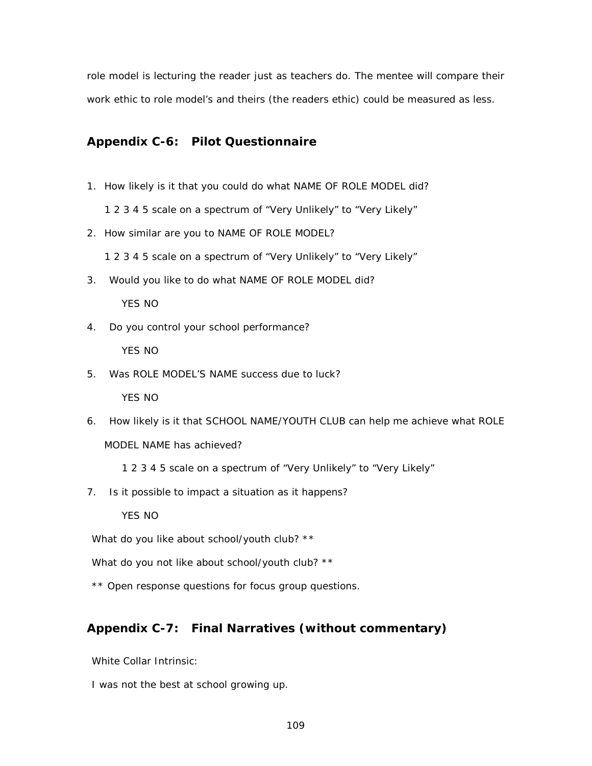role model is lecturing the reader just as teachers do. The mentee will compare their work ethic to role model's and theirs (the readers ethic) could be measured as less.

## Appendix C-6: Pilot Questionnaire

1. How likely is it that you could do what NAME OF ROLE MODEL did?

   1 2 3 4 5 scale on a spectrum of "Very Unlikely" to "Very Likely"

2. How similar are you to NAME OF ROLE MODEL?

   1 2 3 4 5 scale on a spectrum of "Very Unlikely" to "Very Likely"

3. Would you like to do what NAME OF ROLE MODEL did?

   YES NO

4. Do you control your school performance?

   YES NO

5. Was ROLE MODEL'S NAME success due to luck?

   YES NO

6. How likely is it that SCHOOL NAME/YOUTH CLUB can help me achieve what ROLE MODEL NAME has achieved?

   1 2 3 4 5 scale on a spectrum of "Very Unlikely" to "Very Likely"

7. Is it possible to impact a situation as it happens?

   YES NO

What do you like about school/youth club? **

What do you not like about school/youth club? **

** Open response questions for focus group questions.

## Appendix C-7: Final Narratives (without commentary)

White Collar Intrinsic:

I was not the best at school growing up.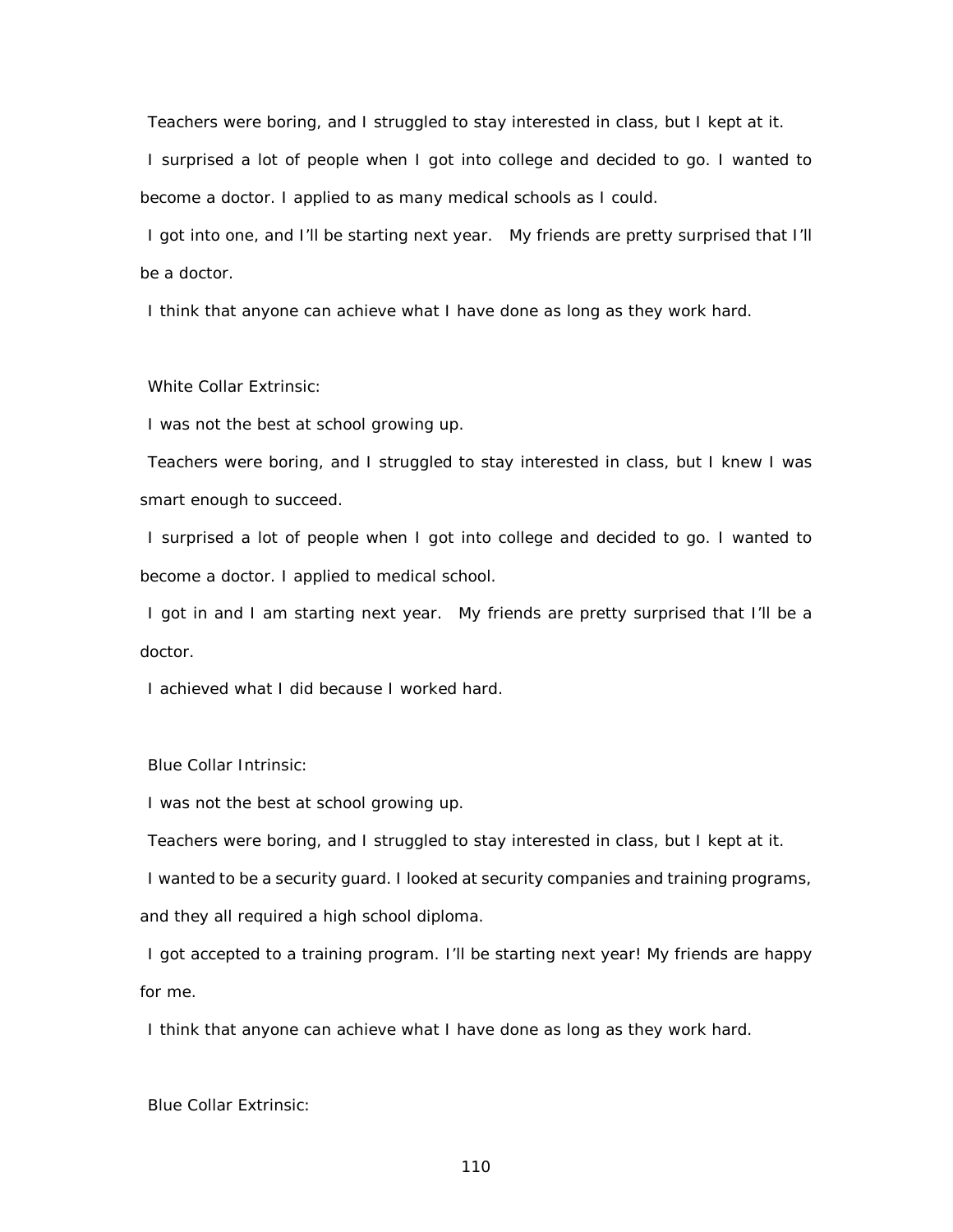Teachers were boring, and I struggled to stay interested in class, but I kept at it.

I surprised a lot of people when I got into college and decided to go. I wanted to become a doctor. I applied to as many medical schools as I could.

I got into one, and I'll be starting next year. My friends are pretty surprised that I'll be a doctor.

I think that anyone can achieve what I have done as long as they work hard.

White Collar Extrinsic:

I was not the best at school growing up.

Teachers were boring, and I struggled to stay interested in class, but I knew I was smart enough to succeed.

I surprised a lot of people when I got into college and decided to go. I wanted to become a doctor. I applied to medical school.

I got in and I am starting next year. My friends are pretty surprised that I'll be a doctor.

I achieved what I did because I worked hard.

Blue Collar Intrinsic:

I was not the best at school growing up.

Teachers were boring, and I struggled to stay interested in class, but I kept at it.

I wanted to be a security guard. I looked at security companies and training programs, and they all required a high school diploma.

I got accepted to a training program. I'll be starting next year! My friends are happy for me.

I think that anyone can achieve what I have done as long as they work hard.

Blue Collar Extrinsic: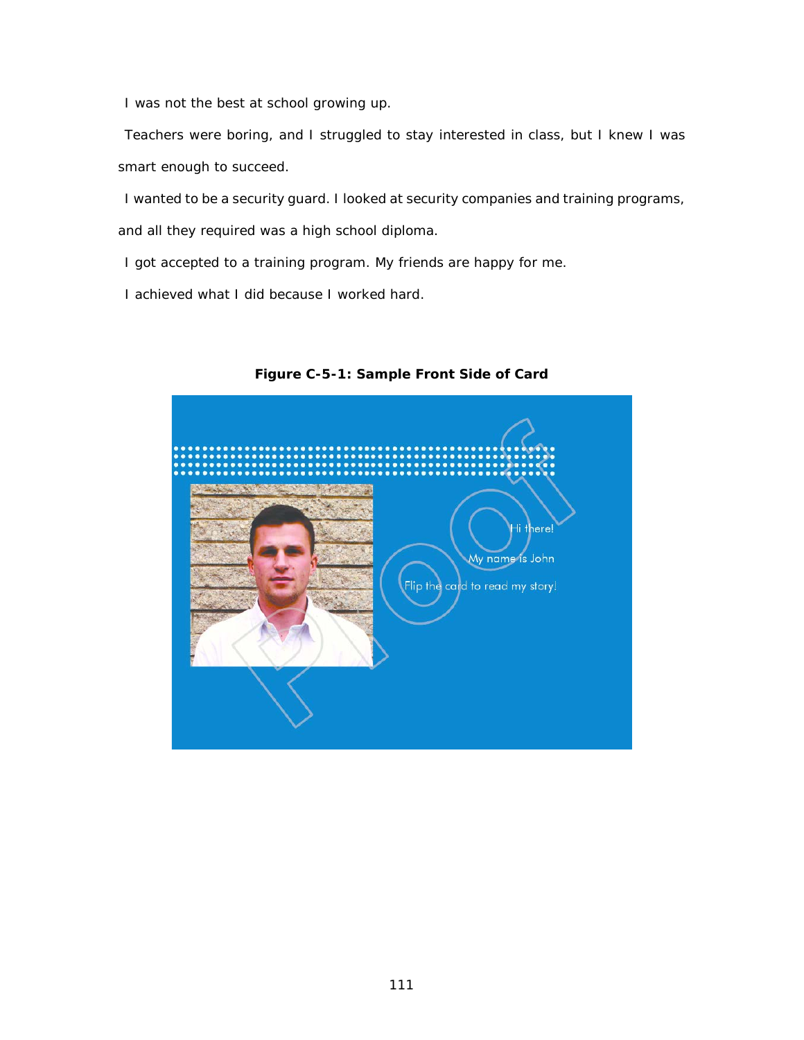I was not the best at school growing up.

Teachers were boring, and I struggled to stay interested in class, but I knew I was smart enough to succeed.

I wanted to be a security guard. I looked at security companies and training programs, and all they required was a high school diploma.

I got accepted to a training program. My friends are happy for me.

I achieved what I did because I worked hard.

**Figure C-5-1: Sample Front Side of Card**

Hi there!

My name is John

Flip the card to read my story!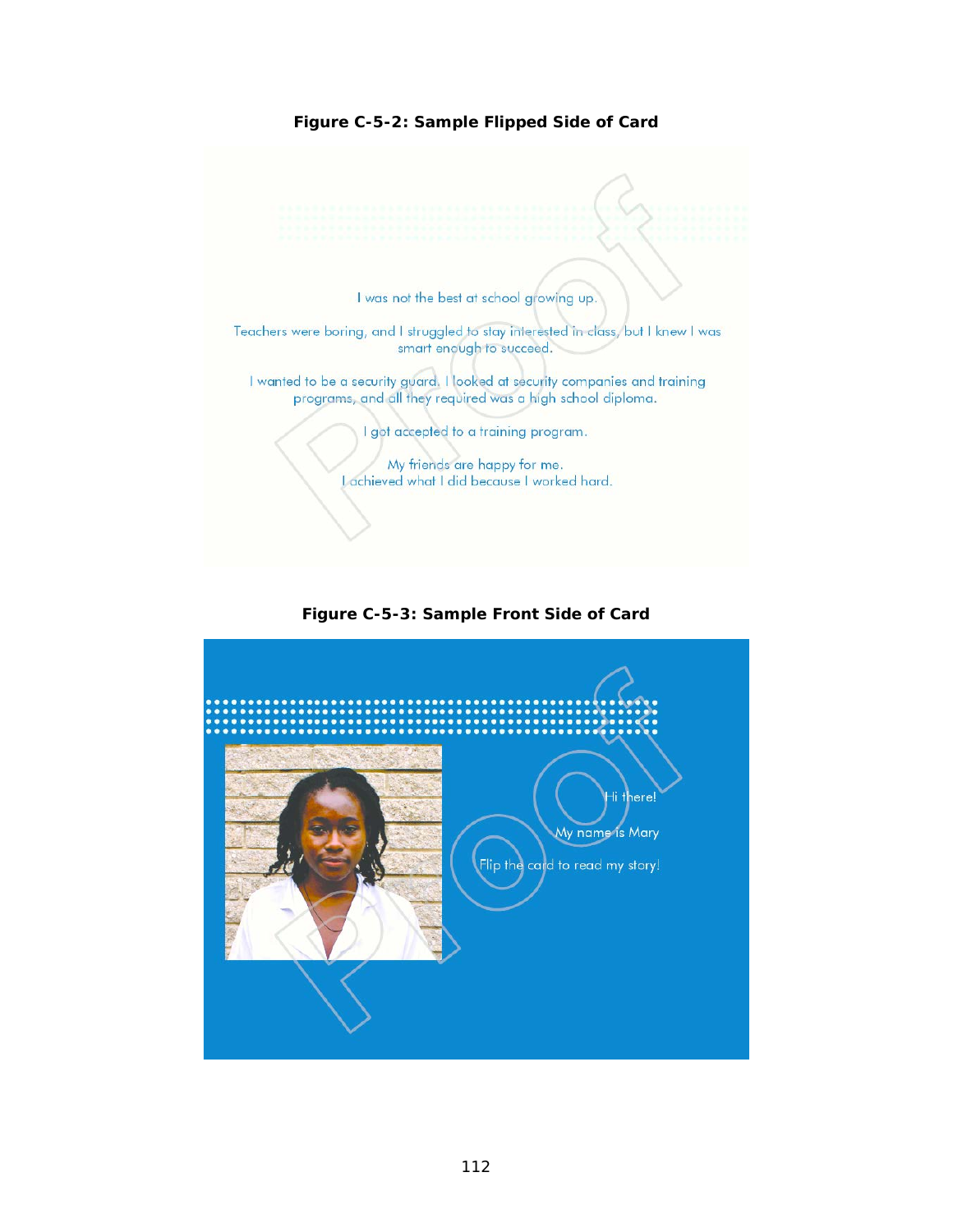**Figure C-5-2: Sample Flipped Side of Card**

I was not the best at school growing up.

Teachers were boring, and I struggled to stay interested in class, but I knew I was smart enough to succeed.

I wanted to be a security guard. I looked at security companies and training programs, and all they required was a high school diploma.

I got accepted to a training program.

My friends are happy for me.
I achieved what I did because I worked hard.

**Figure C-5-3: Sample Front Side of Card**

Hi there!

My name is Mary

Flip the card to read my story!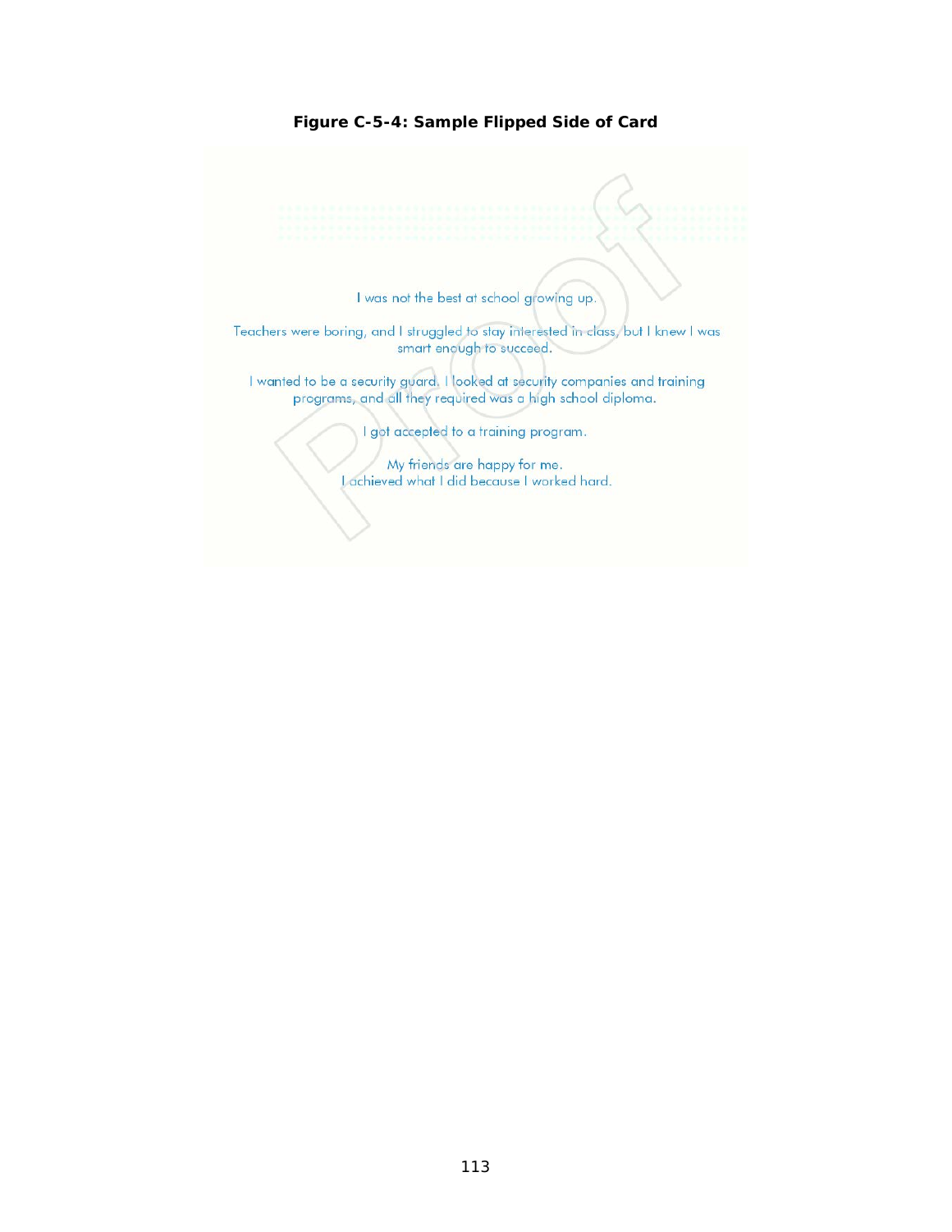**Figure C-5-4: Sample Flipped Side of Card**

I was not the best at school growing up.

Teachers were boring, and I struggled to stay interested in class, but I knew I was smart enough to succeed.

I wanted to be a security guard. I looked at security companies and training programs, and all they required was a high school diploma.

I got accepted to a training program.

My friends are happy for me.
I achieved what I did because I worked hard.